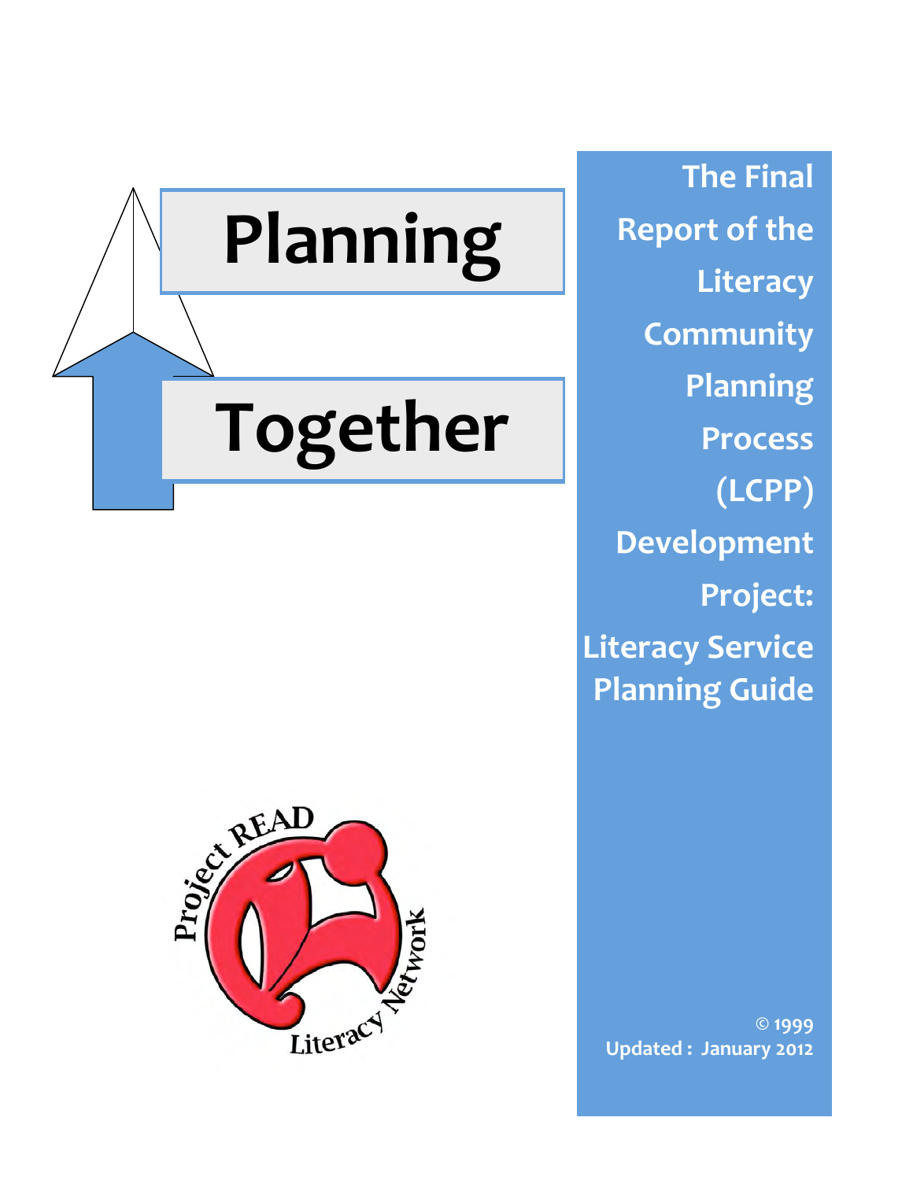# Planning Together

## The Final Report of the Literacy Community Planning Process (LCPP) Development Project: Literacy Service Planning Guide

Project READ Literacy Network

© 1999
Updated : January 2012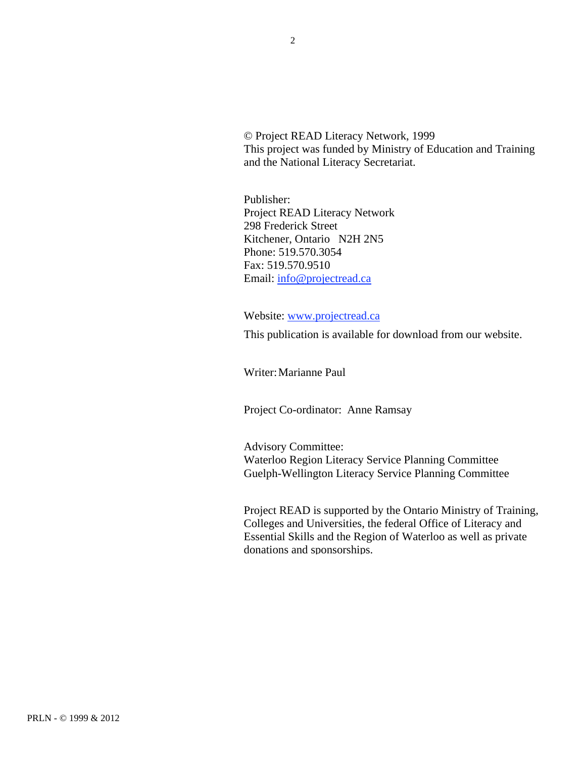© Project READ Literacy Network, 1999
This project was funded by Ministry of Education and Training and the National Literacy Secretariat.

Publisher:
Project READ Literacy Network
298 Frederick Street
Kitchener, Ontario N2H 2N5
Phone: 519.570.3054
Fax: 519.570.9510
Email: info@projectread.ca

Website: www.projectread.ca

This publication is available for download from our website.

Writer: Marianne Paul

Project Co-ordinator: Anne Ramsay

Advisory Committee:
Waterloo Region Literacy Service Planning Committee
Guelph-Wellington Literacy Service Planning Committee

Project READ is supported by the Ontario Ministry of Training, Colleges and Universities, the federal Office of Literacy and Essential Skills and the Region of Waterloo as well as private donations and sponsorships.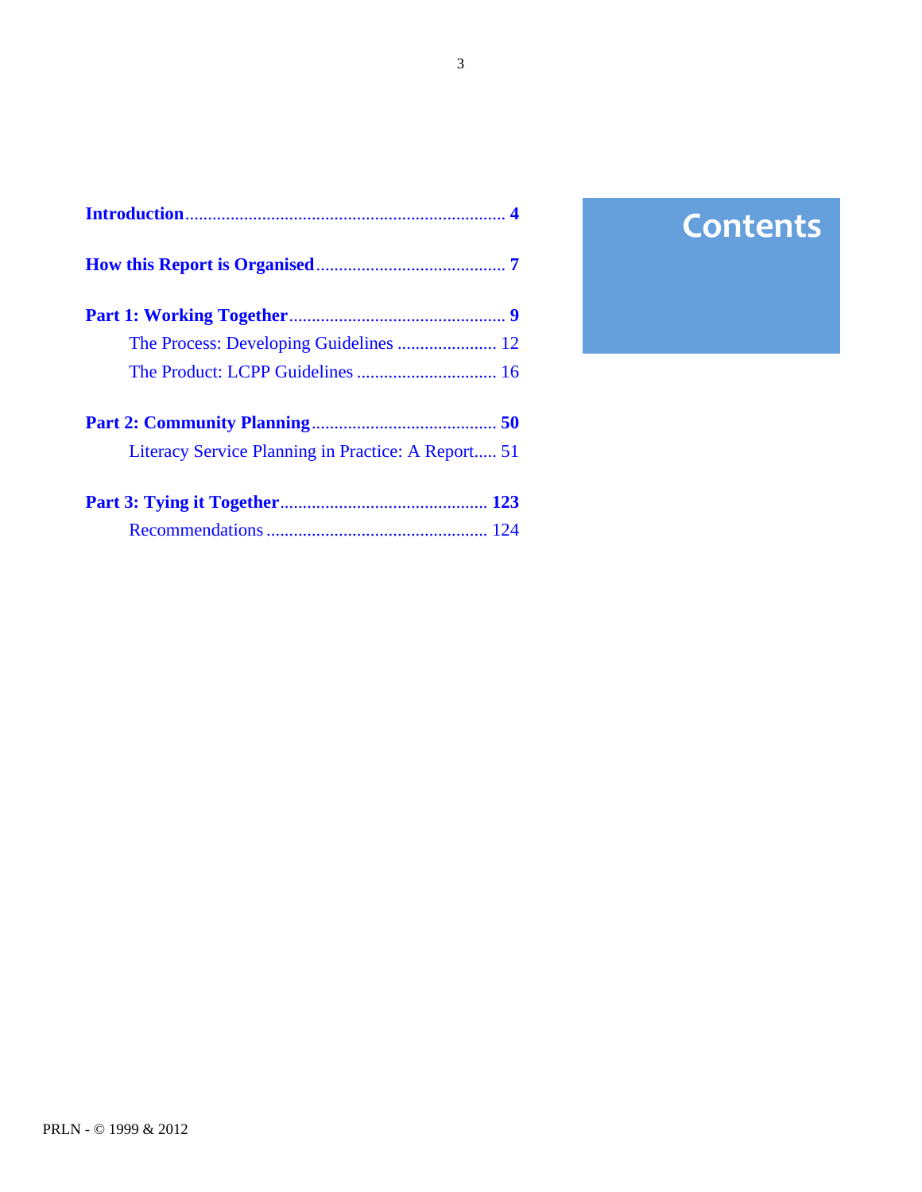# Contents

**Introduction** .......................................................................... **4**

**How this Report is Organised** .......................................... **7**

**Part 1: Working Together** ................................................ **9**

- The Process: Developing Guidelines ...................... 12
- The Product: LCPP Guidelines ............................... 16

**Part 2: Community Planning** ......................................... **50**

- Literacy Service Planning in Practice: A Report..... 51

**Part 3: Tying it Together** ............................................ **123**

- Recommendations ................................................ 124

PRLN - © 1999 & 2012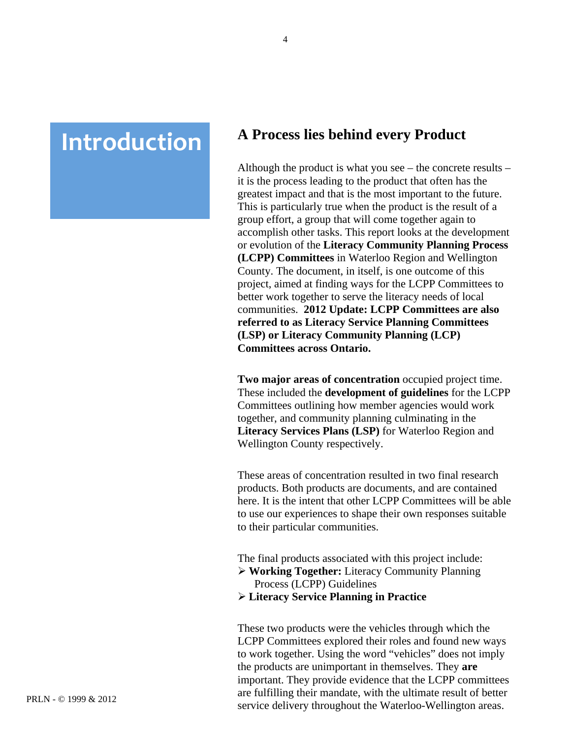# Introduction

## A Process lies behind every Product

Although the product is what you see – the concrete results – it is the process leading to the product that often has the greatest impact and that is the most important to the future. This is particularly true when the product is the result of a group effort, a group that will come together again to accomplish other tasks. This report looks at the development or evolution of the **Literacy Community Planning Process (LCPP) Committees** in Waterloo Region and Wellington County. The document, in itself, is one outcome of this project, aimed at finding ways for the LCPP Committees to better work together to serve the literacy needs of local communities. **2012 Update: LCPP Committees are also referred to as Literacy Service Planning Committees (LSP) or Literacy Community Planning (LCP) Committees across Ontario.**

**Two major areas of concentration** occupied project time. These included the **development of guidelines** for the LCPP Committees outlining how member agencies would work together, and community planning culminating in the **Literacy Services Plans (LSP)** for Waterloo Region and Wellington County respectively.

These areas of concentration resulted in two final research products. Both products are documents, and are contained here. It is the intent that other LCPP Committees will be able to use our experiences to shape their own responses suitable to their particular communities.

The final products associated with this project include:

- **Working Together:** Literacy Community Planning Process (LCPP) Guidelines
- **Literacy Service Planning in Practice**

These two products were the vehicles through which the LCPP Committees explored their roles and found new ways to work together. Using the word "vehicles" does not imply the products are unimportant in themselves. They **are** important. They provide evidence that the LCPP committees are fulfilling their mandate, with the ultimate result of better service delivery throughout the Waterloo-Wellington areas.

PRLN - © 1999 & 2012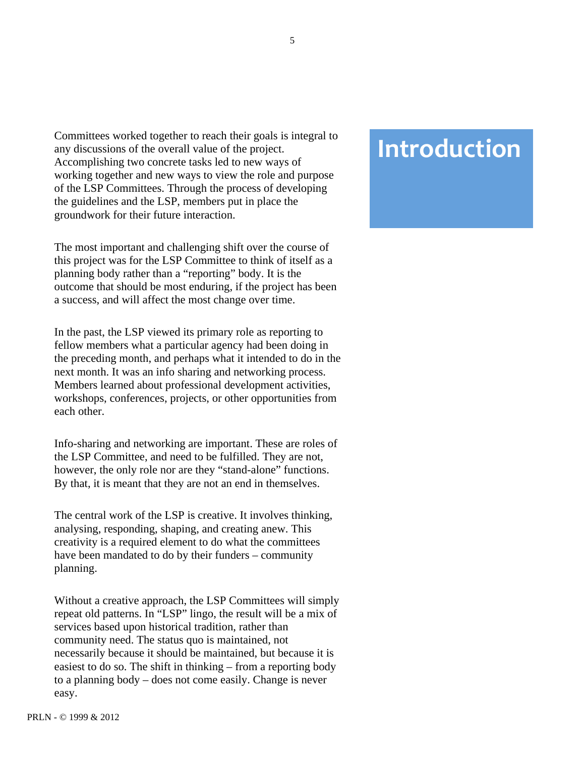# Introduction

Committees worked together to reach their goals is integral to any discussions of the overall value of the project. Accomplishing two concrete tasks led to new ways of working together and new ways to view the role and purpose of the LSP Committees. Through the process of developing the guidelines and the LSP, members put in place the groundwork for their future interaction.

The most important and challenging shift over the course of this project was for the LSP Committee to think of itself as a planning body rather than a "reporting" body. It is the outcome that should be most enduring, if the project has been a success, and will affect the most change over time.

In the past, the LSP viewed its primary role as reporting to fellow members what a particular agency had been doing in the preceding month, and perhaps what it intended to do in the next month. It was an info sharing and networking process. Members learned about professional development activities, workshops, conferences, projects, or other opportunities from each other.

Info-sharing and networking are important. These are roles of the LSP Committee, and need to be fulfilled. They are not, however, the only role nor are they "stand-alone" functions. By that, it is meant that they are not an end in themselves.

The central work of the LSP is creative. It involves thinking, analysing, responding, shaping, and creating anew. This creativity is a required element to do what the committees have been mandated to do by their funders – community planning.

Without a creative approach, the LSP Committees will simply repeat old patterns. In "LSP" lingo, the result will be a mix of services based upon historical tradition, rather than community need. The status quo is maintained, not necessarily because it should be maintained, but because it is easiest to do so. The shift in thinking – from a reporting body to a planning body – does not come easily. Change is never easy.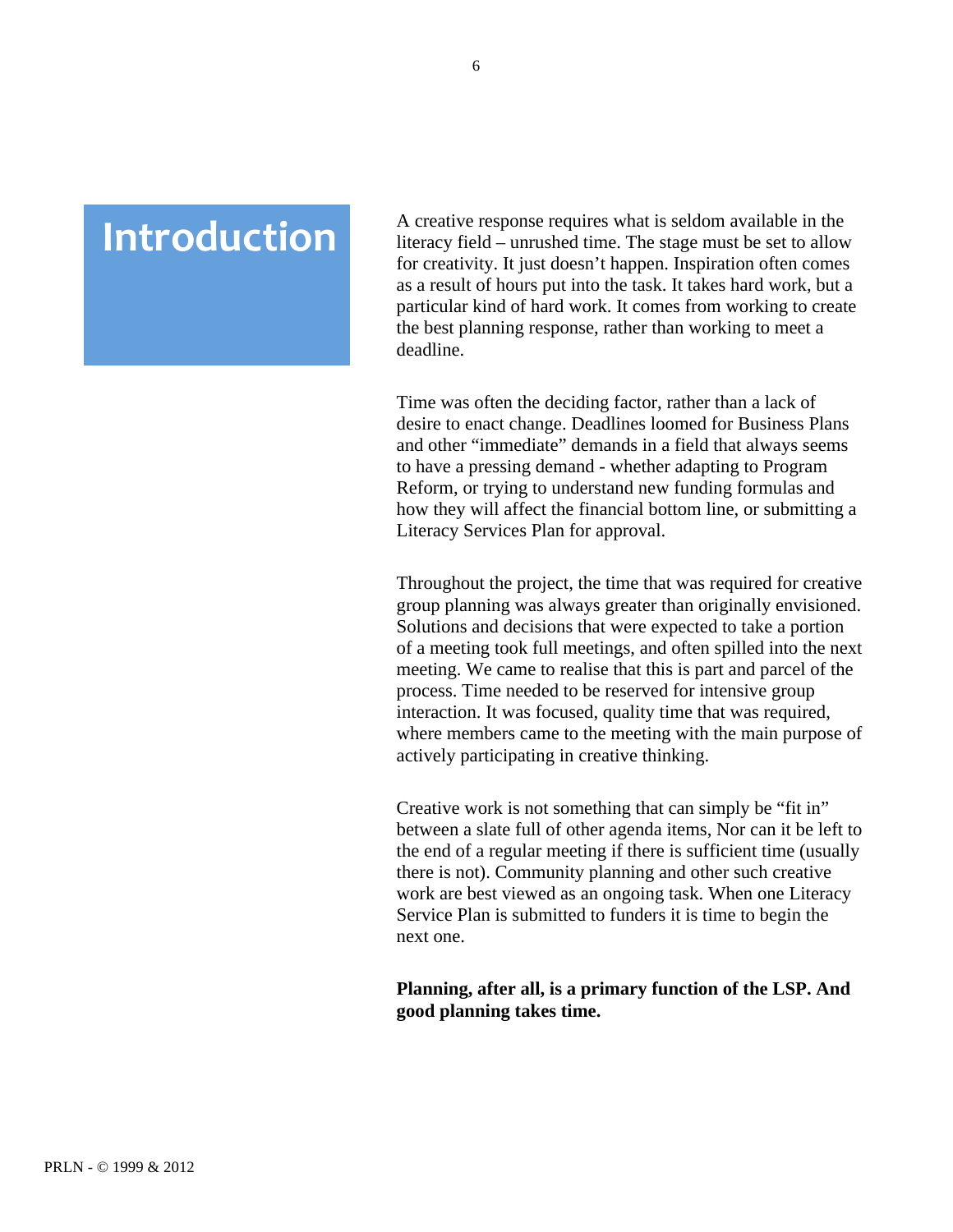# Introduction

A creative response requires what is seldom available in the literacy field – unrushed time. The stage must be set to allow for creativity. It just doesn't happen. Inspiration often comes as a result of hours put into the task. It takes hard work, but a particular kind of hard work. It comes from working to create the best planning response, rather than working to meet a deadline.

Time was often the deciding factor, rather than a lack of desire to enact change. Deadlines loomed for Business Plans and other "immediate" demands in a field that always seems to have a pressing demand - whether adapting to Program Reform, or trying to understand new funding formulas and how they will affect the financial bottom line, or submitting a Literacy Services Plan for approval.

Throughout the project, the time that was required for creative group planning was always greater than originally envisioned. Solutions and decisions that were expected to take a portion of a meeting took full meetings, and often spilled into the next meeting. We came to realise that this is part and parcel of the process. Time needed to be reserved for intensive group interaction. It was focused, quality time that was required, where members came to the meeting with the main purpose of actively participating in creative thinking.

Creative work is not something that can simply be "fit in" between a slate full of other agenda items, Nor can it be left to the end of a regular meeting if there is sufficient time (usually there is not). Community planning and other such creative work are best viewed as an ongoing task. When one Literacy Service Plan is submitted to funders it is time to begin the next one.

**Planning, after all, is a primary function of the LSP. And good planning takes time.**

PRLN - © 1999 & 2012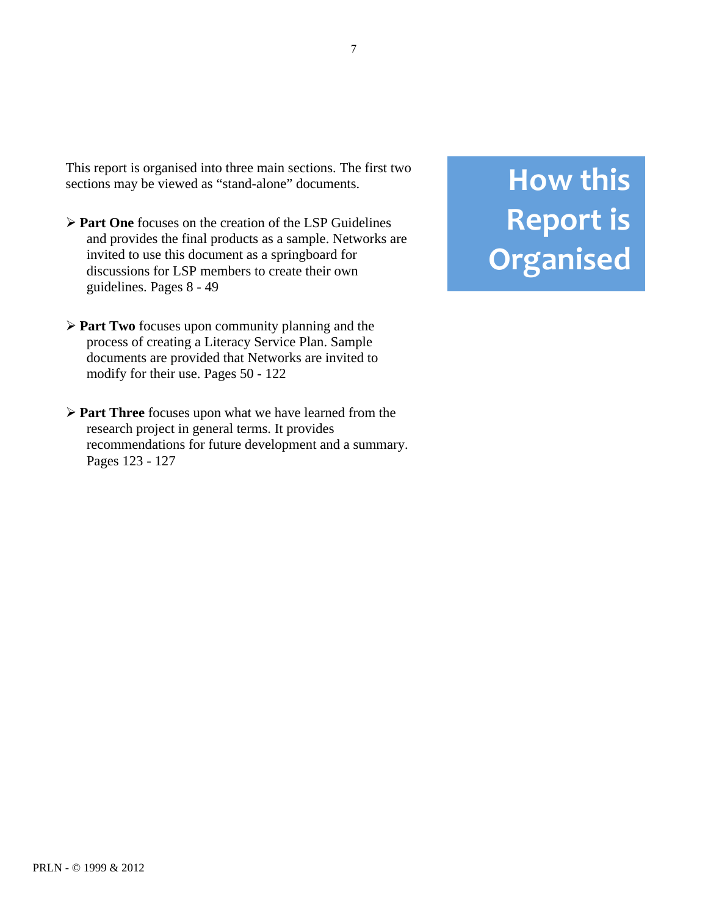# How this Report is Organised

This report is organised into three main sections. The first two sections may be viewed as "stand-alone" documents.

- **Part One** focuses on the creation of the LSP Guidelines and provides the final products as a sample. Networks are invited to use this document as a springboard for discussions for LSP members to create their own guidelines. Pages 8 - 49

- **Part Two** focuses upon community planning and the process of creating a Literacy Service Plan. Sample documents are provided that Networks are invited to modify for their use. Pages 50 - 122

- **Part Three** focuses upon what we have learned from the research project in general terms. It provides recommendations for future development and a summary. Pages 123 - 127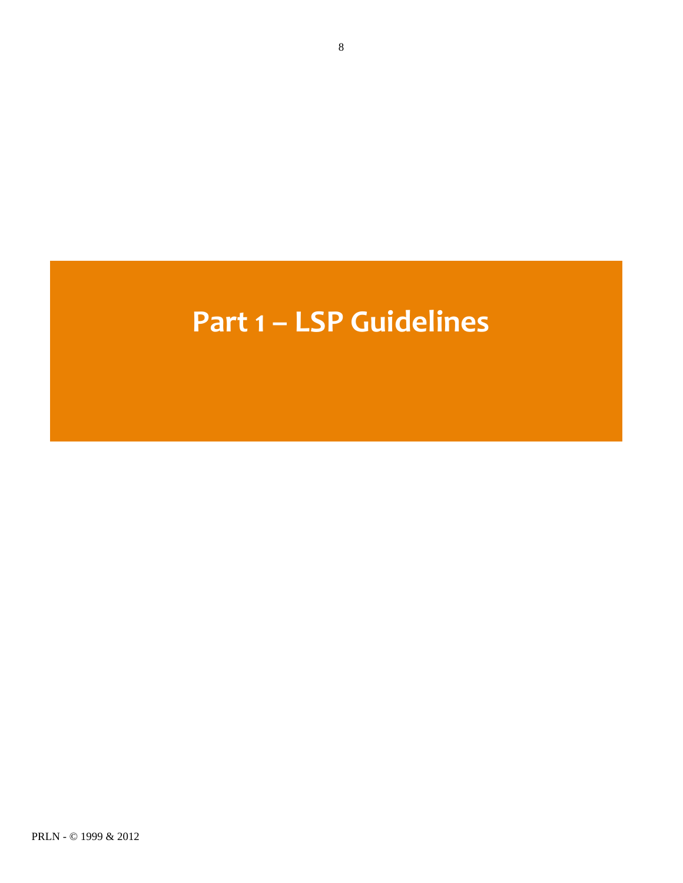# Part 1 – LSP Guidelines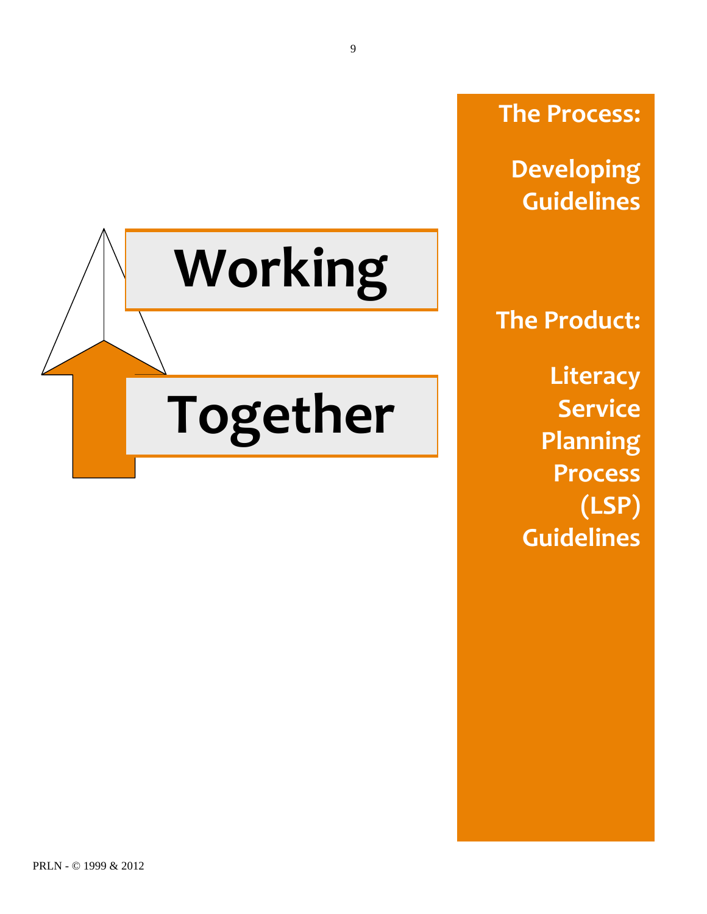# Working Together

**The Process:**

**Developing Guidelines**

**The Product:**

**Literacy Service Planning Process (LSP) Guidelines**

PRLN - © 1999 & 2012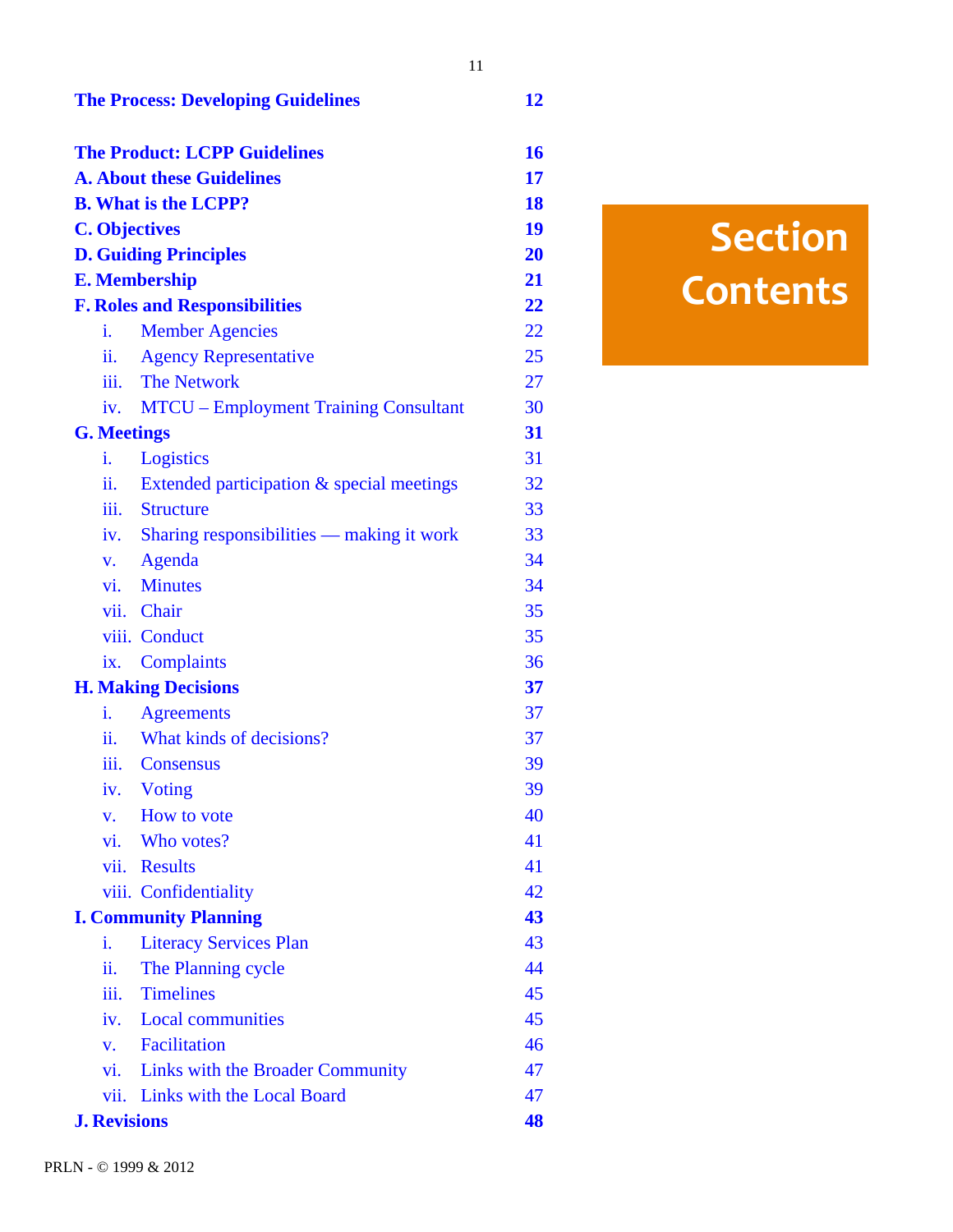# Section Contents

| | |
|---|---|
| **The Process: Developing Guidelines** | **12** |
| | |
| **The Product: LCPP Guidelines** | **16** |
| **A. About these Guidelines** | **17** |
| **B. What is the LCPP?** | **18** |
| **C. Objectives** | **19** |
| **D. Guiding Principles** | **20** |
| **E. Membership** | **21** |
| **F. Roles and Responsibilities** | **22** |
| i. Member Agencies | 22 |
| ii. Agency Representative | 25 |
| iii. The Network | 27 |
| iv. MTCU – Employment Training Consultant | 30 |
| **G. Meetings** | **31** |
| i. Logistics | 31 |
| ii. Extended participation & special meetings | 32 |
| iii. Structure | 33 |
| iv. Sharing responsibilities — making it work | 33 |
| v. Agenda | 34 |
| vi. Minutes | 34 |
| vii. Chair | 35 |
| viii. Conduct | 35 |
| ix. Complaints | 36 |
| **H. Making Decisions** | **37** |
| i. Agreements | 37 |
| ii. What kinds of decisions? | 37 |
| iii. Consensus | 39 |
| iv. Voting | 39 |
| v. How to vote | 40 |
| vi. Who votes? | 41 |
| vii. Results | 41 |
| viii. Confidentiality | 42 |
| **I. Community Planning** | **43** |
| i. Literacy Services Plan | 43 |
| ii. The Planning cycle | 44 |
| iii. Timelines | 45 |
| iv. Local communities | 45 |
| v. Facilitation | 46 |
| vi. Links with the Broader Community | 47 |
| vii. Links with the Local Board | 47 |
| **J. Revisions** | **48** |

PRLN - © 1999 & 2012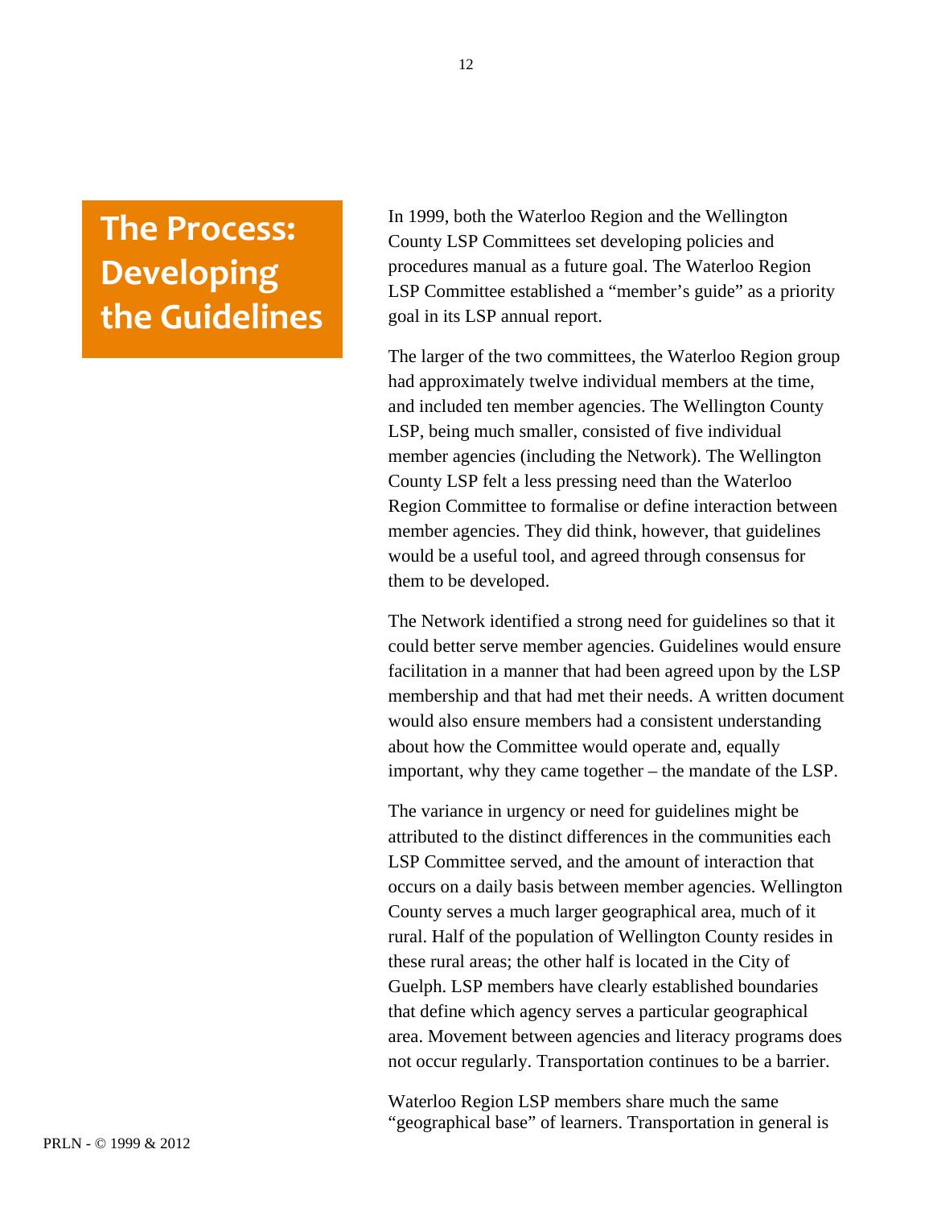# The Process: Developing the Guidelines

In 1999, both the Waterloo Region and the Wellington County LSP Committees set developing policies and procedures manual as a future goal. The Waterloo Region LSP Committee established a "member's guide" as a priority goal in its LSP annual report.

The larger of the two committees, the Waterloo Region group had approximately twelve individual members at the time, and included ten member agencies. The Wellington County LSP, being much smaller, consisted of five individual member agencies (including the Network). The Wellington County LSP felt a less pressing need than the Waterloo Region Committee to formalise or define interaction between member agencies. They did think, however, that guidelines would be a useful tool, and agreed through consensus for them to be developed.

The Network identified a strong need for guidelines so that it could better serve member agencies. Guidelines would ensure facilitation in a manner that had been agreed upon by the LSP membership and that had met their needs. A written document would also ensure members had a consistent understanding about how the Committee would operate and, equally important, why they came together – the mandate of the LSP.

The variance in urgency or need for guidelines might be attributed to the distinct differences in the communities each LSP Committee served, and the amount of interaction that occurs on a daily basis between member agencies. Wellington County serves a much larger geographical area, much of it rural. Half of the population of Wellington County resides in these rural areas; the other half is located in the City of Guelph. LSP members have clearly established boundaries that define which agency serves a particular geographical area. Movement between agencies and literacy programs does not occur regularly. Transportation continues to be a barrier.

Waterloo Region LSP members share much the same "geographical base" of learners. Transportation in general is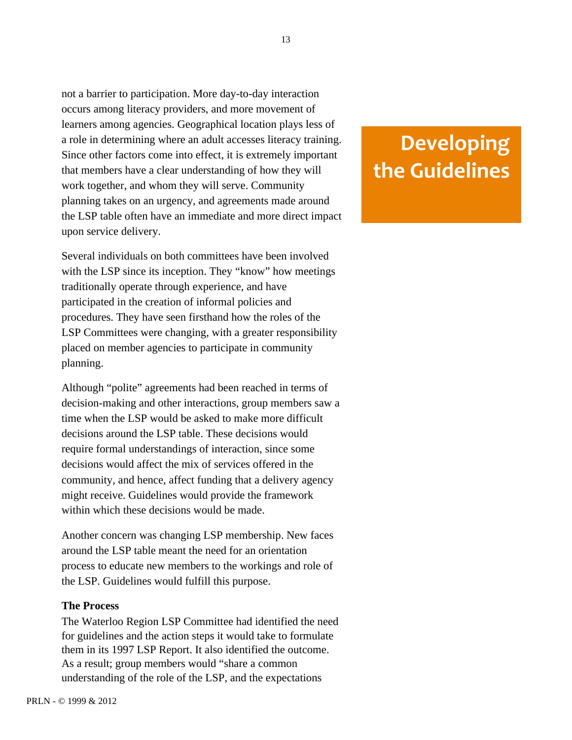not a barrier to participation. More day-to-day interaction occurs among literacy providers, and more movement of learners among agencies. Geographical location plays less of a role in determining where an adult accesses literacy training. Since other factors come into effect, it is extremely important that members have a clear understanding of how they will work together, and whom they will serve. Community planning takes on an urgency, and agreements made around the LSP table often have an immediate and more direct impact upon service delivery.

## Developing the Guidelines

Several individuals on both committees have been involved with the LSP since its inception. They "know" how meetings traditionally operate through experience, and have participated in the creation of informal policies and procedures. They have seen firsthand how the roles of the LSP Committees were changing, with a greater responsibility placed on member agencies to participate in community planning.

Although "polite" agreements had been reached in terms of decision-making and other interactions, group members saw a time when the LSP would be asked to make more difficult decisions around the LSP table. These decisions would require formal understandings of interaction, since some decisions would affect the mix of services offered in the community, and hence, affect funding that a delivery agency might receive. Guidelines would provide the framework within which these decisions would be made.

Another concern was changing LSP membership. New faces around the LSP table meant the need for an orientation process to educate new members to the workings and role of the LSP. Guidelines would fulfill this purpose.

**The Process**

The Waterloo Region LSP Committee had identified the need for guidelines and the action steps it would take to formulate them in its 1997 LSP Report. It also identified the outcome. As a result; group members would "share a common understanding of the role of the LSP, and the expectations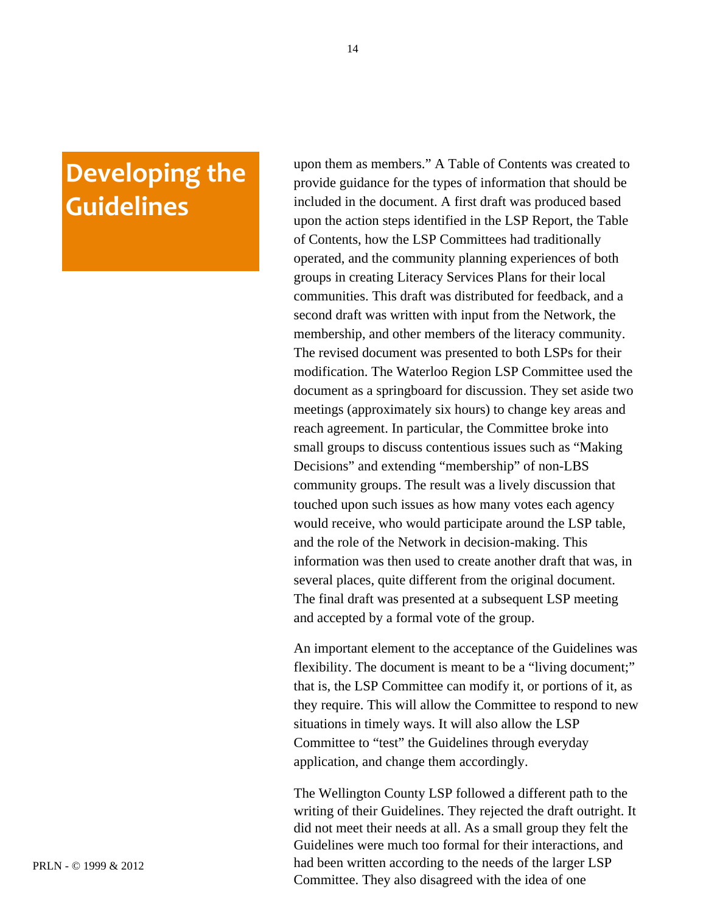## Developing the Guidelines

upon them as members." A Table of Contents was created to provide guidance for the types of information that should be included in the document. A first draft was produced based upon the action steps identified in the LSP Report, the Table of Contents, how the LSP Committees had traditionally operated, and the community planning experiences of both groups in creating Literacy Services Plans for their local communities. This draft was distributed for feedback, and a second draft was written with input from the Network, the membership, and other members of the literacy community. The revised document was presented to both LSPs for their modification. The Waterloo Region LSP Committee used the document as a springboard for discussion. They set aside two meetings (approximately six hours) to change key areas and reach agreement. In particular, the Committee broke into small groups to discuss contentious issues such as "Making Decisions" and extending "membership" of non-LBS community groups. The result was a lively discussion that touched upon such issues as how many votes each agency would receive, who would participate around the LSP table, and the role of the Network in decision-making. This information was then used to create another draft that was, in several places, quite different from the original document. The final draft was presented at a subsequent LSP meeting and accepted by a formal vote of the group.

An important element to the acceptance of the Guidelines was flexibility. The document is meant to be a "living document;" that is, the LSP Committee can modify it, or portions of it, as they require. This will allow the Committee to respond to new situations in timely ways. It will also allow the LSP Committee to "test" the Guidelines through everyday application, and change them accordingly.

The Wellington County LSP followed a different path to the writing of their Guidelines. They rejected the draft outright. It did not meet their needs at all. As a small group they felt the Guidelines were much too formal for their interactions, and had been written according to the needs of the larger LSP Committee. They also disagreed with the idea of one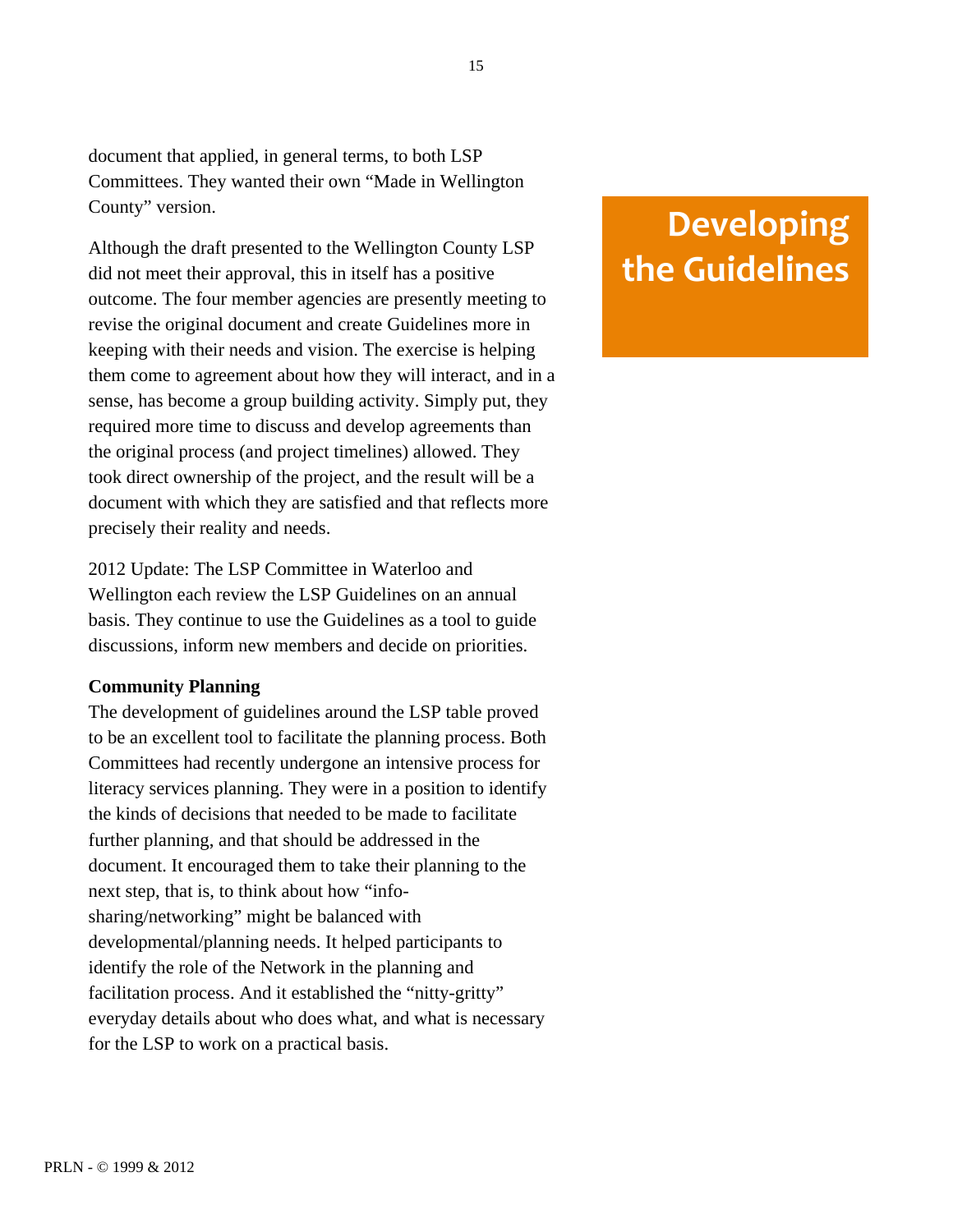# Developing the Guidelines

document that applied, in general terms, to both LSP Committees. They wanted their own "Made in Wellington County" version.

Although the draft presented to the Wellington County LSP did not meet their approval, this in itself has a positive outcome. The four member agencies are presently meeting to revise the original document and create Guidelines more in keeping with their needs and vision. The exercise is helping them come to agreement about how they will interact, and in a sense, has become a group building activity. Simply put, they required more time to discuss and develop agreements than the original process (and project timelines) allowed. They took direct ownership of the project, and the result will be a document with which they are satisfied and that reflects more precisely their reality and needs.

2012 Update: The LSP Committee in Waterloo and Wellington each review the LSP Guidelines on an annual basis. They continue to use the Guidelines as a tool to guide discussions, inform new members and decide on priorities.

**Community Planning**

The development of guidelines around the LSP table proved to be an excellent tool to facilitate the planning process. Both Committees had recently undergone an intensive process for literacy services planning. They were in a position to identify the kinds of decisions that needed to be made to facilitate further planning, and that should be addressed in the document. It encouraged them to take their planning to the next step, that is, to think about how "info-sharing/networking" might be balanced with developmental/planning needs. It helped participants to identify the role of the Network in the planning and facilitation process. And it established the "nitty-gritty" everyday details about who does what, and what is necessary for the LSP to work on a practical basis.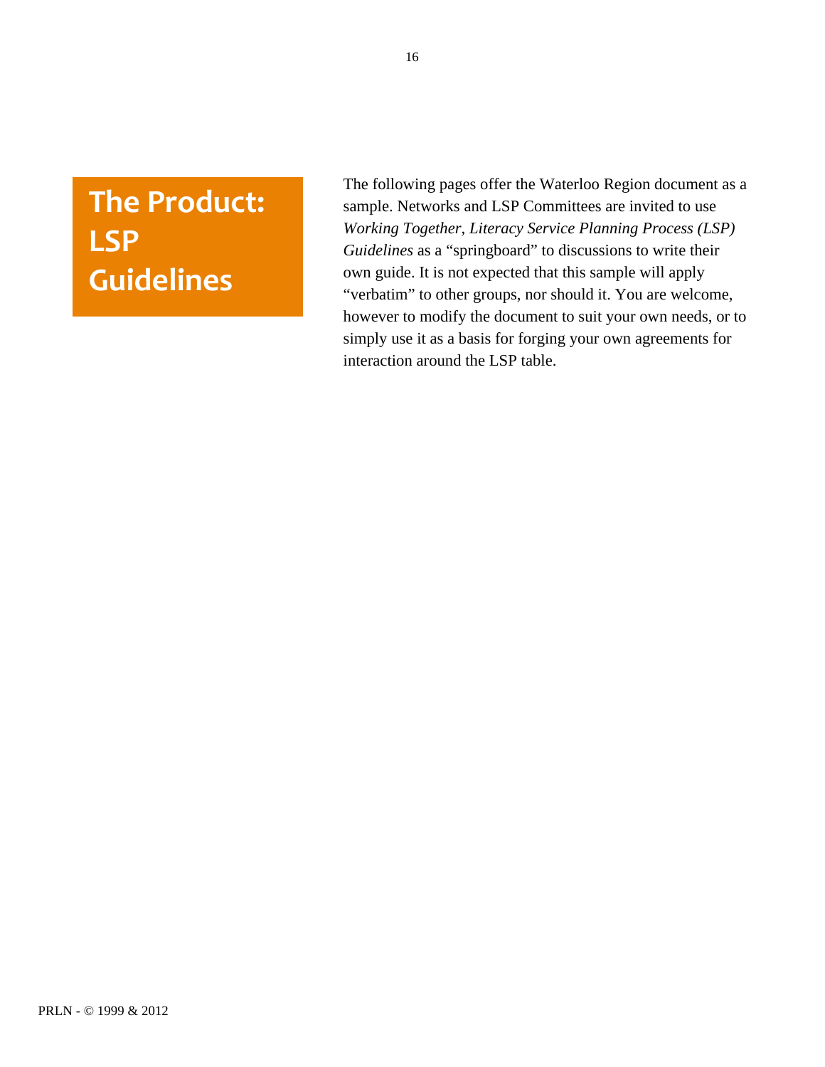# The Product: LSP Guidelines

The following pages offer the Waterloo Region document as a sample. Networks and LSP Committees are invited to use *Working Together, Literacy Service Planning Process (LSP) Guidelines* as a “springboard” to discussions to write their own guide. It is not expected that this sample will apply “verbatim” to other groups, nor should it. You are welcome, however to modify the document to suit your own needs, or to simply use it as a basis for forging your own agreements for interaction around the LSP table.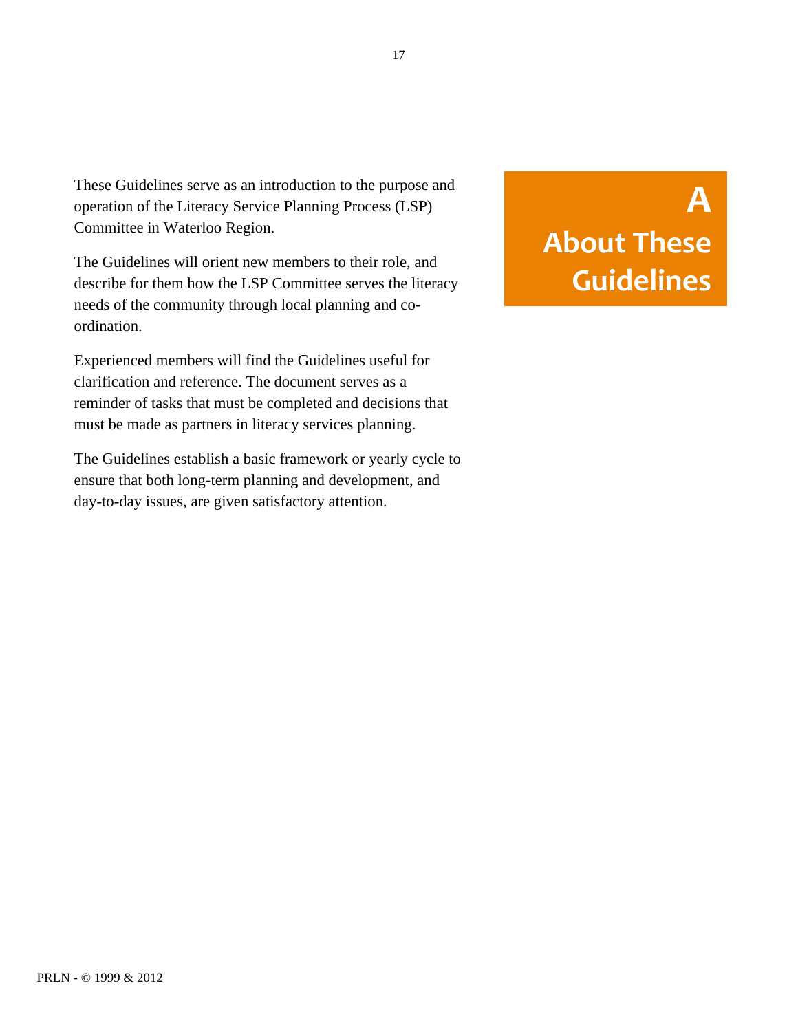# A About These Guidelines

These Guidelines serve as an introduction to the purpose and operation of the Literacy Service Planning Process (LSP) Committee in Waterloo Region.

The Guidelines will orient new members to their role, and describe for them how the LSP Committee serves the literacy needs of the community through local planning and co-ordination.

Experienced members will find the Guidelines useful for clarification and reference. The document serves as a reminder of tasks that must be completed and decisions that must be made as partners in literacy services planning.

The Guidelines establish a basic framework or yearly cycle to ensure that both long-term planning and development, and day-to-day issues, are given satisfactory attention.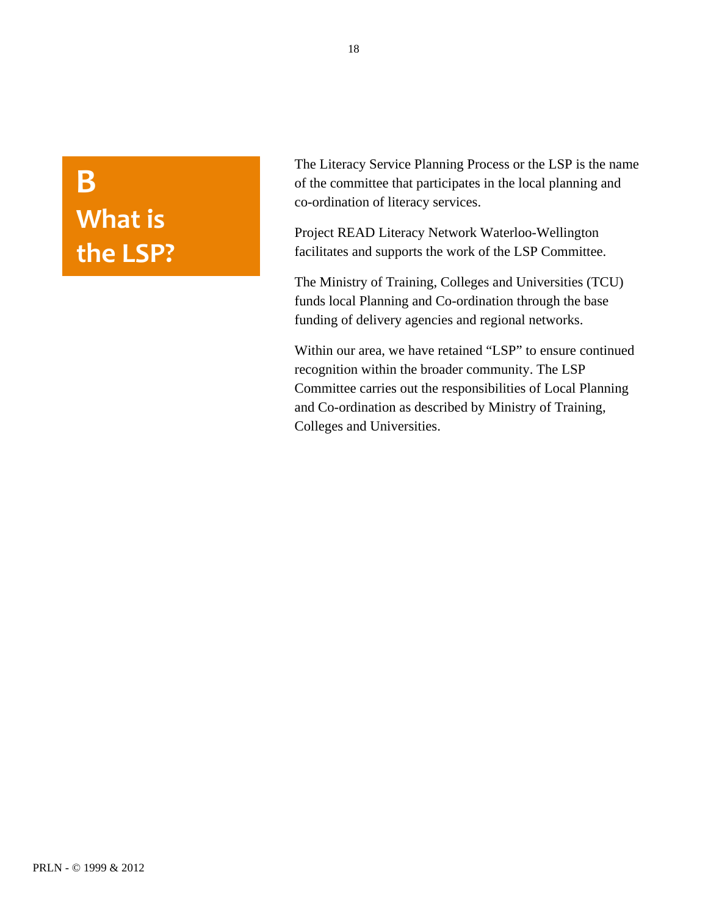# B What is the LSP?

The Literacy Service Planning Process or the LSP is the name of the committee that participates in the local planning and co-ordination of literacy services.

Project READ Literacy Network Waterloo-Wellington facilitates and supports the work of the LSP Committee.

The Ministry of Training, Colleges and Universities (TCU) funds local Planning and Co-ordination through the base funding of delivery agencies and regional networks.

Within our area, we have retained "LSP" to ensure continued recognition within the broader community. The LSP Committee carries out the responsibilities of Local Planning and Co-ordination as described by Ministry of Training, Colleges and Universities.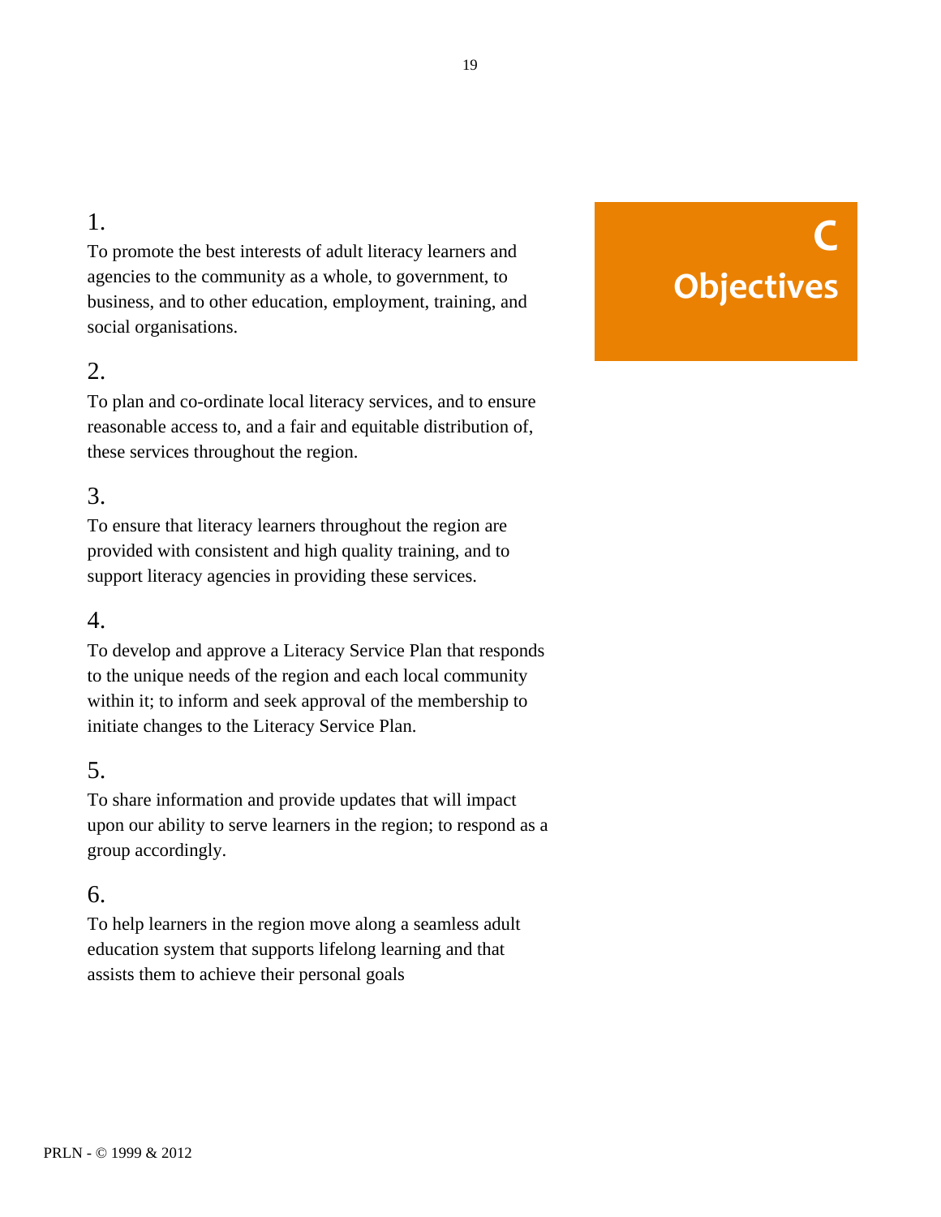# C Objectives

1.

To promote the best interests of adult literacy learners and agencies to the community as a whole, to government, to business, and to other education, employment, training, and social organisations.

2.

To plan and co-ordinate local literacy services, and to ensure reasonable access to, and a fair and equitable distribution of, these services throughout the region.

3.

To ensure that literacy learners throughout the region are provided with consistent and high quality training, and to support literacy agencies in providing these services.

4.

To develop and approve a Literacy Service Plan that responds to the unique needs of the region and each local community within it; to inform and seek approval of the membership to initiate changes to the Literacy Service Plan.

5.

To share information and provide updates that will impact upon our ability to serve learners in the region; to respond as a group accordingly.

6.

To help learners in the region move along a seamless adult education system that supports lifelong learning and that assists them to achieve their personal goals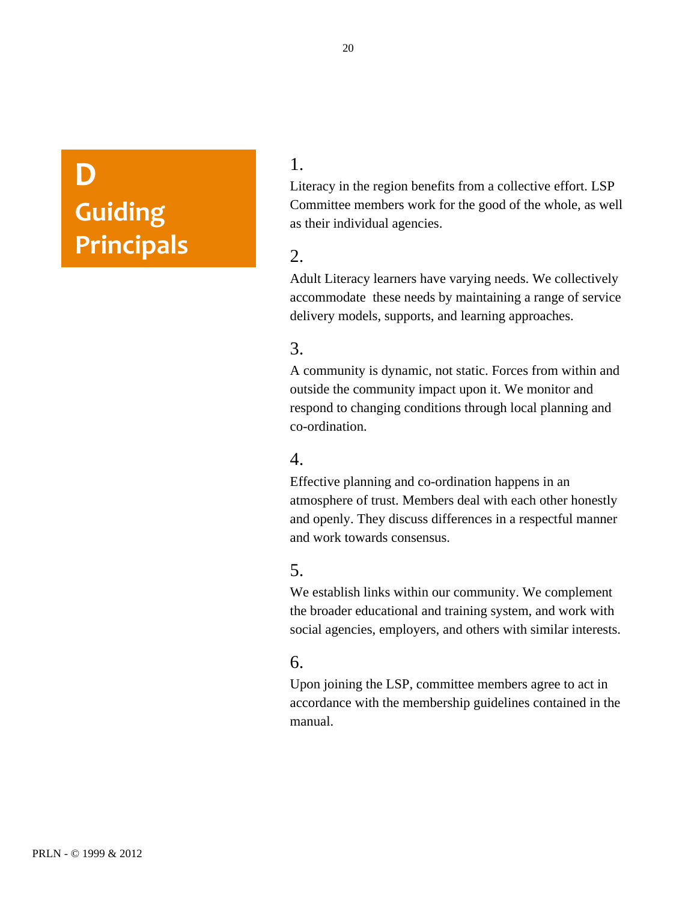# D Guiding Principals

1.
Literacy in the region benefits from a collective effort. LSP Committee members work for the good of the whole, as well as their individual agencies.

2.
Adult Literacy learners have varying needs. We collectively accommodate these needs by maintaining a range of service delivery models, supports, and learning approaches.

3.
A community is dynamic, not static. Forces from within and outside the community impact upon it. We monitor and respond to changing conditions through local planning and co-ordination.

4.
Effective planning and co-ordination happens in an atmosphere of trust. Members deal with each other honestly and openly. They discuss differences in a respectful manner and work towards consensus.

5.
We establish links within our community. We complement the broader educational and training system, and work with social agencies, employers, and others with similar interests.

6.
Upon joining the LSP, committee members agree to act in accordance with the membership guidelines contained in the manual.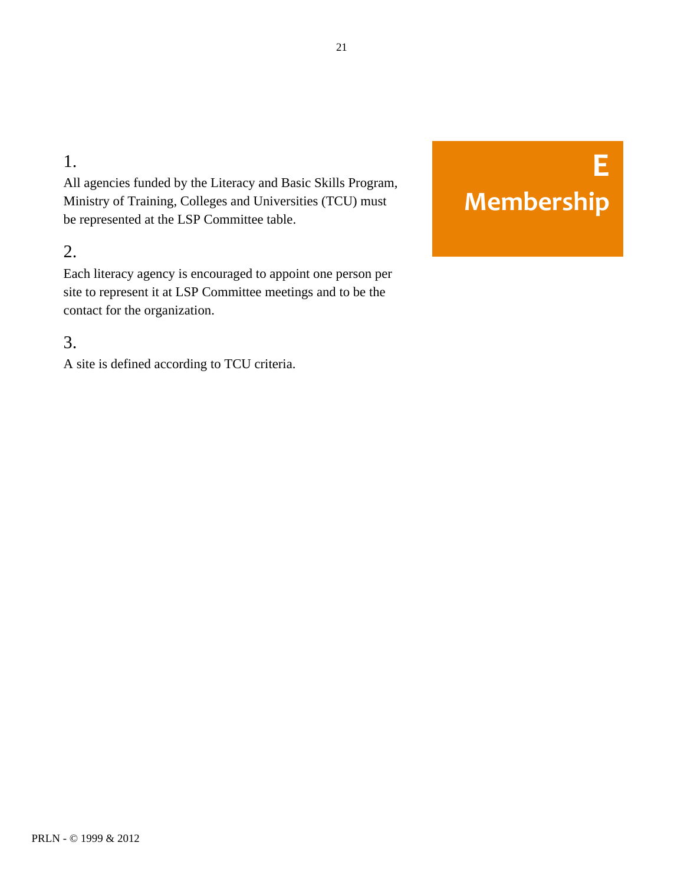# E Membership

1.

All agencies funded by the Literacy and Basic Skills Program, Ministry of Training, Colleges and Universities (TCU) must be represented at the LSP Committee table.

2.

Each literacy agency is encouraged to appoint one person per site to represent it at LSP Committee meetings and to be the contact for the organization.

3.

A site is defined according to TCU criteria.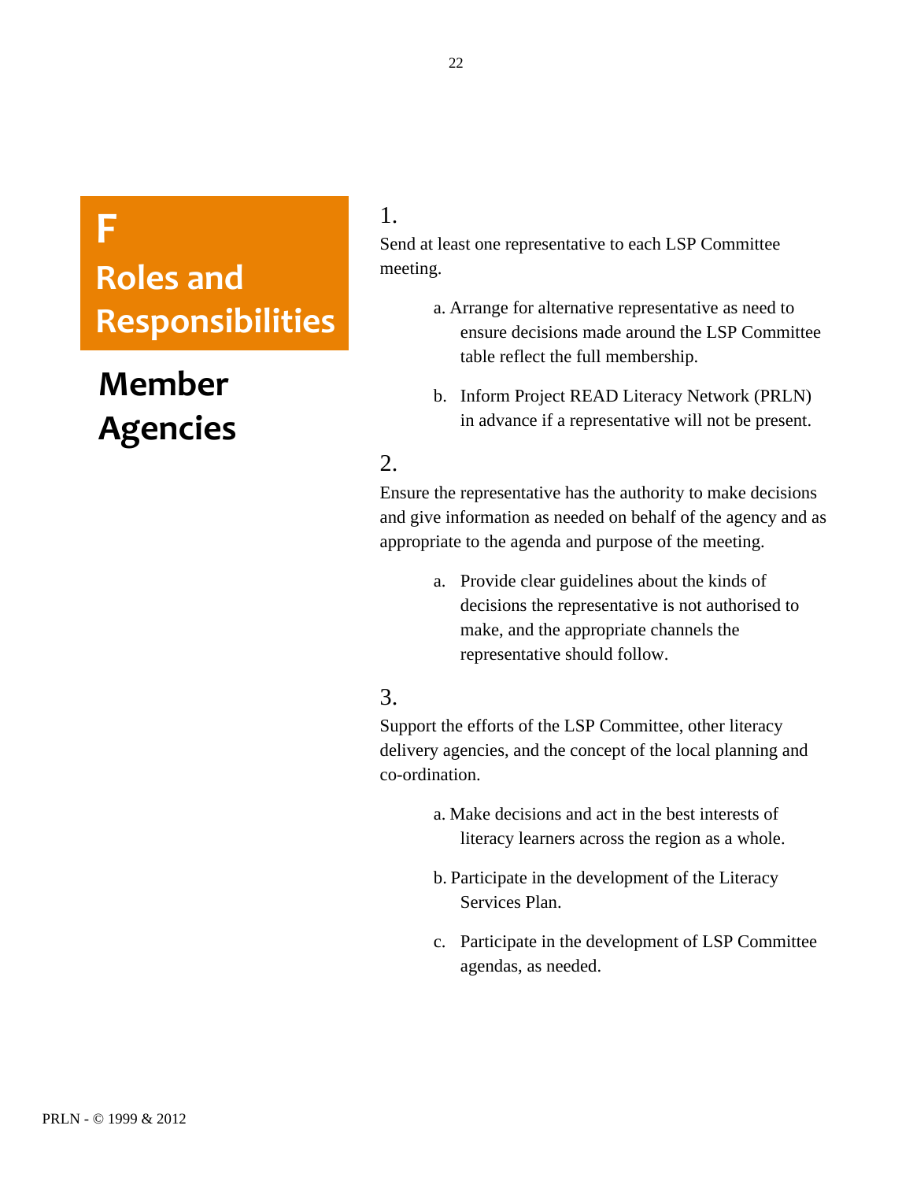# F

# Roles and Responsibilities

## Member Agencies

1.

Send at least one representative to each LSP Committee meeting.

- a. Arrange for alternative representative as need to ensure decisions made around the LSP Committee table reflect the full membership.
- b. Inform Project READ Literacy Network (PRLN) in advance if a representative will not be present.

2.

Ensure the representative has the authority to make decisions and give information as needed on behalf of the agency and as appropriate to the agenda and purpose of the meeting.

- a. Provide clear guidelines about the kinds of decisions the representative is not authorised to make, and the appropriate channels the representative should follow.

3.

Support the efforts of the LSP Committee, other literacy delivery agencies, and the concept of the local planning and co-ordination.

- a. Make decisions and act in the best interests of literacy learners across the region as a whole.
- b. Participate in the development of the Literacy Services Plan.
- c. Participate in the development of LSP Committee agendas, as needed.

PRLN - © 1999 & 2012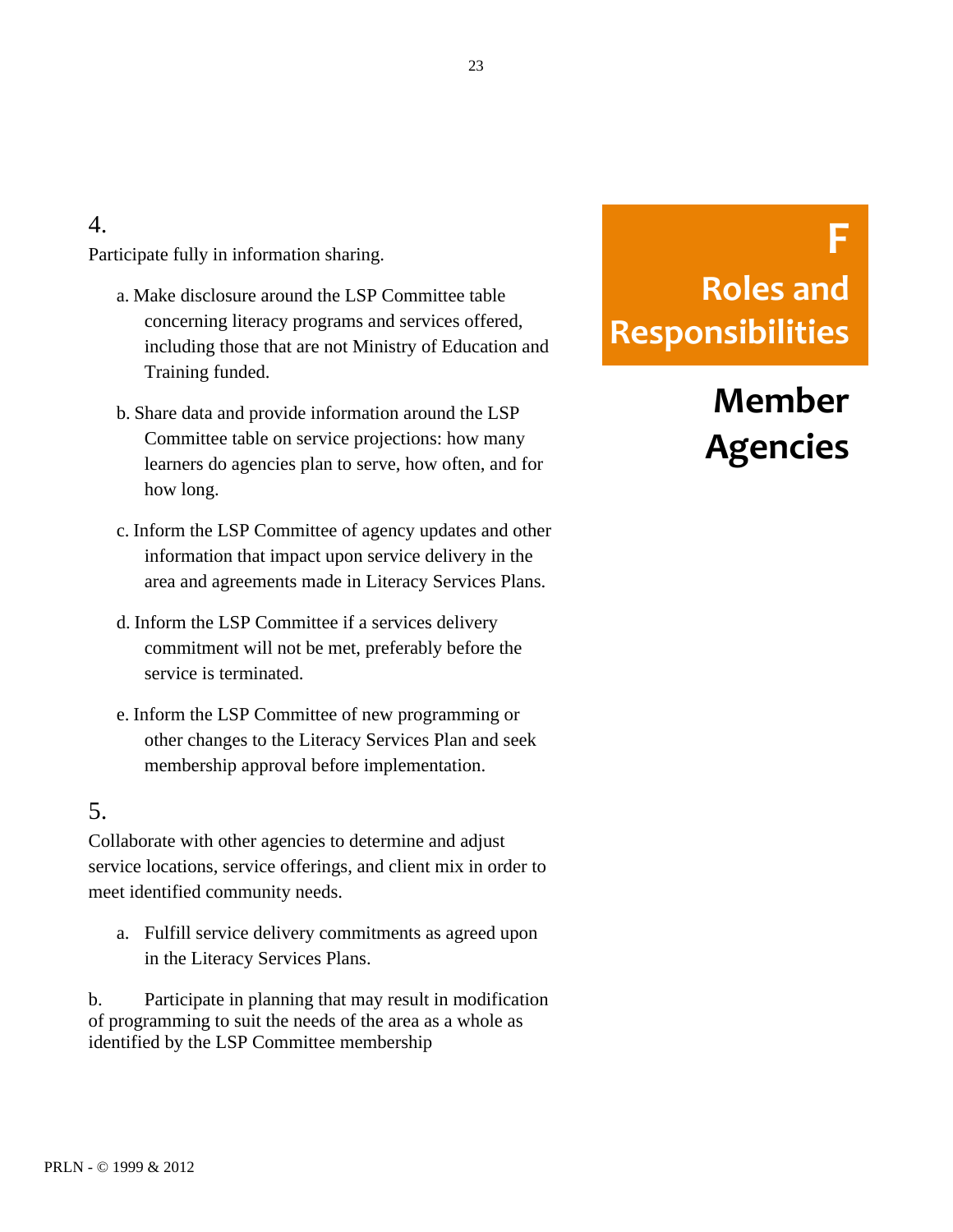# F
# Roles and Responsibilities

## Member Agencies

4.

Participate fully in information sharing.

a. Make disclosure around the LSP Committee table concerning literacy programs and services offered, including those that are not Ministry of Education and Training funded.

b. Share data and provide information around the LSP Committee table on service projections: how many learners do agencies plan to serve, how often, and for how long.

c. Inform the LSP Committee of agency updates and other information that impact upon service delivery in the area and agreements made in Literacy Services Plans.

d. Inform the LSP Committee if a services delivery commitment will not be met, preferably before the service is terminated.

e. Inform the LSP Committee of new programming or other changes to the Literacy Services Plan and seek membership approval before implementation.

5.

Collaborate with other agencies to determine and adjust service locations, service offerings, and client mix in order to meet identified community needs.

a. Fulfill service delivery commitments as agreed upon in the Literacy Services Plans.

b. Participate in planning that may result in modification of programming to suit the needs of the area as a whole as identified by the LSP Committee membership

PRLN - © 1999 & 2012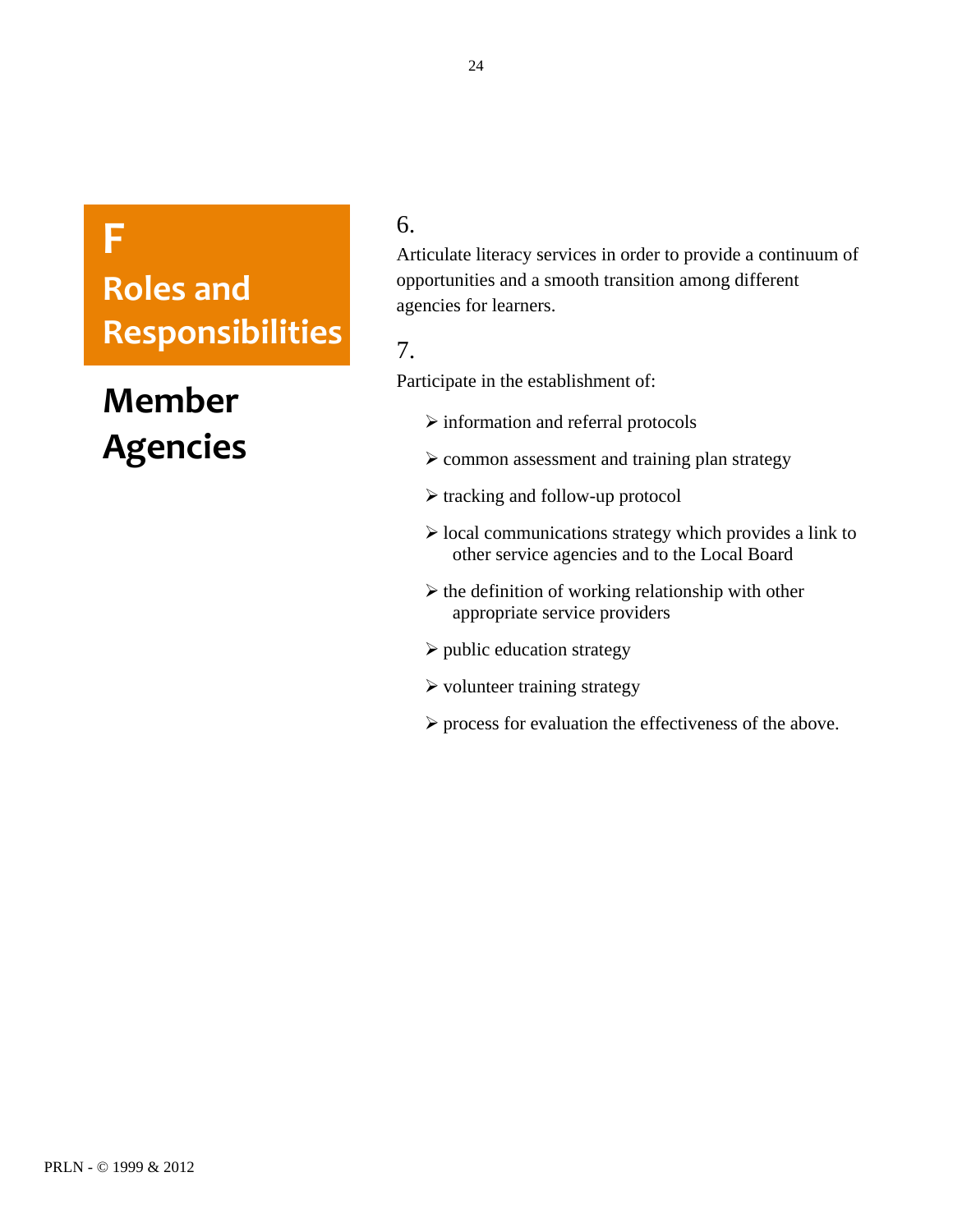# F Roles and Responsibilities

## Member Agencies

6.

Articulate literacy services in order to provide a continuum of opportunities and a smooth transition among different agencies for learners.

7.

Participate in the establishment of:

- information and referral protocols
- common assessment and training plan strategy
- tracking and follow-up protocol
- local communications strategy which provides a link to other service agencies and to the Local Board
- the definition of working relationship with other appropriate service providers
- public education strategy
- volunteer training strategy
- process for evaluation the effectiveness of the above.

PRLN - © 1999 & 2012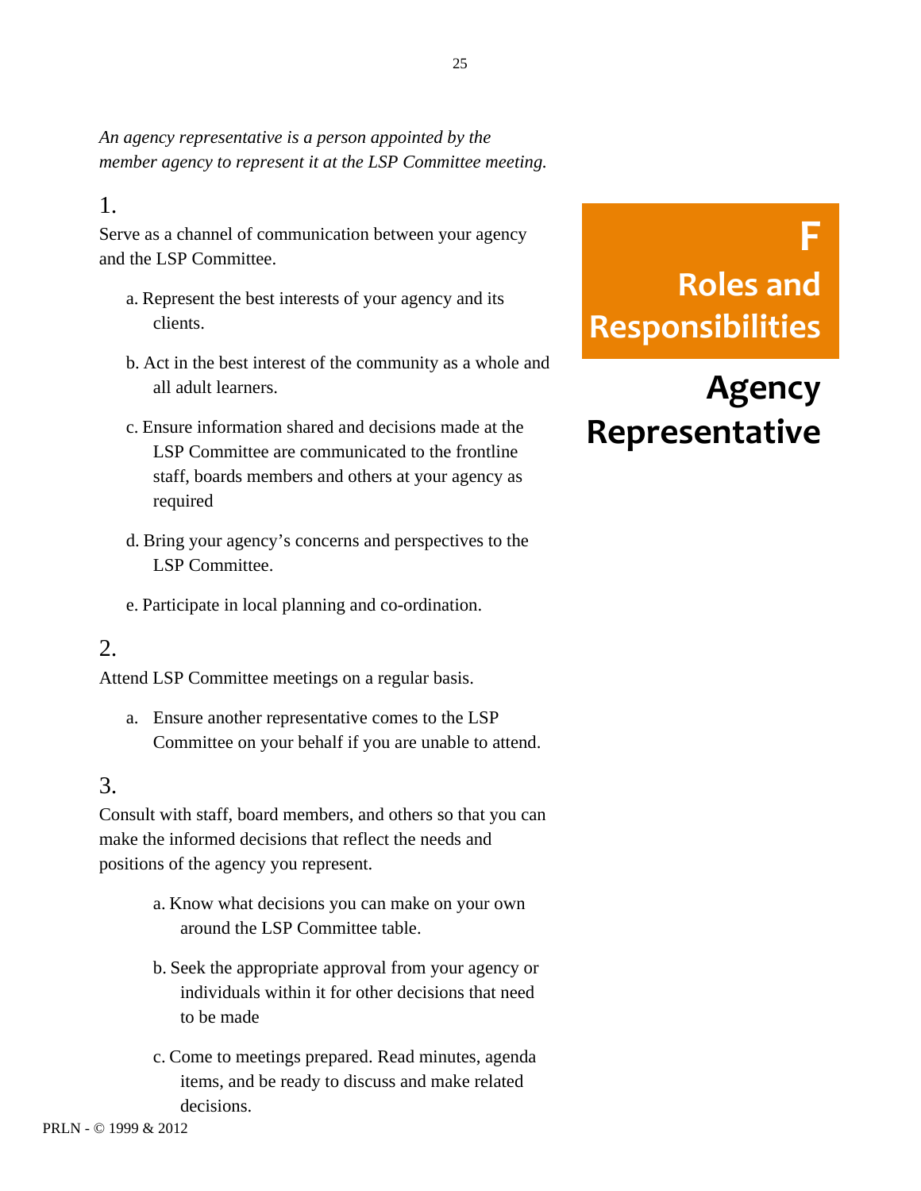# F Roles and Responsibilities

## Agency Representative

*An agency representative is a person appointed by the member agency to represent it at the LSP Committee meeting.*

### 1.

Serve as a channel of communication between your agency and the LSP Committee.

a. Represent the best interests of your agency and its clients.

b. Act in the best interest of the community as a whole and all adult learners.

c. Ensure information shared and decisions made at the LSP Committee are communicated to the frontline staff, boards members and others at your agency as required

d. Bring your agency's concerns and perspectives to the LSP Committee.

e. Participate in local planning and co-ordination.

### 2.

Attend LSP Committee meetings on a regular basis.

a. Ensure another representative comes to the LSP Committee on your behalf if you are unable to attend.

### 3.

Consult with staff, board members, and others so that you can make the informed decisions that reflect the needs and positions of the agency you represent.

a. Know what decisions you can make on your own around the LSP Committee table.

b. Seek the appropriate approval from your agency or individuals within it for other decisions that need to be made

c. Come to meetings prepared. Read minutes, agenda items, and be ready to discuss and make related decisions.

PRLN - © 1999 & 2012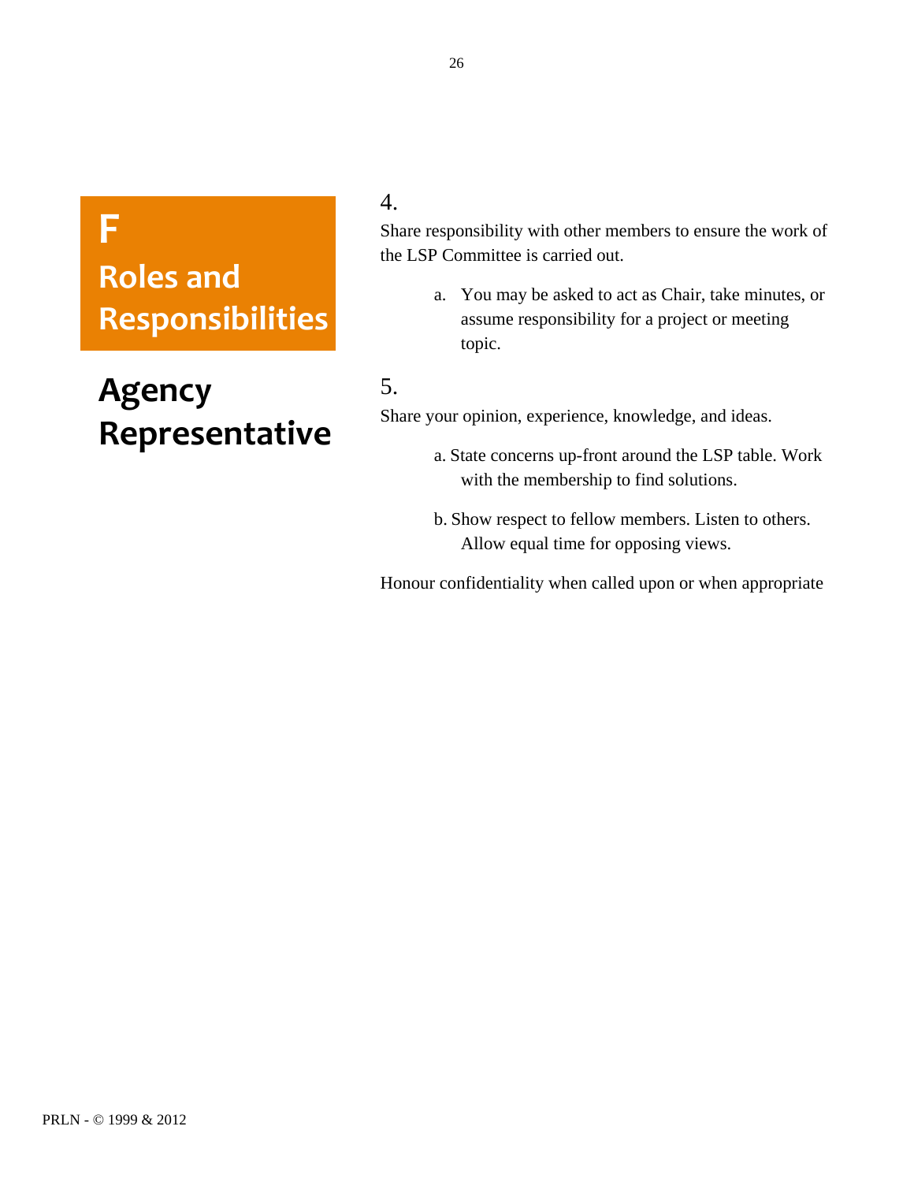# F Roles and Responsibilities

## Agency Representative

4.

Share responsibility with other members to ensure the work of the LSP Committee is carried out.

a. You may be asked to act as Chair, take minutes, or assume responsibility for a project or meeting topic.

5.

Share your opinion, experience, knowledge, and ideas.

a. State concerns up-front around the LSP table. Work with the membership to find solutions.

b. Show respect to fellow members. Listen to others. Allow equal time for opposing views.

Honour confidentiality when called upon or when appropriate

PRLN - © 1999 & 2012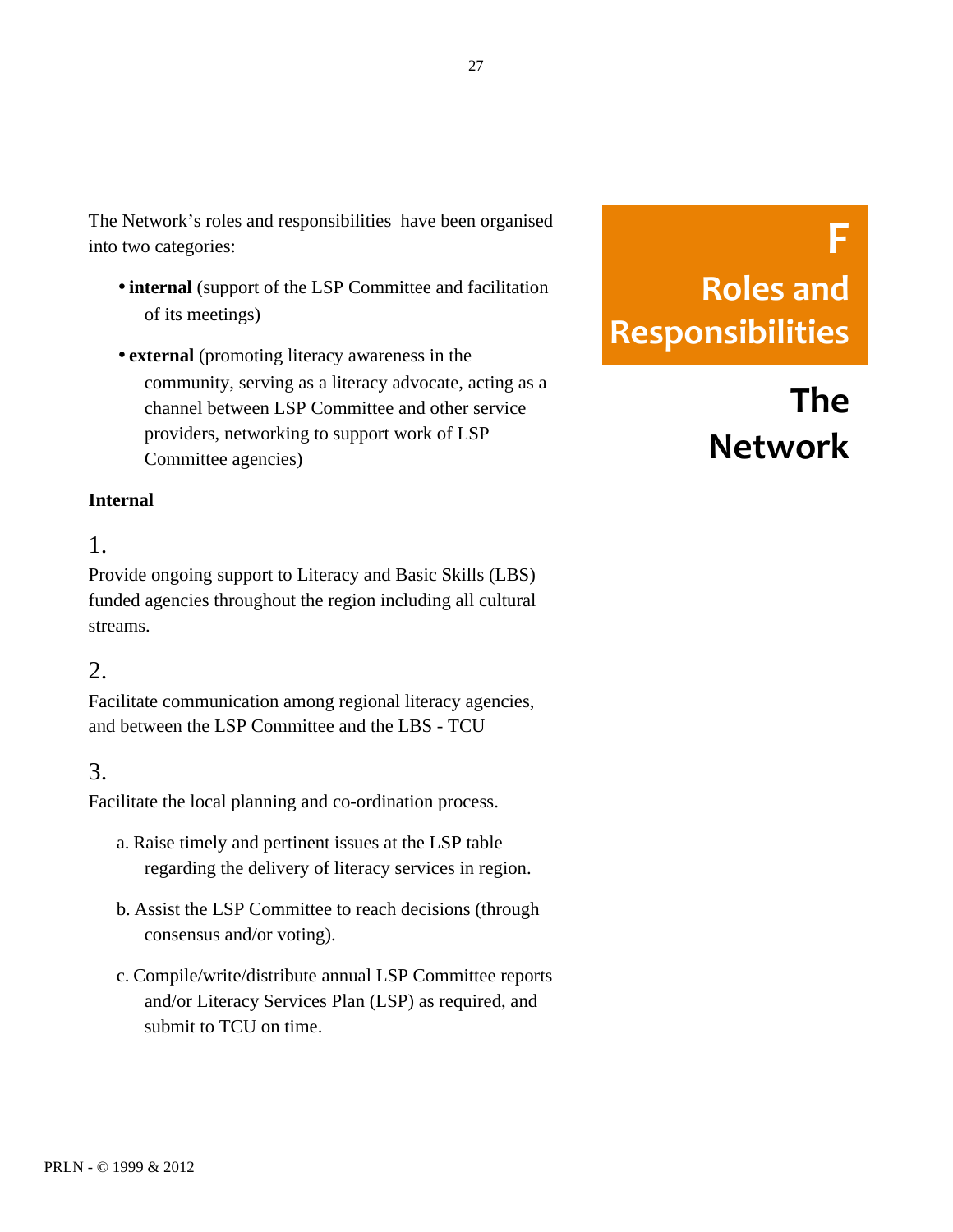# F Roles and Responsibilities

## The Network

The Network's roles and responsibilities have been organised into two categories:

- **internal** (support of the LSP Committee and facilitation of its meetings)
- **external** (promoting literacy awareness in the community, serving as a literacy advocate, acting as a channel between LSP Committee and other service providers, networking to support work of LSP Committee agencies)

**Internal**

1.

Provide ongoing support to Literacy and Basic Skills (LBS) funded agencies throughout the region including all cultural streams.

2.

Facilitate communication among regional literacy agencies, and between the LSP Committee and the LBS - TCU

3.

Facilitate the local planning and co-ordination process.

a. Raise timely and pertinent issues at the LSP table regarding the delivery of literacy services in region.

b. Assist the LSP Committee to reach decisions (through consensus and/or voting).

c. Compile/write/distribute annual LSP Committee reports and/or Literacy Services Plan (LSP) as required, and submit to TCU on time.

PRLN - © 1999 & 2012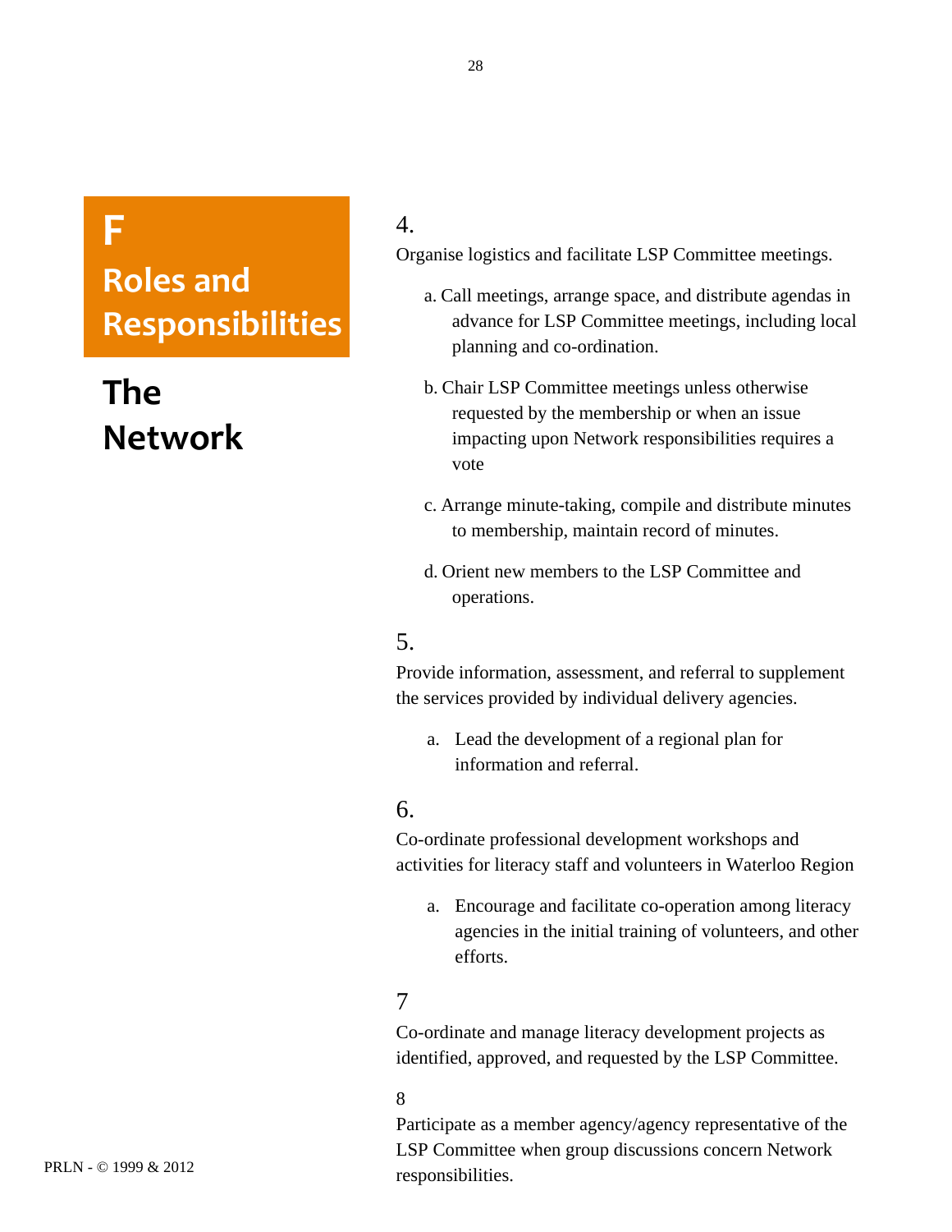# F Roles and Responsibilities

## The Network

4.

Organise logistics and facilitate LSP Committee meetings.

a. Call meetings, arrange space, and distribute agendas in advance for LSP Committee meetings, including local planning and co-ordination.

b. Chair LSP Committee meetings unless otherwise requested by the membership or when an issue impacting upon Network responsibilities requires a vote

c. Arrange minute-taking, compile and distribute minutes to membership, maintain record of minutes.

d. Orient new members to the LSP Committee and operations.

5.

Provide information, assessment, and referral to supplement the services provided by individual delivery agencies.

a. Lead the development of a regional plan for information and referral.

6.

Co-ordinate professional development workshops and activities for literacy staff and volunteers in Waterloo Region

a. Encourage and facilitate co-operation among literacy agencies in the initial training of volunteers, and other efforts.

7

Co-ordinate and manage literacy development projects as identified, approved, and requested by the LSP Committee.

8

Participate as a member agency/agency representative of the LSP Committee when group discussions concern Network responsibilities.

PRLN - © 1999 & 2012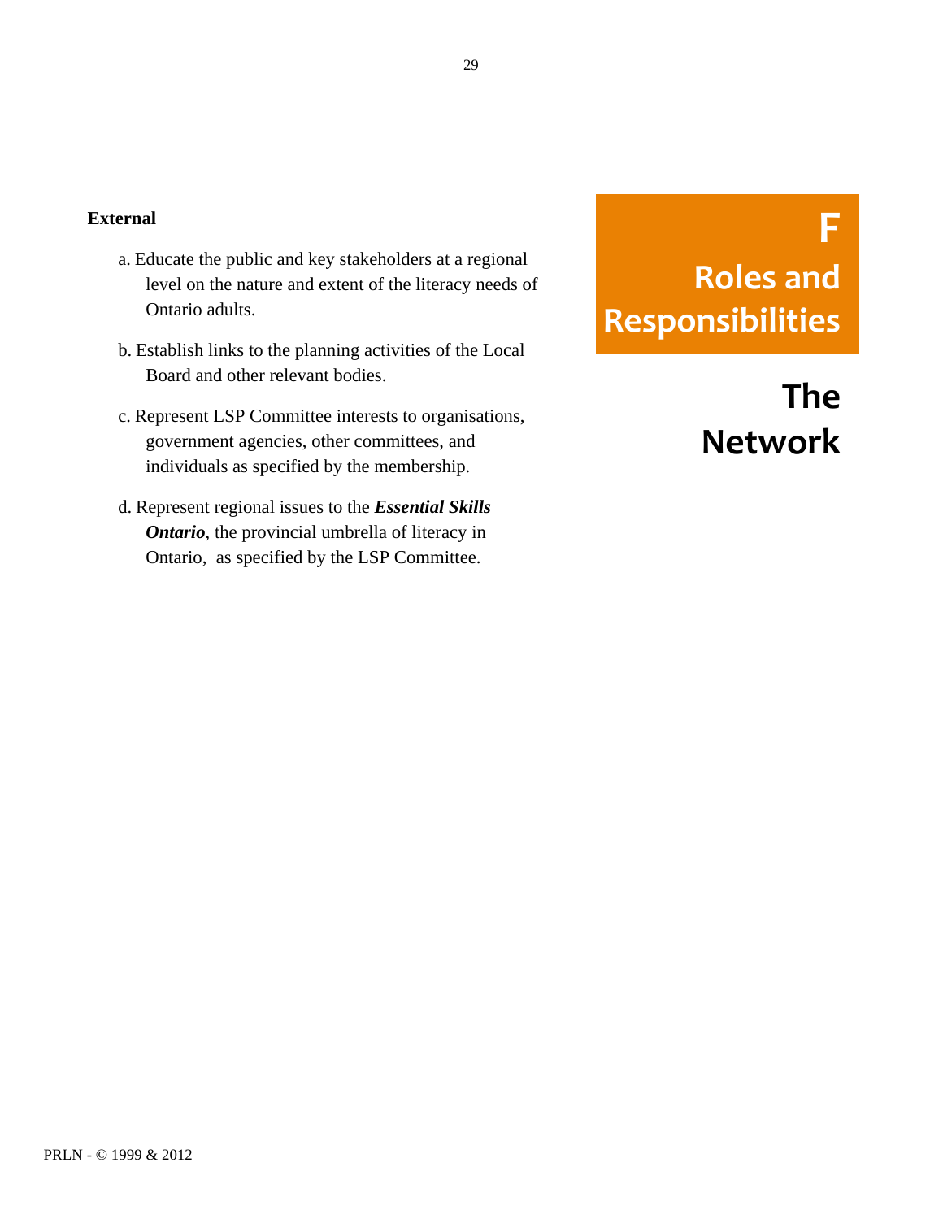**External**

a. Educate the public and key stakeholders at a regional level on the nature and extent of the literacy needs of Ontario adults.

b. Establish links to the planning activities of the Local Board and other relevant bodies.

c. Represent LSP Committee interests to organisations, government agencies, other committees, and individuals as specified by the membership.

d. Represent regional issues to the ***Essential Skills Ontario***, the provincial umbrella of literacy in Ontario, as specified by the LSP Committee.

# F Roles and Responsibilities

## The Network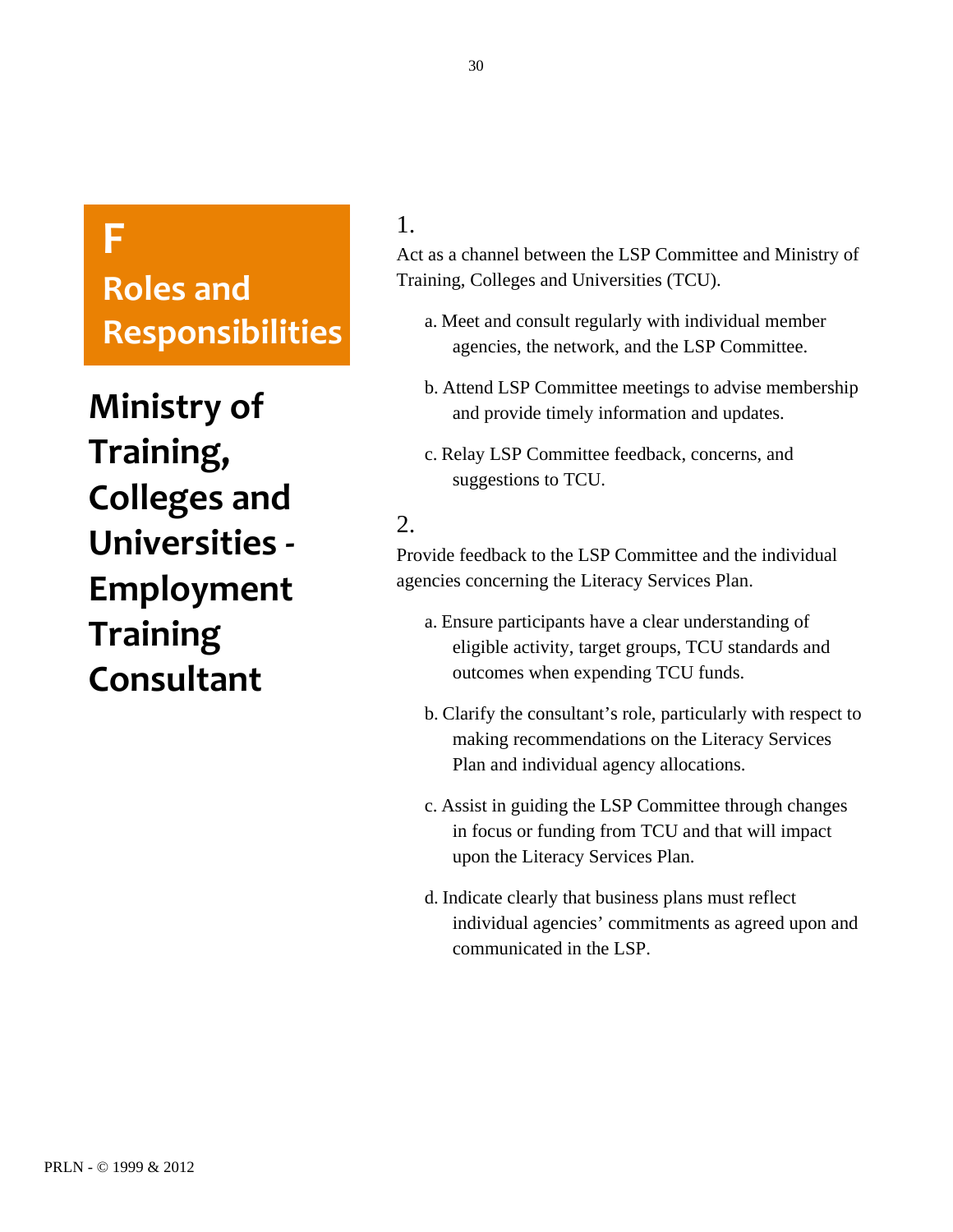# F Roles and Responsibilities

## Ministry of Training, Colleges and Universities - Employment Training Consultant

1.

Act as a channel between the LSP Committee and Ministry of Training, Colleges and Universities (TCU).

a. Meet and consult regularly with individual member agencies, the network, and the LSP Committee.

b. Attend LSP Committee meetings to advise membership and provide timely information and updates.

c. Relay LSP Committee feedback, concerns, and suggestions to TCU.

2.

Provide feedback to the LSP Committee and the individual agencies concerning the Literacy Services Plan.

a. Ensure participants have a clear understanding of eligible activity, target groups, TCU standards and outcomes when expending TCU funds.

b. Clarify the consultant's role, particularly with respect to making recommendations on the Literacy Services Plan and individual agency allocations.

c. Assist in guiding the LSP Committee through changes in focus or funding from TCU and that will impact upon the Literacy Services Plan.

d. Indicate clearly that business plans must reflect individual agencies' commitments as agreed upon and communicated in the LSP.

PRLN - © 1999 & 2012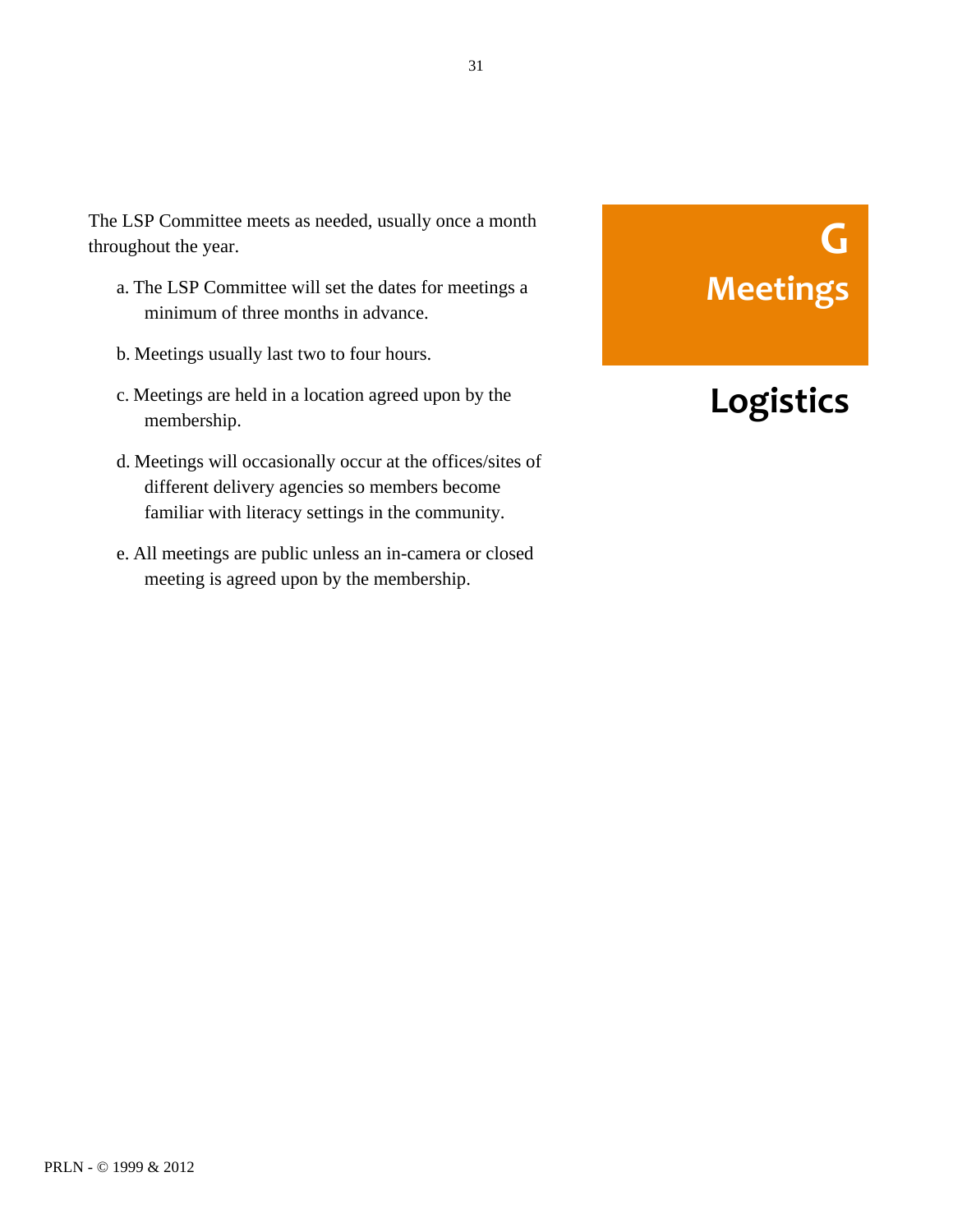# G Meetings

## Logistics

The LSP Committee meets as needed, usually once a month throughout the year.

a. The LSP Committee will set the dates for meetings a minimum of three months in advance.

b. Meetings usually last two to four hours.

c. Meetings are held in a location agreed upon by the membership.

d. Meetings will occasionally occur at the offices/sites of different delivery agencies so members become familiar with literacy settings in the community.

e. All meetings are public unless an in-camera or closed meeting is agreed upon by the membership.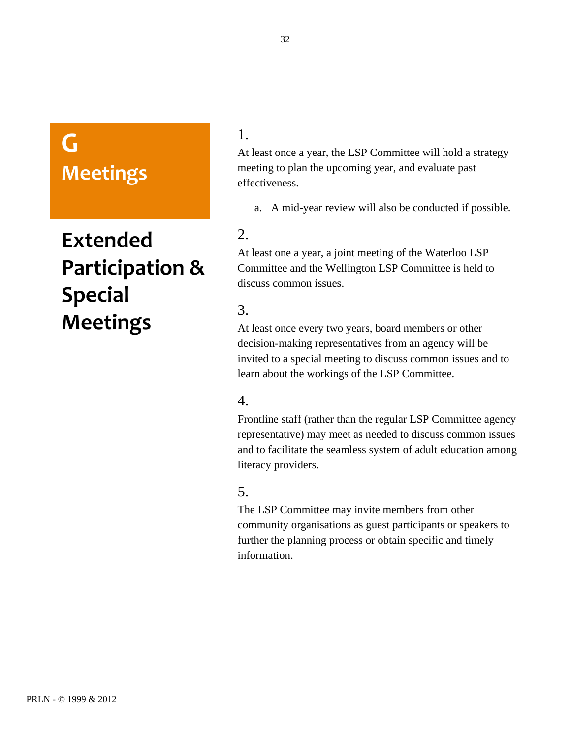# G Meetings

## Extended Participation & Special Meetings

1.

At least once a year, the LSP Committee will hold a strategy meeting to plan the upcoming year, and evaluate past effectiveness.

   a. A mid-year review will also be conducted if possible.

2.

At least one a year, a joint meeting of the Waterloo LSP Committee and the Wellington LSP Committee is held to discuss common issues.

3.

At least once every two years, board members or other decision-making representatives from an agency will be invited to a special meeting to discuss common issues and to learn about the workings of the LSP Committee.

4.

Frontline staff (rather than the regular LSP Committee agency representative) may meet as needed to discuss common issues and to facilitate the seamless system of adult education among literacy providers.

5.

The LSP Committee may invite members from other community organisations as guest participants or speakers to further the planning process or obtain specific and timely information.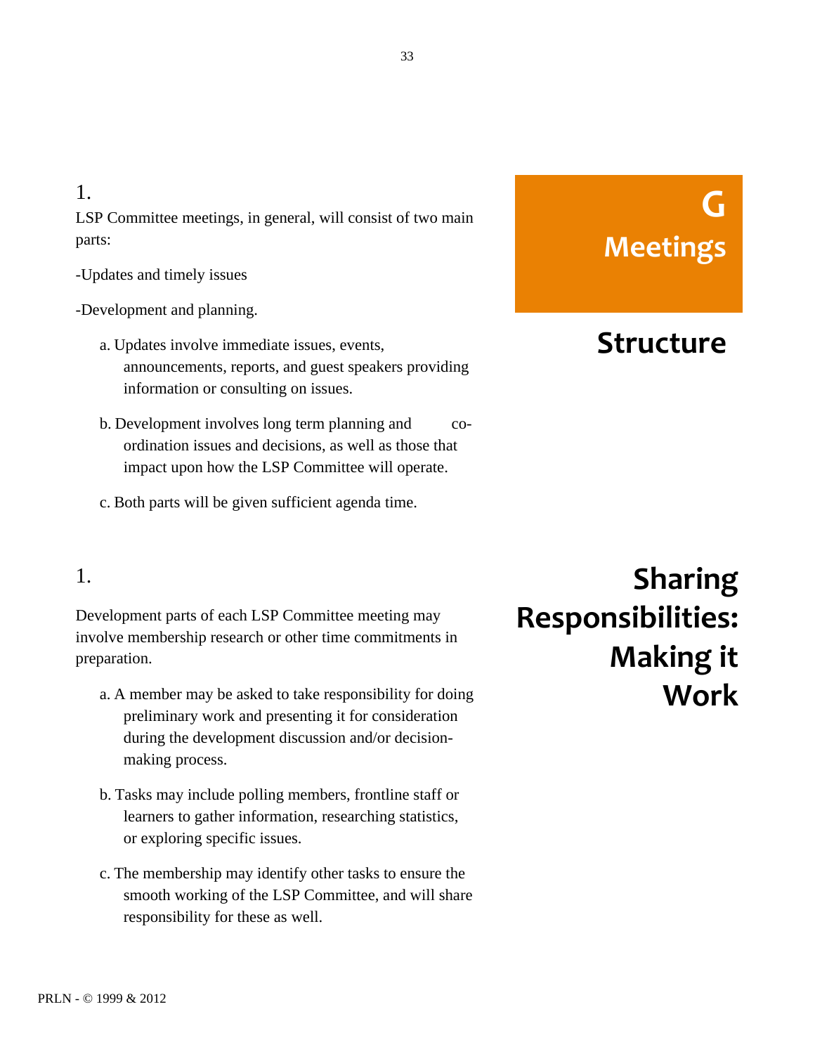# G Meetings

## Structure

1.

LSP Committee meetings, in general, will consist of two main parts:

-Updates and timely issues

-Development and planning.

a. Updates involve immediate issues, events, announcements, reports, and guest speakers providing information or consulting on issues.

b. Development involves long term planning and co-ordination issues and decisions, as well as those that impact upon how the LSP Committee will operate.

c. Both parts will be given sufficient agenda time.

## Sharing Responsibilities: Making it Work

1.

Development parts of each LSP Committee meeting may involve membership research or other time commitments in preparation.

a. A member may be asked to take responsibility for doing preliminary work and presenting it for consideration during the development discussion and/or decision-making process.

b. Tasks may include polling members, frontline staff or learners to gather information, researching statistics, or exploring specific issues.

c. The membership may identify other tasks to ensure the smooth working of the LSP Committee, and will share responsibility for these as well.

PRLN - © 1999 & 2012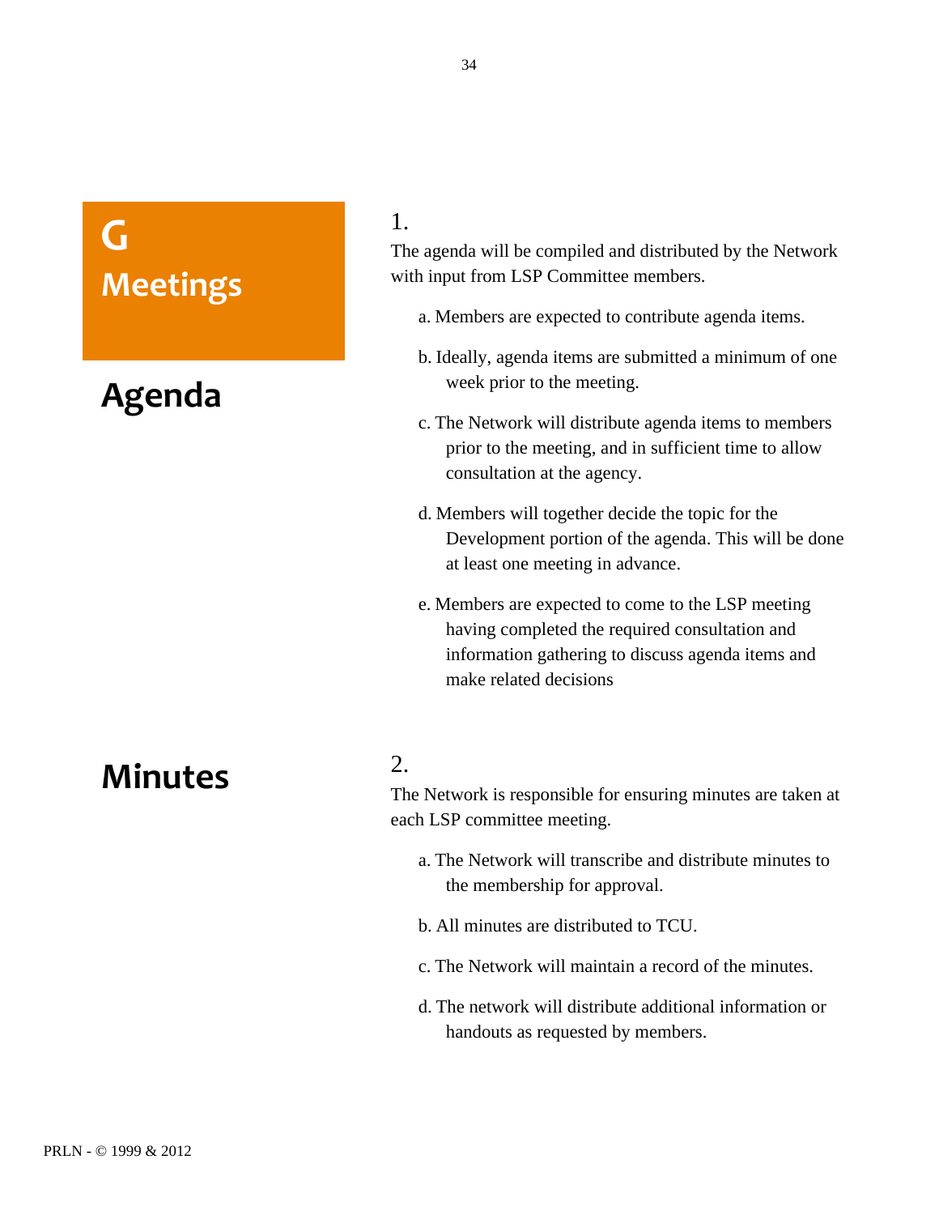# G Meetings

## Agenda

1.

The agenda will be compiled and distributed by the Network with input from LSP Committee members.

a. Members are expected to contribute agenda items.

b. Ideally, agenda items are submitted a minimum of one week prior to the meeting.

c. The Network will distribute agenda items to members prior to the meeting, and in sufficient time to allow consultation at the agency.

d. Members will together decide the topic for the Development portion of the agenda. This will be done at least one meeting in advance.

e. Members are expected to come to the LSP meeting having completed the required consultation and information gathering to discuss agenda items and make related decisions

## Minutes

2.

The Network is responsible for ensuring minutes are taken at each LSP committee meeting.

a. The Network will transcribe and distribute minutes to the membership for approval.

b. All minutes are distributed to TCU.

c. The Network will maintain a record of the minutes.

d. The network will distribute additional information or handouts as requested by members.

PRLN - © 1999 & 2012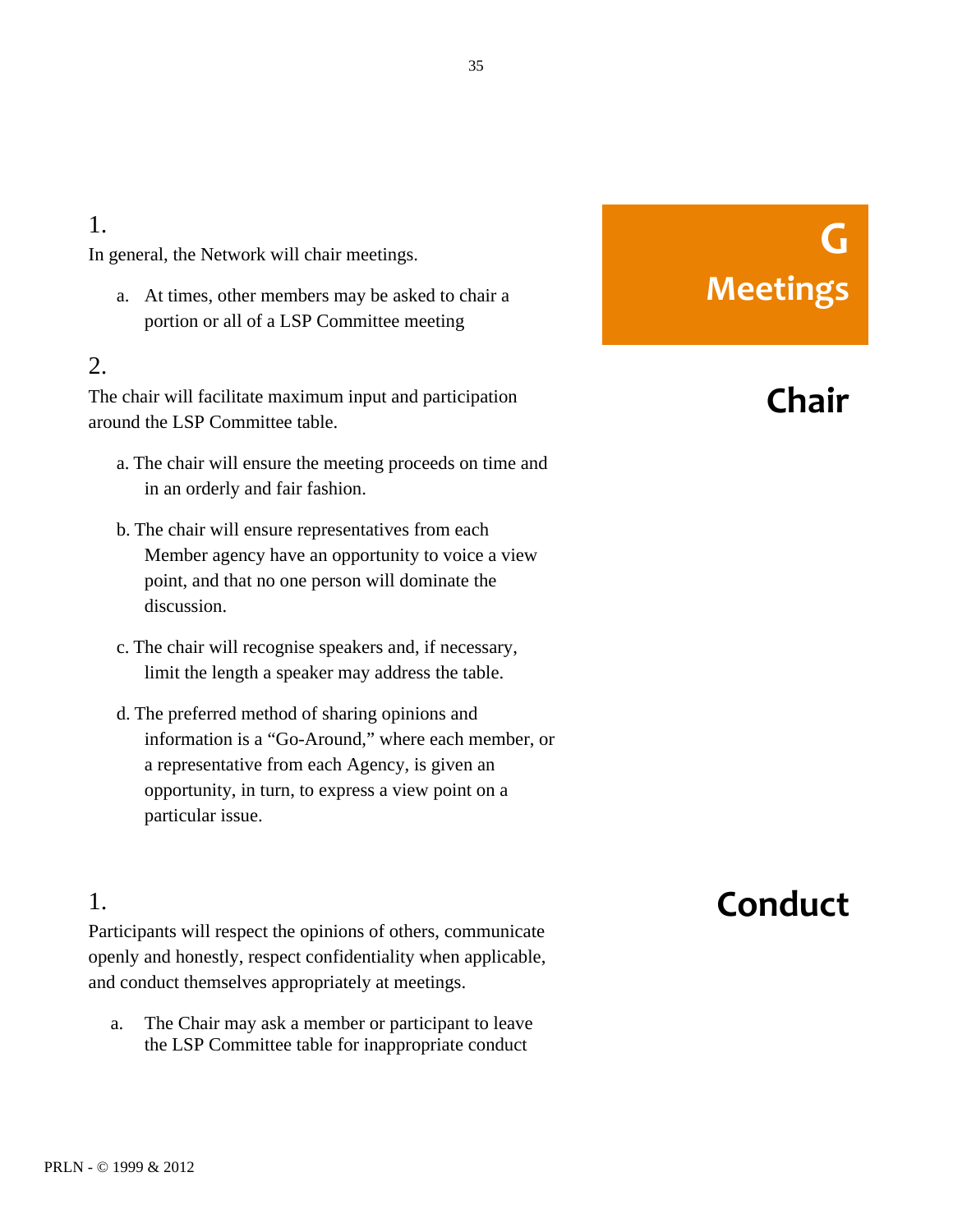# G Meetings

## Chair

1.

In general, the Network will chair meetings.

a. At times, other members may be asked to chair a portion or all of a LSP Committee meeting

2.

The chair will facilitate maximum input and participation around the LSP Committee table.

a. The chair will ensure the meeting proceeds on time and in an orderly and fair fashion.

b. The chair will ensure representatives from each Member agency have an opportunity to voice a view point, and that no one person will dominate the discussion.

c. The chair will recognise speakers and, if necessary, limit the length a speaker may address the table.

d. The preferred method of sharing opinions and information is a "Go-Around," where each member, or a representative from each Agency, is given an opportunity, in turn, to express a view point on a particular issue.

## Conduct

1.

Participants will respect the opinions of others, communicate openly and honestly, respect confidentiality when applicable, and conduct themselves appropriately at meetings.

a. The Chair may ask a member or participant to leave the LSP Committee table for inappropriate conduct

PRLN - © 1999 & 2012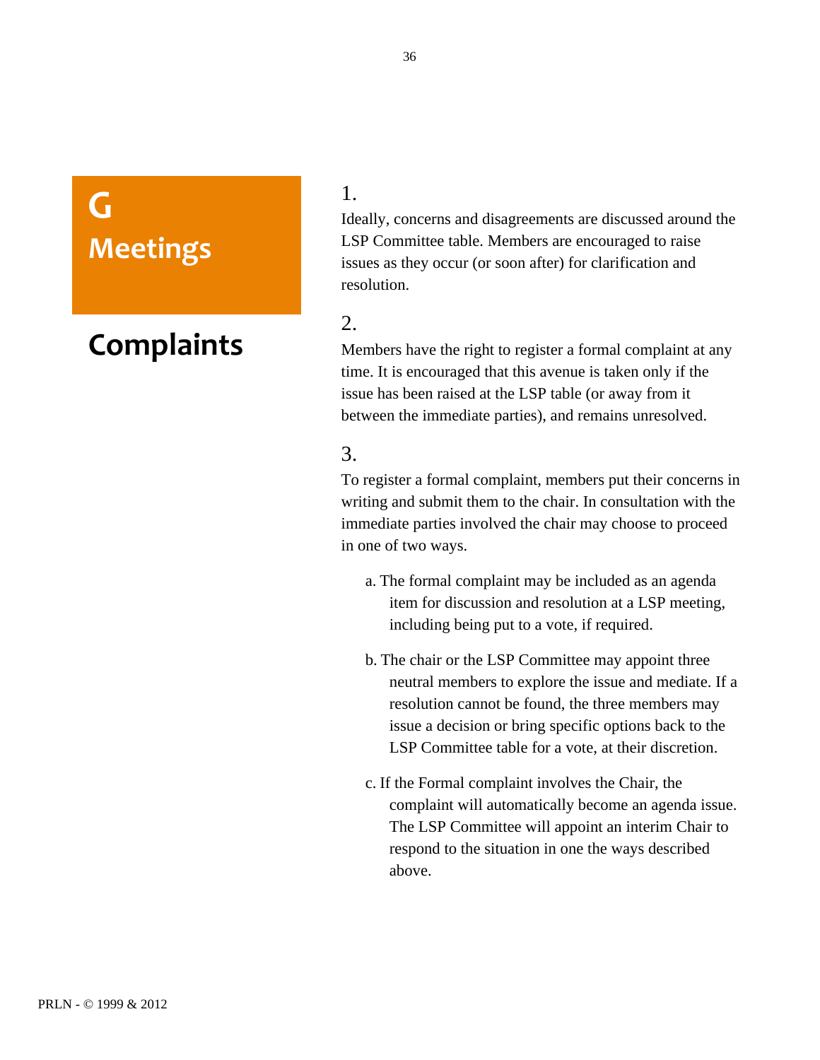# G Meetings

## Complaints

1.

Ideally, concerns and disagreements are discussed around the LSP Committee table. Members are encouraged to raise issues as they occur (or soon after) for clarification and resolution.

2.

Members have the right to register a formal complaint at any time. It is encouraged that this avenue is taken only if the issue has been raised at the LSP table (or away from it between the immediate parties), and remains unresolved.

3.

To register a formal complaint, members put their concerns in writing and submit them to the chair. In consultation with the immediate parties involved the chair may choose to proceed in one of two ways.

a. The formal complaint may be included as an agenda item for discussion and resolution at a LSP meeting, including being put to a vote, if required.

b. The chair or the LSP Committee may appoint three neutral members to explore the issue and mediate. If a resolution cannot be found, the three members may issue a decision or bring specific options back to the LSP Committee table for a vote, at their discretion.

c. If the Formal complaint involves the Chair, the complaint will automatically become an agenda issue. The LSP Committee will appoint an interim Chair to respond to the situation in one the ways described above.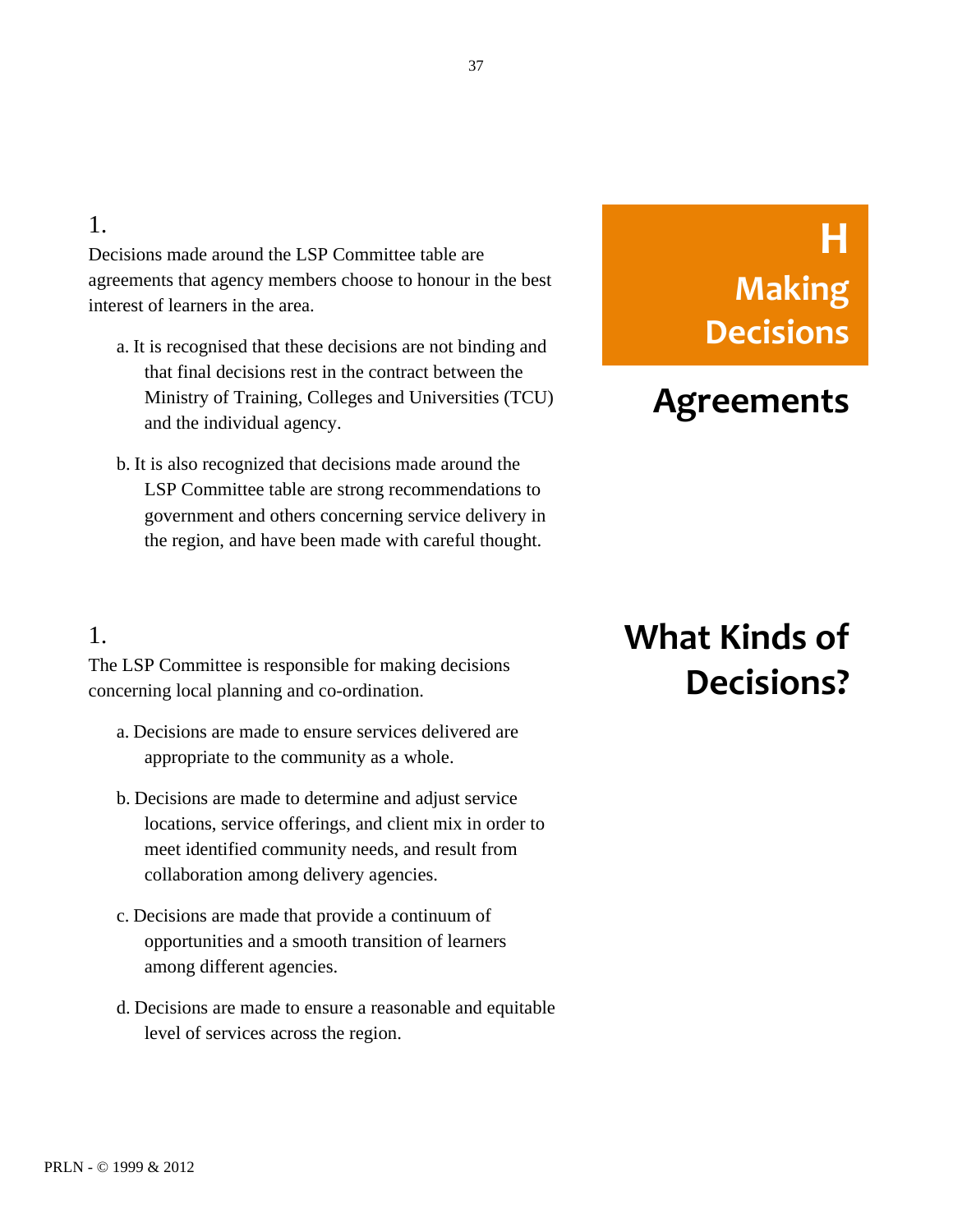# H Making Decisions

## Agreements

1.

Decisions made around the LSP Committee table are agreements that agency members choose to honour in the best interest of learners in the area.

a. It is recognised that these decisions are not binding and that final decisions rest in the contract between the Ministry of Training, Colleges and Universities (TCU) and the individual agency.

b. It is also recognized that decisions made around the LSP Committee table are strong recommendations to government and others concerning service delivery in the region, and have been made with careful thought.

## What Kinds of Decisions?

1.

The LSP Committee is responsible for making decisions concerning local planning and co-ordination.

a. Decisions are made to ensure services delivered are appropriate to the community as a whole.

b. Decisions are made to determine and adjust service locations, service offerings, and client mix in order to meet identified community needs, and result from collaboration among delivery agencies.

c. Decisions are made that provide a continuum of opportunities and a smooth transition of learners among different agencies.

d. Decisions are made to ensure a reasonable and equitable level of services across the region.

PRLN - © 1999 & 2012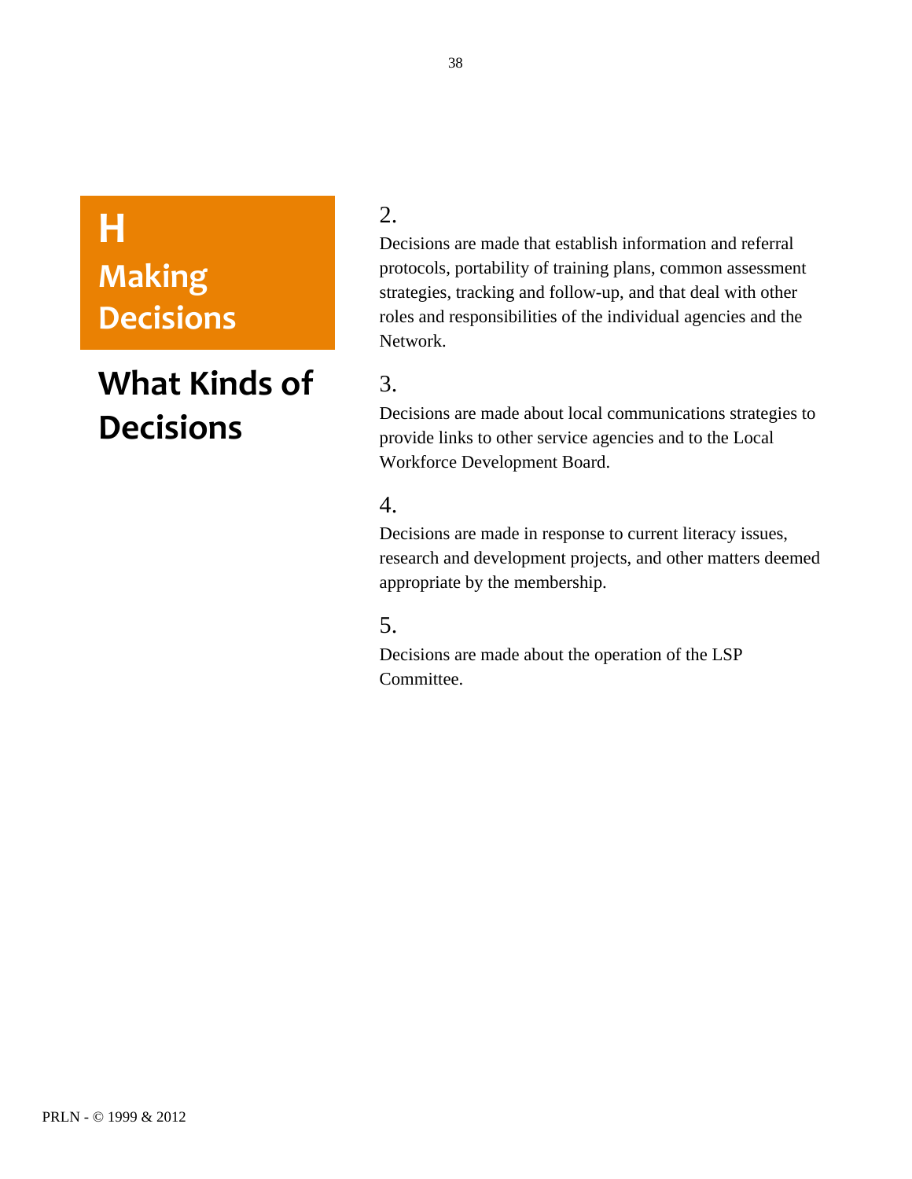# H Making Decisions

## What Kinds of Decisions

2.

Decisions are made that establish information and referral protocols, portability of training plans, common assessment strategies, tracking and follow-up, and that deal with other roles and responsibilities of the individual agencies and the Network.

3.

Decisions are made about local communications strategies to provide links to other service agencies and to the Local Workforce Development Board.

4.

Decisions are made in response to current literacy issues, research and development projects, and other matters deemed appropriate by the membership.

5.

Decisions are made about the operation of the LSP Committee.

PRLN - © 1999 & 2012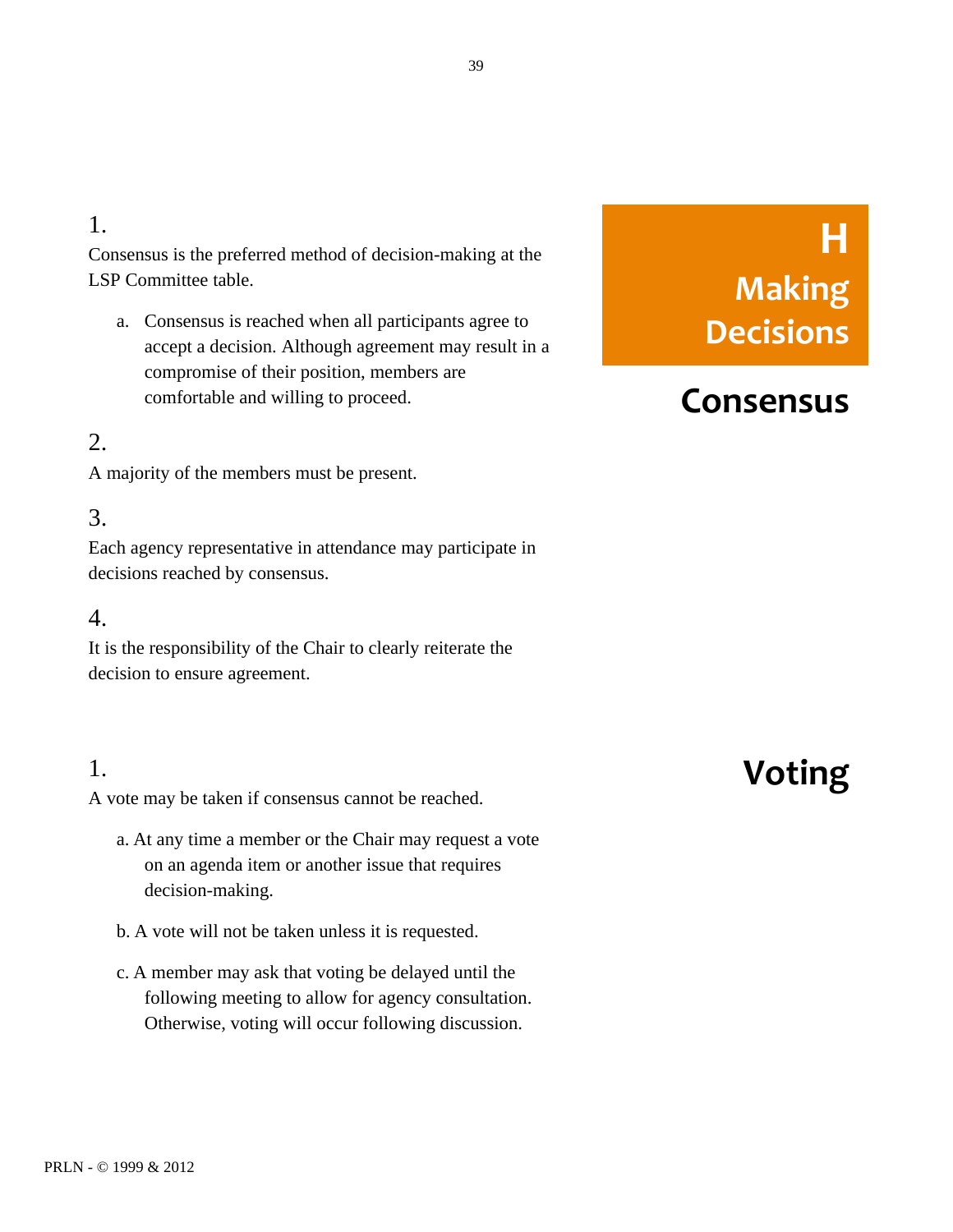# H Making Decisions

## Consensus

1.

Consensus is the preferred method of decision-making at the LSP Committee table.

a. Consensus is reached when all participants agree to accept a decision. Although agreement may result in a compromise of their position, members are comfortable and willing to proceed.

2.

A majority of the members must be present.

3.

Each agency representative in attendance may participate in decisions reached by consensus.

4.

It is the responsibility of the Chair to clearly reiterate the decision to ensure agreement.

## Voting

1.

A vote may be taken if consensus cannot be reached.

a. At any time a member or the Chair may request a vote on an agenda item or another issue that requires decision-making.

b. A vote will not be taken unless it is requested.

c. A member may ask that voting be delayed until the following meeting to allow for agency consultation. Otherwise, voting will occur following discussion.

PRLN - © 1999 & 2012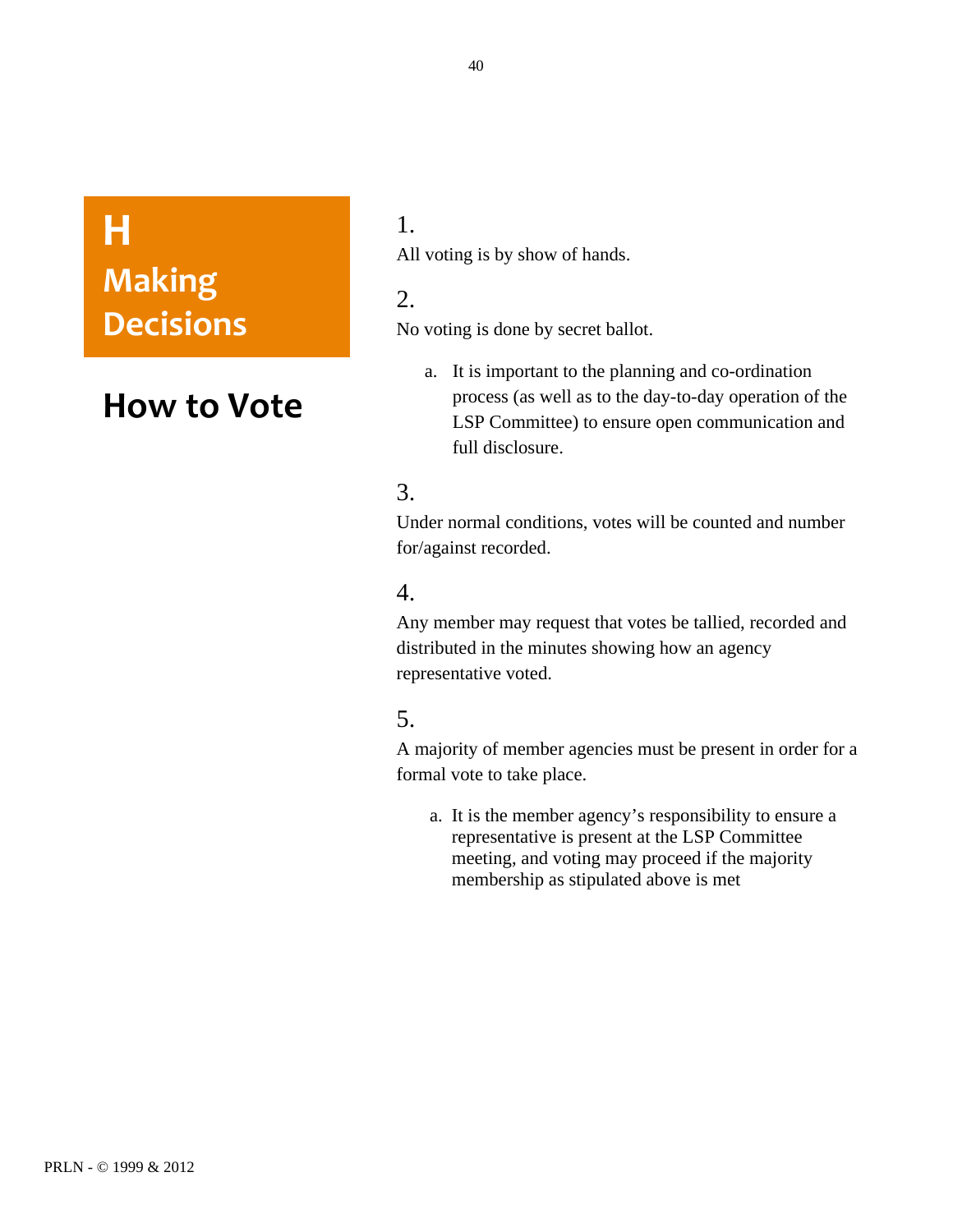# H Making Decisions

## How to Vote

1.

All voting is by show of hands.

2.

No voting is done by secret ballot.

a. It is important to the planning and co-ordination process (as well as to the day-to-day operation of the LSP Committee) to ensure open communication and full disclosure.

3.

Under normal conditions, votes will be counted and number for/against recorded.

4.

Any member may request that votes be tallied, recorded and distributed in the minutes showing how an agency representative voted.

5.

A majority of member agencies must be present in order for a formal vote to take place.

a. It is the member agency's responsibility to ensure a representative is present at the LSP Committee meeting, and voting may proceed if the majority membership as stipulated above is met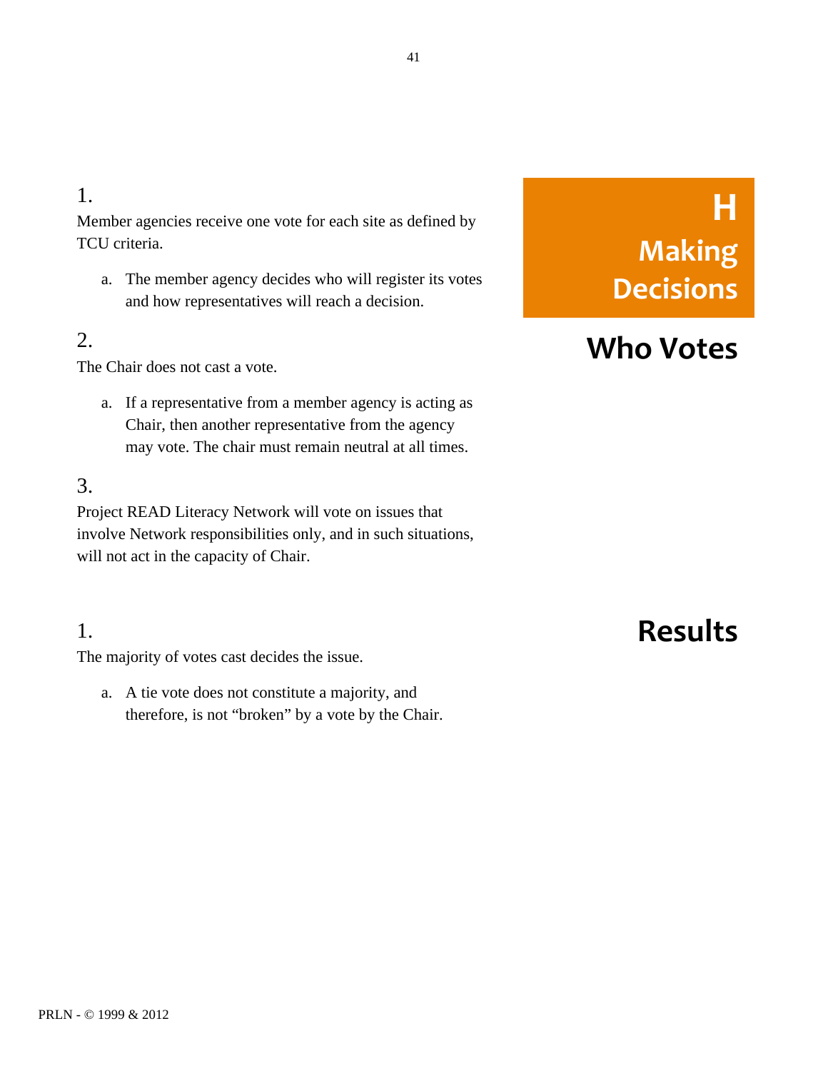# H Making Decisions

## Who Votes

1.
Member agencies receive one vote for each site as defined by TCU criteria.

   a. The member agency decides who will register its votes and how representatives will reach a decision.

2.
The Chair does not cast a vote.

   a. If a representative from a member agency is acting as Chair, then another representative from the agency may vote. The chair must remain neutral at all times.

3.
Project READ Literacy Network will vote on issues that involve Network responsibilities only, and in such situations, will not act in the capacity of Chair.

## Results

1.
The majority of votes cast decides the issue.

   a. A tie vote does not constitute a majority, and therefore, is not "broken" by a vote by the Chair.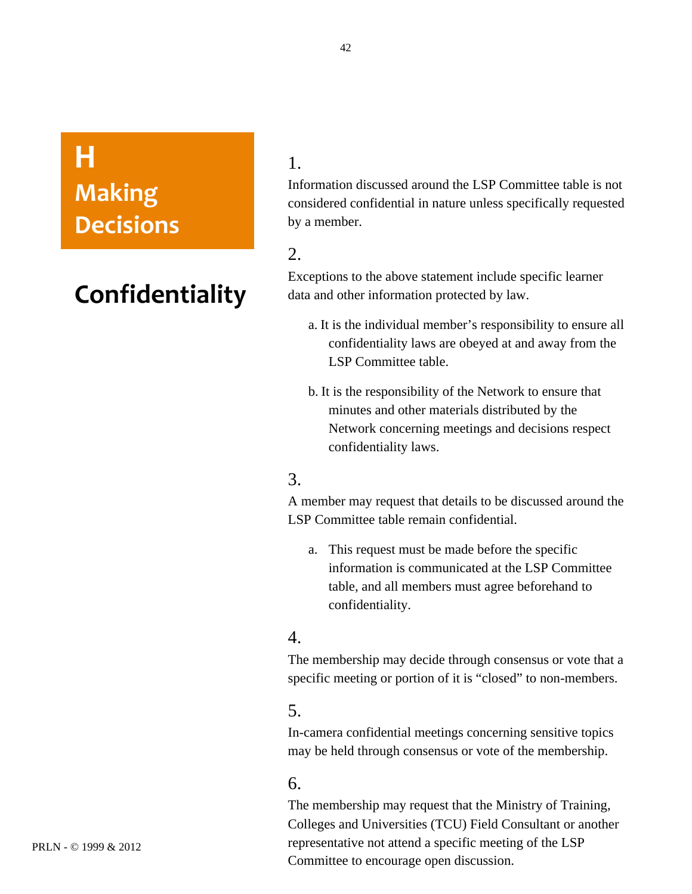# H Making Decisions

## Confidentiality

1.

Information discussed around the LSP Committee table is not considered confidential in nature unless specifically requested by a member.

2.

Exceptions to the above statement include specific learner data and other information protected by law.

a. It is the individual member's responsibility to ensure all confidentiality laws are obeyed at and away from the LSP Committee table.

b. It is the responsibility of the Network to ensure that minutes and other materials distributed by the Network concerning meetings and decisions respect confidentiality laws.

3.

A member may request that details to be discussed around the LSP Committee table remain confidential.

a. This request must be made before the specific information is communicated at the LSP Committee table, and all members must agree beforehand to confidentiality.

4.

The membership may decide through consensus or vote that a specific meeting or portion of it is "closed" to non-members.

5.

In-camera confidential meetings concerning sensitive topics may be held through consensus or vote of the membership.

6.

The membership may request that the Ministry of Training, Colleges and Universities (TCU) Field Consultant or another representative not attend a specific meeting of the LSP Committee to encourage open discussion.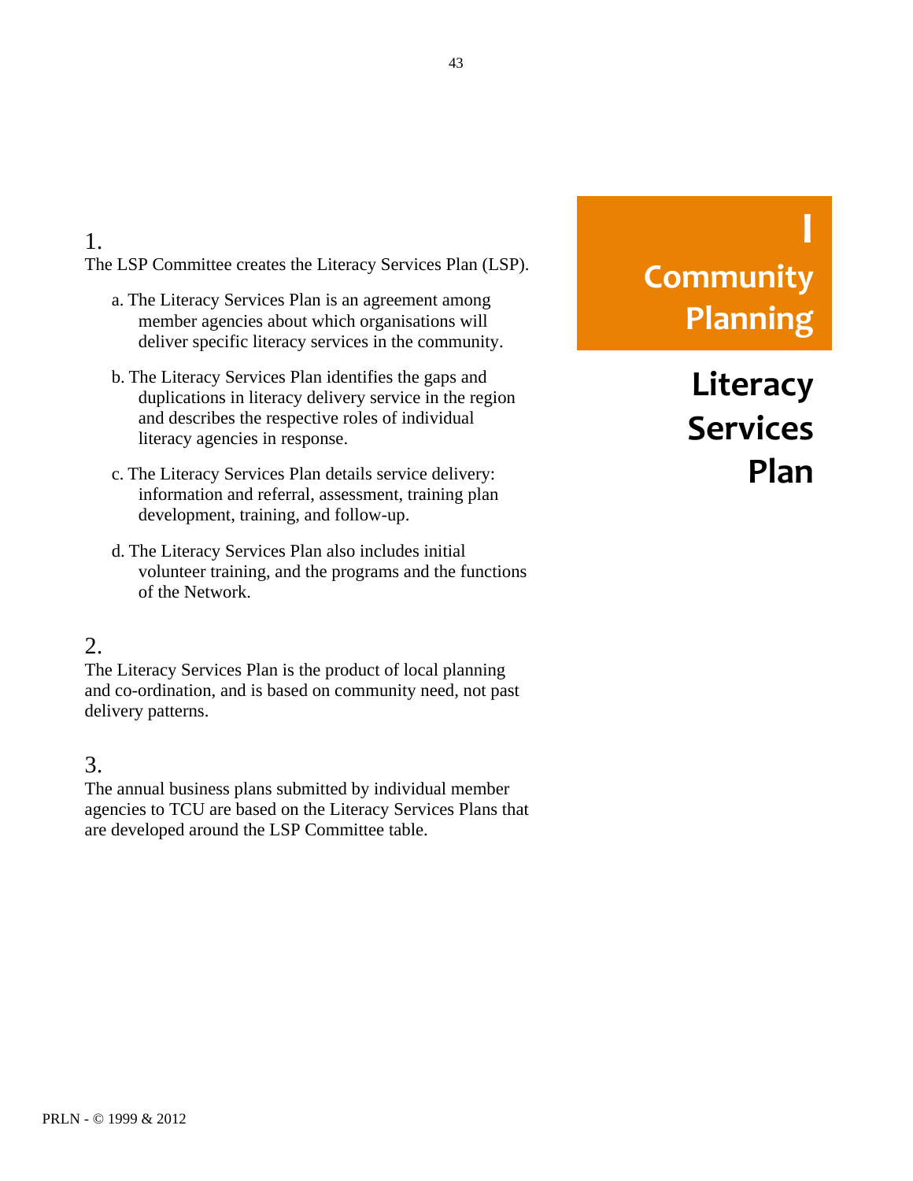# I Community Planning

## Literacy Services Plan

1.
The LSP Committee creates the Literacy Services Plan (LSP).

a. The Literacy Services Plan is an agreement among member agencies about which organisations will deliver specific literacy services in the community.

b. The Literacy Services Plan identifies the gaps and duplications in literacy delivery service in the region and describes the respective roles of individual literacy agencies in response.

c. The Literacy Services Plan details service delivery: information and referral, assessment, training plan development, training, and follow-up.

d. The Literacy Services Plan also includes initial volunteer training, and the programs and the functions of the Network.

2.
The Literacy Services Plan is the product of local planning and co-ordination, and is based on community need, not past delivery patterns.

3.
The annual business plans submitted by individual member agencies to TCU are based on the Literacy Services Plans that are developed around the LSP Committee table.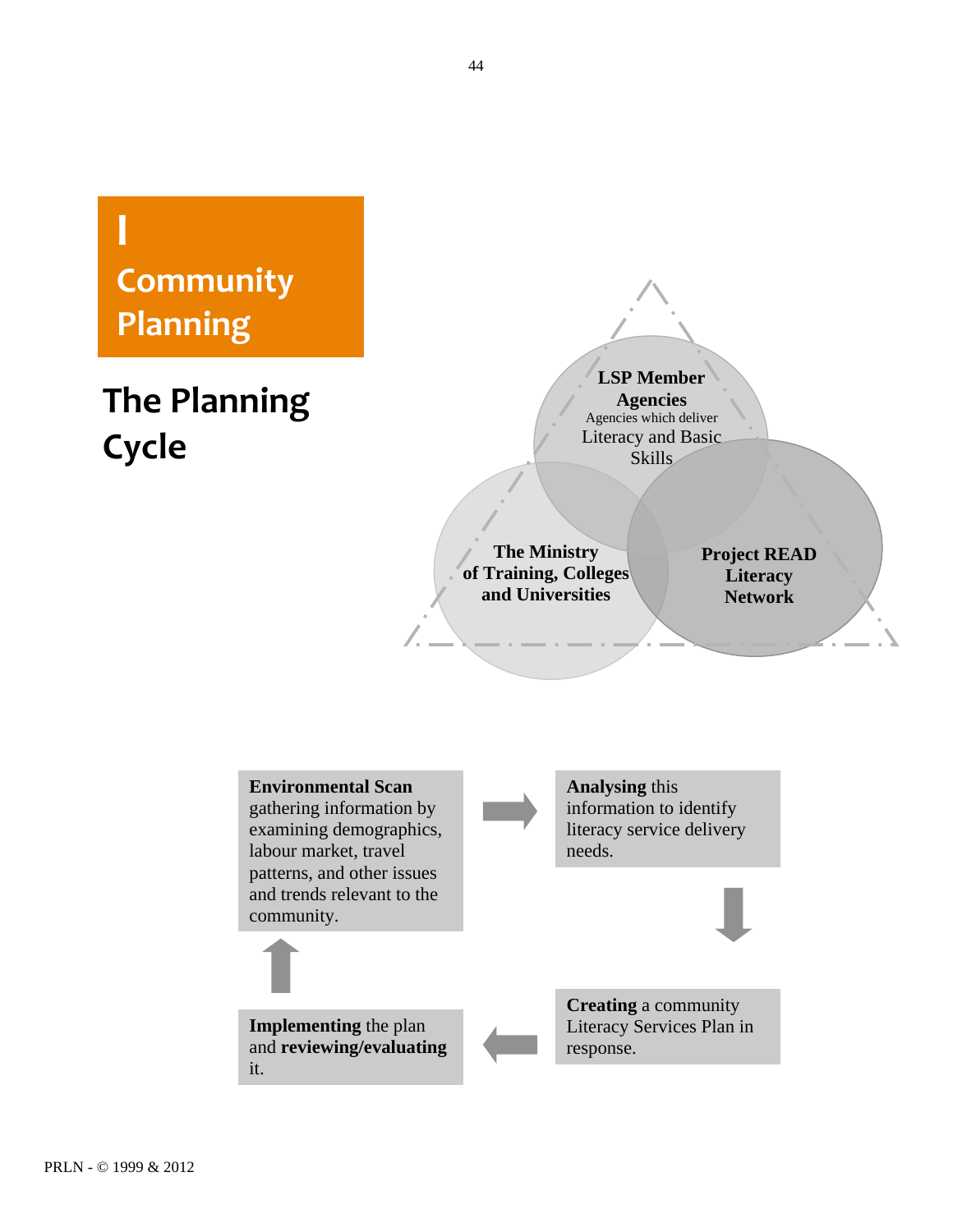# I Community Planning

## The Planning Cycle

**LSP Member Agencies**
Agencies which deliver Literacy and Basic Skills

**The Ministry of Training, Colleges and Universities**

**Project READ Literacy Network**

**Environmental Scan** gathering information by examining demographics, labour market, travel patterns, and other issues and trends relevant to the community.

**Analysing** this information to identify literacy service delivery needs.

**Creating** a community Literacy Services Plan in response.

**Implementing** the plan and **reviewing/evaluating** it.

PRLN - © 1999 & 2012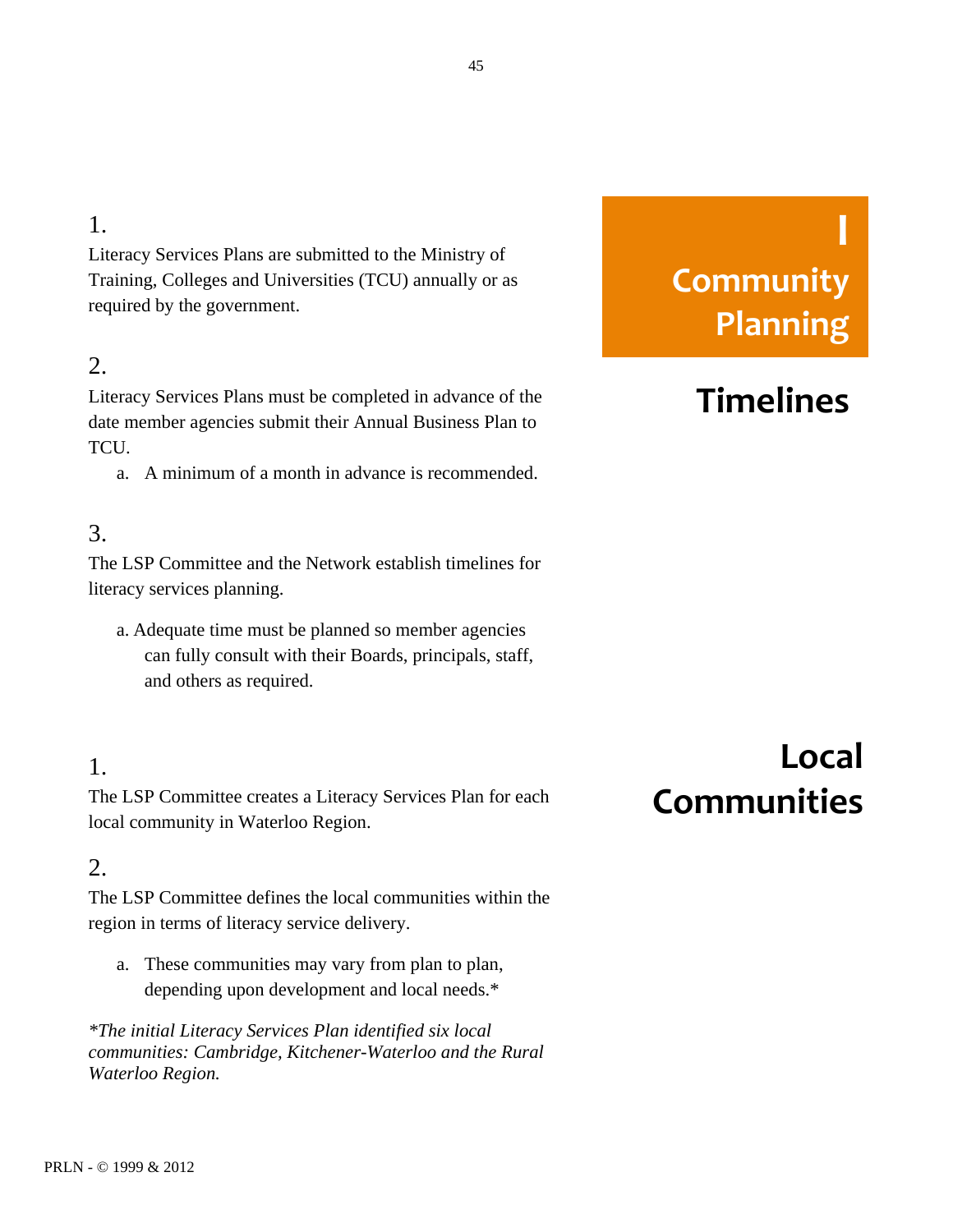# I Community Planning

## Timelines

1.

Literacy Services Plans are submitted to the Ministry of Training, Colleges and Universities (TCU) annually or as required by the government.

2.

Literacy Services Plans must be completed in advance of the date member agencies submit their Annual Business Plan to TCU.

   a. A minimum of a month in advance is recommended.

3.

The LSP Committee and the Network establish timelines for literacy services planning.

   a. Adequate time must be planned so member agencies can fully consult with their Boards, principals, staff, and others as required.

## Local Communities

1.

The LSP Committee creates a Literacy Services Plan for each local community in Waterloo Region.

2.

The LSP Committee defines the local communities within the region in terms of literacy service delivery.

   a. These communities may vary from plan to plan, depending upon development and local needs.*

*\*The initial Literacy Services Plan identified six local communities: Cambridge, Kitchener-Waterloo and the Rural Waterloo Region.*

PRLN - © 1999 & 2012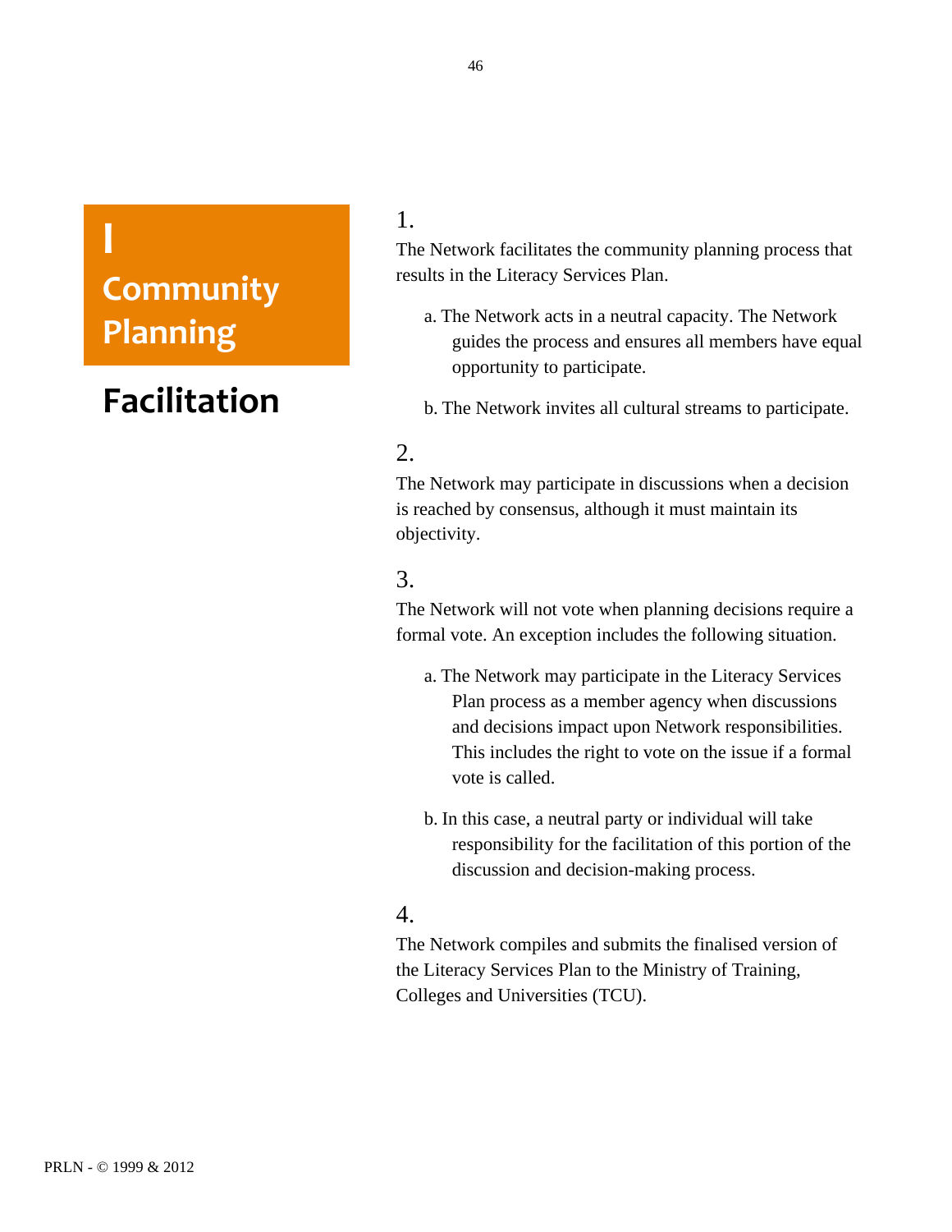# I Community Planning

## Facilitation

1.

The Network facilitates the community planning process that results in the Literacy Services Plan.

a. The Network acts in a neutral capacity. The Network guides the process and ensures all members have equal opportunity to participate.

b. The Network invites all cultural streams to participate.

2.

The Network may participate in discussions when a decision is reached by consensus, although it must maintain its objectivity.

3.

The Network will not vote when planning decisions require a formal vote. An exception includes the following situation.

a. The Network may participate in the Literacy Services Plan process as a member agency when discussions and decisions impact upon Network responsibilities. This includes the right to vote on the issue if a formal vote is called.

b. In this case, a neutral party or individual will take responsibility for the facilitation of this portion of the discussion and decision-making process.

4.

The Network compiles and submits the finalised version of the Literacy Services Plan to the Ministry of Training, Colleges and Universities (TCU).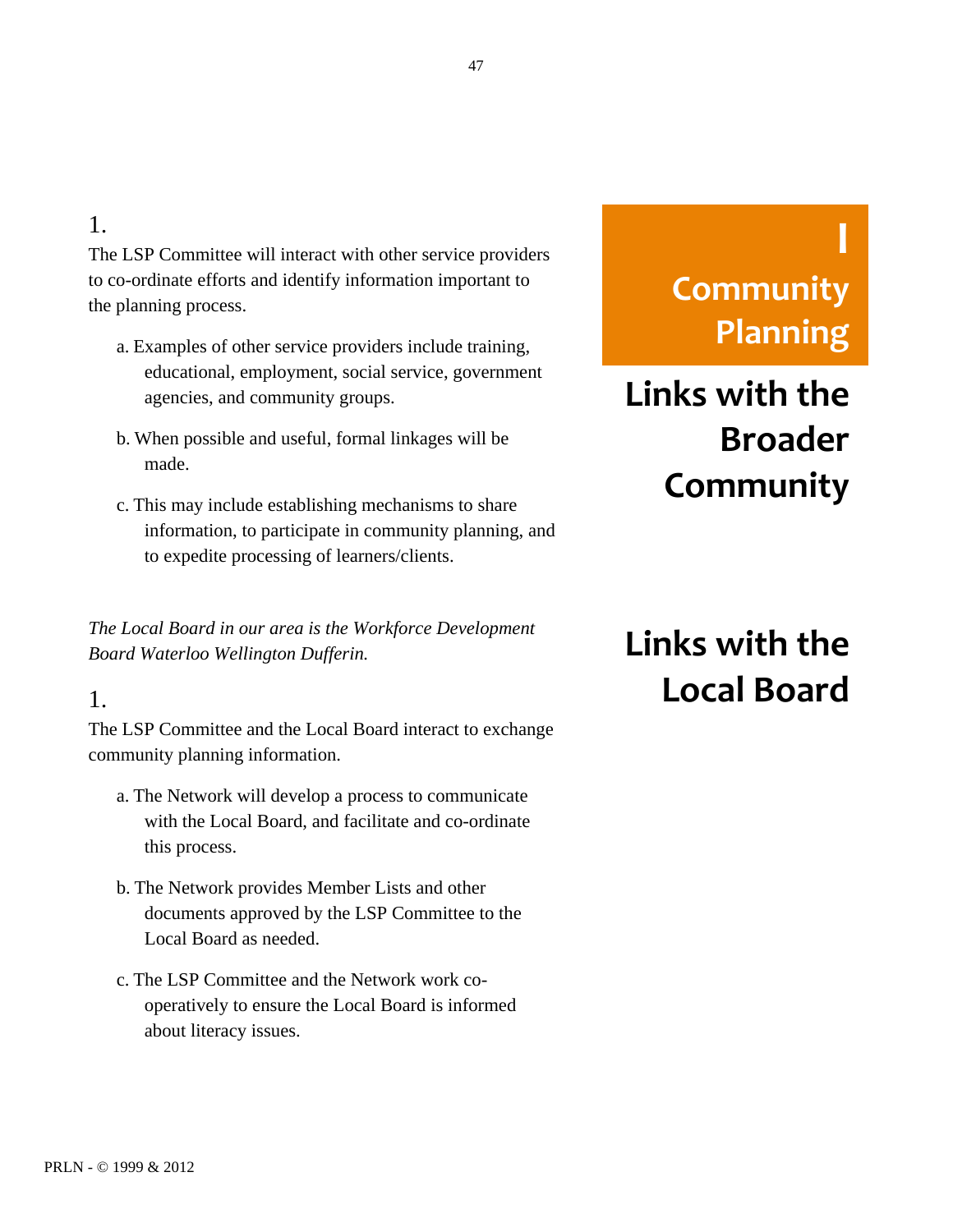# I Community Planning

## Links with the Broader Community

1.

The LSP Committee will interact with other service providers to co-ordinate efforts and identify information important to the planning process.

a. Examples of other service providers include training, educational, employment, social service, government agencies, and community groups.

b. When possible and useful, formal linkages will be made.

c. This may include establishing mechanisms to share information, to participate in community planning, and to expedite processing of learners/clients.

## Links with the Local Board

*The Local Board in our area is the Workforce Development Board Waterloo Wellington Dufferin.*

1.

The LSP Committee and the Local Board interact to exchange community planning information.

a. The Network will develop a process to communicate with the Local Board, and facilitate and co-ordinate this process.

b. The Network provides Member Lists and other documents approved by the LSP Committee to the Local Board as needed.

c. The LSP Committee and the Network work co-operatively to ensure the Local Board is informed about literacy issues.

PRLN - © 1999 & 2012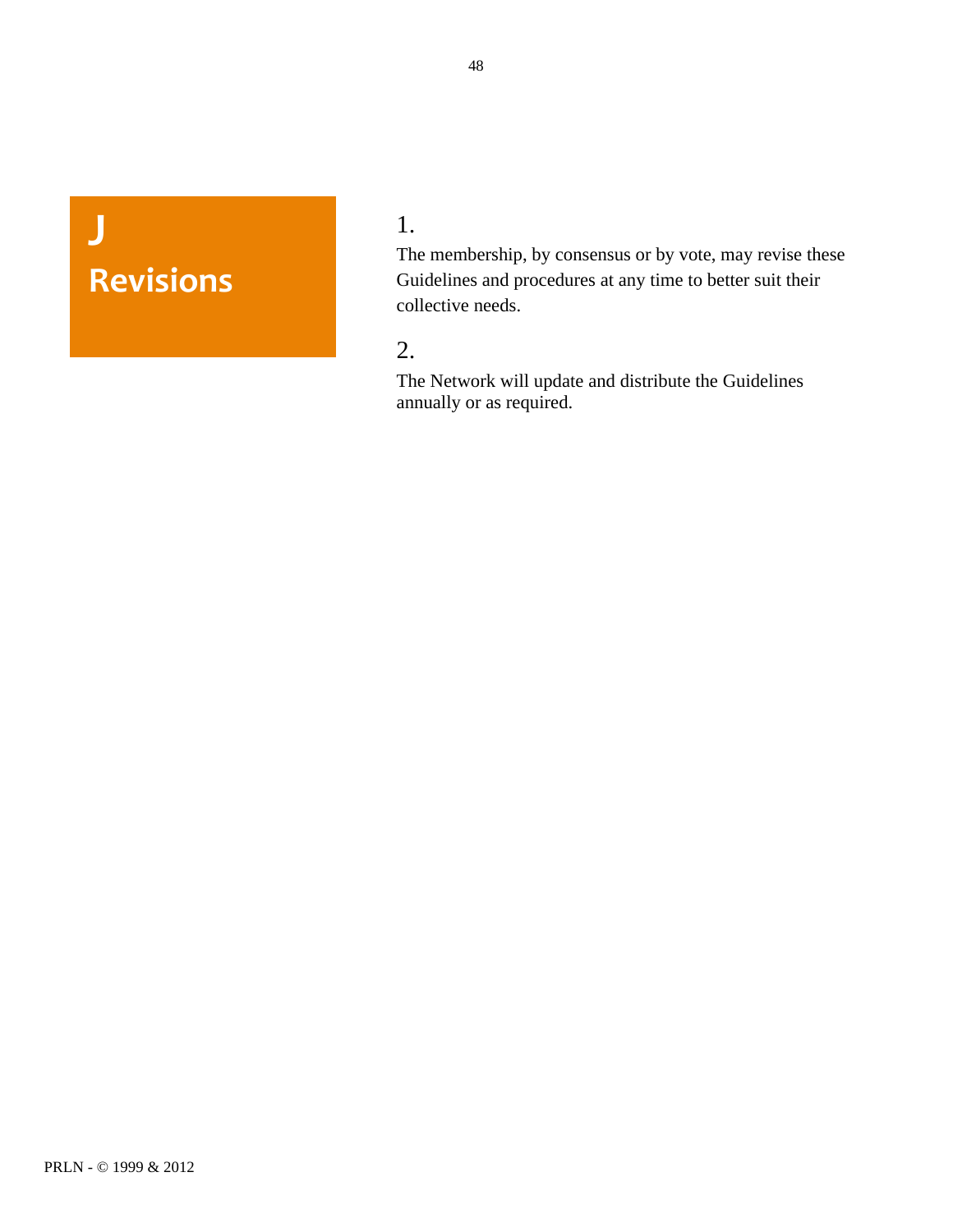# J Revisions

1.

The membership, by consensus or by vote, may revise these Guidelines and procedures at any time to better suit their collective needs.

2.

The Network will update and distribute the Guidelines annually or as required.

PRLN - © 1999 & 2012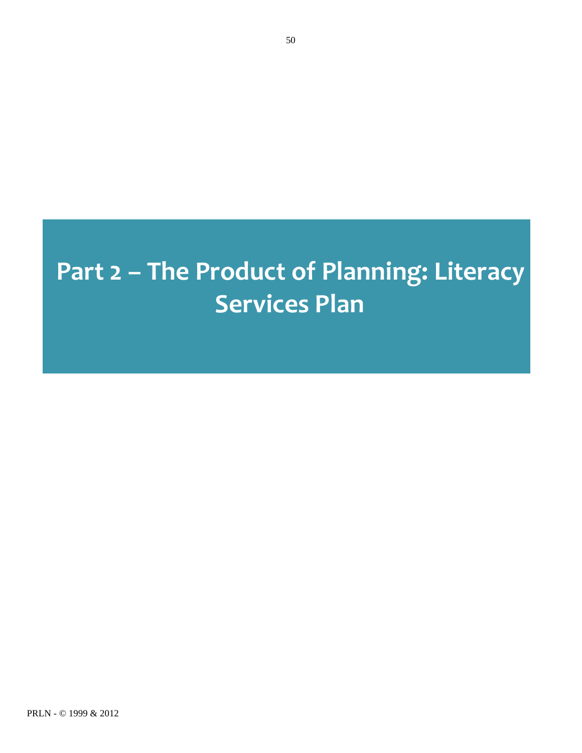# Part 2 – The Product of Planning: Literacy Services Plan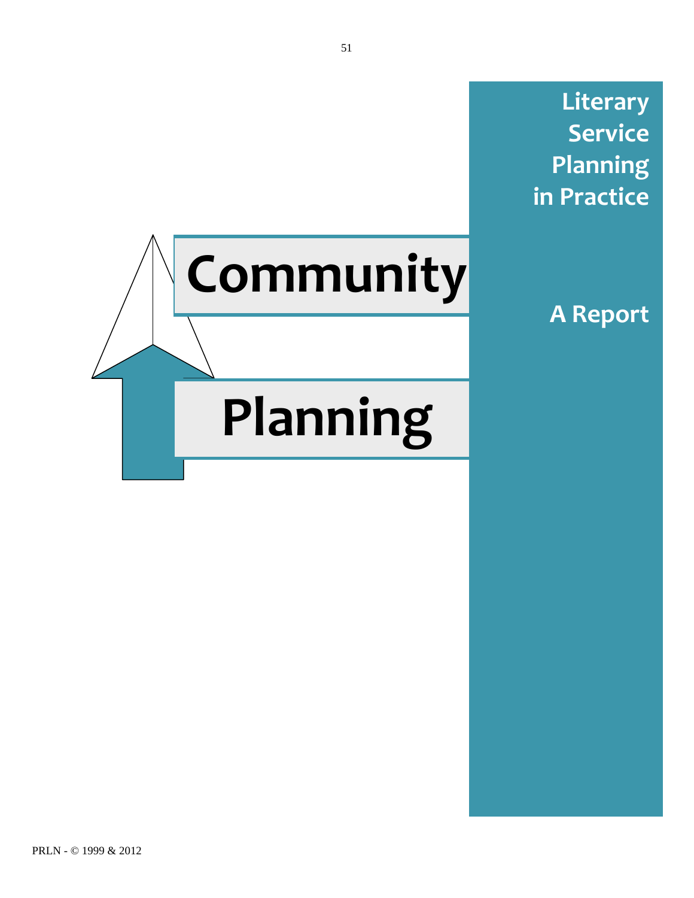# Community

# Planning

## Literary Service Planning in Practice

## A Report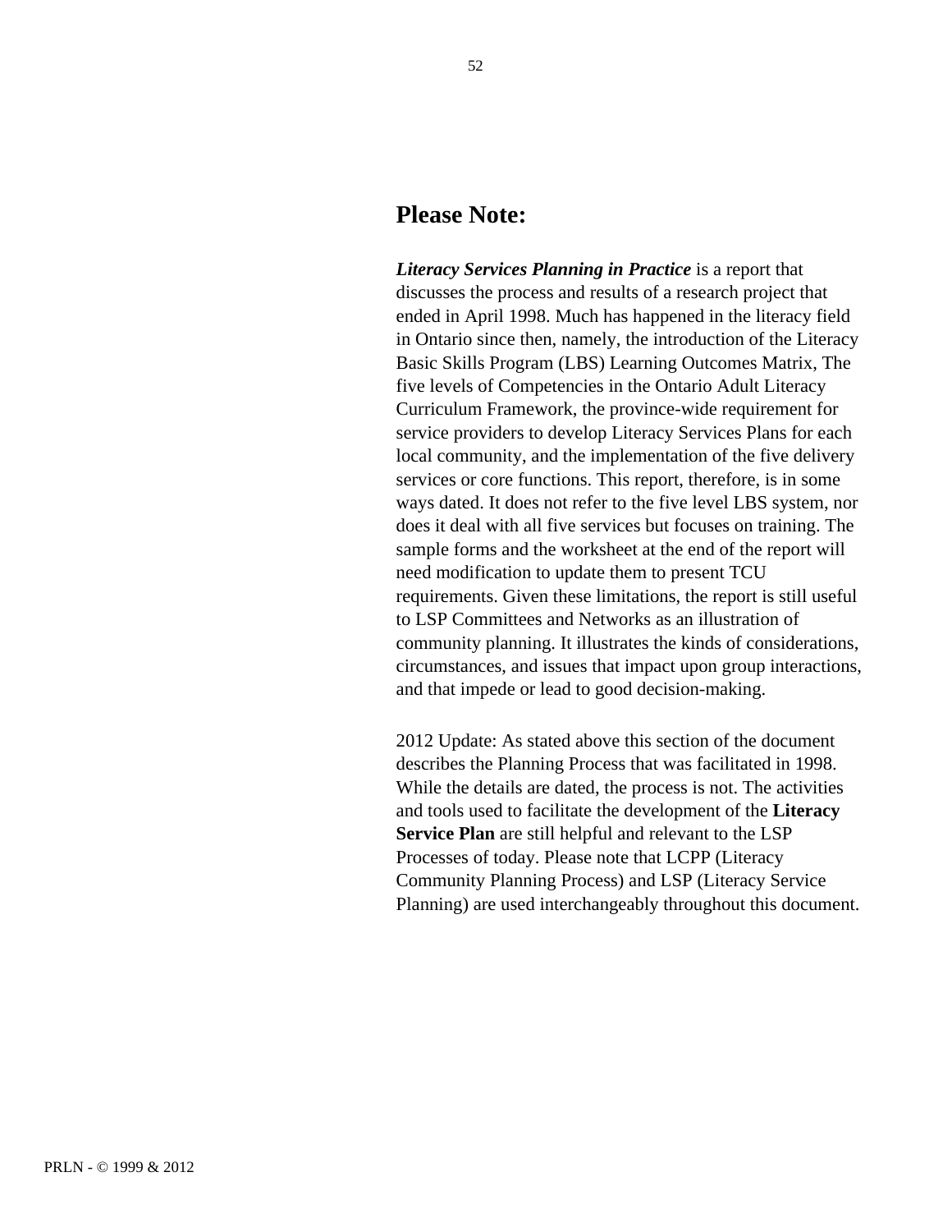## Please Note:

***Literacy Services Planning in Practice*** is a report that discusses the process and results of a research project that ended in April 1998. Much has happened in the literacy field in Ontario since then, namely, the introduction of the Literacy Basic Skills Program (LBS) Learning Outcomes Matrix, The five levels of Competencies in the Ontario Adult Literacy Curriculum Framework, the province-wide requirement for service providers to develop Literacy Services Plans for each local community, and the implementation of the five delivery services or core functions. This report, therefore, is in some ways dated. It does not refer to the five level LBS system, nor does it deal with all five services but focuses on training. The sample forms and the worksheet at the end of the report will need modification to update them to present TCU requirements. Given these limitations, the report is still useful to LSP Committees and Networks as an illustration of community planning. It illustrates the kinds of considerations, circumstances, and issues that impact upon group interactions, and that impede or lead to good decision-making.

2012 Update: As stated above this section of the document describes the Planning Process that was facilitated in 1998. While the details are dated, the process is not. The activities and tools used to facilitate the development of the **Literacy Service Plan** are still helpful and relevant to the LSP Processes of today. Please note that LCPP (Literacy Community Planning Process) and LSP (Literacy Service Planning) are used interchangeably throughout this document.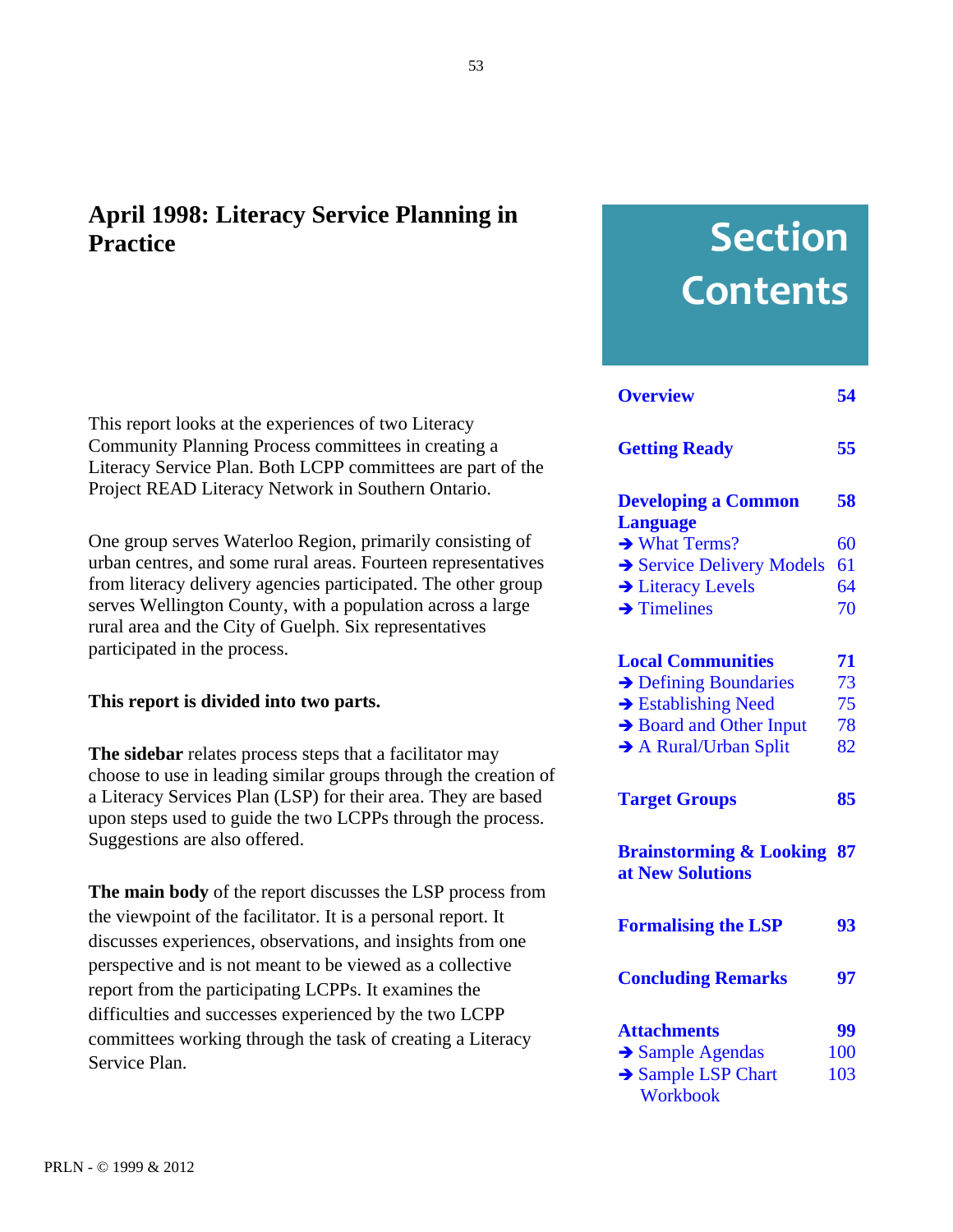# April 1998: Literacy Service Planning in Practice

This report looks at the experiences of two Literacy Community Planning Process committees in creating a Literacy Service Plan. Both LCPP committees are part of the Project READ Literacy Network in Southern Ontario.

One group serves Waterloo Region, primarily consisting of urban centres, and some rural areas. Fourteen representatives from literacy delivery agencies participated. The other group serves Wellington County, with a population across a large rural area and the City of Guelph. Six representatives participated in the process.

**This report is divided into two parts.**

**The sidebar** relates process steps that a facilitator may choose to use in leading similar groups through the creation of a Literacy Services Plan (LSP) for their area. They are based upon steps used to guide the two LCPPs through the process. Suggestions are also offered.

**The main body** of the report discusses the LSP process from the viewpoint of the facilitator. It is a personal report. It discusses experiences, observations, and insights from one perspective and is not meant to be viewed as a collective report from the participating LCPPs. It examines the difficulties and successes experienced by the two LCPP committees working through the task of creating a Literacy Service Plan.

## Section Contents

| | |
|---|---|
| **Overview** | **54** |
| **Getting Ready** | **55** |
| **Developing a Common Language** | **58** |
| ➔ What Terms? | 60 |
| ➔ Service Delivery Models | 61 |
| ➔ Literacy Levels | 64 |
| ➔ Timelines | 70 |
| **Local Communities** | **71** |
| ➔ Defining Boundaries | 73 |
| ➔ Establishing Need | 75 |
| ➔ Board and Other Input | 78 |
| ➔ A Rural/Urban Split | 82 |
| **Target Groups** | **85** |
| **Brainstorming & Looking at New Solutions** | **87** |
| **Formalising the LSP** | **93** |
| **Concluding Remarks** | **97** |
| **Attachments** | **99** |
| ➔ Sample Agendas | 100 |
| ➔ Sample LSP Chart Workbook | 103 |

PRLN - © 1999 & 2012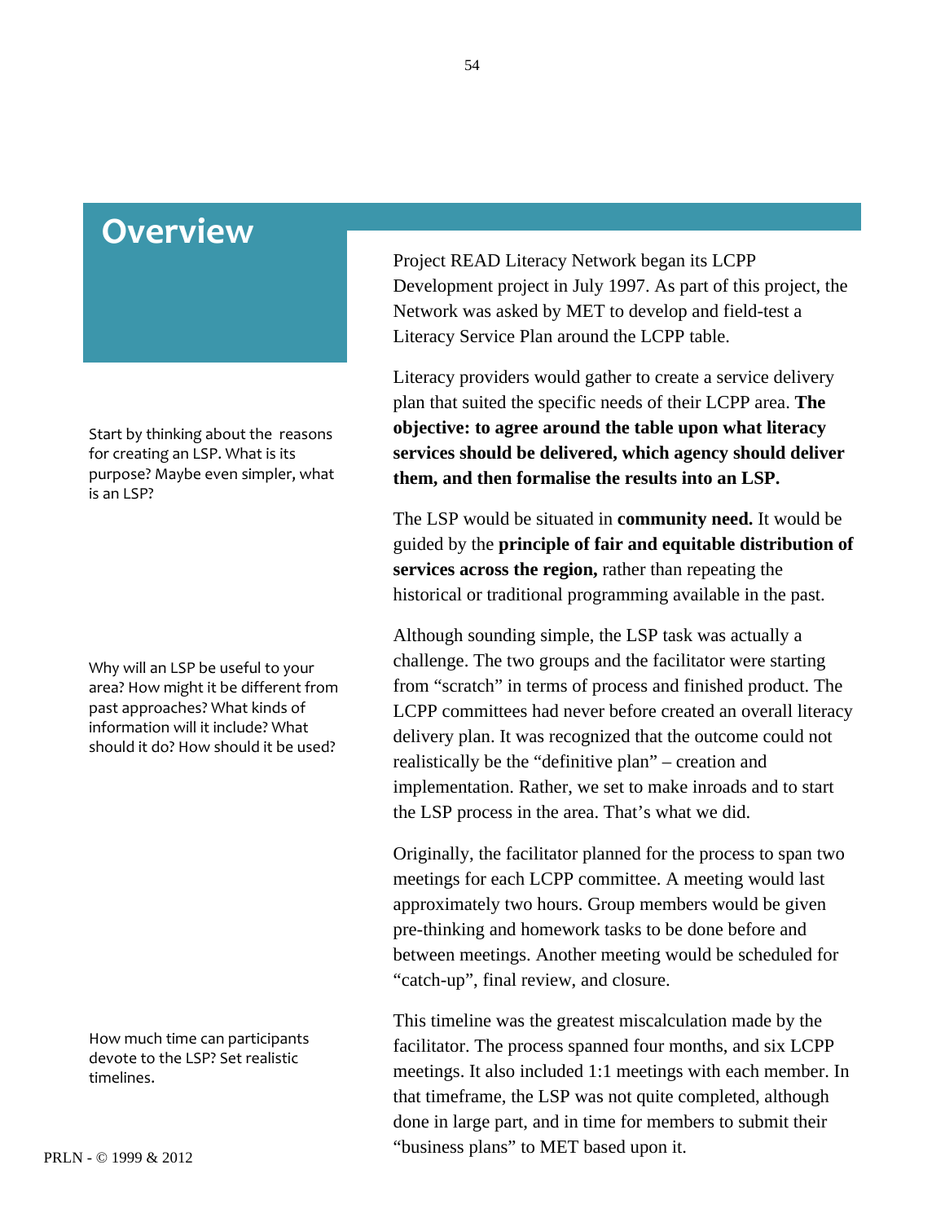# Overview

Project READ Literacy Network began its LCPP Development project in July 1997. As part of this project, the Network was asked by MET to develop and field-test a Literacy Service Plan around the LCPP table.

Start by thinking about the reasons for creating an LSP. What is its purpose? Maybe even simpler, what is an LSP?

Literacy providers would gather to create a service delivery plan that suited the specific needs of their LCPP area. **The objective: to agree around the table upon what literacy services should be delivered, which agency should deliver them, and then formalise the results into an LSP.**

The LSP would be situated in **community need.** It would be guided by the **principle of fair and equitable distribution of services across the region,** rather than repeating the historical or traditional programming available in the past.

Why will an LSP be useful to your area? How might it be different from past approaches? What kinds of information will it include? What should it do? How should it be used?

Although sounding simple, the LSP task was actually a challenge. The two groups and the facilitator were starting from "scratch" in terms of process and finished product. The LCPP committees had never before created an overall literacy delivery plan. It was recognized that the outcome could not realistically be the "definitive plan" – creation and implementation. Rather, we set to make inroads and to start the LSP process in the area. That's what we did.

Originally, the facilitator planned for the process to span two meetings for each LCPP committee. A meeting would last approximately two hours. Group members would be given pre-thinking and homework tasks to be done before and between meetings. Another meeting would be scheduled for "catch-up", final review, and closure.

How much time can participants devote to the LSP? Set realistic timelines.

This timeline was the greatest miscalculation made by the facilitator. The process spanned four months, and six LCPP meetings. It also included 1:1 meetings with each member. In that timeframe, the LSP was not quite completed, although done in large part, and in time for members to submit their "business plans" to MET based upon it.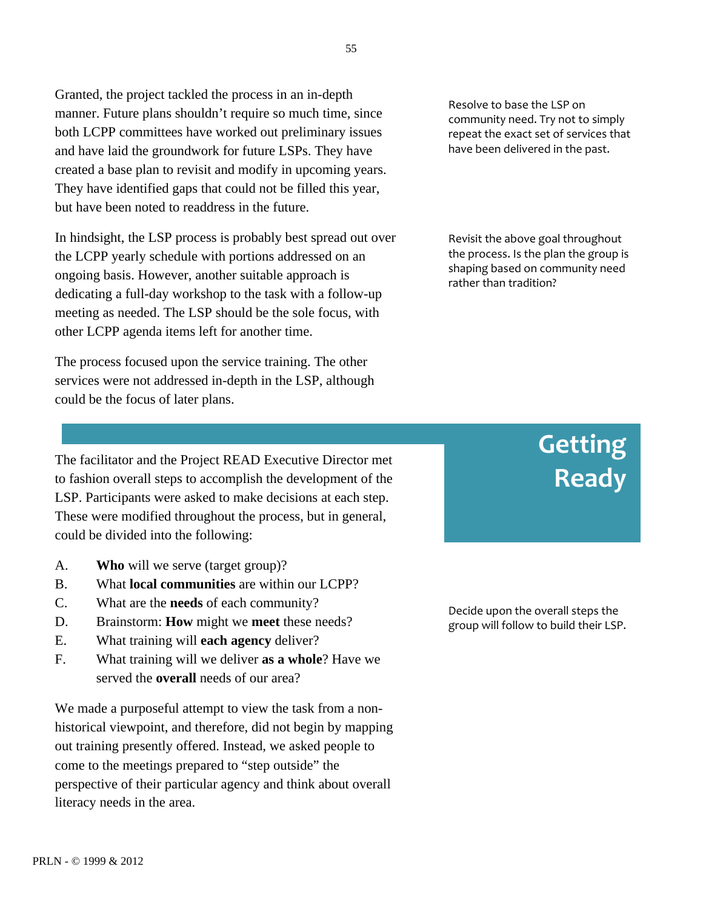Granted, the project tackled the process in an in-depth manner. Future plans shouldn't require so much time, since both LCPP committees have worked out preliminary issues and have laid the groundwork for future LSPs. They have created a base plan to revisit and modify in upcoming years. They have identified gaps that could not be filled this year, but have been noted to readdress in the future.

Resolve to base the LSP on community need. Try not to simply repeat the exact set of services that have been delivered in the past.

In hindsight, the LSP process is probably best spread out over the LCPP yearly schedule with portions addressed on an ongoing basis. However, another suitable approach is dedicating a full-day workshop to the task with a follow-up meeting as needed. The LSP should be the sole focus, with other LCPP agenda items left for another time.

Revisit the above goal throughout the process. Is the plan the group is shaping based on community need rather than tradition?

The process focused upon the service training. The other services were not addressed in-depth in the LSP, although could be the focus of later plans.

## Getting Ready

The facilitator and the Project READ Executive Director met to fashion overall steps to accomplish the development of the LSP. Participants were asked to make decisions at each step. These were modified throughout the process, but in general, could be divided into the following:

Decide upon the overall steps the group will follow to build their LSP.

A. **Who** will we serve (target group)?
B. What **local communities** are within our LCPP?
C. What are the **needs** of each community?
D. Brainstorm: **How** might we **meet** these needs?
E. What training will **each agency** deliver?
F. What training will we deliver **as a whole**? Have we served the **overall** needs of our area?

We made a purposeful attempt to view the task from a non-historical viewpoint, and therefore, did not begin by mapping out training presently offered. Instead, we asked people to come to the meetings prepared to "step outside" the perspective of their particular agency and think about overall literacy needs in the area.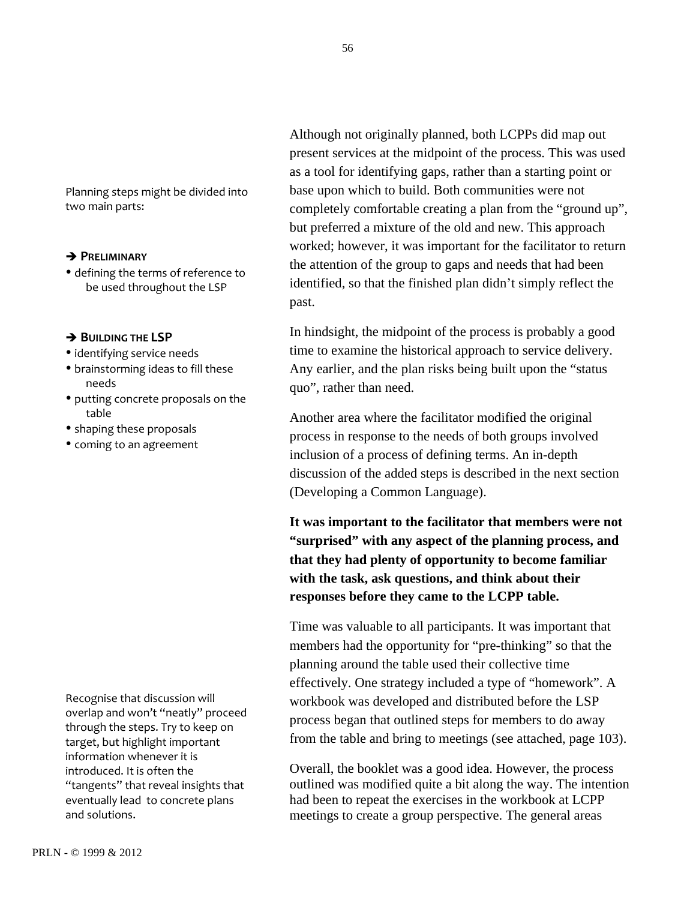Although not originally planned, both LCPPs did map out present services at the midpoint of the process. This was used as a tool for identifying gaps, rather than a starting point or base upon which to build. Both communities were not completely comfortable creating a plan from the "ground up", but preferred a mixture of the old and new. This approach worked; however, it was important for the facilitator to return the attention of the group to gaps and needs that had been identified, so that the finished plan didn't simply reflect the past.

Planning steps might be divided into two main parts:

➔ **PRELIMINARY**

- defining the terms of reference to be used throughout the LSP

➔ **BUILDING THE LSP**

- identifying service needs
- brainstorming ideas to fill these needs
- putting concrete proposals on the table
- shaping these proposals
- coming to an agreement

In hindsight, the midpoint of the process is probably a good time to examine the historical approach to service delivery. Any earlier, and the plan risks being built upon the "status quo", rather than need.

Another area where the facilitator modified the original process in response to the needs of both groups involved inclusion of a process of defining terms. An in-depth discussion of the added steps is described in the next section (Developing a Common Language).

**It was important to the facilitator that members were not "surprised" with any aspect of the planning process, and that they had plenty of opportunity to become familiar with the task, ask questions, and think about their responses before they came to the LCPP table.**

Time was valuable to all participants. It was important that members had the opportunity for "pre-thinking" so that the planning around the table used their collective time effectively. One strategy included a type of "homework". A workbook was developed and distributed before the LSP process began that outlined steps for members to do away from the table and bring to meetings (see attached, page 103).

Recognise that discussion will overlap and won't "neatly" proceed through the steps. Try to keep on target, but highlight important information whenever it is introduced. It is often the "tangents" that reveal insights that eventually lead to concrete plans and solutions.

Overall, the booklet was a good idea. However, the process outlined was modified quite a bit along the way. The intention had been to repeat the exercises in the workbook at LCPP meetings to create a group perspective. The general areas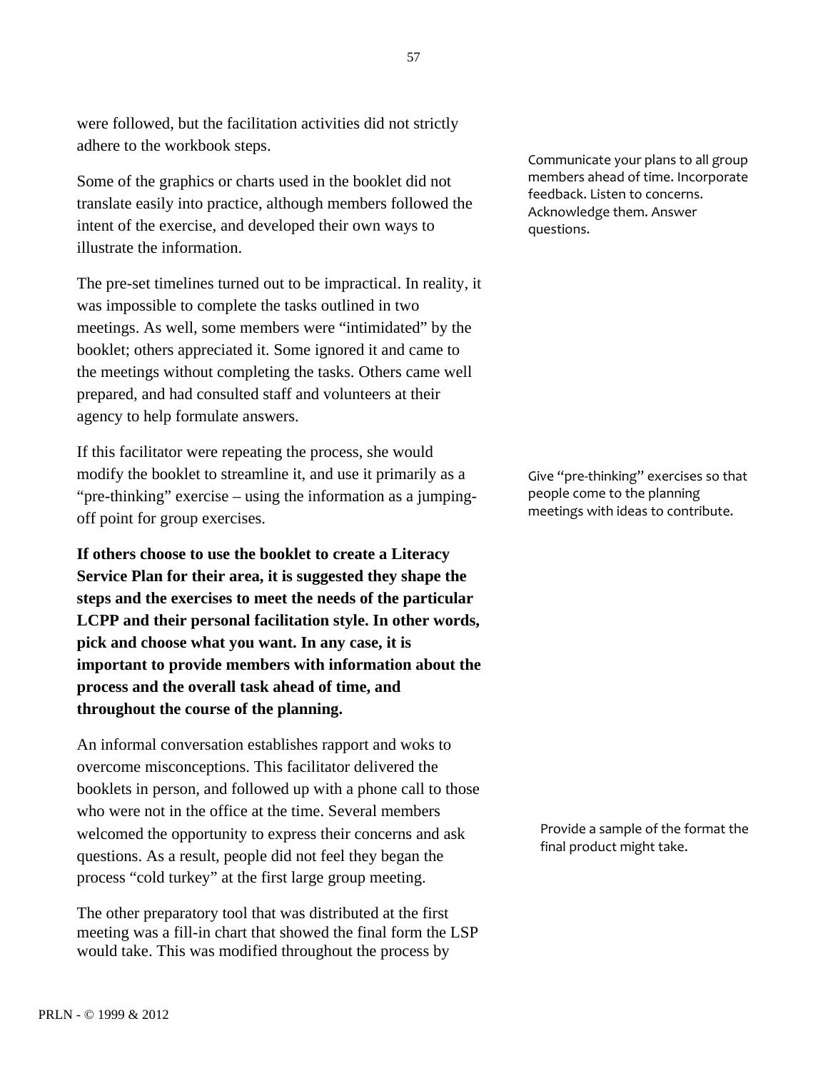were followed, but the facilitation activities did not strictly adhere to the workbook steps.

Some of the graphics or charts used in the booklet did not translate easily into practice, although members followed the intent of the exercise, and developed their own ways to illustrate the information.

Communicate your plans to all group members ahead of time. Incorporate feedback. Listen to concerns. Acknowledge them. Answer questions.

The pre-set timelines turned out to be impractical. In reality, it was impossible to complete the tasks outlined in two meetings. As well, some members were "intimidated" by the booklet; others appreciated it. Some ignored it and came to the meetings without completing the tasks. Others came well prepared, and had consulted staff and volunteers at their agency to help formulate answers.

If this facilitator were repeating the process, she would modify the booklet to streamline it, and use it primarily as a "pre-thinking" exercise – using the information as a jumping-off point for group exercises.

Give "pre-thinking" exercises so that people come to the planning meetings with ideas to contribute.

**If others choose to use the booklet to create a Literacy Service Plan for their area, it is suggested they shape the steps and the exercises to meet the needs of the particular LCPP and their personal facilitation style. In other words, pick and choose what you want. In any case, it is important to provide members with information about the process and the overall task ahead of time, and throughout the course of the planning.**

An informal conversation establishes rapport and woks to overcome misconceptions. This facilitator delivered the booklets in person, and followed up with a phone call to those who were not in the office at the time. Several members welcomed the opportunity to express their concerns and ask questions. As a result, people did not feel they began the process "cold turkey" at the first large group meeting.

Provide a sample of the format the final product might take.

The other preparatory tool that was distributed at the first meeting was a fill-in chart that showed the final form the LSP would take. This was modified throughout the process by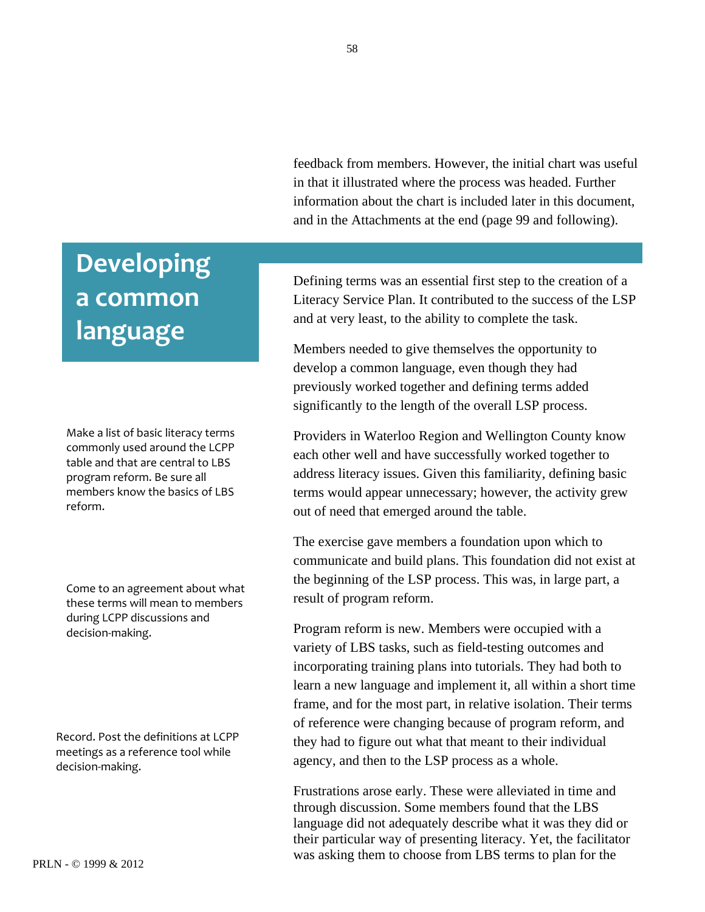feedback from members. However, the initial chart was useful in that it illustrated where the process was headed. Further information about the chart is included later in this document, and in the Attachments at the end (page 99 and following).

## Developing a common language

Defining terms was an essential first step to the creation of a Literacy Service Plan. It contributed to the success of the LSP and at very least, to the ability to complete the task.

Members needed to give themselves the opportunity to develop a common language, even though they had previously worked together and defining terms added significantly to the length of the overall LSP process.

Make a list of basic literacy terms commonly used around the LCPP table and that are central to LBS program reform. Be sure all members know the basics of LBS reform.

Providers in Waterloo Region and Wellington County know each other well and have successfully worked together to address literacy issues. Given this familiarity, defining basic terms would appear unnecessary; however, the activity grew out of need that emerged around the table.

The exercise gave members a foundation upon which to communicate and build plans. This foundation did not exist at the beginning of the LSP process. This was, in large part, a result of program reform.

Come to an agreement about what these terms will mean to members during LCPP discussions and decision-making.

Program reform is new. Members were occupied with a variety of LBS tasks, such as field-testing outcomes and incorporating training plans into tutorials. They had both to learn a new language and implement it, all within a short time frame, and for the most part, in relative isolation. Their terms of reference were changing because of program reform, and they had to figure out what that meant to their individual agency, and then to the LSP process as a whole.

Record. Post the definitions at LCPP meetings as a reference tool while decision-making.

Frustrations arose early. These were alleviated in time and through discussion. Some members found that the LBS language did not adequately describe what it was they did or their particular way of presenting literacy. Yet, the facilitator was asking them to choose from LBS terms to plan for the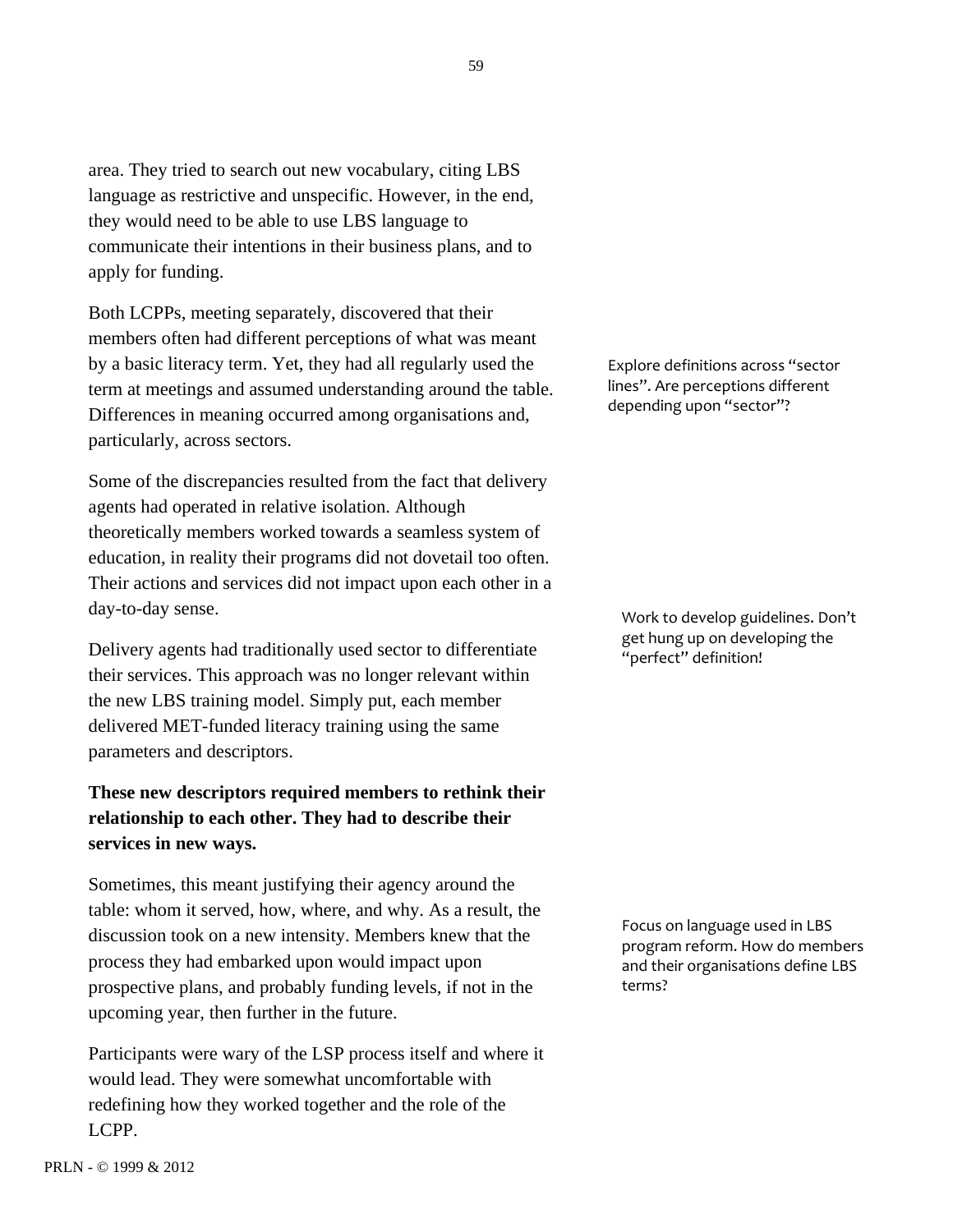area. They tried to search out new vocabulary, citing LBS language as restrictive and unspecific. However, in the end, they would need to be able to use LBS language to communicate their intentions in their business plans, and to apply for funding.

Both LCPPs, meeting separately, discovered that their members often had different perceptions of what was meant by a basic literacy term. Yet, they had all regularly used the term at meetings and assumed understanding around the table. Differences in meaning occurred among organisations and, particularly, across sectors.

Explore definitions across "sector lines". Are perceptions different depending upon "sector"?

Some of the discrepancies resulted from the fact that delivery agents had operated in relative isolation. Although theoretically members worked towards a seamless system of education, in reality their programs did not dovetail too often. Their actions and services did not impact upon each other in a day-to-day sense.

Work to develop guidelines. Don't get hung up on developing the "perfect" definition!

Delivery agents had traditionally used sector to differentiate their services. This approach was no longer relevant within the new LBS training model. Simply put, each member delivered MET-funded literacy training using the same parameters and descriptors.

**These new descriptors required members to rethink their relationship to each other. They had to describe their services in new ways.**

Sometimes, this meant justifying their agency around the table: whom it served, how, where, and why. As a result, the discussion took on a new intensity. Members knew that the process they had embarked upon would impact upon prospective plans, and probably funding levels, if not in the upcoming year, then further in the future.

Focus on language used in LBS program reform. How do members and their organisations define LBS terms?

Participants were wary of the LSP process itself and where it would lead. They were somewhat uncomfortable with redefining how they worked together and the role of the LCPP.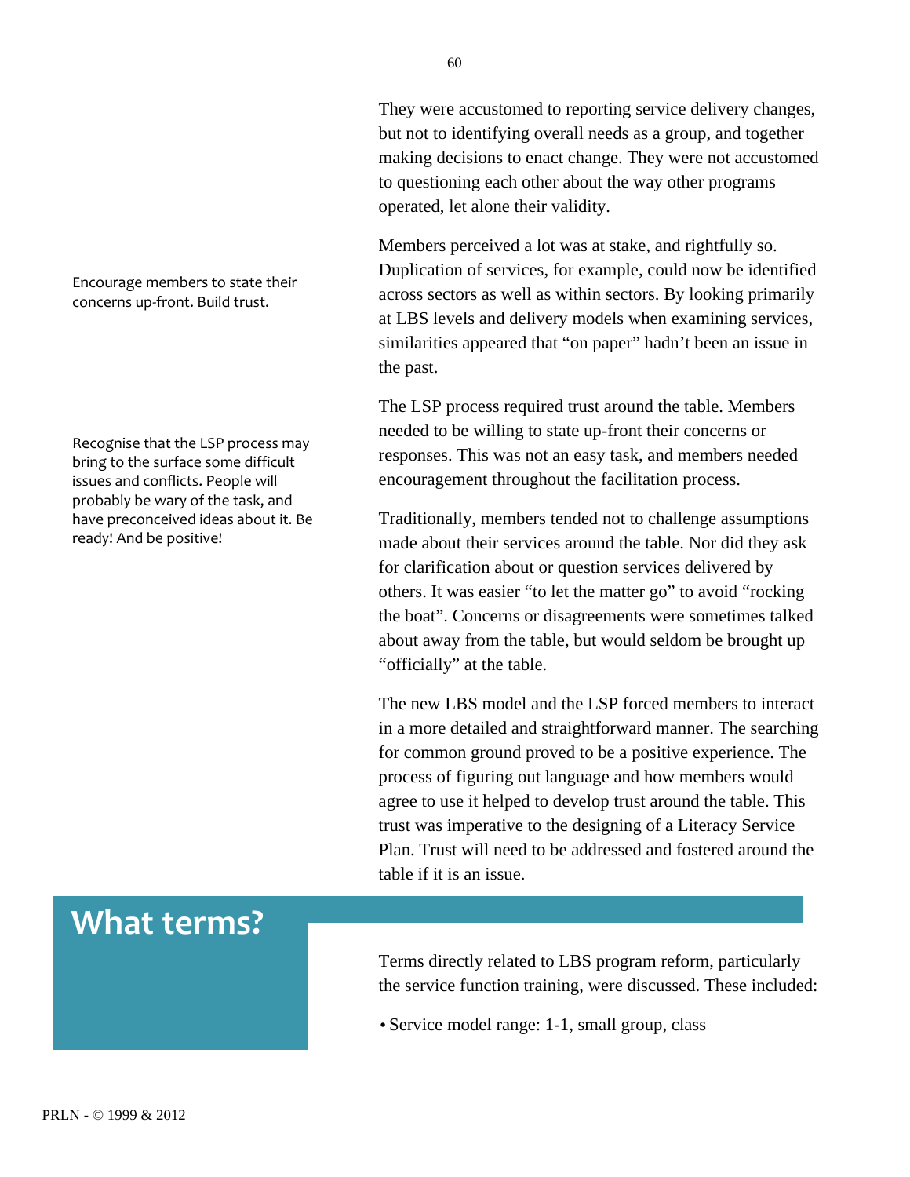They were accustomed to reporting service delivery changes, but not to identifying overall needs as a group, and together making decisions to enact change. They were not accustomed to questioning each other about the way other programs operated, let alone their validity.

Encourage members to state their concerns up-front. Build trust.

Members perceived a lot was at stake, and rightfully so. Duplication of services, for example, could now be identified across sectors as well as within sectors. By looking primarily at LBS levels and delivery models when examining services, similarities appeared that "on paper" hadn't been an issue in the past.

The LSP process required trust around the table. Members needed to be willing to state up-front their concerns or responses. This was not an easy task, and members needed encouragement throughout the facilitation process.

Recognise that the LSP process may bring to the surface some difficult issues and conflicts. People will probably be wary of the task, and have preconceived ideas about it. Be ready! And be positive!

Traditionally, members tended not to challenge assumptions made about their services around the table. Nor did they ask for clarification about or question services delivered by others. It was easier "to let the matter go" to avoid "rocking the boat". Concerns or disagreements were sometimes talked about away from the table, but would seldom be brought up "officially" at the table.

The new LBS model and the LSP forced members to interact in a more detailed and straightforward manner. The searching for common ground proved to be a positive experience. The process of figuring out language and how members would agree to use it helped to develop trust around the table. This trust was imperative to the designing of a Literacy Service Plan. Trust will need to be addressed and fostered around the table if it is an issue.

## What terms?

Terms directly related to LBS program reform, particularly the service function training, were discussed. These included:

- Service model range: 1-1, small group, class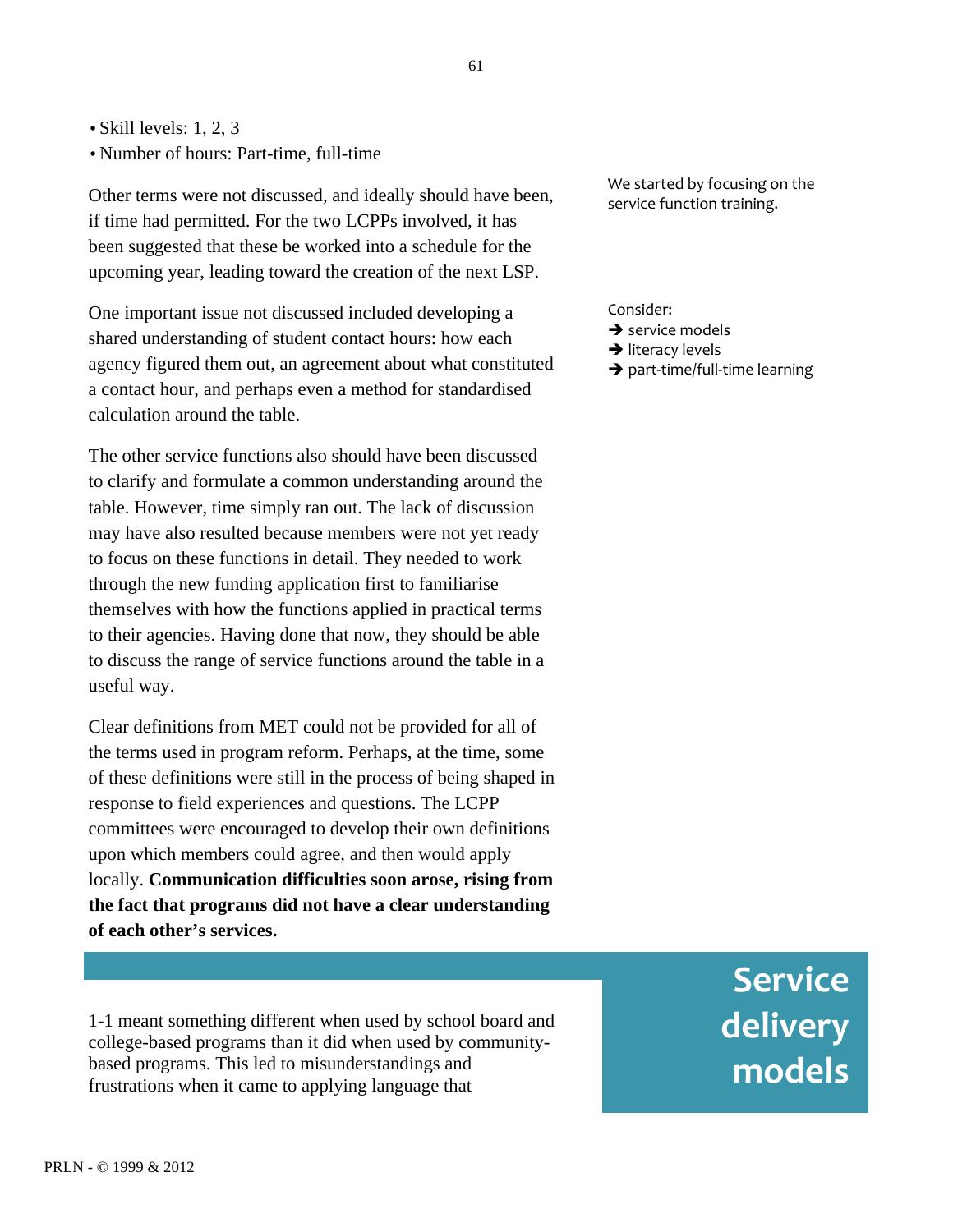- Skill levels: 1, 2, 3
- Number of hours: Part-time, full-time

Other terms were not discussed, and ideally should have been, if time had permitted. For the two LCPPs involved, it has been suggested that these be worked into a schedule for the upcoming year, leading toward the creation of the next LSP.

We started by focusing on the service function training.

One important issue not discussed included developing a shared understanding of student contact hours: how each agency figured them out, an agreement about what constituted a contact hour, and perhaps even a method for standardised calculation around the table.

Consider:
➔ service models
➔ literacy levels
➔ part-time/full-time learning

The other service functions also should have been discussed to clarify and formulate a common understanding around the table. However, time simply ran out. The lack of discussion may have also resulted because members were not yet ready to focus on these functions in detail. They needed to work through the new funding application first to familiarise themselves with how the functions applied in practical terms to their agencies. Having done that now, they should be able to discuss the range of service functions around the table in a useful way.

Clear definitions from MET could not be provided for all of the terms used in program reform. Perhaps, at the time, some of these definitions were still in the process of being shaped in response to field experiences and questions. The LCPP committees were encouraged to develop their own definitions upon which members could agree, and then would apply locally. **Communication difficulties soon arose, rising from the fact that programs did not have a clear understanding of each other's services.**

## Service delivery models

1-1 meant something different when used by school board and college-based programs than it did when used by community-based programs. This led to misunderstandings and frustrations when it came to applying language that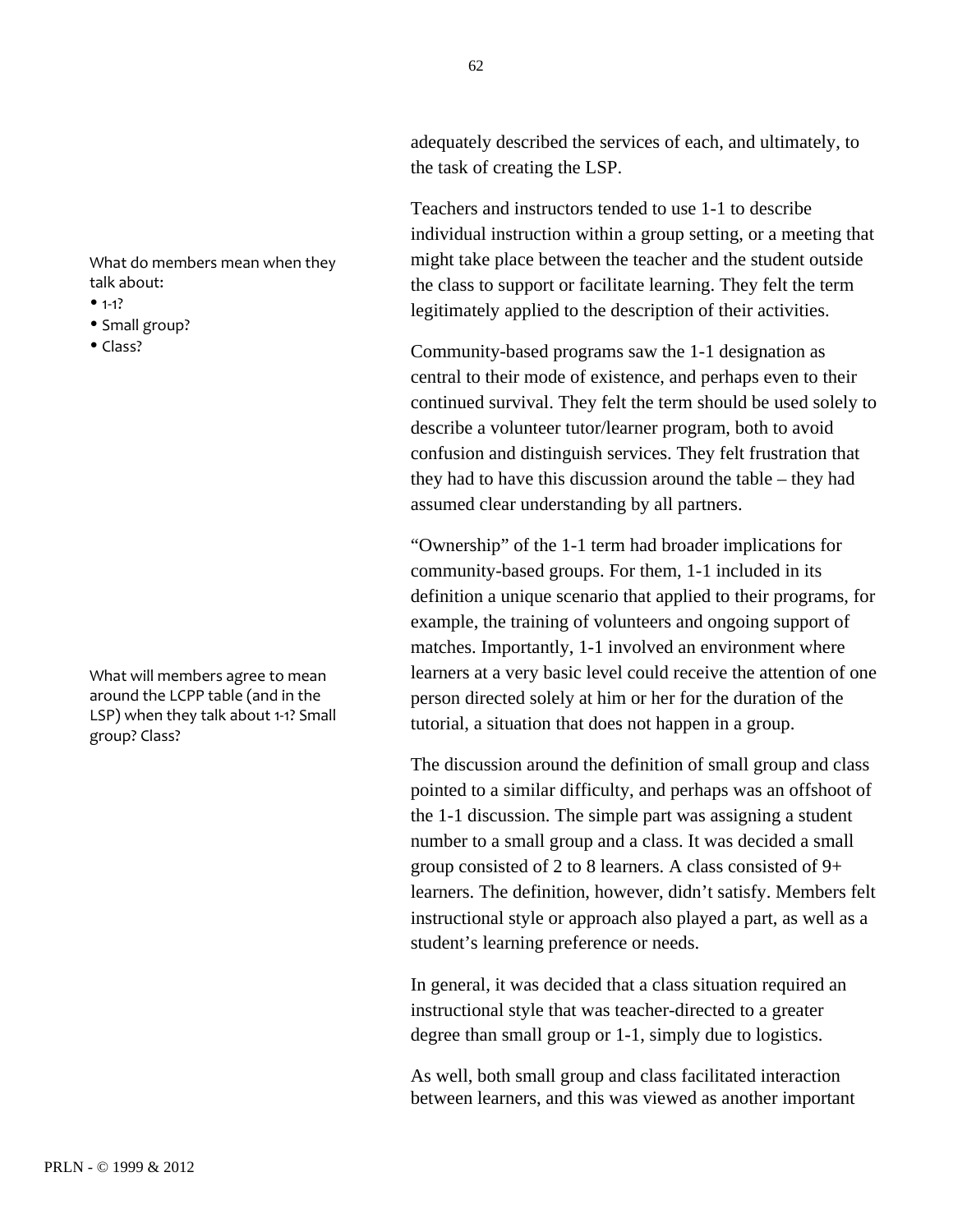adequately described the services of each, and ultimately, to the task of creating the LSP.

What do members mean when they talk about:

- 1-1?
- Small group?
- Class?

Teachers and instructors tended to use 1-1 to describe individual instruction within a group setting, or a meeting that might take place between the teacher and the student outside the class to support or facilitate learning. They felt the term legitimately applied to the description of their activities.

Community-based programs saw the 1-1 designation as central to their mode of existence, and perhaps even to their continued survival. They felt the term should be used solely to describe a volunteer tutor/learner program, both to avoid confusion and distinguish services. They felt frustration that they had to have this discussion around the table – they had assumed clear understanding by all partners.

“Ownership” of the 1-1 term had broader implications for community-based groups. For them, 1-1 included in its definition a unique scenario that applied to their programs, for example, the training of volunteers and ongoing support of matches. Importantly, 1-1 involved an environment where learners at a very basic level could receive the attention of one person directed solely at him or her for the duration of the tutorial, a situation that does not happen in a group.

What will members agree to mean around the LCPP table (and in the LSP) when they talk about 1-1? Small group? Class?

The discussion around the definition of small group and class pointed to a similar difficulty, and perhaps was an offshoot of the 1-1 discussion. The simple part was assigning a student number to a small group and a class. It was decided a small group consisted of 2 to 8 learners. A class consisted of 9+ learners. The definition, however, didn’t satisfy. Members felt instructional style or approach also played a part, as well as a student’s learning preference or needs.

In general, it was decided that a class situation required an instructional style that was teacher-directed to a greater degree than small group or 1-1, simply due to logistics.

As well, both small group and class facilitated interaction between learners, and this was viewed as another important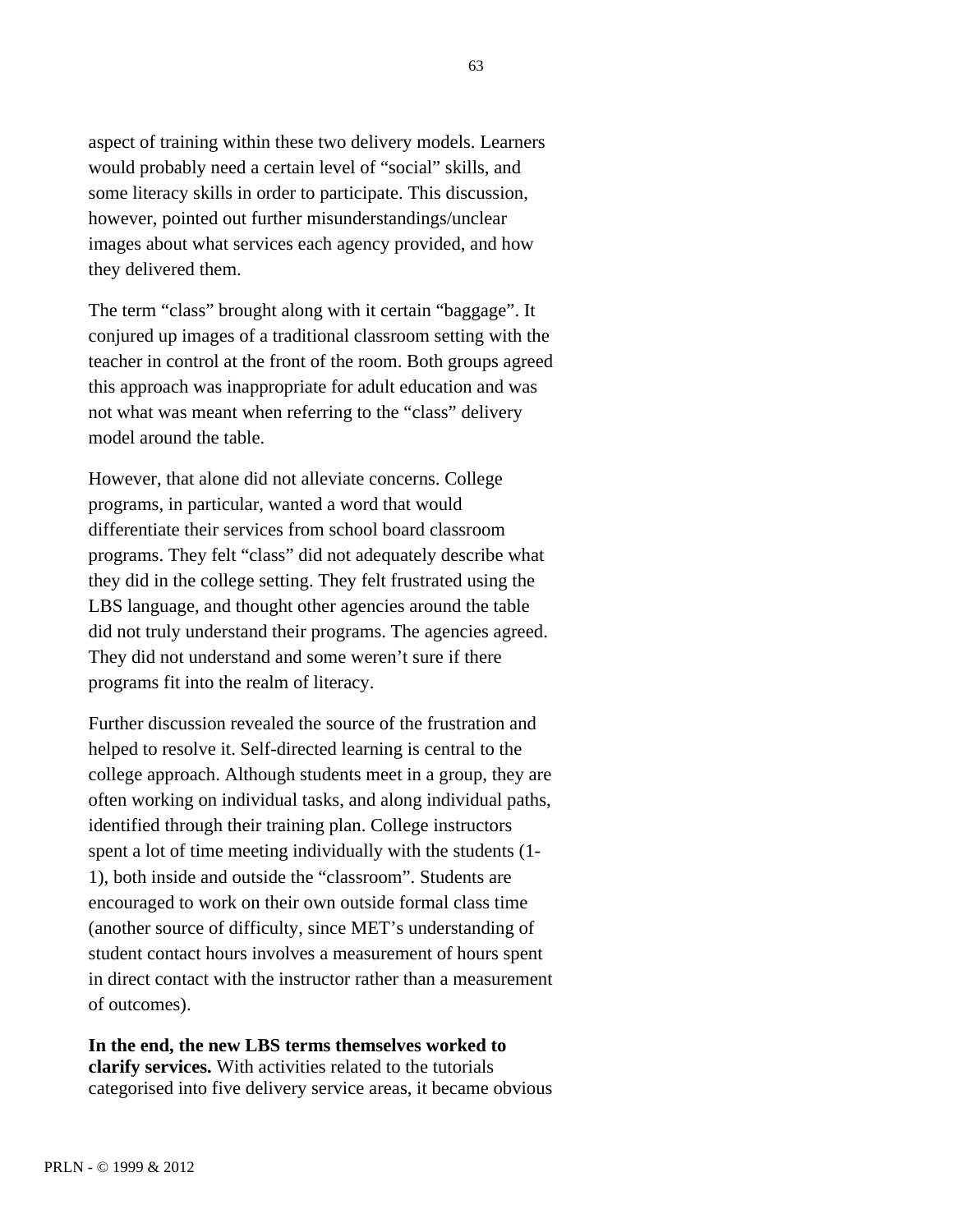aspect of training within these two delivery models. Learners would probably need a certain level of “social” skills, and some literacy skills in order to participate. This discussion, however, pointed out further misunderstandings/unclear images about what services each agency provided, and how they delivered them.

The term “class” brought along with it certain “baggage”. It conjured up images of a traditional classroom setting with the teacher in control at the front of the room. Both groups agreed this approach was inappropriate for adult education and was not what was meant when referring to the “class” delivery model around the table.

However, that alone did not alleviate concerns. College programs, in particular, wanted a word that would differentiate their services from school board classroom programs. They felt “class” did not adequately describe what they did in the college setting. They felt frustrated using the LBS language, and thought other agencies around the table did not truly understand their programs. The agencies agreed. They did not understand and some weren’t sure if there programs fit into the realm of literacy.

Further discussion revealed the source of the frustration and helped to resolve it. Self-directed learning is central to the college approach. Although students meet in a group, they are often working on individual tasks, and along individual paths, identified through their training plan. College instructors spent a lot of time meeting individually with the students (1-1), both inside and outside the “classroom”. Students are encouraged to work on their own outside formal class time (another source of difficulty, since MET’s understanding of student contact hours involves a measurement of hours spent in direct contact with the instructor rather than a measurement of outcomes).

**In the end, the new LBS terms themselves worked to clarify services.** With activities related to the tutorials categorised into five delivery service areas, it became obvious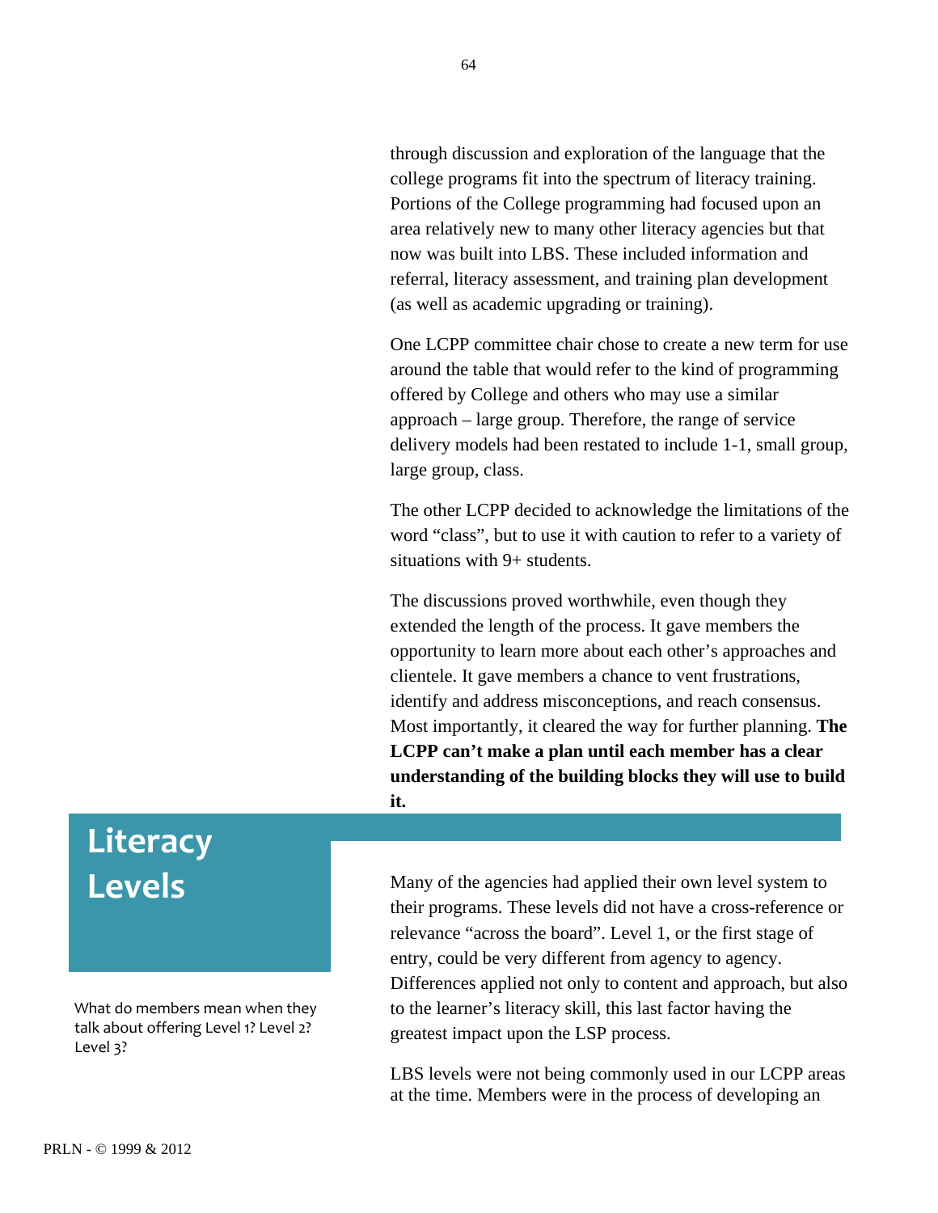through discussion and exploration of the language that the college programs fit into the spectrum of literacy training. Portions of the College programming had focused upon an area relatively new to many other literacy agencies but that now was built into LBS. These included information and referral, literacy assessment, and training plan development (as well as academic upgrading or training).

One LCPP committee chair chose to create a new term for use around the table that would refer to the kind of programming offered by College and others who may use a similar approach – large group. Therefore, the range of service delivery models had been restated to include 1-1, small group, large group, class.

The other LCPP decided to acknowledge the limitations of the word “class”, but to use it with caution to refer to a variety of situations with 9+ students.

The discussions proved worthwhile, even though they extended the length of the process. It gave members the opportunity to learn more about each other’s approaches and clientele. It gave members a chance to vent frustrations, identify and address misconceptions, and reach consensus. Most importantly, it cleared the way for further planning. **The LCPP can’t make a plan until each member has a clear understanding of the building blocks they will use to build it.**

## Literacy Levels

What do members mean when they talk about offering Level 1? Level 2? Level 3?

Many of the agencies had applied their own level system to their programs. These levels did not have a cross-reference or relevance “across the board”. Level 1, or the first stage of entry, could be very different from agency to agency. Differences applied not only to content and approach, but also to the learner’s literacy skill, this last factor having the greatest impact upon the LSP process.

LBS levels were not being commonly used in our LCPP areas at the time. Members were in the process of developing an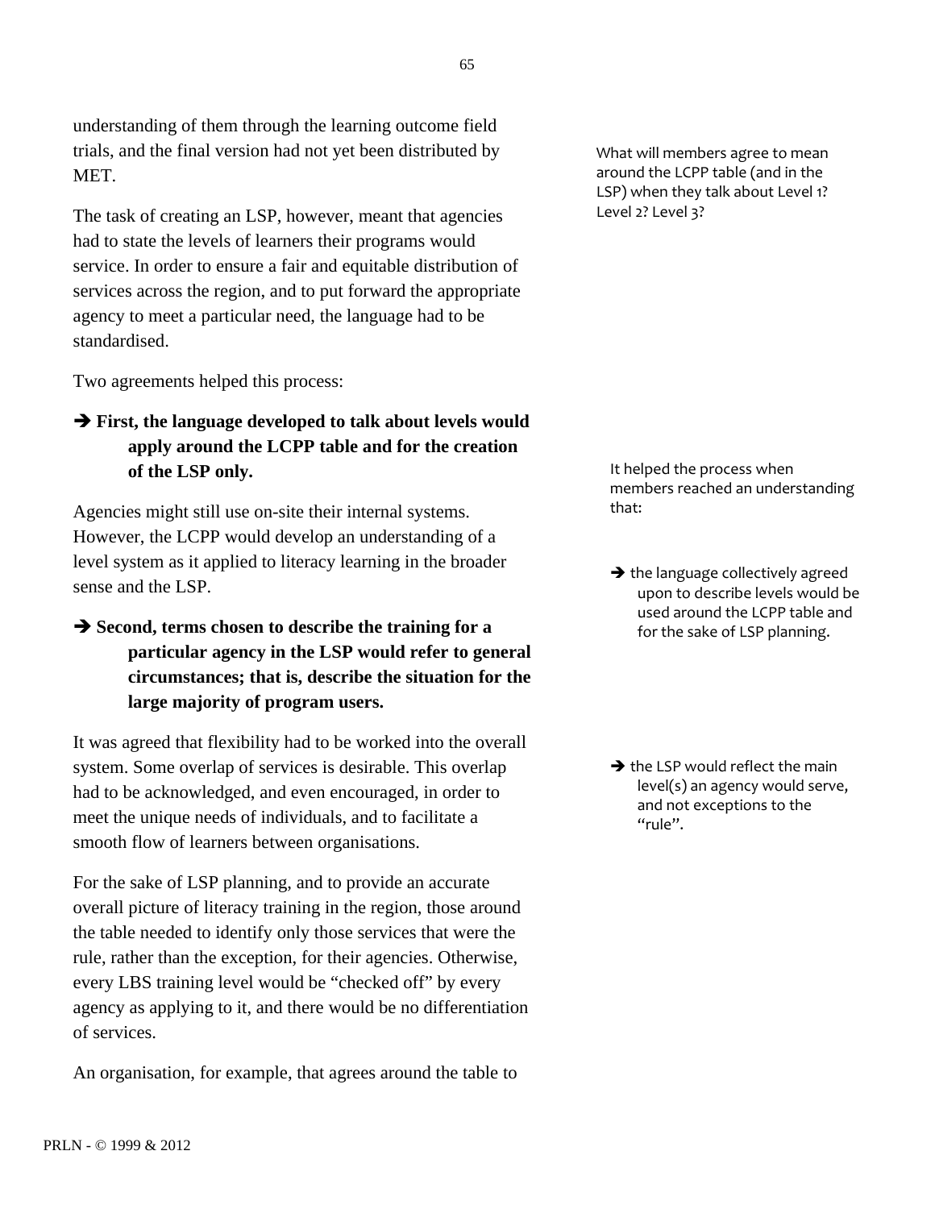understanding of them through the learning outcome field trials, and the final version had not yet been distributed by MET.

What will members agree to mean around the LCPP table (and in the LSP) when they talk about Level 1? Level 2? Level 3?

The task of creating an LSP, however, meant that agencies had to state the levels of learners their programs would service. In order to ensure a fair and equitable distribution of services across the region, and to put forward the appropriate agency to meet a particular need, the language had to be standardised.

Two agreements helped this process:

➔ **First, the language developed to talk about levels would apply around the LCPP table and for the creation of the LSP only.**

It helped the process when members reached an understanding that:

Agencies might still use on-site their internal systems. However, the LCPP would develop an understanding of a level system as it applied to literacy learning in the broader sense and the LSP.

➔ the language collectively agreed upon to describe levels would be used around the LCPP table and for the sake of LSP planning.

➔ **Second, terms chosen to describe the training for a particular agency in the LSP would refer to general circumstances; that is, describe the situation for the large majority of program users.**

It was agreed that flexibility had to be worked into the overall system. Some overlap of services is desirable. This overlap had to be acknowledged, and even encouraged, in order to meet the unique needs of individuals, and to facilitate a smooth flow of learners between organisations.

➔ the LSP would reflect the main level(s) an agency would serve, and not exceptions to the "rule".

For the sake of LSP planning, and to provide an accurate overall picture of literacy training in the region, those around the table needed to identify only those services that were the rule, rather than the exception, for their agencies. Otherwise, every LBS training level would be "checked off" by every agency as applying to it, and there would be no differentiation of services.

An organisation, for example, that agrees around the table to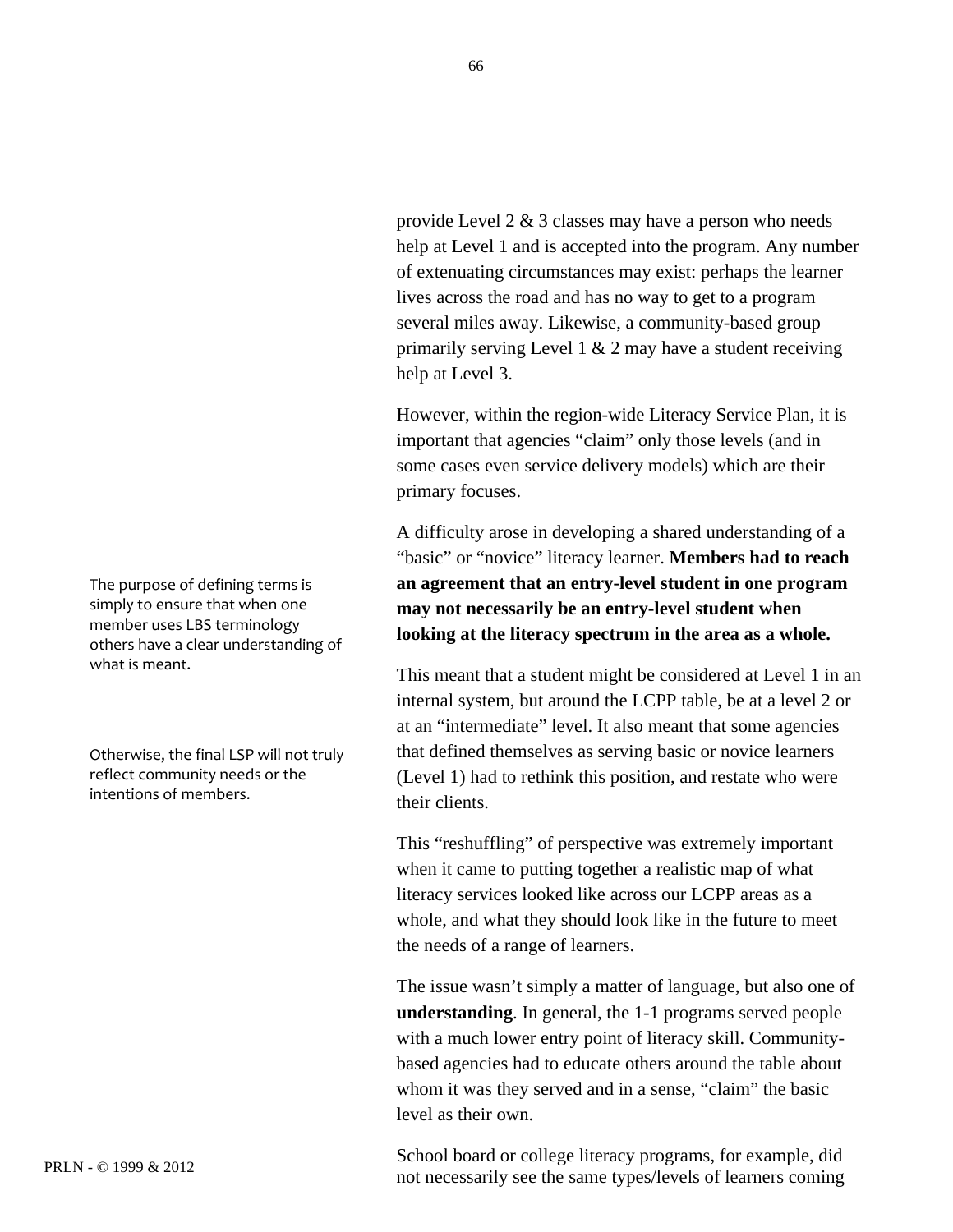provide Level 2 & 3 classes may have a person who needs help at Level 1 and is accepted into the program. Any number of extenuating circumstances may exist: perhaps the learner lives across the road and has no way to get to a program several miles away. Likewise, a community-based group primarily serving Level 1 & 2 may have a student receiving help at Level 3.

However, within the region-wide Literacy Service Plan, it is important that agencies “claim” only those levels (and in some cases even service delivery models) which are their primary focuses.

A difficulty arose in developing a shared understanding of a “basic” or “novice” literacy learner. **Members had to reach an agreement that an entry-level student in one program may not necessarily be an entry-level student when looking at the literacy spectrum in the area as a whole.**

The purpose of defining terms is simply to ensure that when one member uses LBS terminology others have a clear understanding of what is meant.

Otherwise, the final LSP will not truly reflect community needs or the intentions of members.

This meant that a student might be considered at Level 1 in an internal system, but around the LCPP table, be at a level 2 or at an “intermediate” level. It also meant that some agencies that defined themselves as serving basic or novice learners (Level 1) had to rethink this position, and restate who were their clients.

This “reshuffling” of perspective was extremely important when it came to putting together a realistic map of what literacy services looked like across our LCPP areas as a whole, and what they should look like in the future to meet the needs of a range of learners.

The issue wasn’t simply a matter of language, but also one of **understanding**. In general, the 1-1 programs served people with a much lower entry point of literacy skill. Community-based agencies had to educate others around the table about whom it was they served and in a sense, “claim” the basic level as their own.

School board or college literacy programs, for example, did not necessarily see the same types/levels of learners coming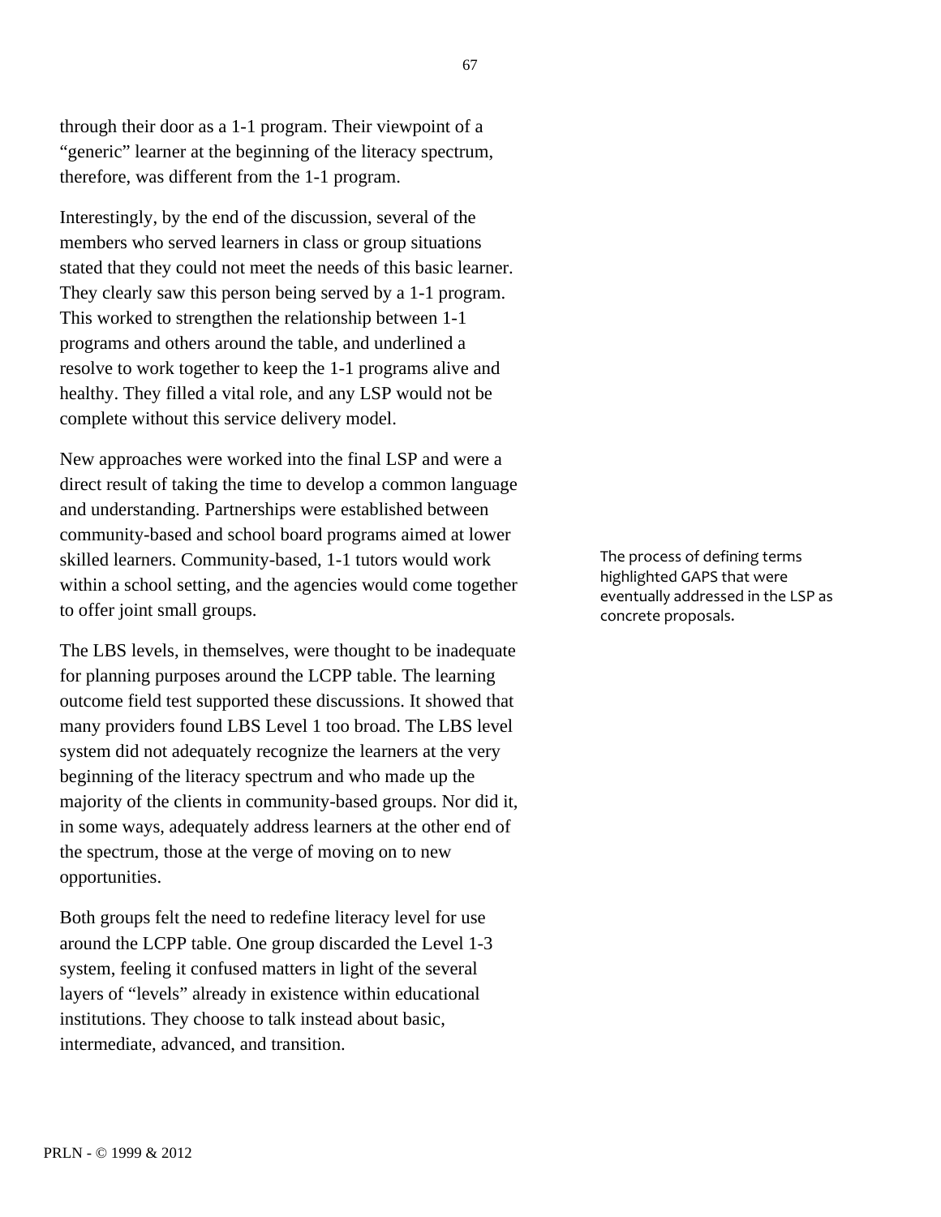through their door as a 1-1 program. Their viewpoint of a "generic" learner at the beginning of the literacy spectrum, therefore, was different from the 1-1 program.

Interestingly, by the end of the discussion, several of the members who served learners in class or group situations stated that they could not meet the needs of this basic learner. They clearly saw this person being served by a 1-1 program. This worked to strengthen the relationship between 1-1 programs and others around the table, and underlined a resolve to work together to keep the 1-1 programs alive and healthy. They filled a vital role, and any LSP would not be complete without this service delivery model.

New approaches were worked into the final LSP and were a direct result of taking the time to develop a common language and understanding. Partnerships were established between community-based and school board programs aimed at lower skilled learners. Community-based, 1-1 tutors would work within a school setting, and the agencies would come together to offer joint small groups.

The process of defining terms highlighted GAPS that were eventually addressed in the LSP as concrete proposals.

The LBS levels, in themselves, were thought to be inadequate for planning purposes around the LCPP table. The learning outcome field test supported these discussions. It showed that many providers found LBS Level 1 too broad. The LBS level system did not adequately recognize the learners at the very beginning of the literacy spectrum and who made up the majority of the clients in community-based groups. Nor did it, in some ways, adequately address learners at the other end of the spectrum, those at the verge of moving on to new opportunities.

Both groups felt the need to redefine literacy level for use around the LCPP table. One group discarded the Level 1-3 system, feeling it confused matters in light of the several layers of "levels" already in existence within educational institutions. They choose to talk instead about basic, intermediate, advanced, and transition.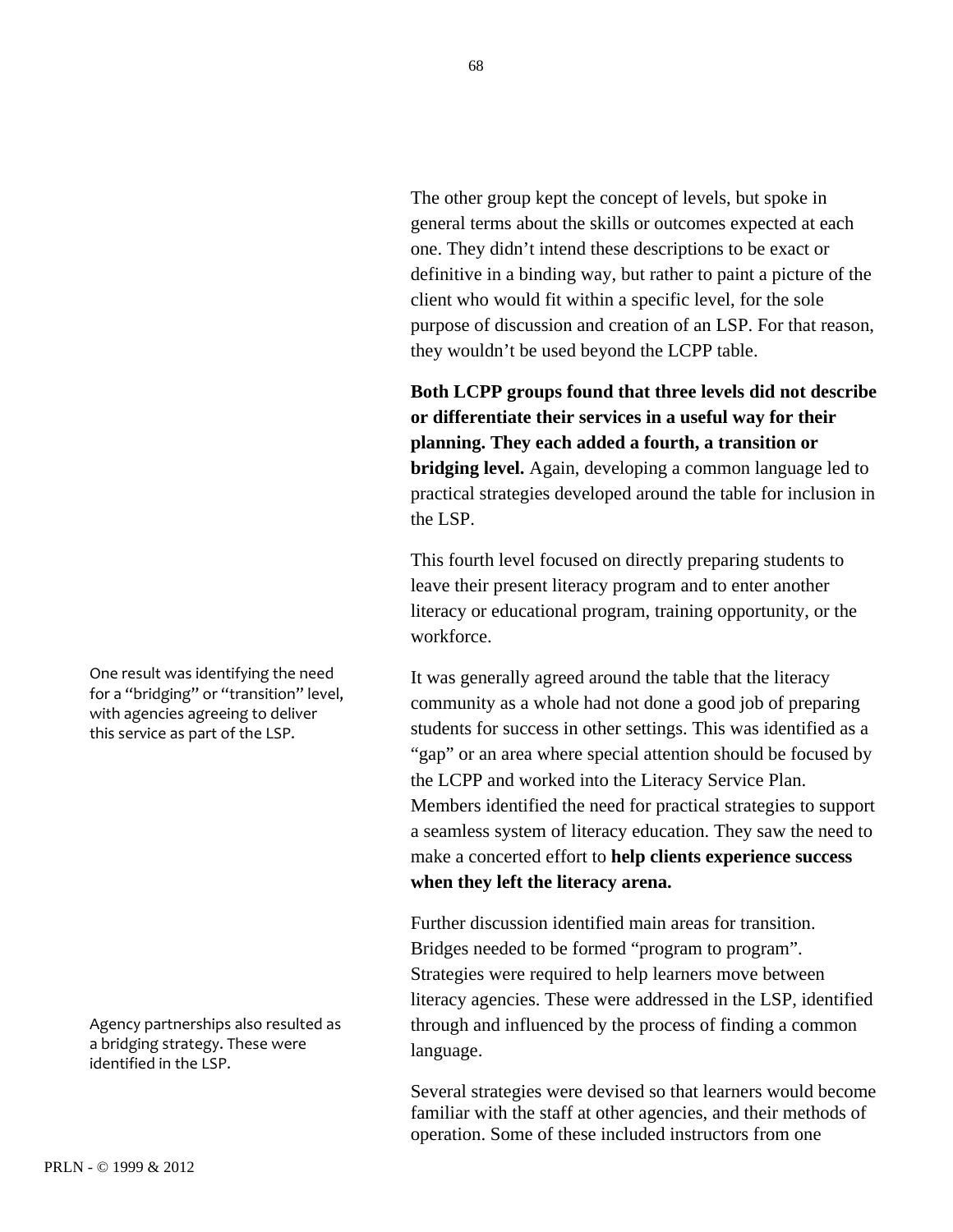The other group kept the concept of levels, but spoke in general terms about the skills or outcomes expected at each one. They didn't intend these descriptions to be exact or definitive in a binding way, but rather to paint a picture of the client who would fit within a specific level, for the sole purpose of discussion and creation of an LSP. For that reason, they wouldn't be used beyond the LCPP table.

**Both LCPP groups found that three levels did not describe or differentiate their services in a useful way for their planning. They each added a fourth, a transition or bridging level.** Again, developing a common language led to practical strategies developed around the table for inclusion in the LSP.

This fourth level focused on directly preparing students to leave their present literacy program and to enter another literacy or educational program, training opportunity, or the workforce.

One result was identifying the need for a "bridging" or "transition" level, with agencies agreeing to deliver this service as part of the LSP.

It was generally agreed around the table that the literacy community as a whole had not done a good job of preparing students for success in other settings. This was identified as a "gap" or an area where special attention should be focused by the LCPP and worked into the Literacy Service Plan. Members identified the need for practical strategies to support a seamless system of literacy education. They saw the need to make a concerted effort to **help clients experience success when they left the literacy arena.**

Further discussion identified main areas for transition. Bridges needed to be formed "program to program". Strategies were required to help learners move between literacy agencies. These were addressed in the LSP, identified through and influenced by the process of finding a common language.

Agency partnerships also resulted as a bridging strategy. These were identified in the LSP.

Several strategies were devised so that learners would become familiar with the staff at other agencies, and their methods of operation. Some of these included instructors from one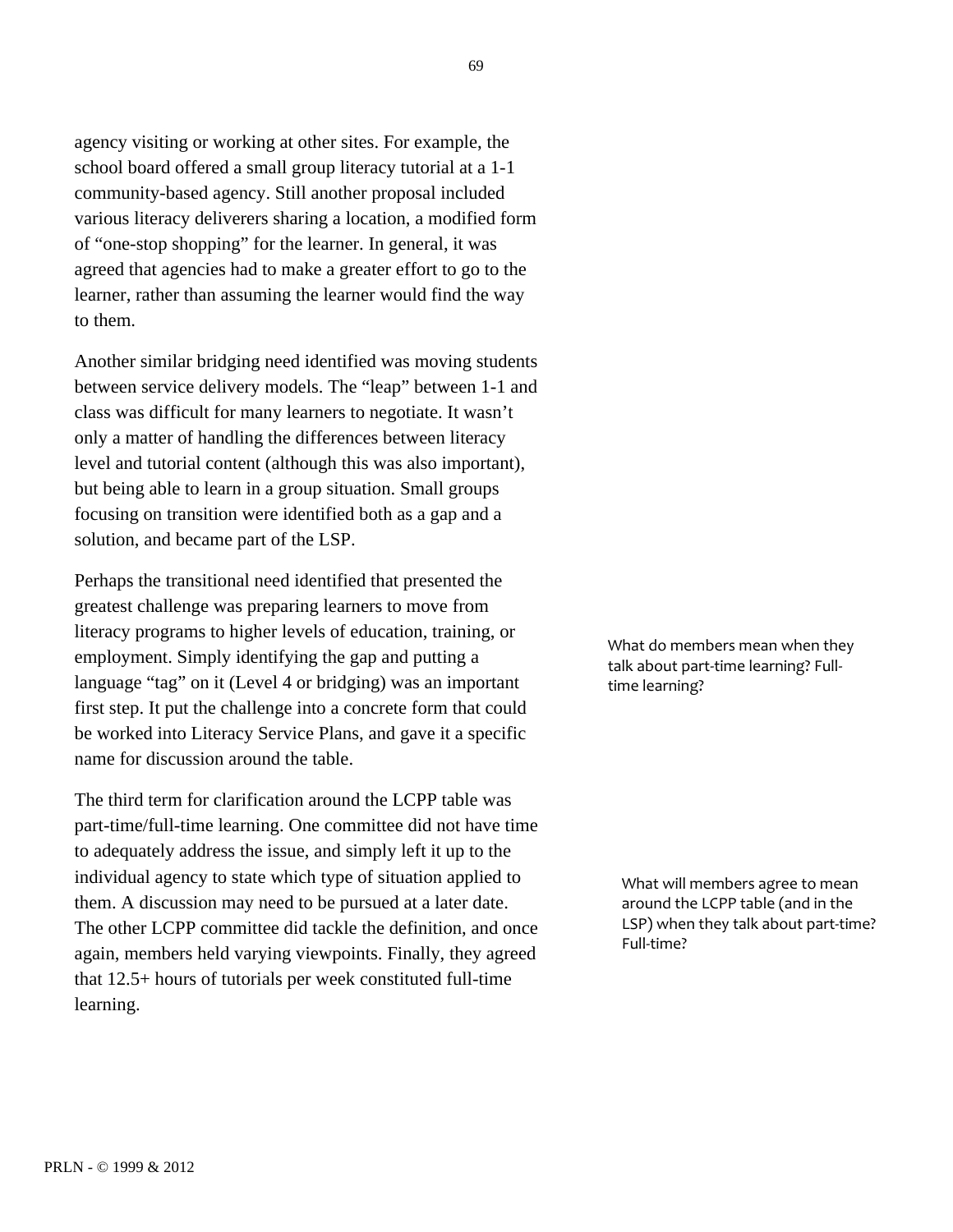agency visiting or working at other sites. For example, the school board offered a small group literacy tutorial at a 1-1 community-based agency. Still another proposal included various literacy deliverers sharing a location, a modified form of "one-stop shopping" for the learner. In general, it was agreed that agencies had to make a greater effort to go to the learner, rather than assuming the learner would find the way to them.

Another similar bridging need identified was moving students between service delivery models. The "leap" between 1-1 and class was difficult for many learners to negotiate. It wasn't only a matter of handling the differences between literacy level and tutorial content (although this was also important), but being able to learn in a group situation. Small groups focusing on transition were identified both as a gap and a solution, and became part of the LSP.

Perhaps the transitional need identified that presented the greatest challenge was preparing learners to move from literacy programs to higher levels of education, training, or employment. Simply identifying the gap and putting a language "tag" on it (Level 4 or bridging) was an important first step. It put the challenge into a concrete form that could be worked into Literacy Service Plans, and gave it a specific name for discussion around the table.

What do members mean when they talk about part-time learning? Full-time learning?

The third term for clarification around the LCPP table was part-time/full-time learning. One committee did not have time to adequately address the issue, and simply left it up to the individual agency to state which type of situation applied to them. A discussion may need to be pursued at a later date. The other LCPP committee did tackle the definition, and once again, members held varying viewpoints. Finally, they agreed that 12.5+ hours of tutorials per week constituted full-time learning.

What will members agree to mean around the LCPP table (and in the LSP) when they talk about part-time? Full-time?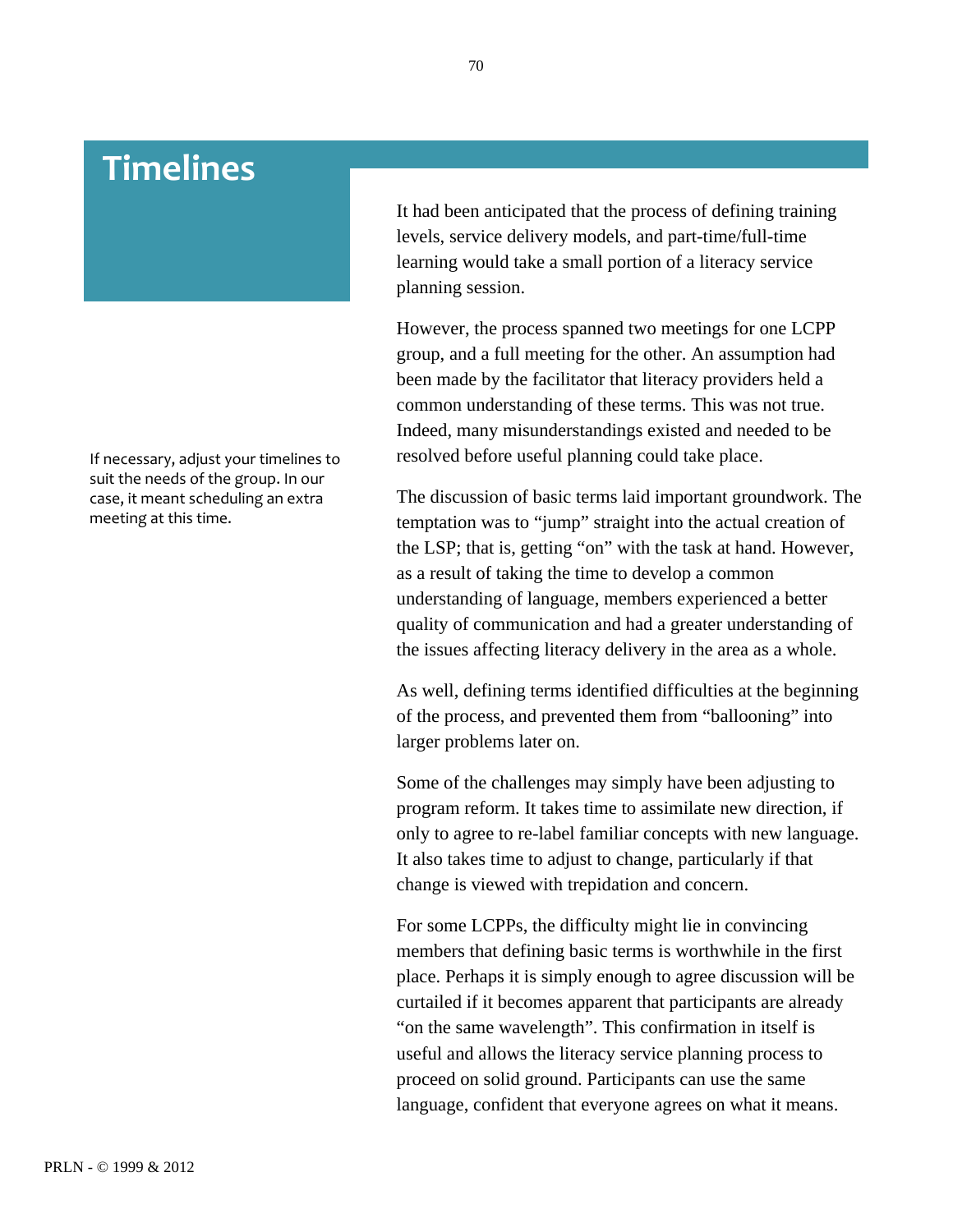# Timelines

It had been anticipated that the process of defining training levels, service delivery models, and part-time/full-time learning would take a small portion of a literacy service planning session.

However, the process spanned two meetings for one LCPP group, and a full meeting for the other. An assumption had been made by the facilitator that literacy providers held a common understanding of these terms. This was not true. Indeed, many misunderstandings existed and needed to be resolved before useful planning could take place.

If necessary, adjust your timelines to suit the needs of the group. In our case, it meant scheduling an extra meeting at this time.

The discussion of basic terms laid important groundwork. The temptation was to "jump" straight into the actual creation of the LSP; that is, getting "on" with the task at hand. However, as a result of taking the time to develop a common understanding of language, members experienced a better quality of communication and had a greater understanding of the issues affecting literacy delivery in the area as a whole.

As well, defining terms identified difficulties at the beginning of the process, and prevented them from "ballooning" into larger problems later on.

Some of the challenges may simply have been adjusting to program reform. It takes time to assimilate new direction, if only to agree to re-label familiar concepts with new language. It also takes time to adjust to change, particularly if that change is viewed with trepidation and concern.

For some LCPPs, the difficulty might lie in convincing members that defining basic terms is worthwhile in the first place. Perhaps it is simply enough to agree discussion will be curtailed if it becomes apparent that participants are already "on the same wavelength". This confirmation in itself is useful and allows the literacy service planning process to proceed on solid ground. Participants can use the same language, confident that everyone agrees on what it means.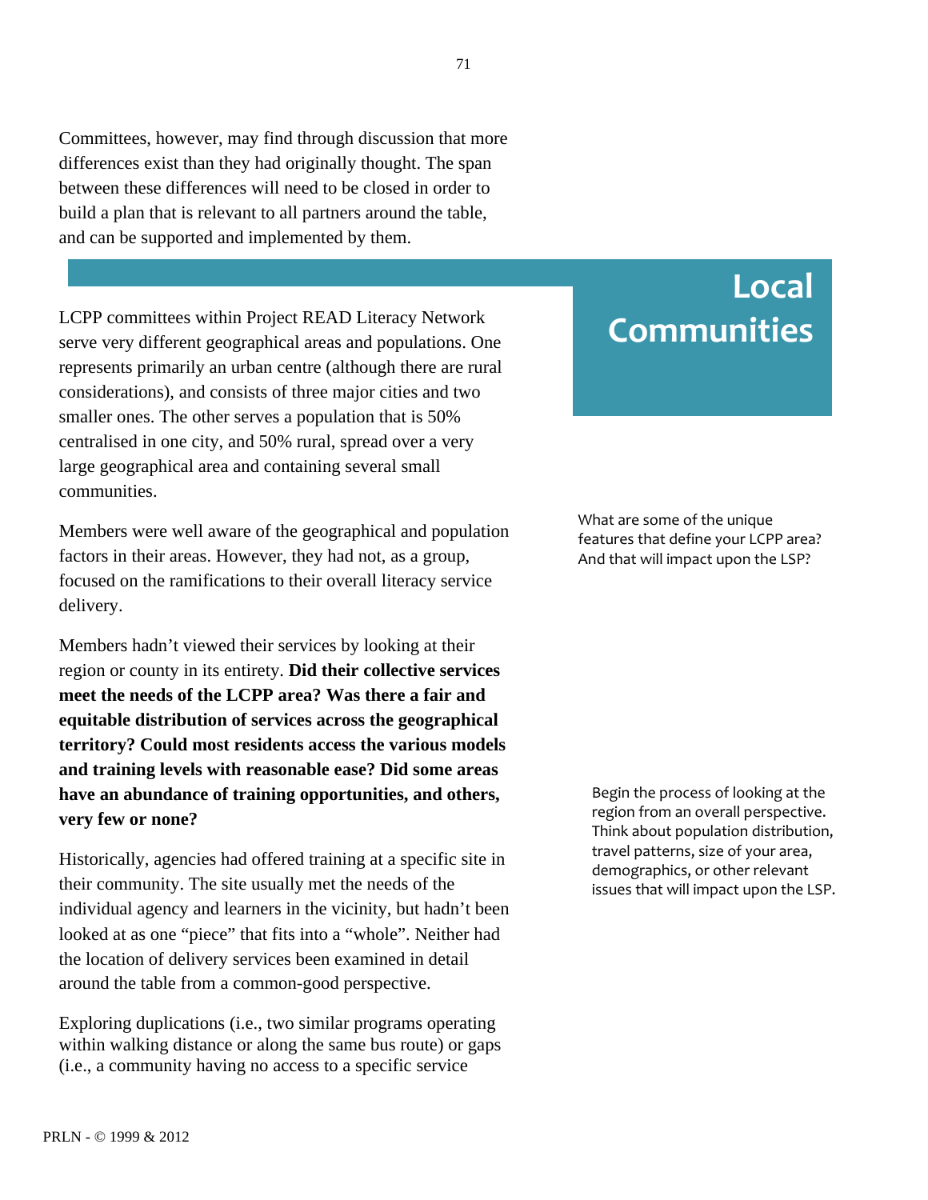Committees, however, may find through discussion that more differences exist than they had originally thought. The span between these differences will need to be closed in order to build a plan that is relevant to all partners around the table, and can be supported and implemented by them.

## Local Communities

LCPP committees within Project READ Literacy Network serve very different geographical areas and populations. One represents primarily an urban centre (although there are rural considerations), and consists of three major cities and two smaller ones. The other serves a population that is 50% centralised in one city, and 50% rural, spread over a very large geographical area and containing several small communities.

What are some of the unique features that define your LCPP area? And that will impact upon the LSP?

Members were well aware of the geographical and population factors in their areas. However, they had not, as a group, focused on the ramifications to their overall literacy service delivery.

Members hadn't viewed their services by looking at their region or county in its entirety. **Did their collective services meet the needs of the LCPP area? Was there a fair and equitable distribution of services across the geographical territory? Could most residents access the various models and training levels with reasonable ease? Did some areas have an abundance of training opportunities, and others, very few or none?**

Begin the process of looking at the region from an overall perspective. Think about population distribution, travel patterns, size of your area, demographics, or other relevant issues that will impact upon the LSP.

Historically, agencies had offered training at a specific site in their community. The site usually met the needs of the individual agency and learners in the vicinity, but hadn't been looked at as one "piece" that fits into a "whole". Neither had the location of delivery services been examined in detail around the table from a common-good perspective.

Exploring duplications (i.e., two similar programs operating within walking distance or along the same bus route) or gaps (i.e., a community having no access to a specific service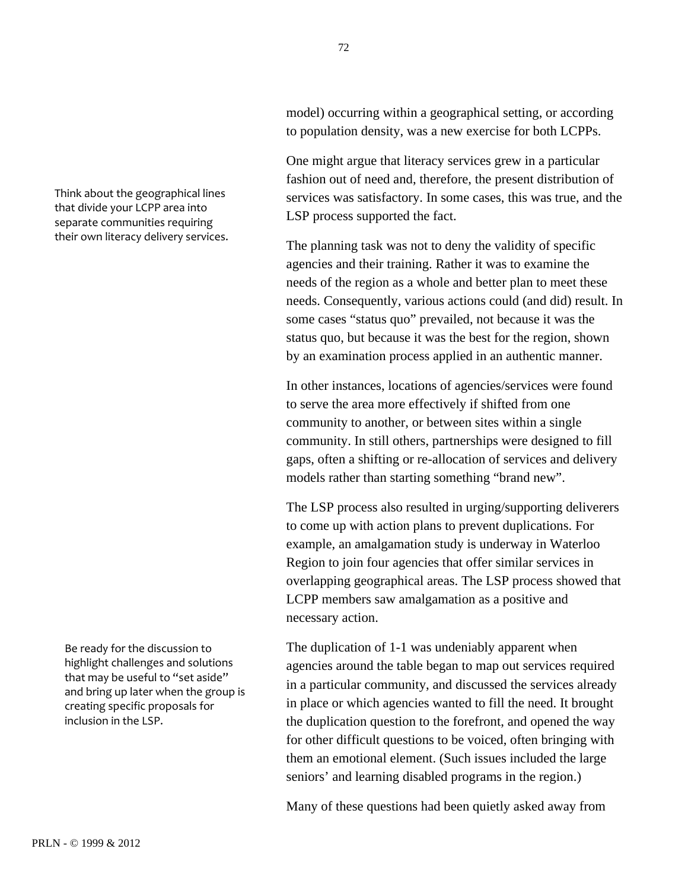model) occurring within a geographical setting, or according to population density, was a new exercise for both LCPPs.

Think about the geographical lines that divide your LCPP area into separate communities requiring their own literacy delivery services.

One might argue that literacy services grew in a particular fashion out of need and, therefore, the present distribution of services was satisfactory. In some cases, this was true, and the LSP process supported the fact.

The planning task was not to deny the validity of specific agencies and their training. Rather it was to examine the needs of the region as a whole and better plan to meet these needs. Consequently, various actions could (and did) result. In some cases "status quo" prevailed, not because it was the status quo, but because it was the best for the region, shown by an examination process applied in an authentic manner.

In other instances, locations of agencies/services were found to serve the area more effectively if shifted from one community to another, or between sites within a single community. In still others, partnerships were designed to fill gaps, often a shifting or re-allocation of services and delivery models rather than starting something "brand new".

The LSP process also resulted in urging/supporting deliverers to come up with action plans to prevent duplications. For example, an amalgamation study is underway in Waterloo Region to join four agencies that offer similar services in overlapping geographical areas. The LSP process showed that LCPP members saw amalgamation as a positive and necessary action.

Be ready for the discussion to highlight challenges and solutions that may be useful to "set aside" and bring up later when the group is creating specific proposals for inclusion in the LSP.

The duplication of 1-1 was undeniably apparent when agencies around the table began to map out services required in a particular community, and discussed the services already in place or which agencies wanted to fill the need. It brought the duplication question to the forefront, and opened the way for other difficult questions to be voiced, often bringing with them an emotional element. (Such issues included the large seniors' and learning disabled programs in the region.)

Many of these questions had been quietly asked away from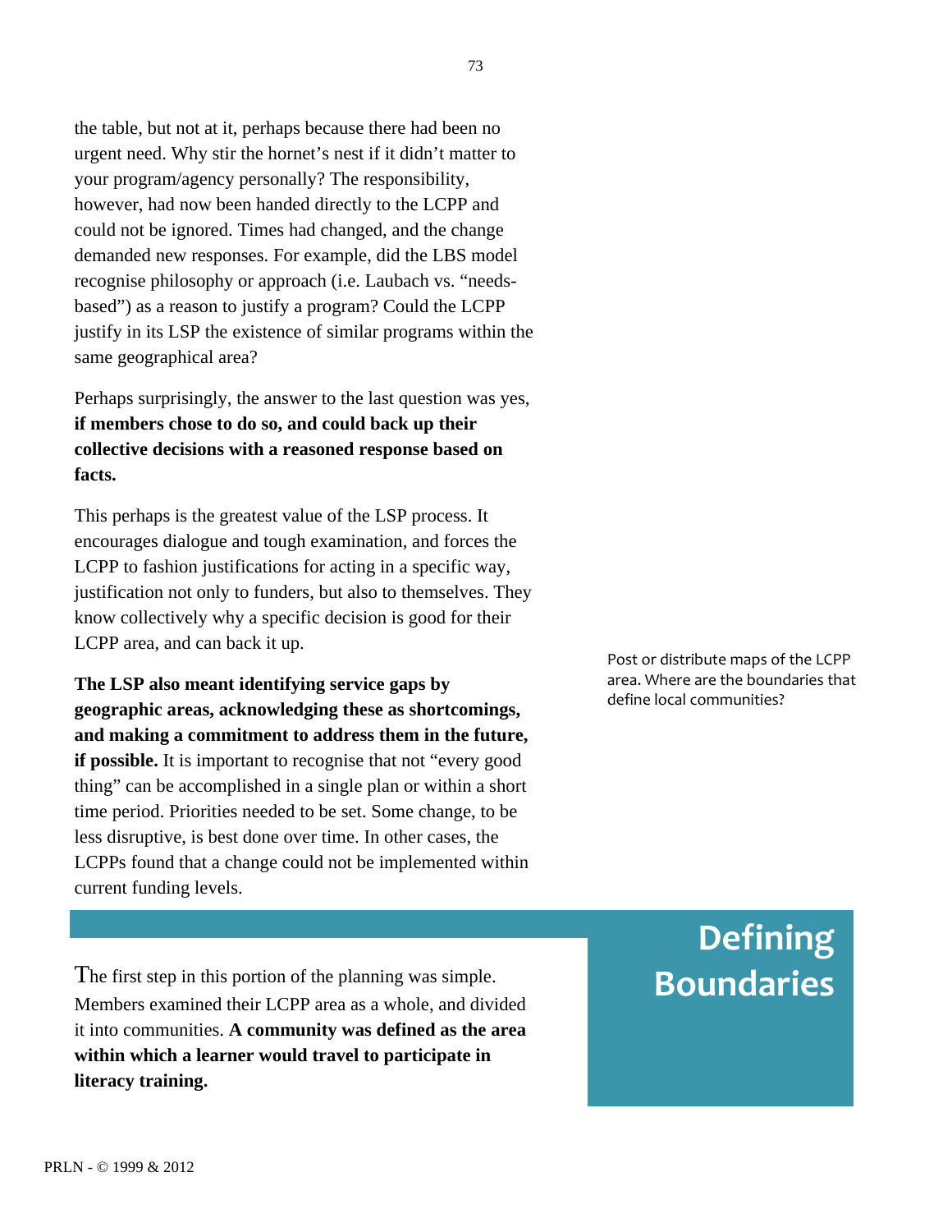the table, but not at it, perhaps because there had been no urgent need. Why stir the hornet's nest if it didn't matter to your program/agency personally? The responsibility, however, had now been handed directly to the LCPP and could not be ignored. Times had changed, and the change demanded new responses. For example, did the LBS model recognise philosophy or approach (i.e. Laubach vs. "needs-based") as a reason to justify a program? Could the LCPP justify in its LSP the existence of similar programs within the same geographical area?

Perhaps surprisingly, the answer to the last question was yes, **if members chose to do so, and could back up their collective decisions with a reasoned response based on facts.**

This perhaps is the greatest value of the LSP process. It encourages dialogue and tough examination, and forces the LCPP to fashion justifications for acting in a specific way, justification not only to funders, but also to themselves. They know collectively why a specific decision is good for their LCPP area, and can back it up.

**The LSP also meant identifying service gaps by geographic areas, acknowledging these as shortcomings, and making a commitment to address them in the future, if possible.** It is important to recognise that not "every good thing" can be accomplished in a single plan or within a short time period. Priorities needed to be set. Some change, to be less disruptive, is best done over time. In other cases, the LCPPs found that a change could not be implemented within current funding levels.

Post or distribute maps of the LCPP area. Where are the boundaries that define local communities?

## Defining Boundaries

The first step in this portion of the planning was simple. Members examined their LCPP area as a whole, and divided it into communities. **A community was defined as the area within which a learner would travel to participate in literacy training.**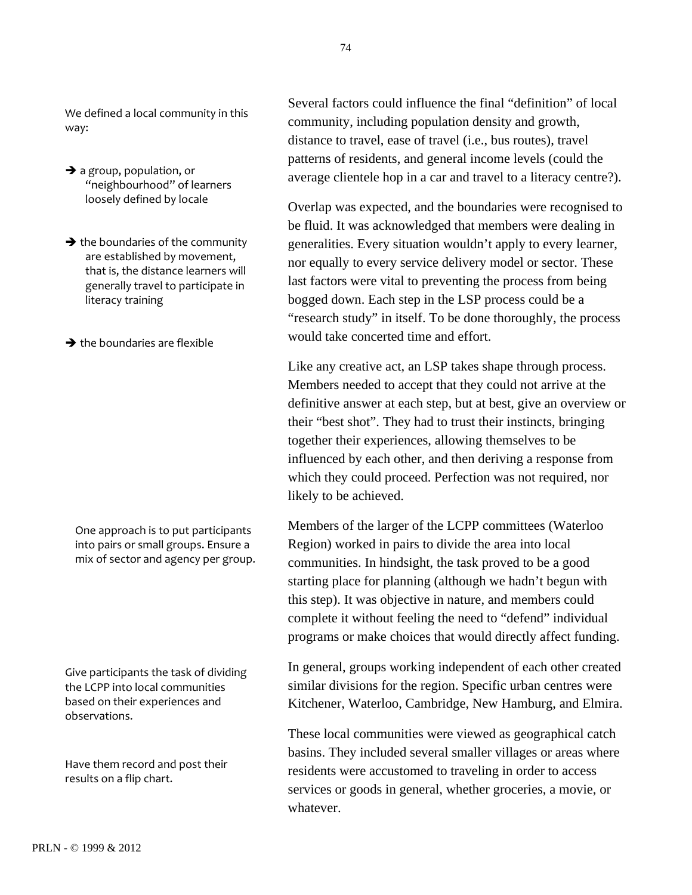We defined a local community in this way:

- a group, population, or "neighbourhood" of learners loosely defined by locale

- the boundaries of the community are established by movement, that is, the distance learners will generally travel to participate in literacy training

- the boundaries are flexible

Several factors could influence the final "definition" of local community, including population density and growth, distance to travel, ease of travel (i.e., bus routes), travel patterns of residents, and general income levels (could the average clientele hop in a car and travel to a literacy centre?).

Overlap was expected, and the boundaries were recognised to be fluid. It was acknowledged that members were dealing in generalities. Every situation wouldn't apply to every learner, nor equally to every service delivery model or sector. These last factors were vital to preventing the process from being bogged down. Each step in the LSP process could be a "research study" in itself. To be done thoroughly, the process would take concerted time and effort.

Like any creative act, an LSP takes shape through process. Members needed to accept that they could not arrive at the definitive answer at each step, but at best, give an overview or their "best shot". They had to trust their instincts, bringing together their experiences, allowing themselves to be influenced by each other, and then deriving a response from which they could proceed. Perfection was not required, nor likely to be achieved.

One approach is to put participants into pairs or small groups. Ensure a mix of sector and agency per group.

Members of the larger of the LCPP committees (Waterloo Region) worked in pairs to divide the area into local communities. In hindsight, the task proved to be a good starting place for planning (although we hadn't begun with this step). It was objective in nature, and members could complete it without feeling the need to "defend" individual programs or make choices that would directly affect funding.

Give participants the task of dividing the LCPP into local communities based on their experiences and observations.

In general, groups working independent of each other created similar divisions for the region. Specific urban centres were Kitchener, Waterloo, Cambridge, New Hamburg, and Elmira.

Have them record and post their results on a flip chart.

These local communities were viewed as geographical catch basins. They included several smaller villages or areas where residents were accustomed to traveling in order to access services or goods in general, whether groceries, a movie, or whatever.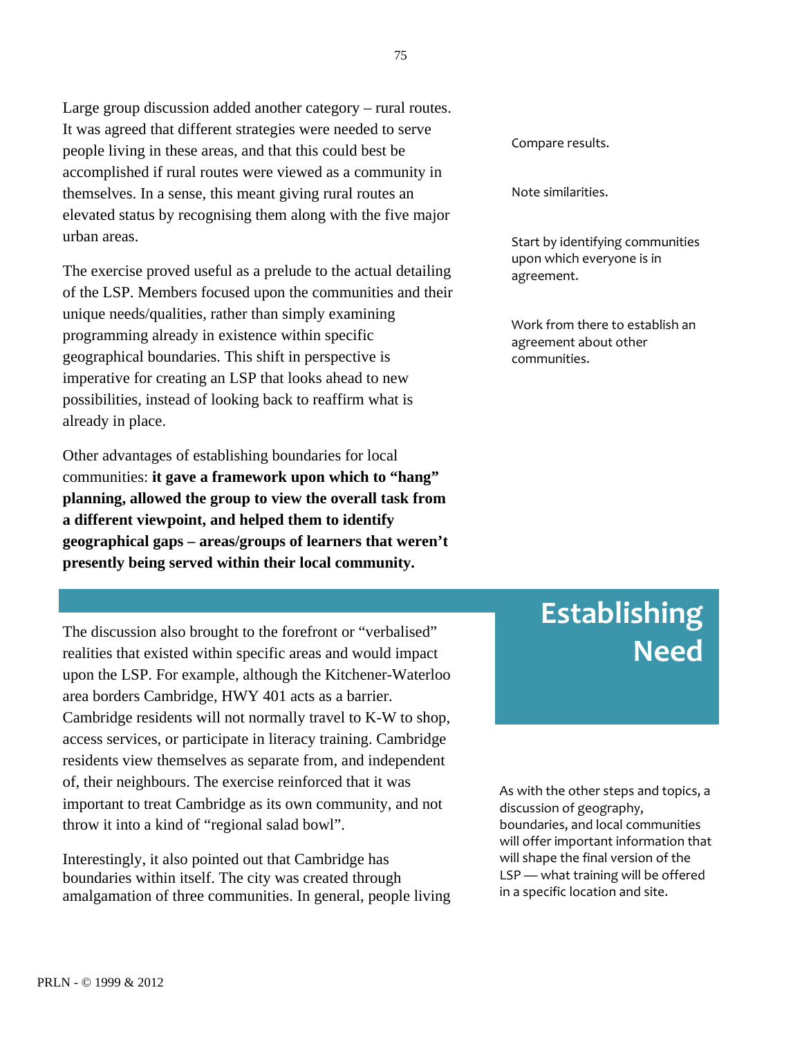Large group discussion added another category – rural routes. It was agreed that different strategies were needed to serve people living in these areas, and that this could best be accomplished if rural routes were viewed as a community in themselves. In a sense, this meant giving rural routes an elevated status by recognising them along with the five major urban areas.

Compare results.

Note similarities.

Start by identifying communities upon which everyone is in agreement.

Work from there to establish an agreement about other communities.

The exercise proved useful as a prelude to the actual detailing of the LSP. Members focused upon the communities and their unique needs/qualities, rather than simply examining programming already in existence within specific geographical boundaries. This shift in perspective is imperative for creating an LSP that looks ahead to new possibilities, instead of looking back to reaffirm what is already in place.

Other advantages of establishing boundaries for local communities: **it gave a framework upon which to "hang" planning, allowed the group to view the overall task from a different viewpoint, and helped them to identify geographical gaps – areas/groups of learners that weren't presently being served within their local community.**

## Establishing Need

The discussion also brought to the forefront or "verbalised" realities that existed within specific areas and would impact upon the LSP. For example, although the Kitchener-Waterloo area borders Cambridge, HWY 401 acts as a barrier. Cambridge residents will not normally travel to K-W to shop, access services, or participate in literacy training. Cambridge residents view themselves as separate from, and independent of, their neighbours. The exercise reinforced that it was important to treat Cambridge as its own community, and not throw it into a kind of "regional salad bowl".

As with the other steps and topics, a discussion of geography, boundaries, and local communities will offer important information that will shape the final version of the LSP — what training will be offered in a specific location and site.

Interestingly, it also pointed out that Cambridge has boundaries within itself. The city was created through amalgamation of three communities. In general, people living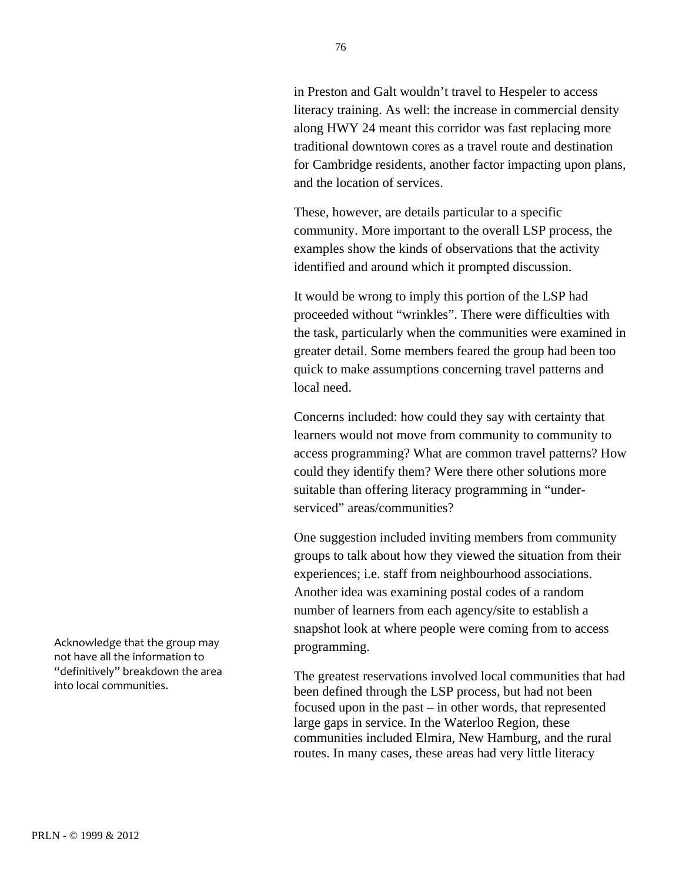in Preston and Galt wouldn't travel to Hespeler to access literacy training. As well: the increase in commercial density along HWY 24 meant this corridor was fast replacing more traditional downtown cores as a travel route and destination for Cambridge residents, another factor impacting upon plans, and the location of services.

These, however, are details particular to a specific community. More important to the overall LSP process, the examples show the kinds of observations that the activity identified and around which it prompted discussion.

It would be wrong to imply this portion of the LSP had proceeded without "wrinkles". There were difficulties with the task, particularly when the communities were examined in greater detail. Some members feared the group had been too quick to make assumptions concerning travel patterns and local need.

Concerns included: how could they say with certainty that learners would not move from community to community to access programming? What are common travel patterns? How could they identify them? Were there other solutions more suitable than offering literacy programming in "under-serviced" areas/communities?

One suggestion included inviting members from community groups to talk about how they viewed the situation from their experiences; i.e. staff from neighbourhood associations. Another idea was examining postal codes of a random number of learners from each agency/site to establish a snapshot look at where people were coming from to access programming.

Acknowledge that the group may not have all the information to "definitively" breakdown the area into local communities.

The greatest reservations involved local communities that had been defined through the LSP process, but had not been focused upon in the past – in other words, that represented large gaps in service. In the Waterloo Region, these communities included Elmira, New Hamburg, and the rural routes. In many cases, these areas had very little literacy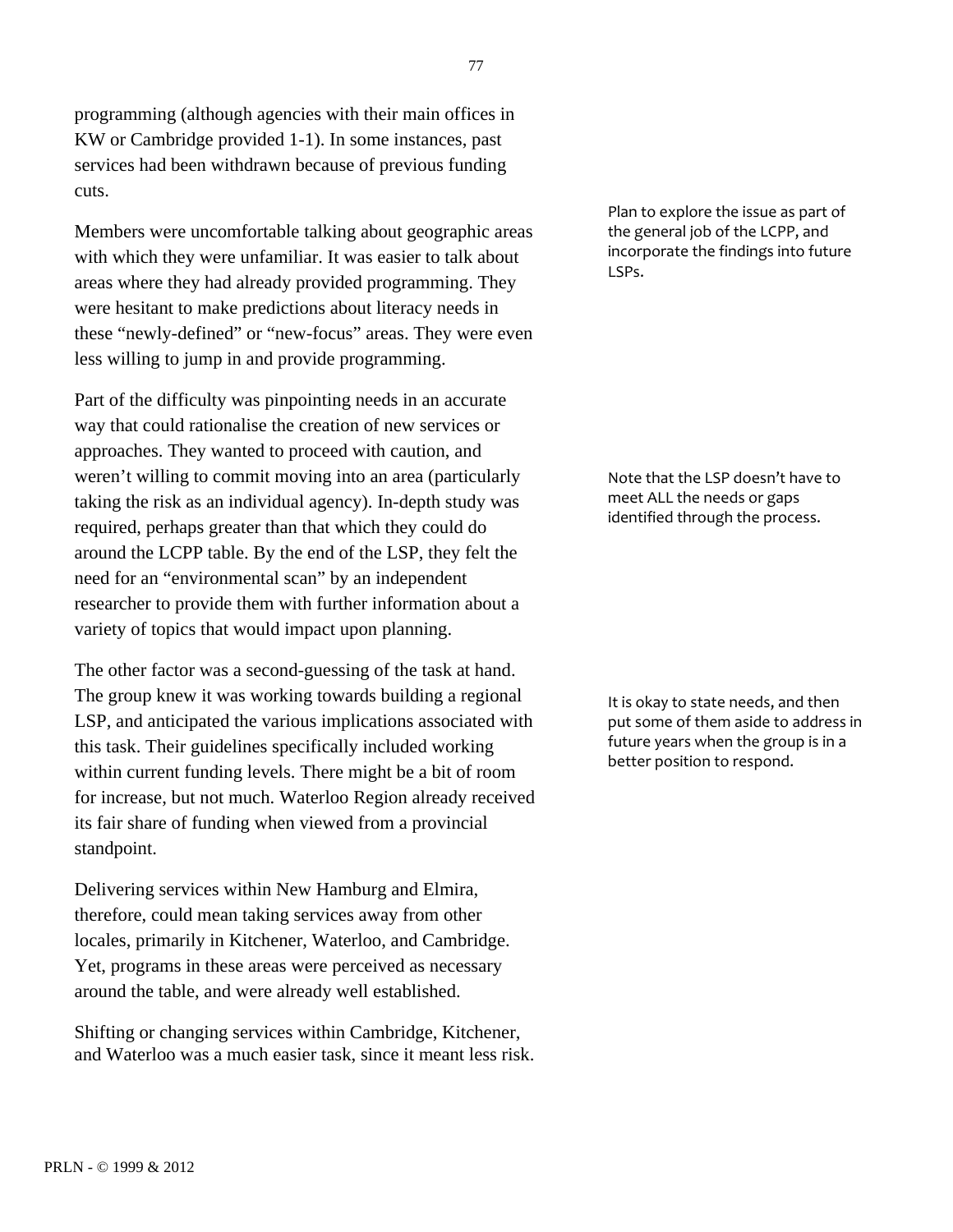programming (although agencies with their main offices in KW or Cambridge provided 1-1). In some instances, past services had been withdrawn because of previous funding cuts.

Members were uncomfortable talking about geographic areas with which they were unfamiliar. It was easier to talk about areas where they had already provided programming. They were hesitant to make predictions about literacy needs in these "newly-defined" or "new-focus" areas. They were even less willing to jump in and provide programming.

> Plan to explore the issue as part of the general job of the LCPP, and incorporate the findings into future LSPs.

Part of the difficulty was pinpointing needs in an accurate way that could rationalise the creation of new services or approaches. They wanted to proceed with caution, and weren't willing to commit moving into an area (particularly taking the risk as an individual agency). In-depth study was required, perhaps greater than that which they could do around the LCPP table. By the end of the LSP, they felt the need for an "environmental scan" by an independent researcher to provide them with further information about a variety of topics that would impact upon planning.

> Note that the LSP doesn't have to meet ALL the needs or gaps identified through the process.

The other factor was a second-guessing of the task at hand. The group knew it was working towards building a regional LSP, and anticipated the various implications associated with this task. Their guidelines specifically included working within current funding levels. There might be a bit of room for increase, but not much. Waterloo Region already received its fair share of funding when viewed from a provincial standpoint.

> It is okay to state needs, and then put some of them aside to address in future years when the group is in a better position to respond.

Delivering services within New Hamburg and Elmira, therefore, could mean taking services away from other locales, primarily in Kitchener, Waterloo, and Cambridge. Yet, programs in these areas were perceived as necessary around the table, and were already well established.

Shifting or changing services within Cambridge, Kitchener, and Waterloo was a much easier task, since it meant less risk.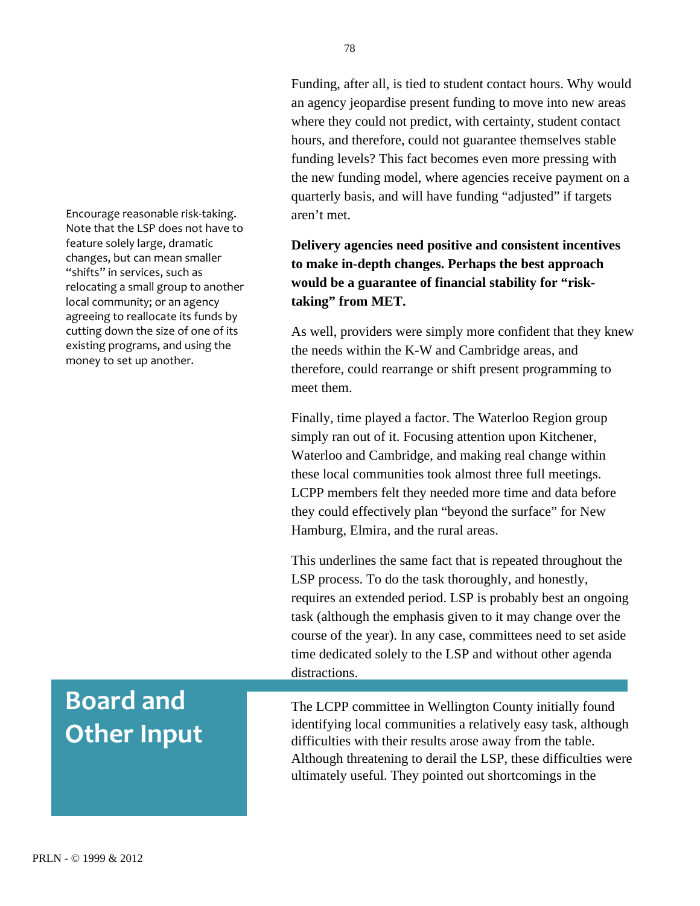Funding, after all, is tied to student contact hours. Why would an agency jeopardise present funding to move into new areas where they could not predict, with certainty, student contact hours, and therefore, could not guarantee themselves stable funding levels? This fact becomes even more pressing with the new funding model, where agencies receive payment on a quarterly basis, and will have funding "adjusted" if targets aren't met.

Encourage reasonable risk-taking. Note that the LSP does not have to feature solely large, dramatic changes, but can mean smaller "shifts" in services, such as relocating a small group to another local community; or an agency agreeing to reallocate its funds by cutting down the size of one of its existing programs, and using the money to set up another.

**Delivery agencies need positive and consistent incentives to make in-depth changes. Perhaps the best approach would be a guarantee of financial stability for "risk-taking" from MET.**

As well, providers were simply more confident that they knew the needs within the K-W and Cambridge areas, and therefore, could rearrange or shift present programming to meet them.

Finally, time played a factor. The Waterloo Region group simply ran out of it. Focusing attention upon Kitchener, Waterloo and Cambridge, and making real change within these local communities took almost three full meetings. LCPP members felt they needed more time and data before they could effectively plan "beyond the surface" for New Hamburg, Elmira, and the rural areas.

This underlines the same fact that is repeated throughout the LSP process. To do the task thoroughly, and honestly, requires an extended period. LSP is probably best an ongoing task (although the emphasis given to it may change over the course of the year). In any case, committees need to set aside time dedicated solely to the LSP and without other agenda distractions.

## Board and Other Input

The LCPP committee in Wellington County initially found identifying local communities a relatively easy task, although difficulties with their results arose away from the table. Although threatening to derail the LSP, these difficulties were ultimately useful. They pointed out shortcomings in the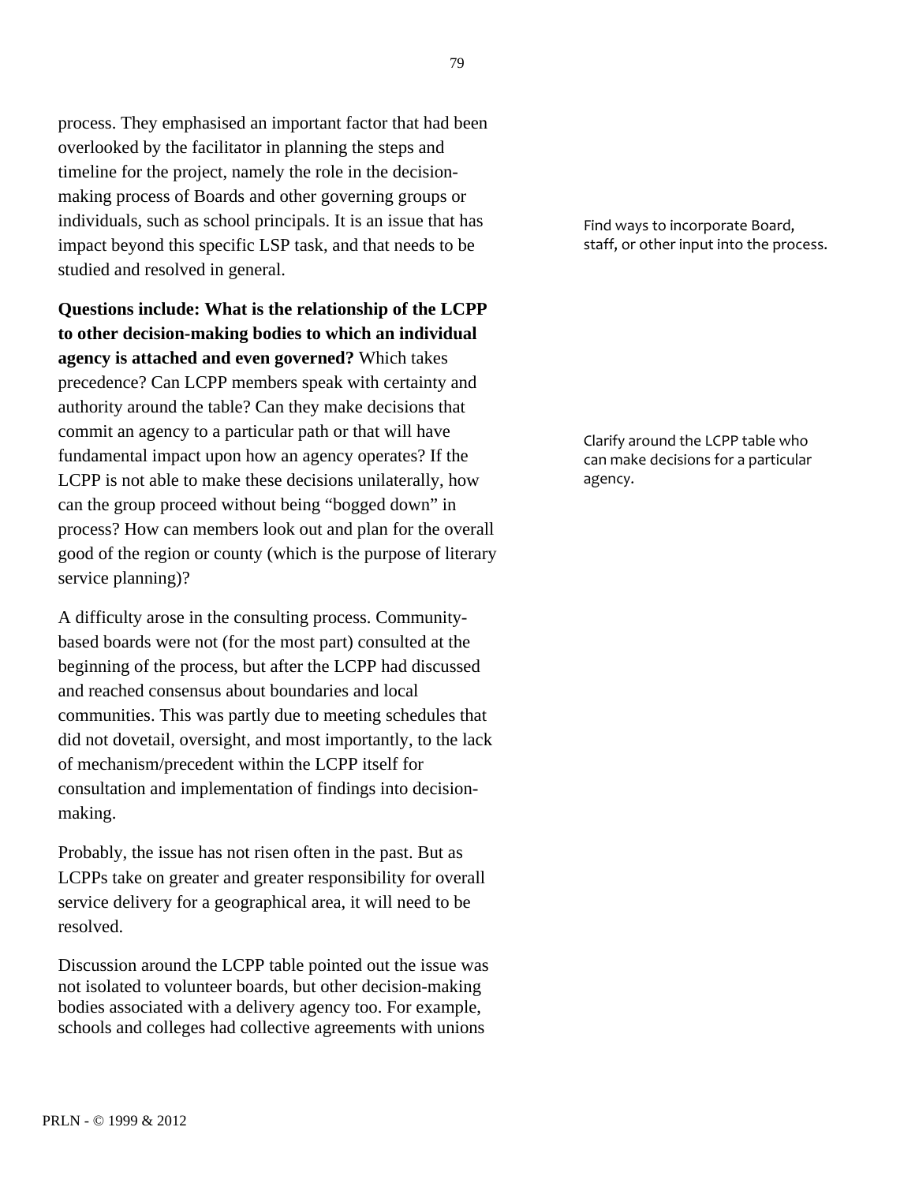process. They emphasised an important factor that had been overlooked by the facilitator in planning the steps and timeline for the project, namely the role in the decision-making process of Boards and other governing groups or individuals, such as school principals. It is an issue that has impact beyond this specific LSP task, and that needs to be studied and resolved in general.

Find ways to incorporate Board, staff, or other input into the process.

**Questions include: What is the relationship of the LCPP to other decision-making bodies to which an individual agency is attached and even governed?** Which takes precedence? Can LCPP members speak with certainty and authority around the table? Can they make decisions that commit an agency to a particular path or that will have fundamental impact upon how an agency operates? If the LCPP is not able to make these decisions unilaterally, how can the group proceed without being "bogged down" in process? How can members look out and plan for the overall good of the region or county (which is the purpose of literary service planning)?

Clarify around the LCPP table who can make decisions for a particular agency.

A difficulty arose in the consulting process. Community-based boards were not (for the most part) consulted at the beginning of the process, but after the LCPP had discussed and reached consensus about boundaries and local communities. This was partly due to meeting schedules that did not dovetail, oversight, and most importantly, to the lack of mechanism/precedent within the LCPP itself for consultation and implementation of findings into decision-making.

Probably, the issue has not risen often in the past. But as LCPPs take on greater and greater responsibility for overall service delivery for a geographical area, it will need to be resolved.

Discussion around the LCPP table pointed out the issue was not isolated to volunteer boards, but other decision-making bodies associated with a delivery agency too. For example, schools and colleges had collective agreements with unions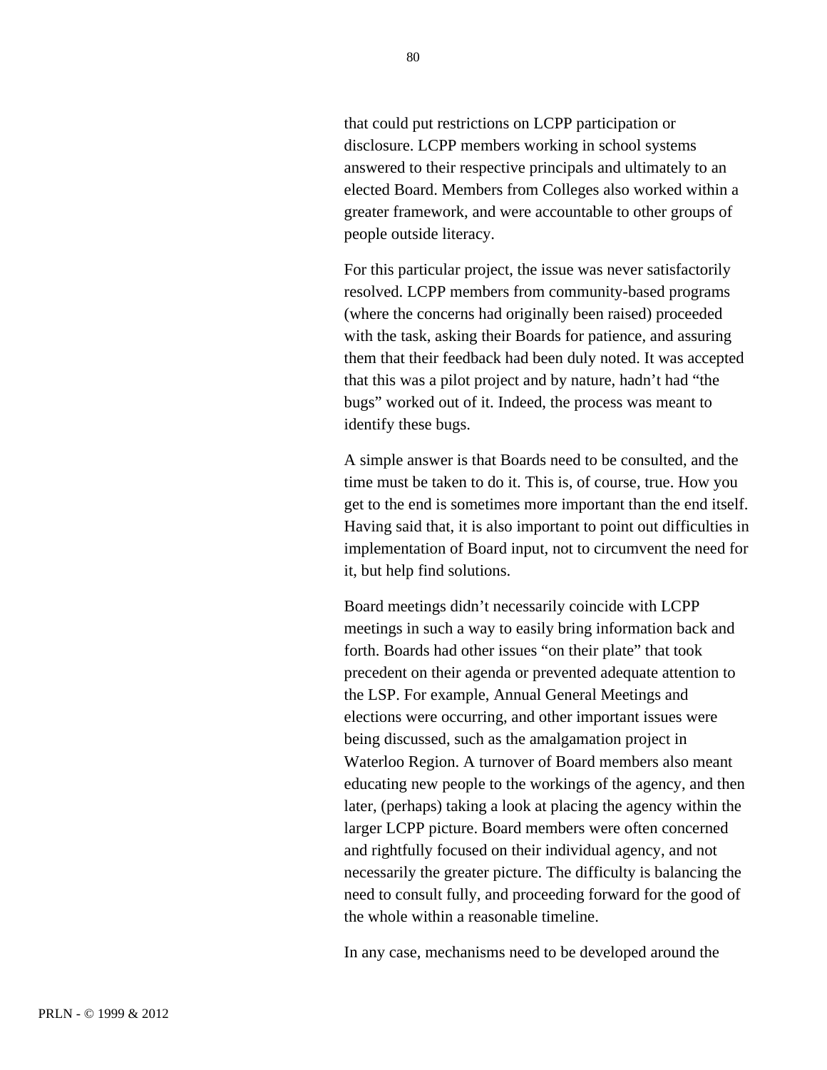that could put restrictions on LCPP participation or disclosure. LCPP members working in school systems answered to their respective principals and ultimately to an elected Board. Members from Colleges also worked within a greater framework, and were accountable to other groups of people outside literacy.

For this particular project, the issue was never satisfactorily resolved. LCPP members from community-based programs (where the concerns had originally been raised) proceeded with the task, asking their Boards for patience, and assuring them that their feedback had been duly noted. It was accepted that this was a pilot project and by nature, hadn't had "the bugs" worked out of it. Indeed, the process was meant to identify these bugs.

A simple answer is that Boards need to be consulted, and the time must be taken to do it. This is, of course, true. How you get to the end is sometimes more important than the end itself. Having said that, it is also important to point out difficulties in implementation of Board input, not to circumvent the need for it, but help find solutions.

Board meetings didn't necessarily coincide with LCPP meetings in such a way to easily bring information back and forth. Boards had other issues "on their plate" that took precedent on their agenda or prevented adequate attention to the LSP. For example, Annual General Meetings and elections were occurring, and other important issues were being discussed, such as the amalgamation project in Waterloo Region. A turnover of Board members also meant educating new people to the workings of the agency, and then later, (perhaps) taking a look at placing the agency within the larger LCPP picture. Board members were often concerned and rightfully focused on their individual agency, and not necessarily the greater picture. The difficulty is balancing the need to consult fully, and proceeding forward for the good of the whole within a reasonable timeline.

In any case, mechanisms need to be developed around the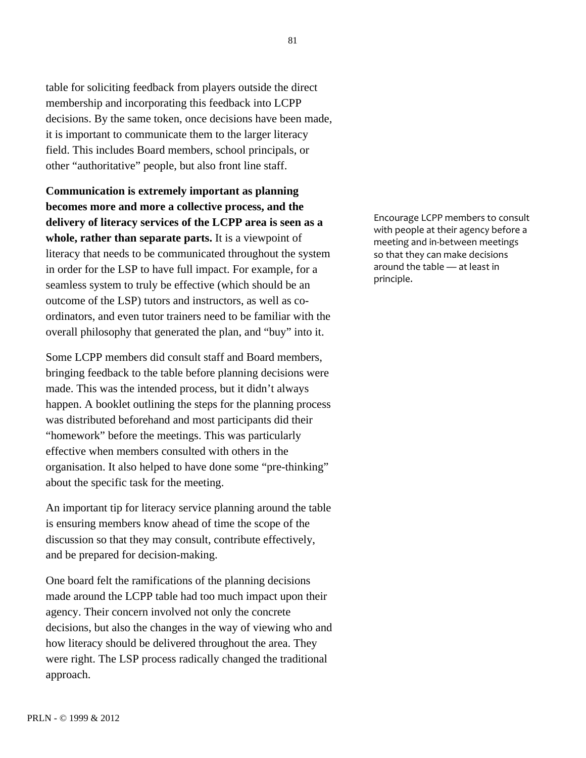table for soliciting feedback from players outside the direct membership and incorporating this feedback into LCPP decisions. By the same token, once decisions have been made, it is important to communicate them to the larger literacy field. This includes Board members, school principals, or other “authoritative” people, but also front line staff.

**Communication is extremely important as planning becomes more and more a collective process, and the delivery of literacy services of the LCPP area is seen as a whole, rather than separate parts.** It is a viewpoint of literacy that needs to be communicated throughout the system in order for the LSP to have full impact. For example, for a seamless system to truly be effective (which should be an outcome of the LSP) tutors and instructors, as well as co-ordinators, and even tutor trainers need to be familiar with the overall philosophy that generated the plan, and “buy” into it.

Encourage LCPP members to consult with people at their agency before a meeting and in-between meetings so that they can make decisions around the table — at least in principle.

Some LCPP members did consult staff and Board members, bringing feedback to the table before planning decisions were made. This was the intended process, but it didn’t always happen. A booklet outlining the steps for the planning process was distributed beforehand and most participants did their “homework” before the meetings. This was particularly effective when members consulted with others in the organisation. It also helped to have done some “pre-thinking” about the specific task for the meeting.

An important tip for literacy service planning around the table is ensuring members know ahead of time the scope of the discussion so that they may consult, contribute effectively, and be prepared for decision-making.

One board felt the ramifications of the planning decisions made around the LCPP table had too much impact upon their agency. Their concern involved not only the concrete decisions, but also the changes in the way of viewing who and how literacy should be delivered throughout the area. They were right. The LSP process radically changed the traditional approach.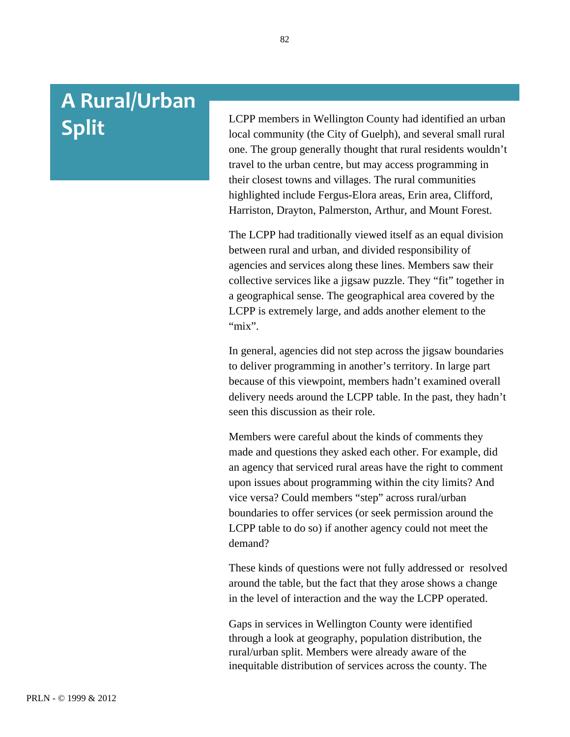# A Rural/Urban Split

LCPP members in Wellington County had identified an urban local community (the City of Guelph), and several small rural one. The group generally thought that rural residents wouldn't travel to the urban centre, but may access programming in their closest towns and villages. The rural communities highlighted include Fergus-Elora areas, Erin area, Clifford, Harriston, Drayton, Palmerston, Arthur, and Mount Forest.

The LCPP had traditionally viewed itself as an equal division between rural and urban, and divided responsibility of agencies and services along these lines. Members saw their collective services like a jigsaw puzzle. They "fit" together in a geographical sense. The geographical area covered by the LCPP is extremely large, and adds another element to the "mix".

In general, agencies did not step across the jigsaw boundaries to deliver programming in another's territory. In large part because of this viewpoint, members hadn't examined overall delivery needs around the LCPP table. In the past, they hadn't seen this discussion as their role.

Members were careful about the kinds of comments they made and questions they asked each other. For example, did an agency that serviced rural areas have the right to comment upon issues about programming within the city limits? And vice versa? Could members "step" across rural/urban boundaries to offer services (or seek permission around the LCPP table to do so) if another agency could not meet the demand?

These kinds of questions were not fully addressed or resolved around the table, but the fact that they arose shows a change in the level of interaction and the way the LCPP operated.

Gaps in services in Wellington County were identified through a look at geography, population distribution, the rural/urban split. Members were already aware of the inequitable distribution of services across the county. The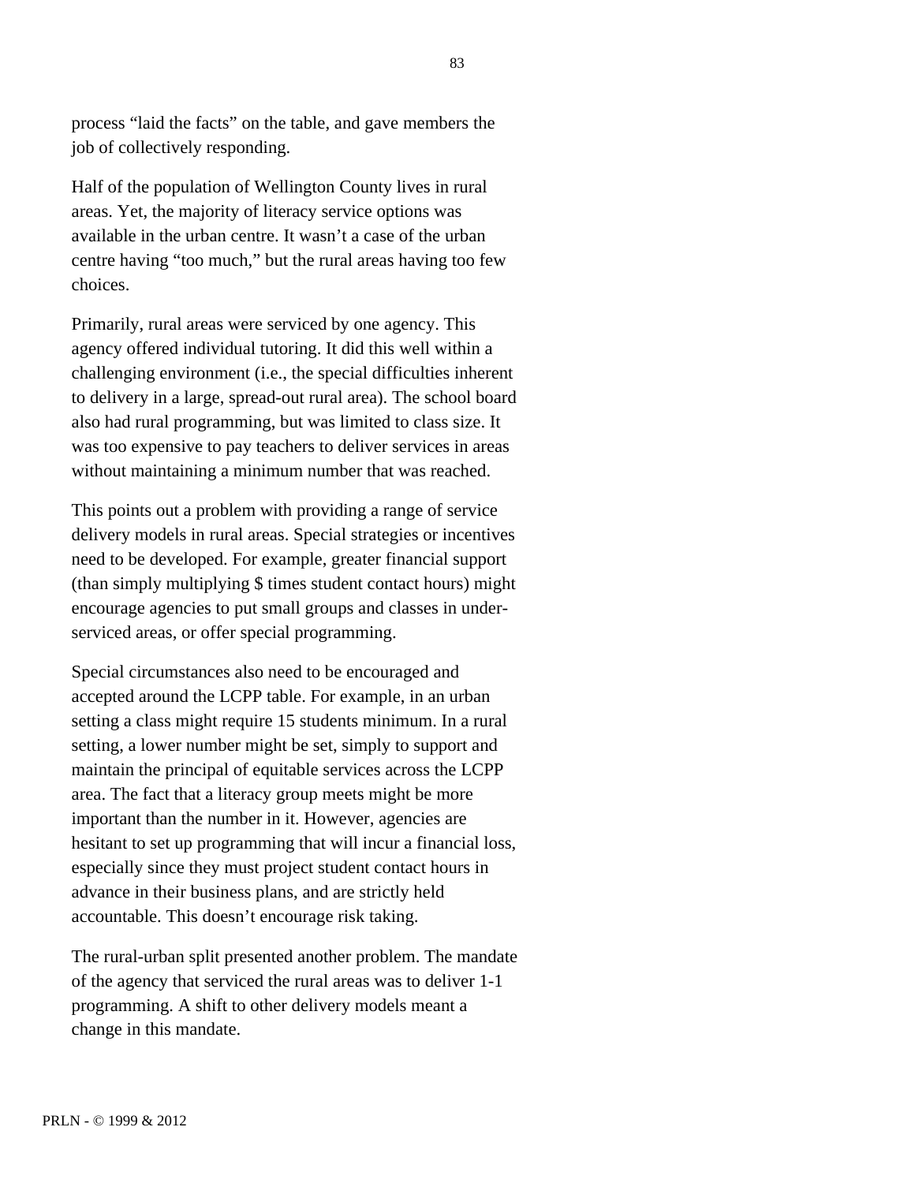process “laid the facts” on the table, and gave members the job of collectively responding.

Half of the population of Wellington County lives in rural areas. Yet, the majority of literacy service options was available in the urban centre. It wasn’t a case of the urban centre having “too much,” but the rural areas having too few choices.

Primarily, rural areas were serviced by one agency. This agency offered individual tutoring. It did this well within a challenging environment (i.e., the special difficulties inherent to delivery in a large, spread-out rural area). The school board also had rural programming, but was limited to class size. It was too expensive to pay teachers to deliver services in areas without maintaining a minimum number that was reached.

This points out a problem with providing a range of service delivery models in rural areas. Special strategies or incentives need to be developed. For example, greater financial support (than simply multiplying $ times student contact hours) might encourage agencies to put small groups and classes in under-serviced areas, or offer special programming.

Special circumstances also need to be encouraged and accepted around the LCPP table. For example, in an urban setting a class might require 15 students minimum. In a rural setting, a lower number might be set, simply to support and maintain the principal of equitable services across the LCPP area. The fact that a literacy group meets might be more important than the number in it. However, agencies are hesitant to set up programming that will incur a financial loss, especially since they must project student contact hours in advance in their business plans, and are strictly held accountable. This doesn’t encourage risk taking.

The rural-urban split presented another problem. The mandate of the agency that serviced the rural areas was to deliver 1-1 programming. A shift to other delivery models meant a change in this mandate.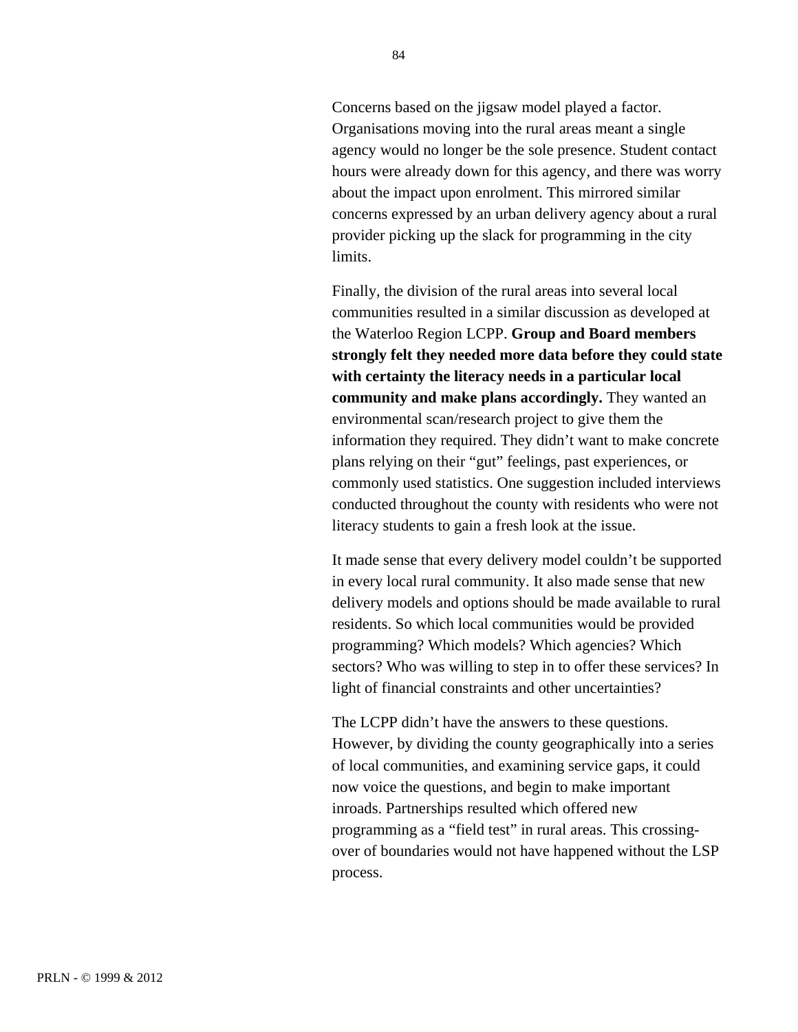Concerns based on the jigsaw model played a factor. Organisations moving into the rural areas meant a single agency would no longer be the sole presence. Student contact hours were already down for this agency, and there was worry about the impact upon enrolment. This mirrored similar concerns expressed by an urban delivery agency about a rural provider picking up the slack for programming in the city limits.

Finally, the division of the rural areas into several local communities resulted in a similar discussion as developed at the Waterloo Region LCPP. **Group and Board members strongly felt they needed more data before they could state with certainty the literacy needs in a particular local community and make plans accordingly.** They wanted an environmental scan/research project to give them the information they required. They didn't want to make concrete plans relying on their "gut" feelings, past experiences, or commonly used statistics. One suggestion included interviews conducted throughout the county with residents who were not literacy students to gain a fresh look at the issue.

It made sense that every delivery model couldn't be supported in every local rural community. It also made sense that new delivery models and options should be made available to rural residents. So which local communities would be provided programming? Which models? Which agencies? Which sectors? Who was willing to step in to offer these services? In light of financial constraints and other uncertainties?

The LCPP didn't have the answers to these questions. However, by dividing the county geographically into a series of local communities, and examining service gaps, it could now voice the questions, and begin to make important inroads. Partnerships resulted which offered new programming as a "field test" in rural areas. This crossing-over of boundaries would not have happened without the LSP process.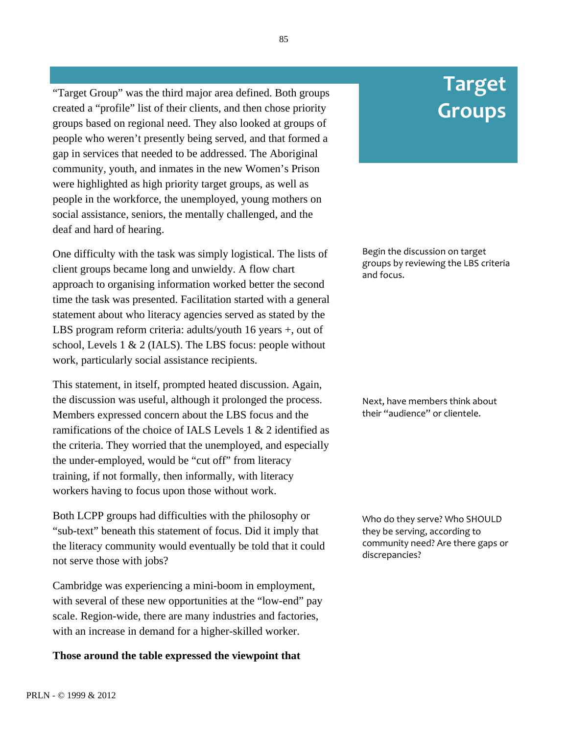# Target Groups

"Target Group" was the third major area defined. Both groups created a "profile" list of their clients, and then chose priority groups based on regional need. They also looked at groups of people who weren't presently being served, and that formed a gap in services that needed to be addressed. The Aboriginal community, youth, and inmates in the new Women's Prison were highlighted as high priority target groups, as well as people in the workforce, the unemployed, young mothers on social assistance, seniors, the mentally challenged, and the deaf and hard of hearing.

Begin the discussion on target groups by reviewing the LBS criteria and focus.

One difficulty with the task was simply logistical. The lists of client groups became long and unwieldy. A flow chart approach to organising information worked better the second time the task was presented. Facilitation started with a general statement about who literacy agencies served as stated by the LBS program reform criteria: adults/youth 16 years +, out of school, Levels 1 & 2 (IALS). The LBS focus: people without work, particularly social assistance recipients.

Next, have members think about their "audience" or clientele.

This statement, in itself, prompted heated discussion. Again, the discussion was useful, although it prolonged the process. Members expressed concern about the LBS focus and the ramifications of the choice of IALS Levels 1 & 2 identified as the criteria. They worried that the unemployed, and especially the under-employed, would be "cut off" from literacy training, if not formally, then informally, with literacy workers having to focus upon those without work.

Who do they serve? Who SHOULD they be serving, according to community need? Are there gaps or discrepancies?

Both LCPP groups had difficulties with the philosophy or "sub-text" beneath this statement of focus. Did it imply that the literacy community would eventually be told that it could not serve those with jobs?

Cambridge was experiencing a mini-boom in employment, with several of these new opportunities at the "low-end" pay scale. Region-wide, there are many industries and factories, with an increase in demand for a higher-skilled worker.

**Those around the table expressed the viewpoint that**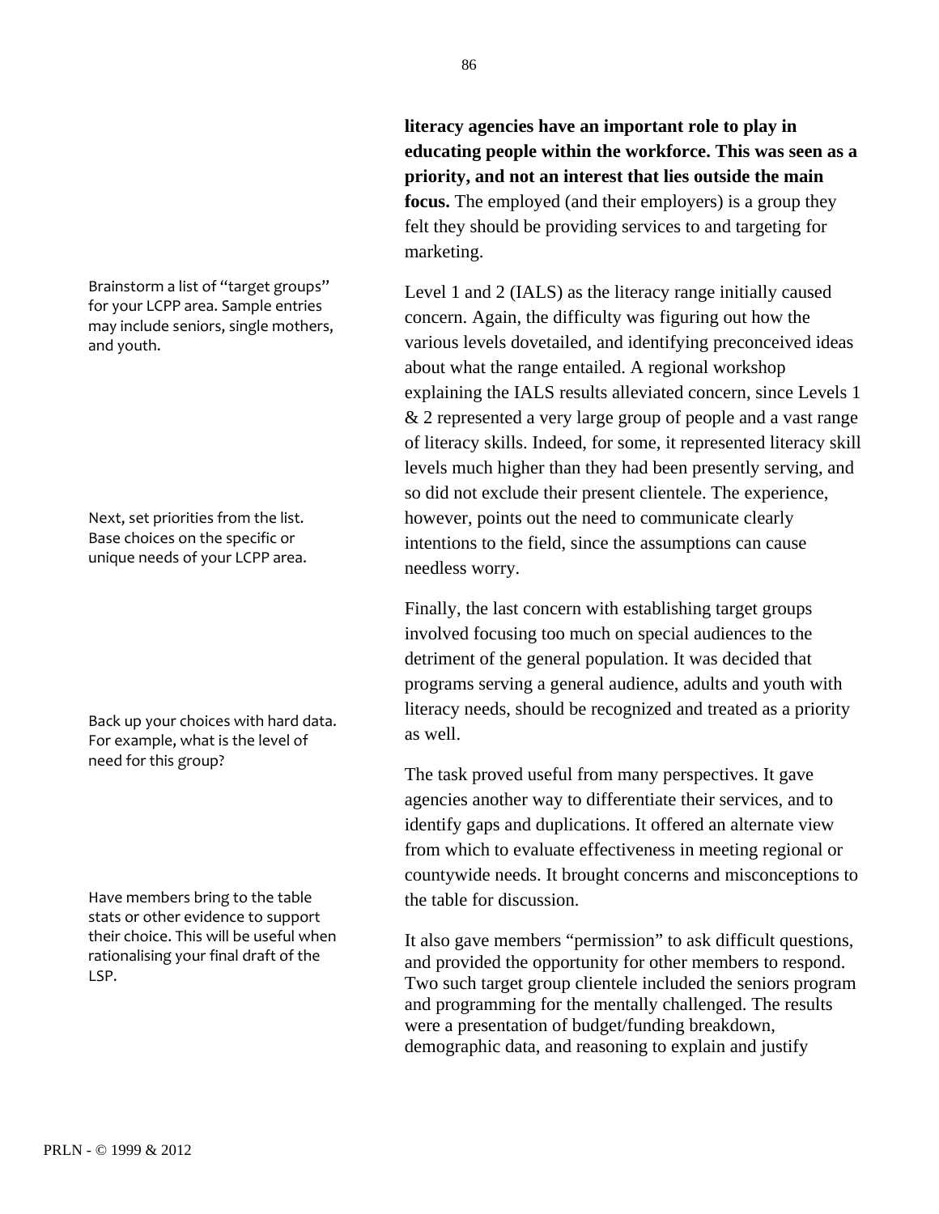**literacy agencies have an important role to play in educating people within the workforce. This was seen as a priority, and not an interest that lies outside the main focus.** The employed (and their employers) is a group they felt they should be providing services to and targeting for marketing.

Brainstorm a list of "target groups" for your LCPP area. Sample entries may include seniors, single mothers, and youth.

Level 1 and 2 (IALS) as the literacy range initially caused concern. Again, the difficulty was figuring out how the various levels dovetailed, and identifying preconceived ideas about what the range entailed. A regional workshop explaining the IALS results alleviated concern, since Levels 1 & 2 represented a very large group of people and a vast range of literacy skills. Indeed, for some, it represented literacy skill levels much higher than they had been presently serving, and so did not exclude their present clientele. The experience, however, points out the need to communicate clearly intentions to the field, since the assumptions can cause needless worry.

Next, set priorities from the list. Base choices on the specific or unique needs of your LCPP area.

Finally, the last concern with establishing target groups involved focusing too much on special audiences to the detriment of the general population. It was decided that programs serving a general audience, adults and youth with literacy needs, should be recognized and treated as a priority as well.

Back up your choices with hard data. For example, what is the level of need for this group?

The task proved useful from many perspectives. It gave agencies another way to differentiate their services, and to identify gaps and duplications. It offered an alternate view from which to evaluate effectiveness in meeting regional or countywide needs. It brought concerns and misconceptions to the table for discussion.

Have members bring to the table stats or other evidence to support their choice. This will be useful when rationalising your final draft of the LSP.

It also gave members "permission" to ask difficult questions, and provided the opportunity for other members to respond. Two such target group clientele included the seniors program and programming for the mentally challenged. The results were a presentation of budget/funding breakdown, demographic data, and reasoning to explain and justify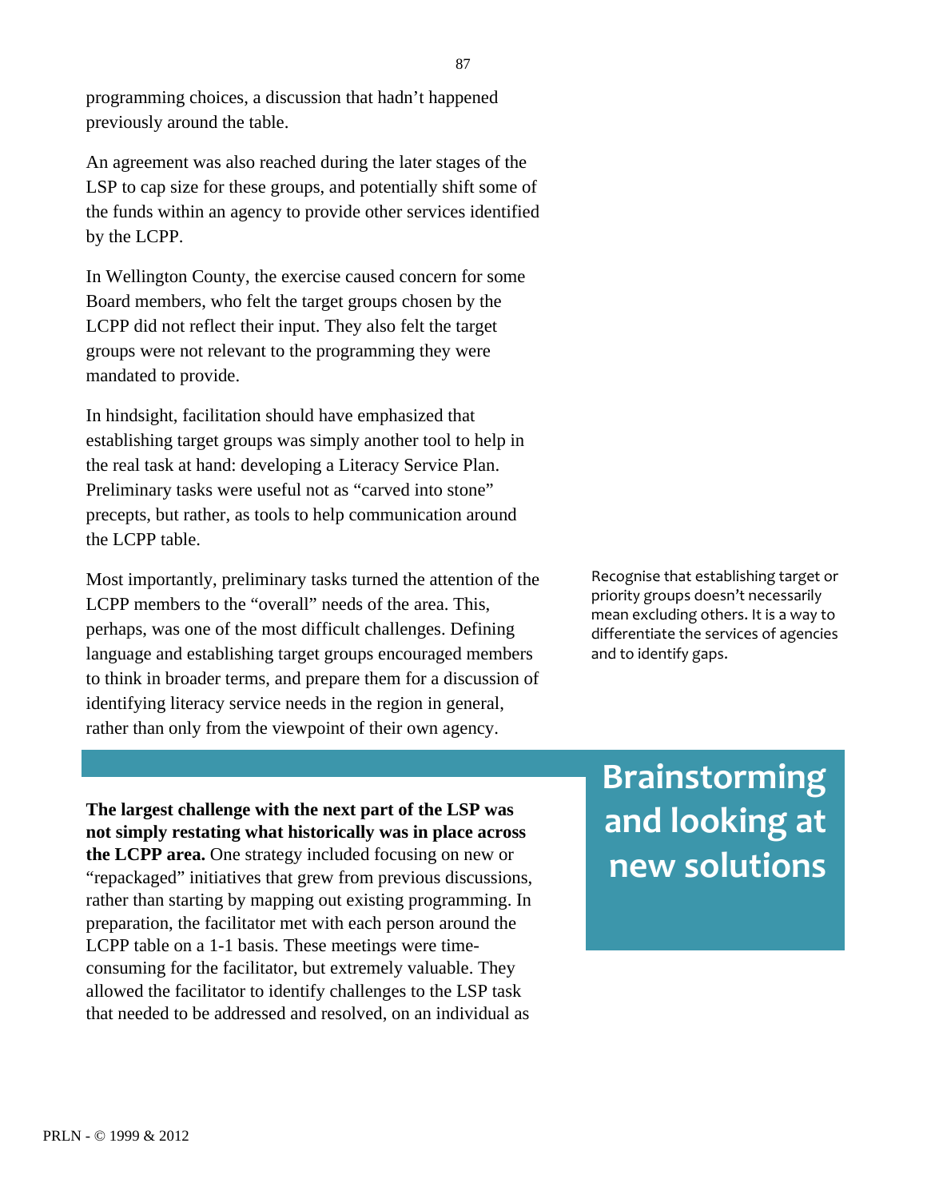programming choices, a discussion that hadn't happened previously around the table.

An agreement was also reached during the later stages of the LSP to cap size for these groups, and potentially shift some of the funds within an agency to provide other services identified by the LCPP.

In Wellington County, the exercise caused concern for some Board members, who felt the target groups chosen by the LCPP did not reflect their input. They also felt the target groups were not relevant to the programming they were mandated to provide.

In hindsight, facilitation should have emphasized that establishing target groups was simply another tool to help in the real task at hand: developing a Literacy Service Plan. Preliminary tasks were useful not as "carved into stone" precepts, but rather, as tools to help communication around the LCPP table.

Most importantly, preliminary tasks turned the attention of the LCPP members to the "overall" needs of the area. This, perhaps, was one of the most difficult challenges. Defining language and establishing target groups encouraged members to think in broader terms, and prepare them for a discussion of identifying literacy service needs in the region in general, rather than only from the viewpoint of their own agency.

Recognise that establishing target or priority groups doesn't necessarily mean excluding others. It is a way to differentiate the services of agencies and to identify gaps.

## Brainstorming and looking at new solutions

**The largest challenge with the next part of the LSP was not simply restating what historically was in place across the LCPP area.** One strategy included focusing on new or "repackaged" initiatives that grew from previous discussions, rather than starting by mapping out existing programming. In preparation, the facilitator met with each person around the LCPP table on a 1-1 basis. These meetings were time-consuming for the facilitator, but extremely valuable. They allowed the facilitator to identify challenges to the LSP task that needed to be addressed and resolved, on an individual as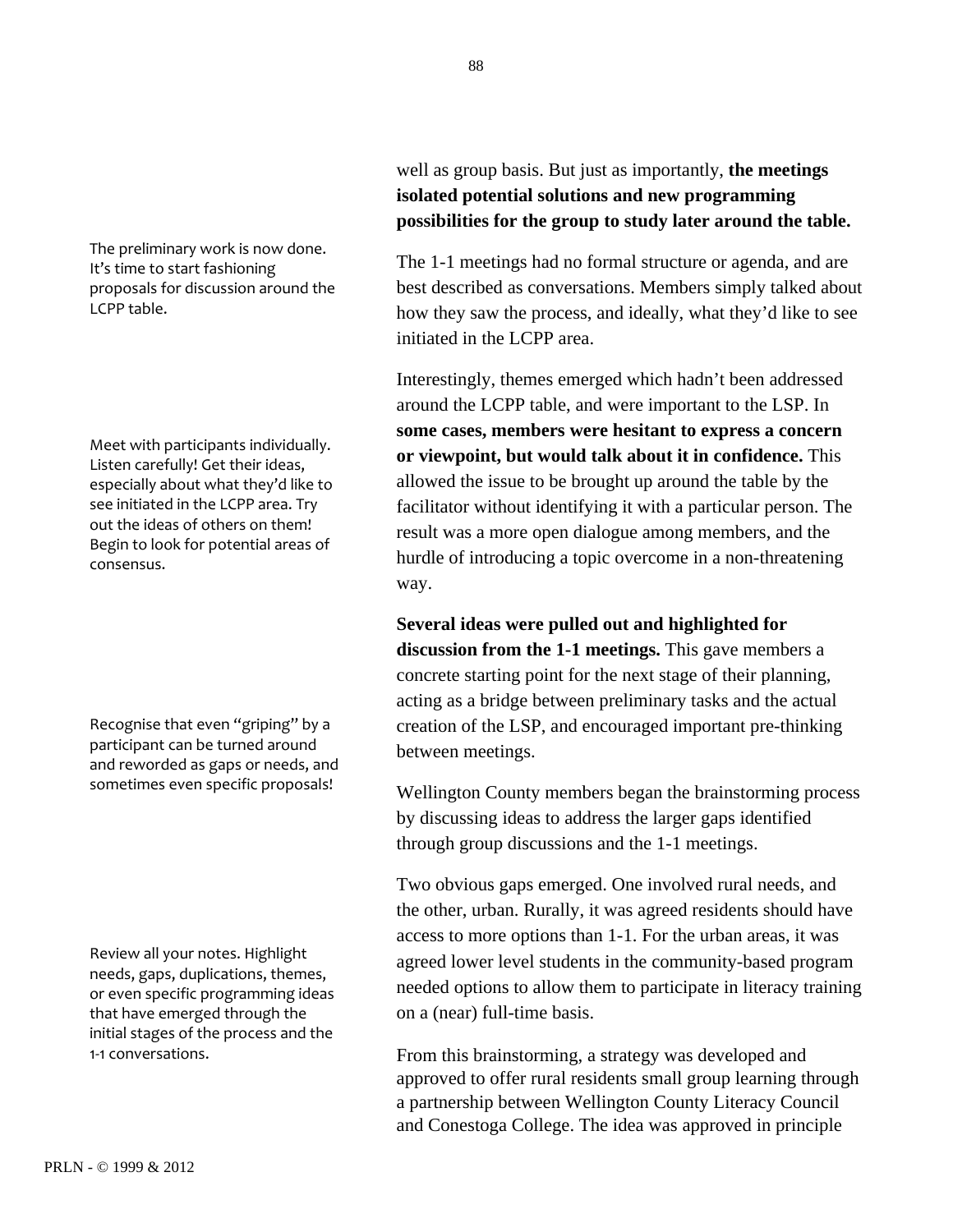well as group basis. But just as importantly, **the meetings isolated potential solutions and new programming possibilities for the group to study later around the table.**

The preliminary work is now done. It's time to start fashioning proposals for discussion around the LCPP table.

The 1-1 meetings had no formal structure or agenda, and are best described as conversations. Members simply talked about how they saw the process, and ideally, what they'd like to see initiated in the LCPP area.

Interestingly, themes emerged which hadn't been addressed around the LCPP table, and were important to the LSP. In **some cases, members were hesitant to express a concern or viewpoint, but would talk about it in confidence.** This allowed the issue to be brought up around the table by the facilitator without identifying it with a particular person. The result was a more open dialogue among members, and the hurdle of introducing a topic overcome in a non-threatening way.

Meet with participants individually. Listen carefully! Get their ideas, especially about what they'd like to see initiated in the LCPP area. Try out the ideas of others on them! Begin to look for potential areas of consensus.

**Several ideas were pulled out and highlighted for discussion from the 1-1 meetings.** This gave members a concrete starting point for the next stage of their planning, acting as a bridge between preliminary tasks and the actual creation of the LSP, and encouraged important pre-thinking between meetings.

Recognise that even "griping" by a participant can be turned around and reworded as gaps or needs, and sometimes even specific proposals!

Wellington County members began the brainstorming process by discussing ideas to address the larger gaps identified through group discussions and the 1-1 meetings.

Two obvious gaps emerged. One involved rural needs, and the other, urban. Rurally, it was agreed residents should have access to more options than 1-1. For the urban areas, it was agreed lower level students in the community-based program needed options to allow them to participate in literacy training on a (near) full-time basis.

Review all your notes. Highlight needs, gaps, duplications, themes, or even specific programming ideas that have emerged through the initial stages of the process and the 1-1 conversations.

From this brainstorming, a strategy was developed and approved to offer rural residents small group learning through a partnership between Wellington County Literacy Council and Conestoga College. The idea was approved in principle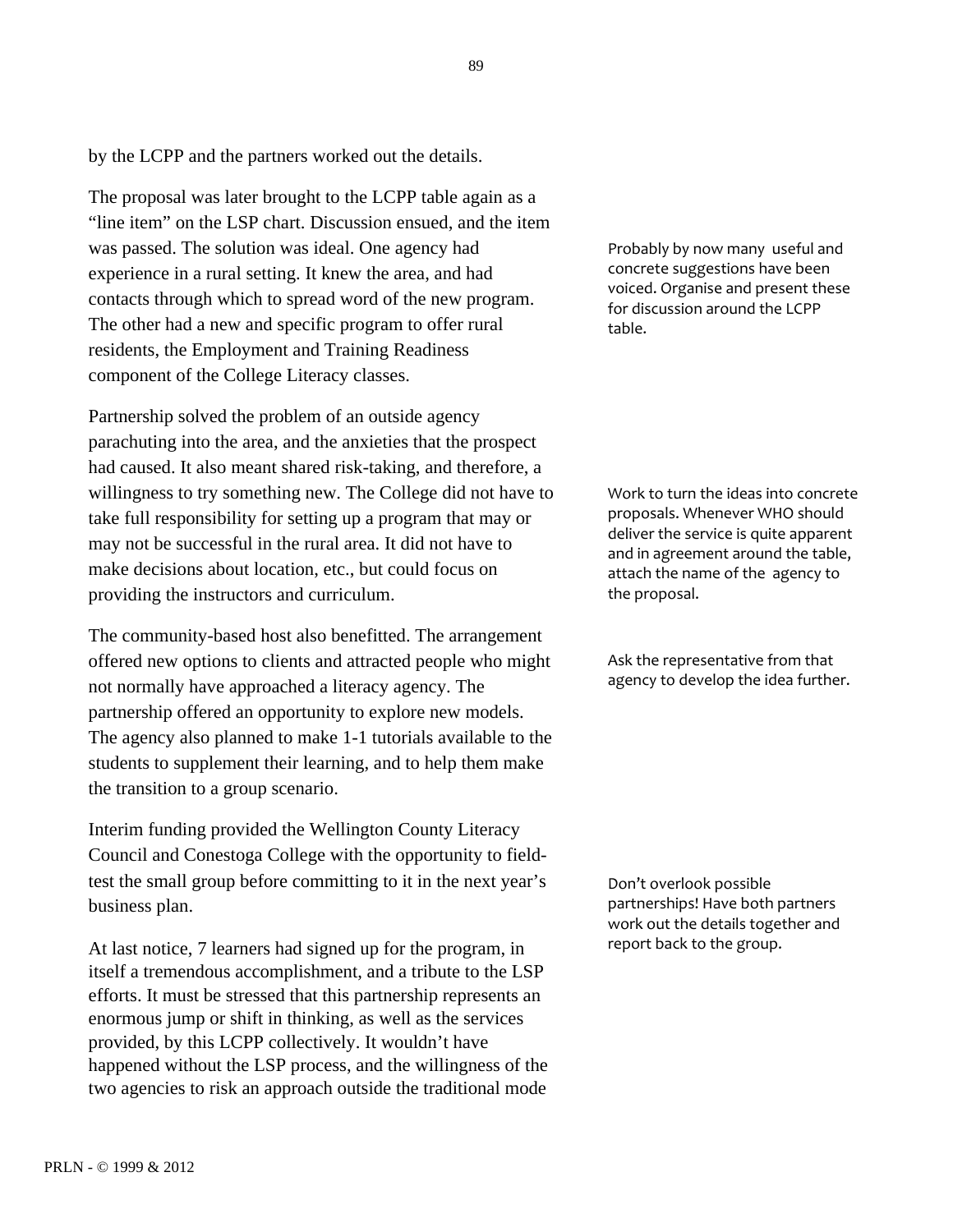by the LCPP and the partners worked out the details.

The proposal was later brought to the LCPP table again as a "line item" on the LSP chart. Discussion ensued, and the item was passed. The solution was ideal. One agency had experience in a rural setting. It knew the area, and had contacts through which to spread word of the new program. The other had a new and specific program to offer rural residents, the Employment and Training Readiness component of the College Literacy classes.

Probably by now many useful and concrete suggestions have been voiced. Organise and present these for discussion around the LCPP table.

Partnership solved the problem of an outside agency parachuting into the area, and the anxieties that the prospect had caused. It also meant shared risk-taking, and therefore, a willingness to try something new. The College did not have to take full responsibility for setting up a program that may or may not be successful in the rural area. It did not have to make decisions about location, etc., but could focus on providing the instructors and curriculum.

Work to turn the ideas into concrete proposals. Whenever WHO should deliver the service is quite apparent and in agreement around the table, attach the name of the agency to the proposal.

The community-based host also benefitted. The arrangement offered new options to clients and attracted people who might not normally have approached a literacy agency. The partnership offered an opportunity to explore new models. The agency also planned to make 1-1 tutorials available to the students to supplement their learning, and to help them make the transition to a group scenario.

Ask the representative from that agency to develop the idea further.

Interim funding provided the Wellington County Literacy Council and Conestoga College with the opportunity to field-test the small group before committing to it in the next year's business plan.

Don't overlook possible partnerships! Have both partners work out the details together and report back to the group.

At last notice, 7 learners had signed up for the program, in itself a tremendous accomplishment, and a tribute to the LSP efforts. It must be stressed that this partnership represents an enormous jump or shift in thinking, as well as the services provided, by this LCPP collectively. It wouldn't have happened without the LSP process, and the willingness of the two agencies to risk an approach outside the traditional mode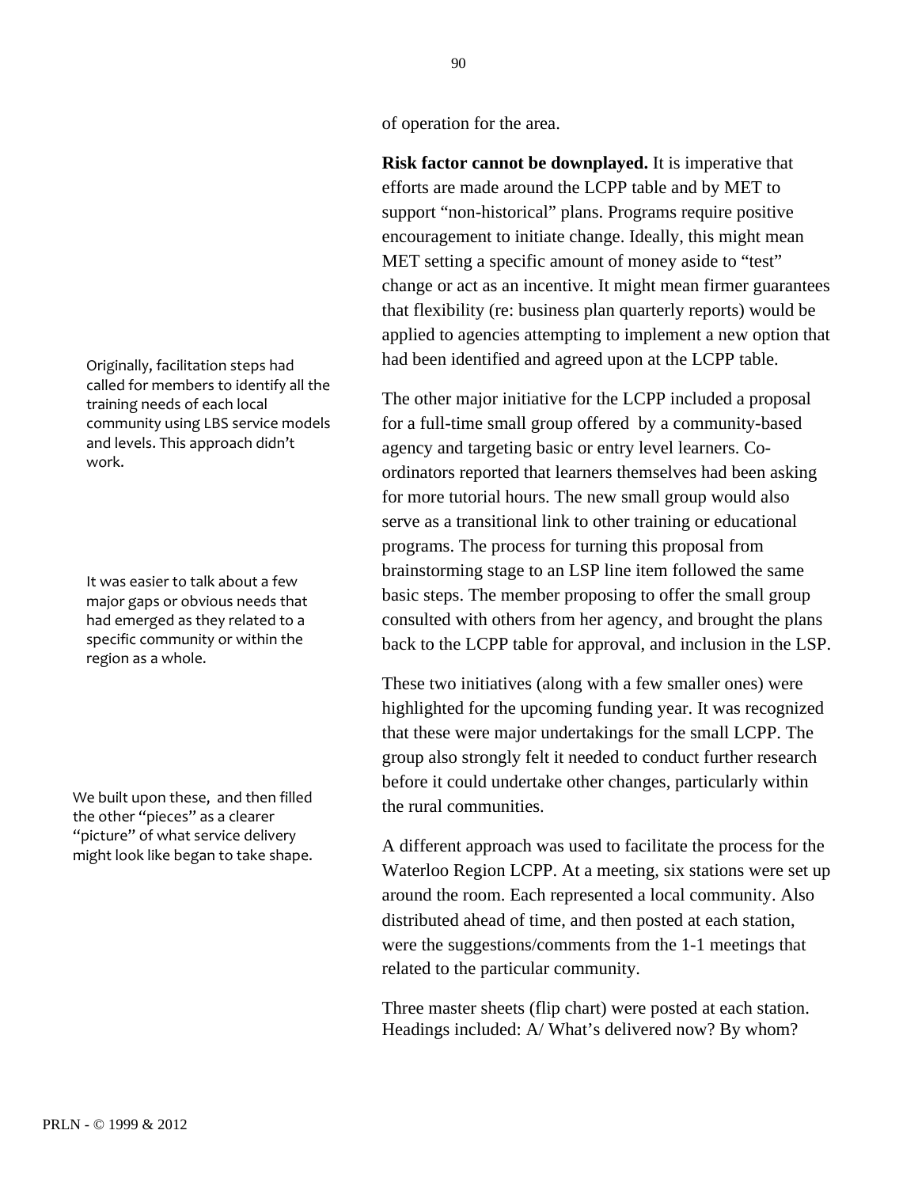of operation for the area.

**Risk factor cannot be downplayed.** It is imperative that efforts are made around the LCPP table and by MET to support "non-historical" plans. Programs require positive encouragement to initiate change. Ideally, this might mean MET setting a specific amount of money aside to "test" change or act as an incentive. It might mean firmer guarantees that flexibility (re: business plan quarterly reports) would be applied to agencies attempting to implement a new option that had been identified and agreed upon at the LCPP table.

Originally, facilitation steps had called for members to identify all the training needs of each local community using LBS service models and levels. This approach didn't work.

The other major initiative for the LCPP included a proposal for a full-time small group offered by a community-based agency and targeting basic or entry level learners. Co-ordinators reported that learners themselves had been asking for more tutorial hours. The new small group would also serve as a transitional link to other training or educational programs. The process for turning this proposal from brainstorming stage to an LSP line item followed the same basic steps. The member proposing to offer the small group consulted with others from her agency, and brought the plans back to the LCPP table for approval, and inclusion in the LSP.

It was easier to talk about a few major gaps or obvious needs that had emerged as they related to a specific community or within the region as a whole.

These two initiatives (along with a few smaller ones) were highlighted for the upcoming funding year. It was recognized that these were major undertakings for the small LCPP. The group also strongly felt it needed to conduct further research before it could undertake other changes, particularly within the rural communities.

We built upon these, and then filled the other "pieces" as a clearer "picture" of what service delivery might look like began to take shape.

A different approach was used to facilitate the process for the Waterloo Region LCPP. At a meeting, six stations were set up around the room. Each represented a local community. Also distributed ahead of time, and then posted at each station, were the suggestions/comments from the 1-1 meetings that related to the particular community.

Three master sheets (flip chart) were posted at each station. Headings included: A/ What's delivered now? By whom?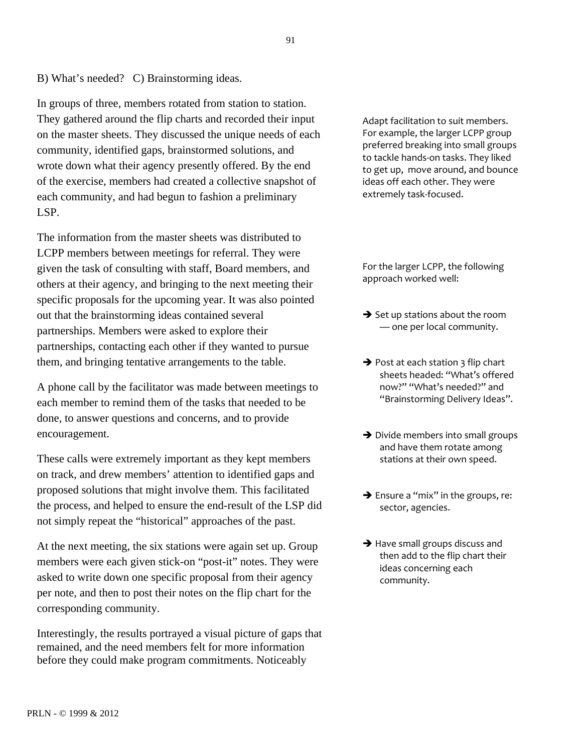B) What's needed? C) Brainstorming ideas.

In groups of three, members rotated from station to station. They gathered around the flip charts and recorded their input on the master sheets. They discussed the unique needs of each community, identified gaps, brainstormed solutions, and wrote down what their agency presently offered. By the end of the exercise, members had created a collective snapshot of each community, and had begun to fashion a preliminary LSP.

Adapt facilitation to suit members. For example, the larger LCPP group preferred breaking into small groups to tackle hands-on tasks. They liked to get up, move around, and bounce ideas off each other. They were extremely task-focused.

The information from the master sheets was distributed to LCPP members between meetings for referral. They were given the task of consulting with staff, Board members, and others at their agency, and bringing to the next meeting their specific proposals for the upcoming year. It was also pointed out that the brainstorming ideas contained several partnerships. Members were asked to explore their partnerships, contacting each other if they wanted to pursue them, and bringing tentative arrangements to the table.

For the larger LCPP, the following approach worked well:

- ➔ Set up stations about the room — one per local community.
- ➔ Post at each station 3 flip chart sheets headed: "What's offered now?" "What's needed?" and "Brainstorming Delivery Ideas".
- ➔ Divide members into small groups and have them rotate among stations at their own speed.
- ➔ Ensure a "mix" in the groups, re: sector, agencies.
- ➔ Have small groups discuss and then add to the flip chart their ideas concerning each community.

A phone call by the facilitator was made between meetings to each member to remind them of the tasks that needed to be done, to answer questions and concerns, and to provide encouragement.

These calls were extremely important as they kept members on track, and drew members' attention to identified gaps and proposed solutions that might involve them. This facilitated the process, and helped to ensure the end-result of the LSP did not simply repeat the "historical" approaches of the past.

At the next meeting, the six stations were again set up. Group members were each given stick-on "post-it" notes. They were asked to write down one specific proposal from their agency per note, and then to post their notes on the flip chart for the corresponding community.

Interestingly, the results portrayed a visual picture of gaps that remained, and the need members felt for more information before they could make program commitments. Noticeably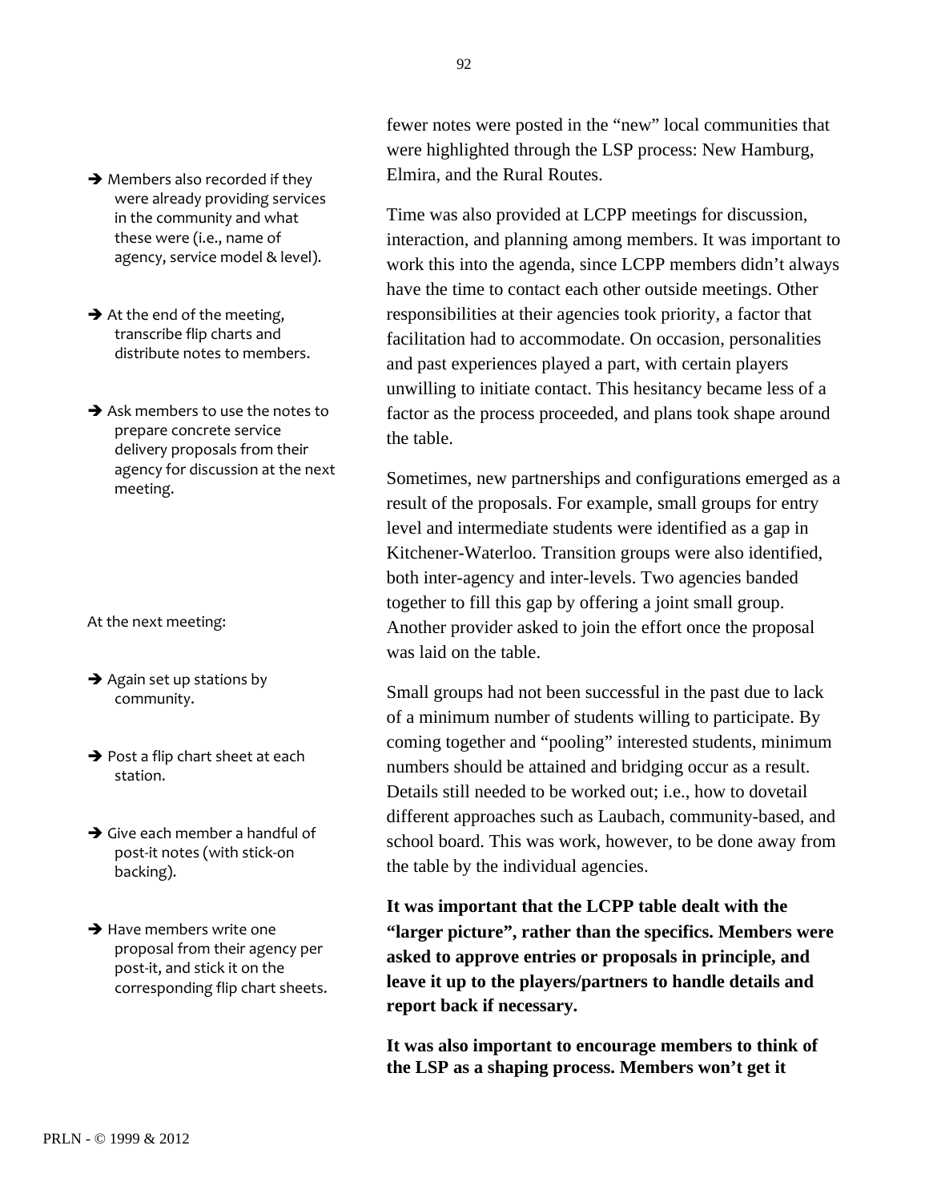→ Members also recorded if they were already providing services in the community and what these were (i.e., name of agency, service model & level).

→ At the end of the meeting, transcribe flip charts and distribute notes to members.

→ Ask members to use the notes to prepare concrete service delivery proposals from their agency for discussion at the next meeting.

At the next meeting:

→ Again set up stations by community.

→ Post a flip chart sheet at each station.

→ Give each member a handful of post-it notes (with stick-on backing).

→ Have members write one proposal from their agency per post-it, and stick it on the corresponding flip chart sheets.

fewer notes were posted in the "new" local communities that were highlighted through the LSP process: New Hamburg, Elmira, and the Rural Routes.

Time was also provided at LCPP meetings for discussion, interaction, and planning among members. It was important to work this into the agenda, since LCPP members didn't always have the time to contact each other outside meetings. Other responsibilities at their agencies took priority, a factor that facilitation had to accommodate. On occasion, personalities and past experiences played a part, with certain players unwilling to initiate contact. This hesitancy became less of a factor as the process proceeded, and plans took shape around the table.

Sometimes, new partnerships and configurations emerged as a result of the proposals. For example, small groups for entry level and intermediate students were identified as a gap in Kitchener-Waterloo. Transition groups were also identified, both inter-agency and inter-levels. Two agencies banded together to fill this gap by offering a joint small group. Another provider asked to join the effort once the proposal was laid on the table.

Small groups had not been successful in the past due to lack of a minimum number of students willing to participate. By coming together and "pooling" interested students, minimum numbers should be attained and bridging occur as a result. Details still needed to be worked out; i.e., how to dovetail different approaches such as Laubach, community-based, and school board. This was work, however, to be done away from the table by the individual agencies.

**It was important that the LCPP table dealt with the "larger picture", rather than the specifics. Members were asked to approve entries or proposals in principle, and leave it up to the players/partners to handle details and report back if necessary.**

**It was also important to encourage members to think of the LSP as a shaping process. Members won't get it**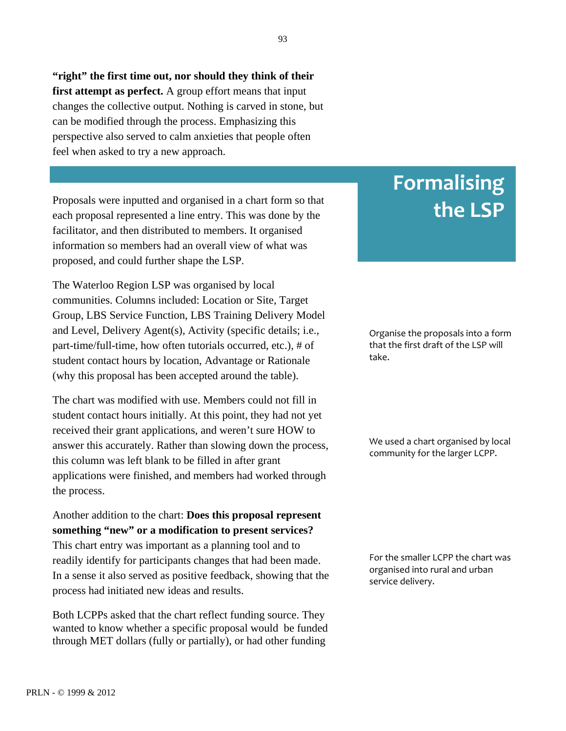**"right" the first time out, nor should they think of their first attempt as perfect.** A group effort means that input changes the collective output. Nothing is carved in stone, but can be modified through the process. Emphasizing this perspective also served to calm anxieties that people often feel when asked to try a new approach.

## Formalising the LSP

Proposals were inputted and organised in a chart form so that each proposal represented a line entry. This was done by the facilitator, and then distributed to members. It organised information so members had an overall view of what was proposed, and could further shape the LSP.

Organise the proposals into a form that the first draft of the LSP will take.

The Waterloo Region LSP was organised by local communities. Columns included: Location or Site, Target Group, LBS Service Function, LBS Training Delivery Model and Level, Delivery Agent(s), Activity (specific details; i.e., part-time/full-time, how often tutorials occurred, etc.), # of student contact hours by location, Advantage or Rationale (why this proposal has been accepted around the table).

We used a chart organised by local community for the larger LCPP.

The chart was modified with use. Members could not fill in student contact hours initially. At this point, they had not yet received their grant applications, and weren't sure HOW to answer this accurately. Rather than slowing down the process, this column was left blank to be filled in after grant applications were finished, and members had worked through the process.

For the smaller LCPP the chart was organised into rural and urban service delivery.

Another addition to the chart: **Does this proposal represent something "new" or a modification to present services?** This chart entry was important as a planning tool and to readily identify for participants changes that had been made. In a sense it also served as positive feedback, showing that the process had initiated new ideas and results.

Both LCPPs asked that the chart reflect funding source. They wanted to know whether a specific proposal would be funded through MET dollars (fully or partially), or had other funding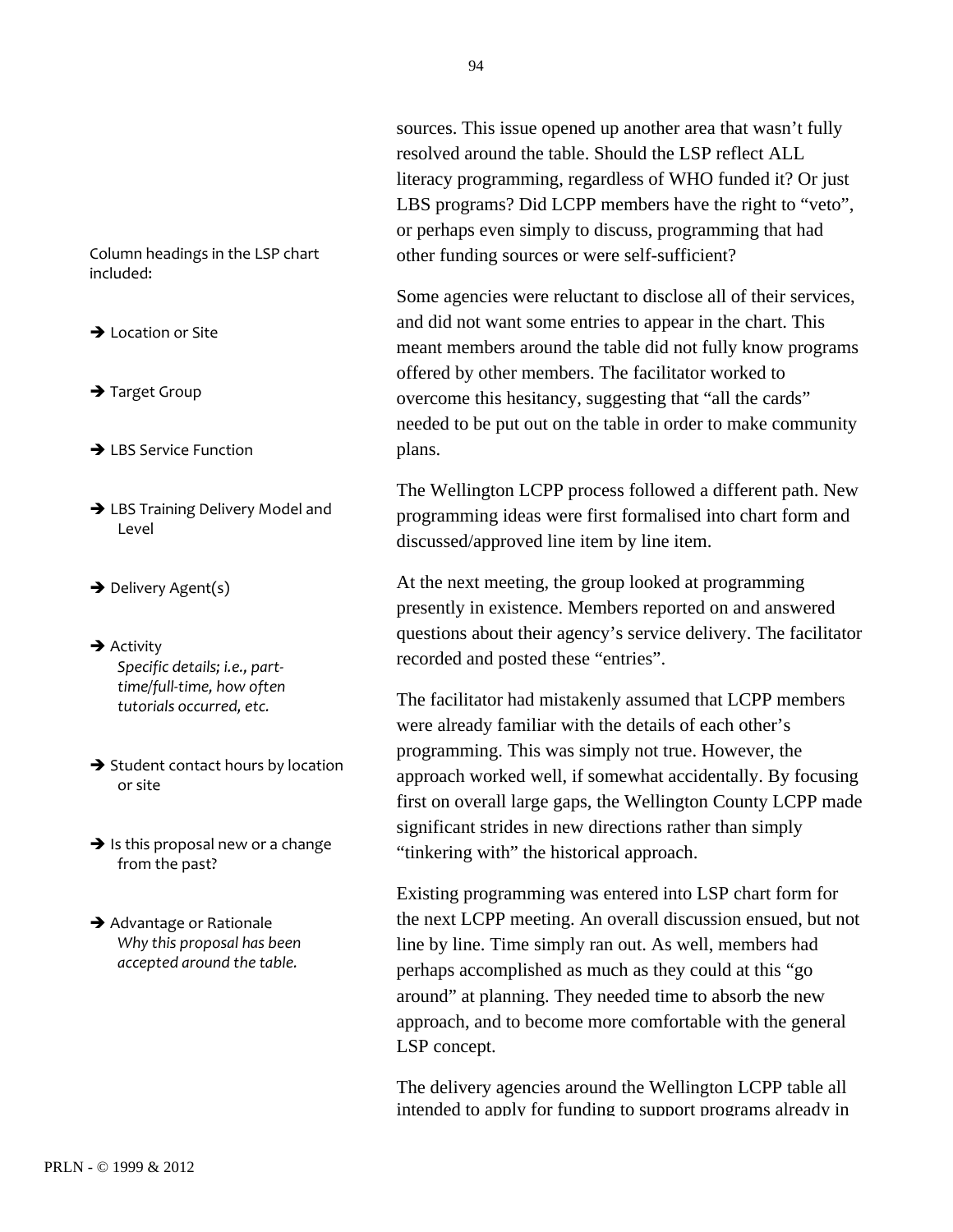sources. This issue opened up another area that wasn't fully resolved around the table. Should the LSP reflect ALL literacy programming, regardless of WHO funded it? Or just LBS programs? Did LCPP members have the right to "veto", or perhaps even simply to discuss, programming that had other funding sources or were self-sufficient?

Column headings in the LSP chart included:

- ➔ Location or Site
- ➔ Target Group
- ➔ LBS Service Function
- ➔ LBS Training Delivery Model and Level
- ➔ Delivery Agent(s)
- ➔ Activity
  *Specific details; i.e., part-time/full-time, how often tutorials occurred, etc.*
- ➔ Student contact hours by location or site
- ➔ Is this proposal new or a change from the past?
- ➔ Advantage or Rationale
  *Why this proposal has been accepted around the table.*

Some agencies were reluctant to disclose all of their services, and did not want some entries to appear in the chart. This meant members around the table did not fully know programs offered by other members. The facilitator worked to overcome this hesitancy, suggesting that "all the cards" needed to be put out on the table in order to make community plans.

The Wellington LCPP process followed a different path. New programming ideas were first formalised into chart form and discussed/approved line item by line item.

At the next meeting, the group looked at programming presently in existence. Members reported on and answered questions about their agency's service delivery. The facilitator recorded and posted these "entries".

The facilitator had mistakenly assumed that LCPP members were already familiar with the details of each other's programming. This was simply not true. However, the approach worked well, if somewhat accidentally. By focusing first on overall large gaps, the Wellington County LCPP made significant strides in new directions rather than simply "tinkering with" the historical approach.

Existing programming was entered into LSP chart form for the next LCPP meeting. An overall discussion ensued, but not line by line. Time simply ran out. As well, members had perhaps accomplished as much as they could at this "go around" at planning. They needed time to absorb the new approach, and to become more comfortable with the general LSP concept.

The delivery agencies around the Wellington LCPP table all intended to apply for funding to support programs already in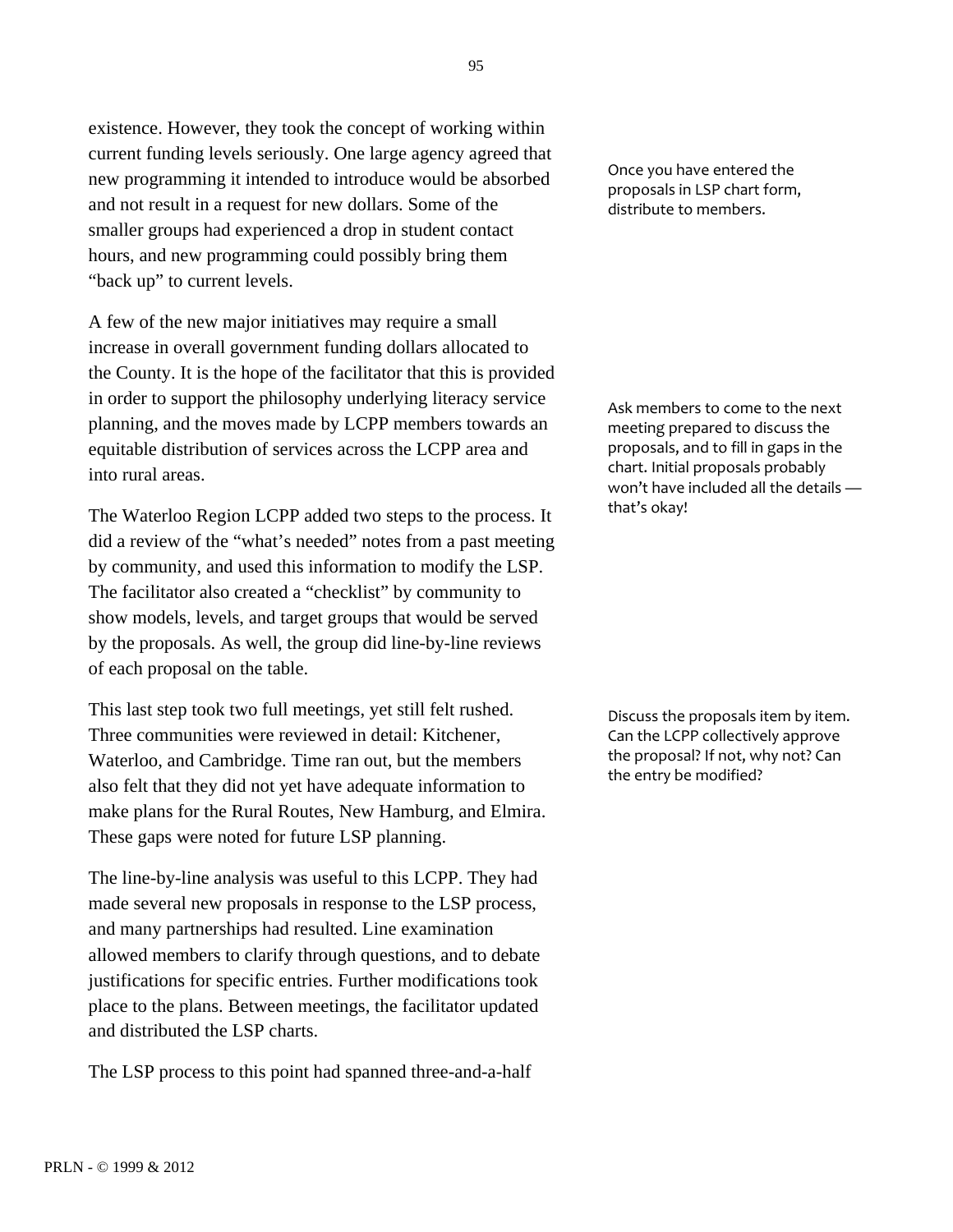existence. However, they took the concept of working within current funding levels seriously. One large agency agreed that new programming it intended to introduce would be absorbed and not result in a request for new dollars. Some of the smaller groups had experienced a drop in student contact hours, and new programming could possibly bring them "back up" to current levels.

Once you have entered the proposals in LSP chart form, distribute to members.

A few of the new major initiatives may require a small increase in overall government funding dollars allocated to the County. It is the hope of the facilitator that this is provided in order to support the philosophy underlying literacy service planning, and the moves made by LCPP members towards an equitable distribution of services across the LCPP area and into rural areas.

Ask members to come to the next meeting prepared to discuss the proposals, and to fill in gaps in the chart. Initial proposals probably won't have included all the details — that's okay!

The Waterloo Region LCPP added two steps to the process. It did a review of the "what's needed" notes from a past meeting by community, and used this information to modify the LSP. The facilitator also created a "checklist" by community to show models, levels, and target groups that would be served by the proposals. As well, the group did line-by-line reviews of each proposal on the table.

This last step took two full meetings, yet still felt rushed. Three communities were reviewed in detail: Kitchener, Waterloo, and Cambridge. Time ran out, but the members also felt that they did not yet have adequate information to make plans for the Rural Routes, New Hamburg, and Elmira. These gaps were noted for future LSP planning.

Discuss the proposals item by item. Can the LCPP collectively approve the proposal? If not, why not? Can the entry be modified?

The line-by-line analysis was useful to this LCPP. They had made several new proposals in response to the LSP process, and many partnerships had resulted. Line examination allowed members to clarify through questions, and to debate justifications for specific entries. Further modifications took place to the plans. Between meetings, the facilitator updated and distributed the LSP charts.

The LSP process to this point had spanned three-and-a-half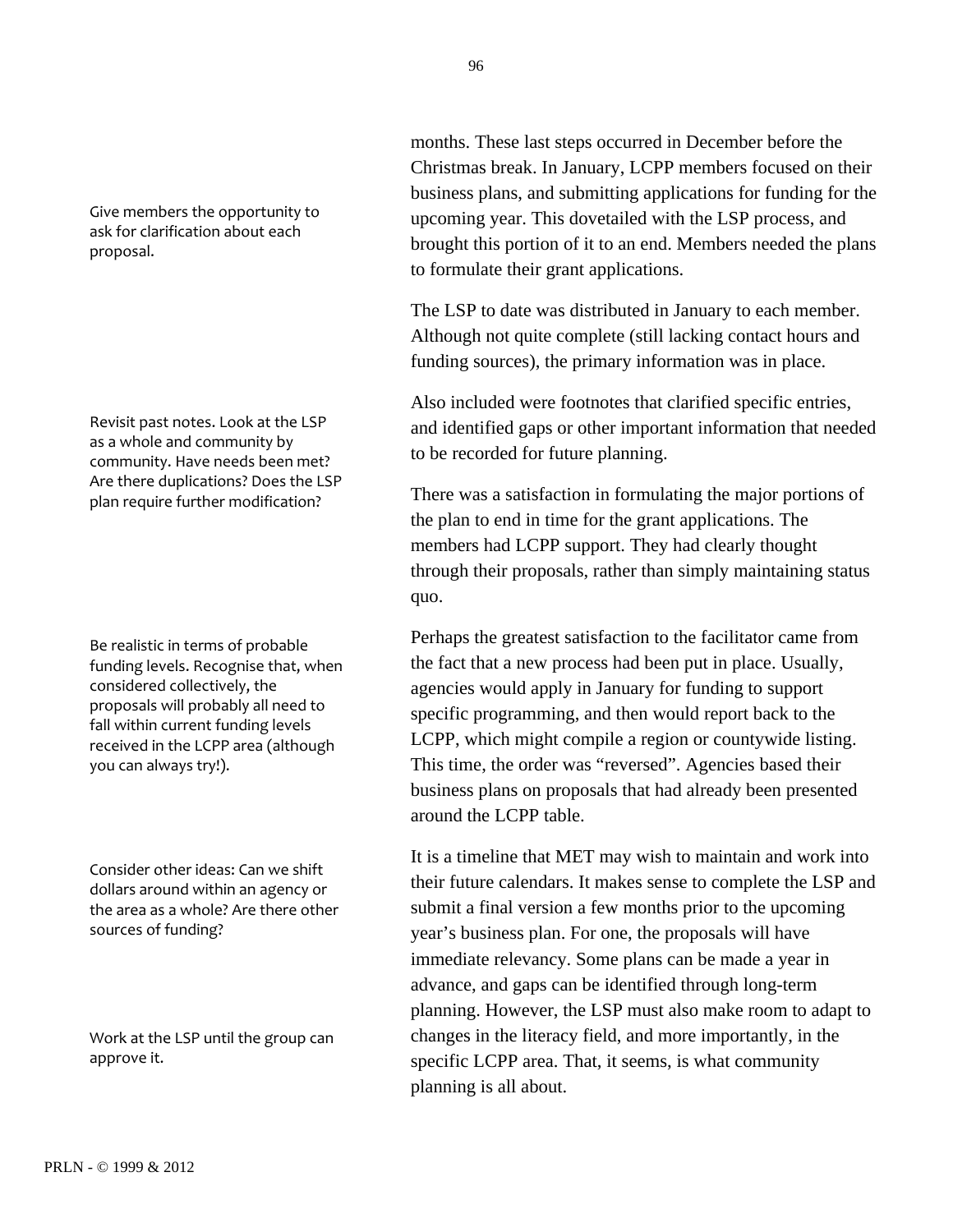months. These last steps occurred in December before the Christmas break. In January, LCPP members focused on their business plans, and submitting applications for funding for the upcoming year. This dovetailed with the LSP process, and brought this portion of it to an end. Members needed the plans to formulate their grant applications.

Give members the opportunity to ask for clarification about each proposal.

The LSP to date was distributed in January to each member. Although not quite complete (still lacking contact hours and funding sources), the primary information was in place.

Also included were footnotes that clarified specific entries, and identified gaps or other important information that needed to be recorded for future planning.

Revisit past notes. Look at the LSP as a whole and community by community. Have needs been met? Are there duplications? Does the LSP plan require further modification?

There was a satisfaction in formulating the major portions of the plan to end in time for the grant applications. The members had LCPP support. They had clearly thought through their proposals, rather than simply maintaining status quo.

Be realistic in terms of probable funding levels. Recognise that, when considered collectively, the proposals will probably all need to fall within current funding levels received in the LCPP area (although you can always try!).

Perhaps the greatest satisfaction to the facilitator came from the fact that a new process had been put in place. Usually, agencies would apply in January for funding to support specific programming, and then would report back to the LCPP, which might compile a region or countywide listing. This time, the order was “reversed”. Agencies based their business plans on proposals that had already been presented around the LCPP table.

Consider other ideas: Can we shift dollars around within an agency or the area as a whole? Are there other sources of funding?

It is a timeline that MET may wish to maintain and work into their future calendars. It makes sense to complete the LSP and submit a final version a few months prior to the upcoming year’s business plan. For one, the proposals will have immediate relevancy. Some plans can be made a year in advance, and gaps can be identified through long-term planning. However, the LSP must also make room to adapt to changes in the literacy field, and more importantly, in the specific LCPP area. That, it seems, is what community planning is all about.

Work at the LSP until the group can approve it.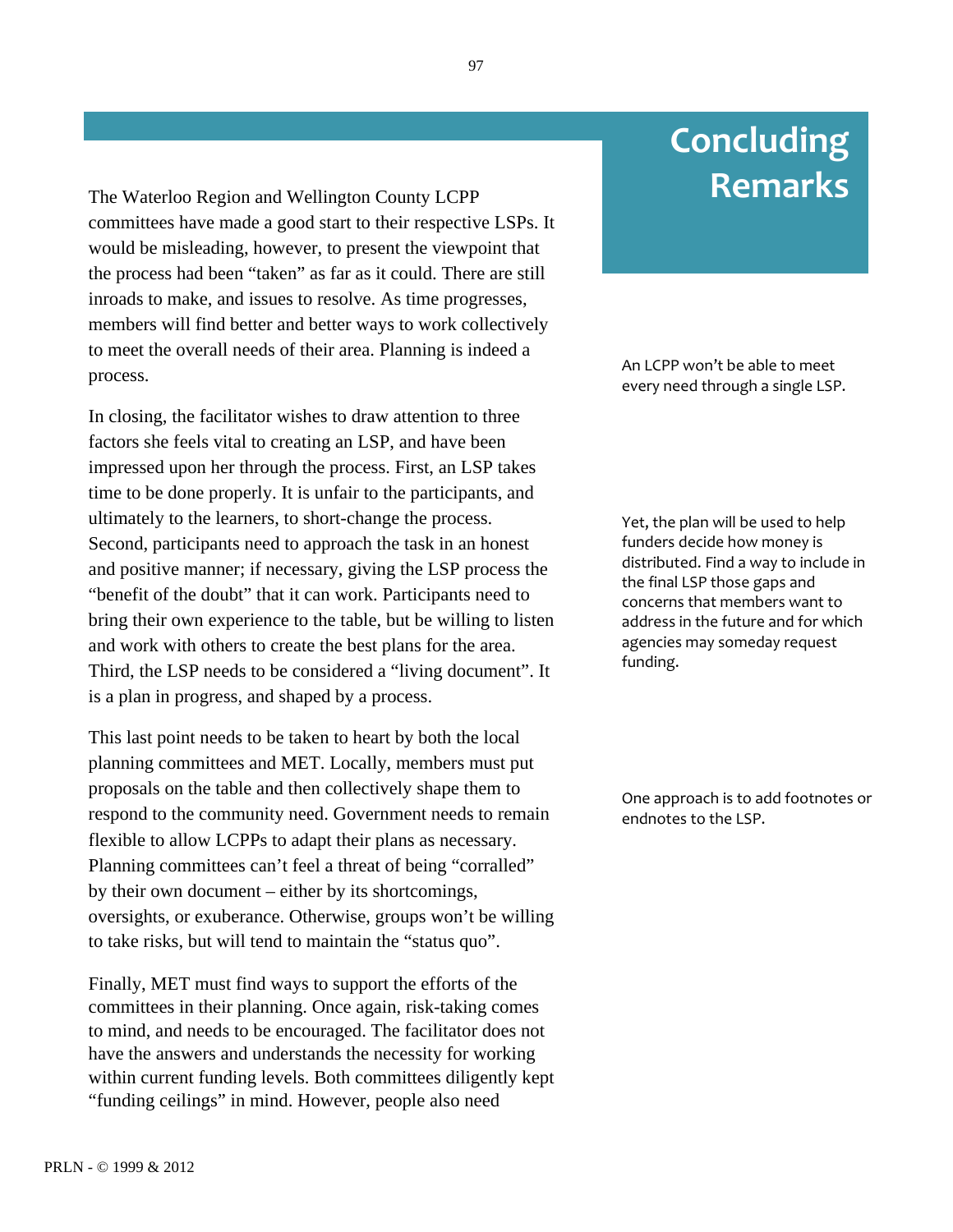# Concluding Remarks

The Waterloo Region and Wellington County LCPP committees have made a good start to their respective LSPs. It would be misleading, however, to present the viewpoint that the process had been "taken" as far as it could. There are still inroads to make, and issues to resolve. As time progresses, members will find better and better ways to work collectively to meet the overall needs of their area. Planning is indeed a process.

An LCPP won't be able to meet every need through a single LSP.

In closing, the facilitator wishes to draw attention to three factors she feels vital to creating an LSP, and have been impressed upon her through the process. First, an LSP takes time to be done properly. It is unfair to the participants, and ultimately to the learners, to short-change the process. Second, participants need to approach the task in an honest and positive manner; if necessary, giving the LSP process the "benefit of the doubt" that it can work. Participants need to bring their own experience to the table, but be willing to listen and work with others to create the best plans for the area. Third, the LSP needs to be considered a "living document". It is a plan in progress, and shaped by a process.

Yet, the plan will be used to help funders decide how money is distributed. Find a way to include in the final LSP those gaps and concerns that members want to address in the future and for which agencies may someday request funding.

This last point needs to be taken to heart by both the local planning committees and MET. Locally, members must put proposals on the table and then collectively shape them to respond to the community need. Government needs to remain flexible to allow LCPPs to adapt their plans as necessary. Planning committees can't feel a threat of being "corralled" by their own document – either by its shortcomings, oversights, or exuberance. Otherwise, groups won't be willing to take risks, but will tend to maintain the "status quo".

One approach is to add footnotes or endnotes to the LSP.

Finally, MET must find ways to support the efforts of the committees in their planning. Once again, risk-taking comes to mind, and needs to be encouraged. The facilitator does not have the answers and understands the necessity for working within current funding levels. Both committees diligently kept "funding ceilings" in mind. However, people also need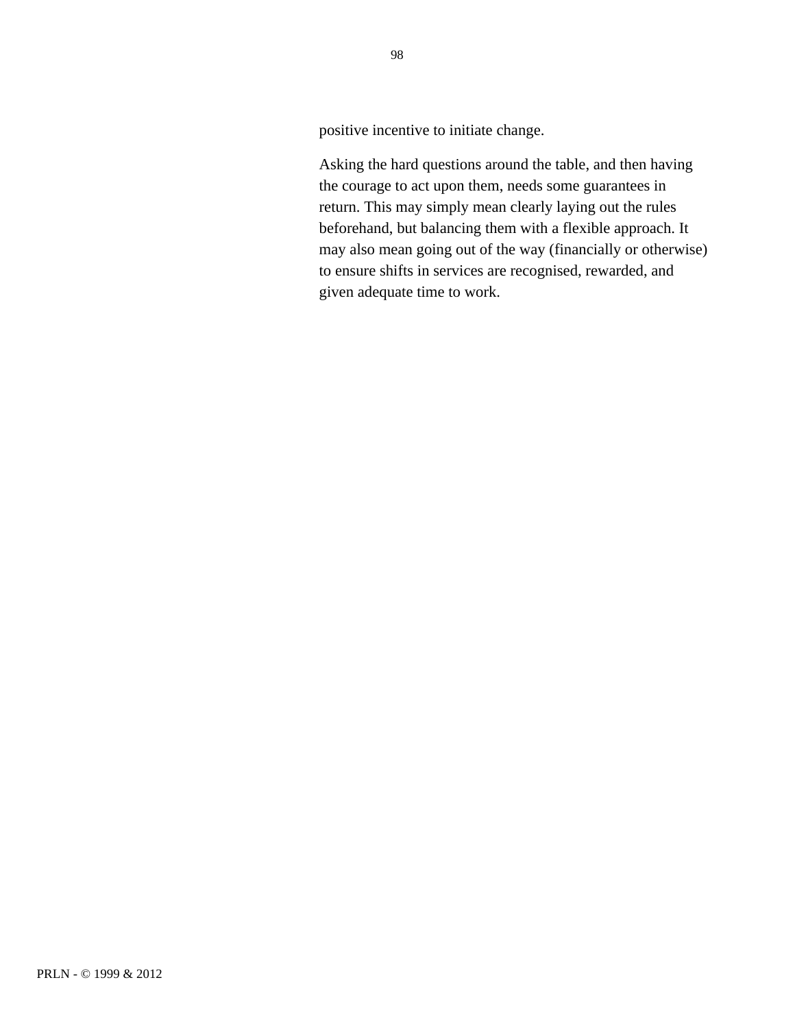positive incentive to initiate change.

Asking the hard questions around the table, and then having the courage to act upon them, needs some guarantees in return. This may simply mean clearly laying out the rules beforehand, but balancing them with a flexible approach. It may also mean going out of the way (financially or otherwise) to ensure shifts in services are recognised, rewarded, and given adequate time to work.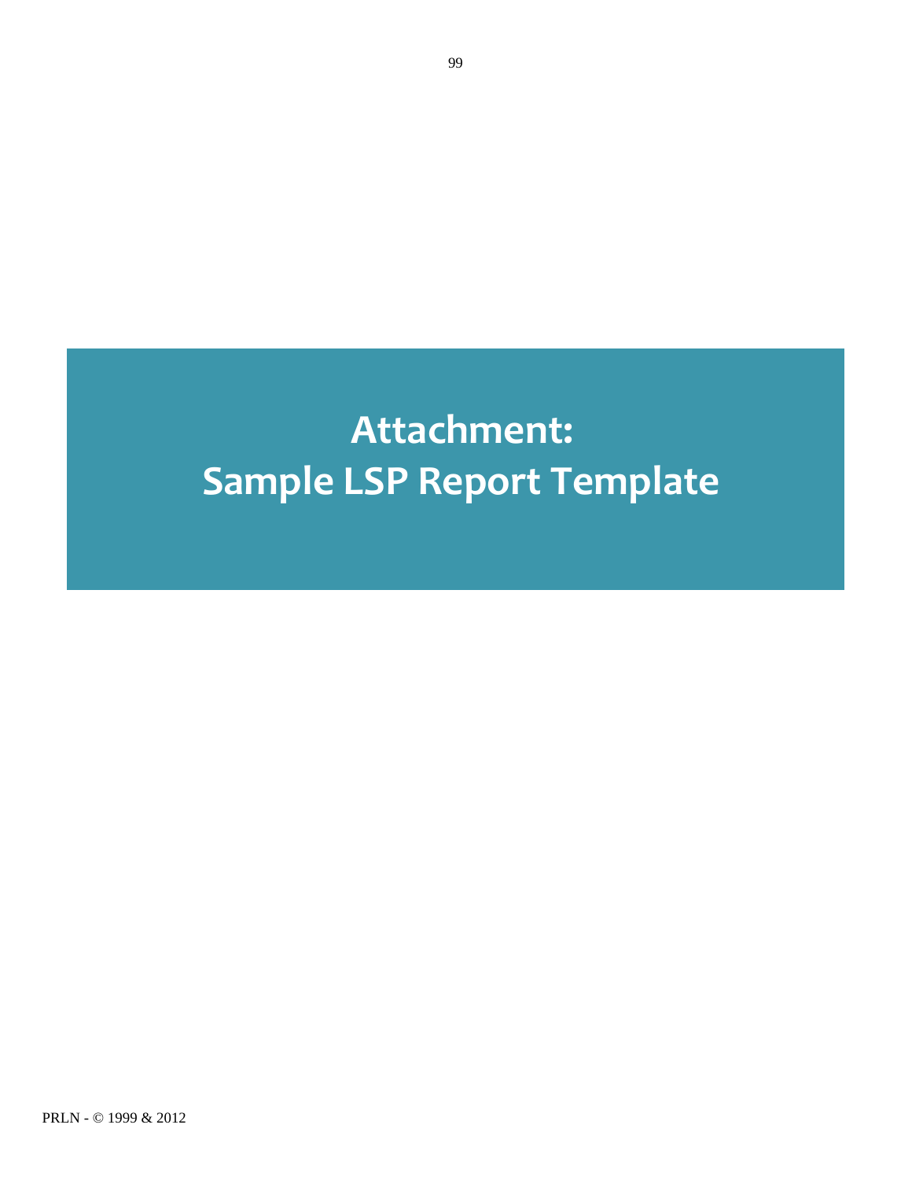# Attachment:
# Sample LSP Report Template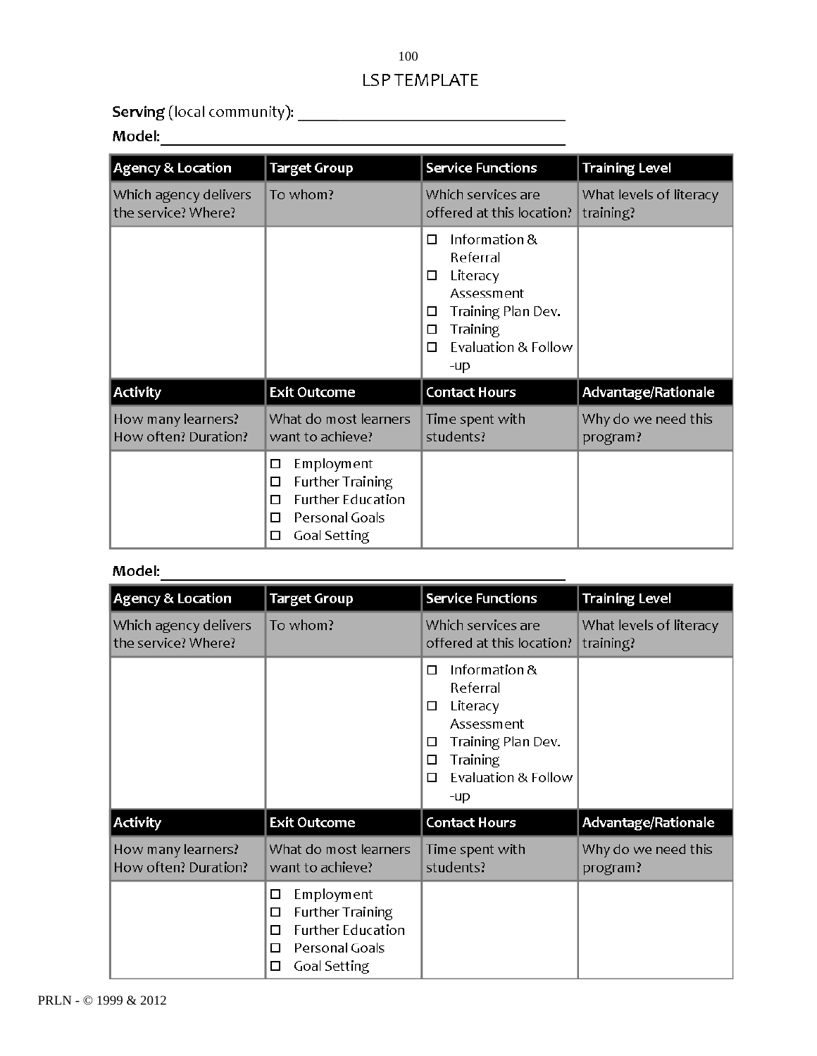# LSP TEMPLATE

**Serving** (local community): ___________________________________

**Model:** ____________________________________________________

| Agency & Location | Target Group | Service Functions | Training Level |
|---|---|---|---|
| Which agency delivers the service? Where? | To whom? | Which services are offered at this location? | What levels of literacy training? |
| | | ☐ Information & Referral<br>☐ Literacy Assessment<br>☐ Training Plan Dev.<br>☐ Training<br>☐ Evaluation & Follow -up | |
| **Activity** | **Exit Outcome** | **Contact Hours** | **Advantage/Rationale** |
| How many learners? How often? Duration? | What do most learners want to achieve? | Time spent with students? | Why do we need this program? |
| | ☐ Employment<br>☐ Further Training<br>☐ Further Education<br>☐ Personal Goals<br>☐ Goal Setting | | |

**Model:** ____________________________________________________

| Agency & Location | Target Group | Service Functions | Training Level |
|---|---|---|---|
| Which agency delivers the service? Where? | To whom? | Which services are offered at this location? | What levels of literacy training? |
| | | ☐ Information & Referral<br>☐ Literacy Assessment<br>☐ Training Plan Dev.<br>☐ Training<br>☐ Evaluation & Follow -up | |
| **Activity** | **Exit Outcome** | **Contact Hours** | **Advantage/Rationale** |
| How many learners? How often? Duration? | What do most learners want to achieve? | Time spent with students? | Why do we need this program? |
| | ☐ Employment<br>☐ Further Training<br>☐ Further Education<br>☐ Personal Goals<br>☐ Goal Setting | | |

PRLN - © 1999 & 2012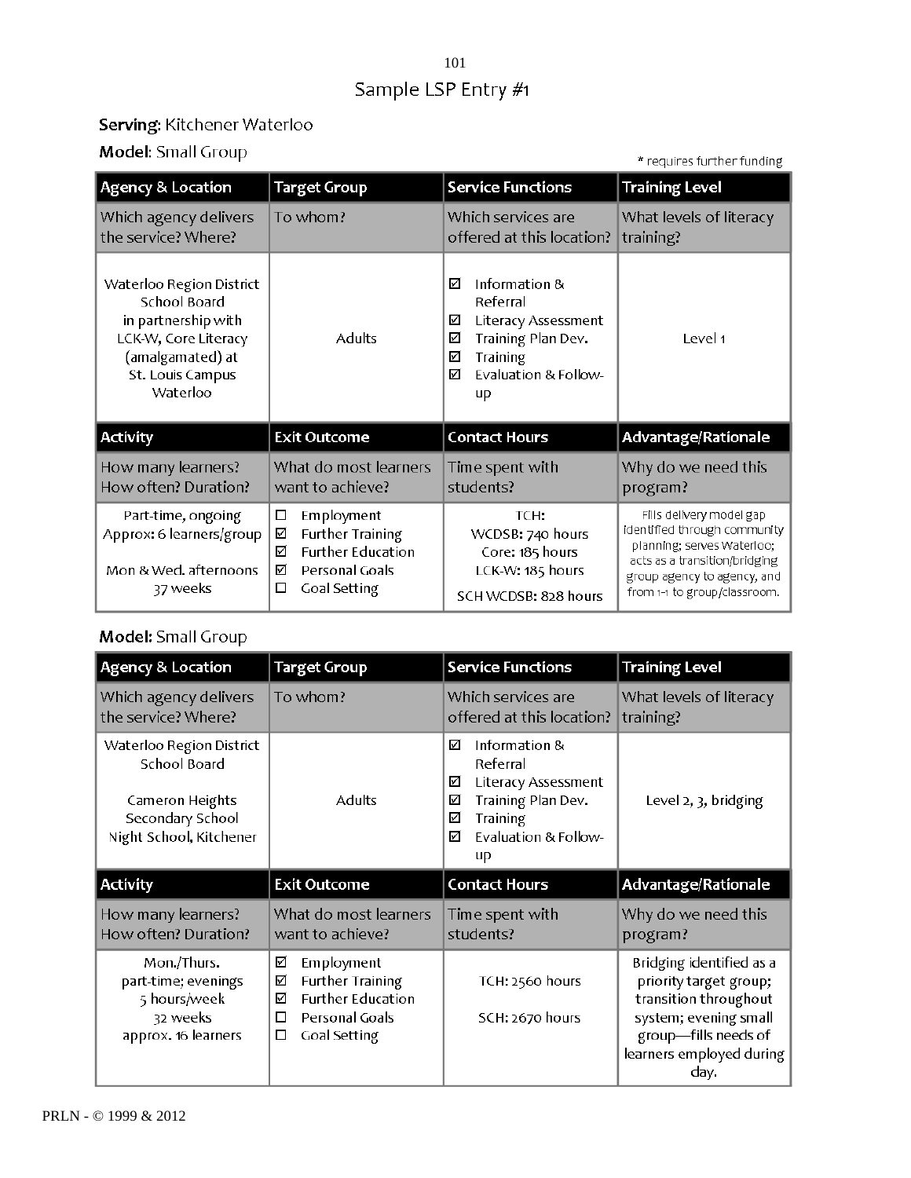# Sample LSP Entry #1

**Serving**: Kitchener Waterloo

**Model**: Small Group

\* requires further funding

| Agency & Location | Target Group | Service Functions | Training Level |
|---|---|---|---|
| Which agency delivers the service? Where? | To whom? | Which services are offered at this location? | What levels of literacy training? |
| Waterloo Region District School Board in partnership with LCK-W, Core Literacy (amalgamated) at St. Louis Campus Waterloo | Adults | ☑ Information & Referral<br>☑ Literacy Assessment<br>☑ Training Plan Dev.<br>☑ Training<br>☑ Evaluation & Follow-up | Level 1 |
| **Activity** | **Exit Outcome** | **Contact Hours** | **Advantage/Rationale** |
| How many learners? How often? Duration? | What do most learners want to achieve? | Time spent with students? | Why do we need this program? |
| Part-time, ongoing<br>Approx: 6 learners/group<br><br>Mon & Wed. afternoons<br>37 weeks | ☐ Employment<br>☑ Further Training<br>☑ Further Education<br>☑ Personal Goals<br>☐ Goal Setting | TCH:<br>WCDSB: 740 hours<br>Core: 185 hours<br>LCK-W: 185 hours<br>SCH WCDSB: 828 hours | Fills delivery model gap identified through community planning; serves Waterloo; acts as a transition/bridging group agency to agency, and from 1-1 to group/classroom. |

**Model:** Small Group

| Agency & Location | Target Group | Service Functions | Training Level |
|---|---|---|---|
| Which agency delivers the service? Where? | To whom? | Which services are offered at this location? | What levels of literacy training? |
| Waterloo Region District School Board<br><br>Cameron Heights Secondary School Night School, Kitchener | Adults | ☑ Information & Referral<br>☑ Literacy Assessment<br>☑ Training Plan Dev.<br>☑ Training<br>☑ Evaluation & Follow-up | Level 2, 3, bridging |
| **Activity** | **Exit Outcome** | **Contact Hours** | **Advantage/Rationale** |
| How many learners? How often? Duration? | What do most learners want to achieve? | Time spent with students? | Why do we need this program? |
| Mon./Thurs.<br>part-time; evenings<br>5 hours/week<br>32 weeks<br>approx. 16 learners | ☑ Employment<br>☑ Further Training<br>☑ Further Education<br>☐ Personal Goals<br>☐ Goal Setting | TCH: 2560 hours<br><br>SCH: 2670 hours | Bridging identified as a priority target group; transition throughout system; evening small group—fills needs of learners employed during day. |

PRLN - © 1999 & 2012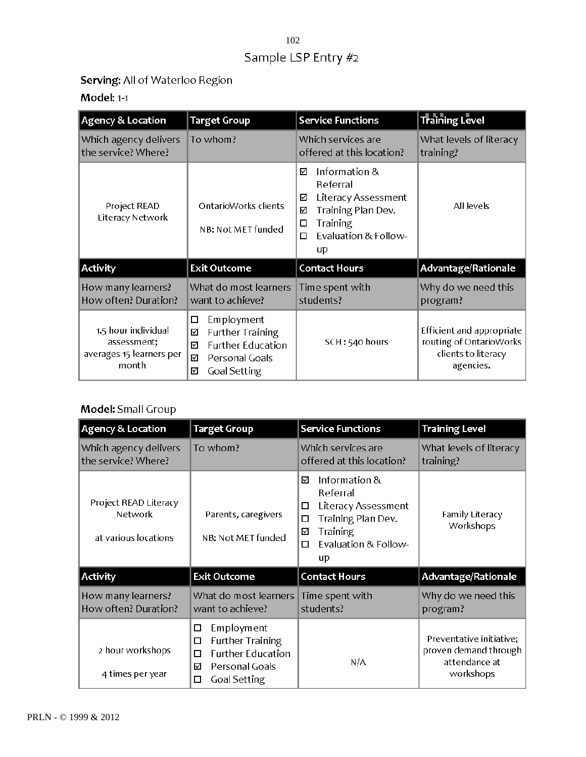# Sample LSP Entry #2

**Serving:** All of Waterloo Region

**Model:** 1-1

| Agency & Location | Target Group | Service Functions | Training Level |
|---|---|---|---|
| Which agency delivers the service? Where? | To whom? | Which services are offered at this location? | What levels of literacy training? |
| Project READ Literacy Network | OntarioWorks clients<br><br>NB: Not MET funded | ☑ Information & Referral<br>☑ Literacy Assessment<br>☑ Training Plan Dev.<br>☐ Training<br>☐ Evaluation & Follow-up | All levels |
| **Activity** | **Exit Outcome** | **Contact Hours** | **Advantage/Rationale** |
| How many learners? How often? Duration? | What do most learners want to achieve? | Time spent with students? | Why do we need this program? |
| 1.5 hour individual assessment; averages 15 learners per month | ☐ Employment<br>☑ Further Training<br>☑ Further Education<br>☑ Personal Goals<br>☑ Goal Setting | SCH : 540 hours | Efficient and appropriate routing of OntarioWorks clients to literacy agencies. |

**Model:** Small Group

| Agency & Location | Target Group | Service Functions | Training Level |
|---|---|---|---|
| Which agency delivers the service? Where? | To whom? | Which services are offered at this location? | What levels of literacy training? |
| Project READ Literacy Network<br><br>at various locations | Parents, caregivers<br><br>NB: Not MET funded | ☑ Information & Referral<br>☐ Literacy Assessment<br>☐ Training Plan Dev.<br>☑ Training<br>☐ Evaluation & Follow-up | Family Literacy Workshops |
| **Activity** | **Exit Outcome** | **Contact Hours** | **Advantage/Rationale** |
| How many learners? How often? Duration? | What do most learners want to achieve? | Time spent with students? | Why do we need this program? |
| 2 hour workshops<br><br>4 times per year | ☐ Employment<br>☐ Further Training<br>☐ Further Education<br>☑ Personal Goals<br>☐ Goal Setting | N/A | Preventative initiative; proven demand through attendance at workshops |

PRLN - © 1999 & 2012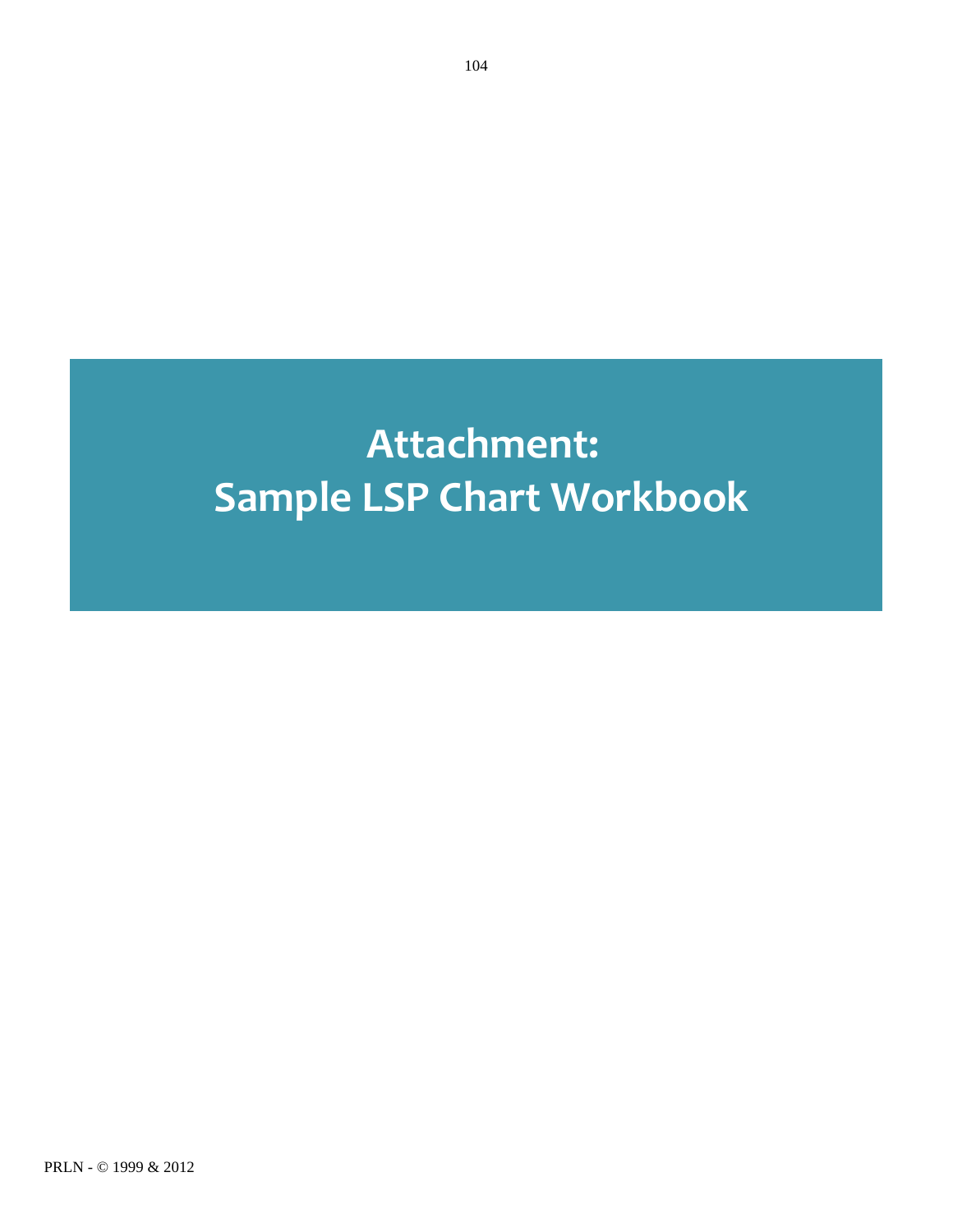# Attachment: Sample LSP Chart Workbook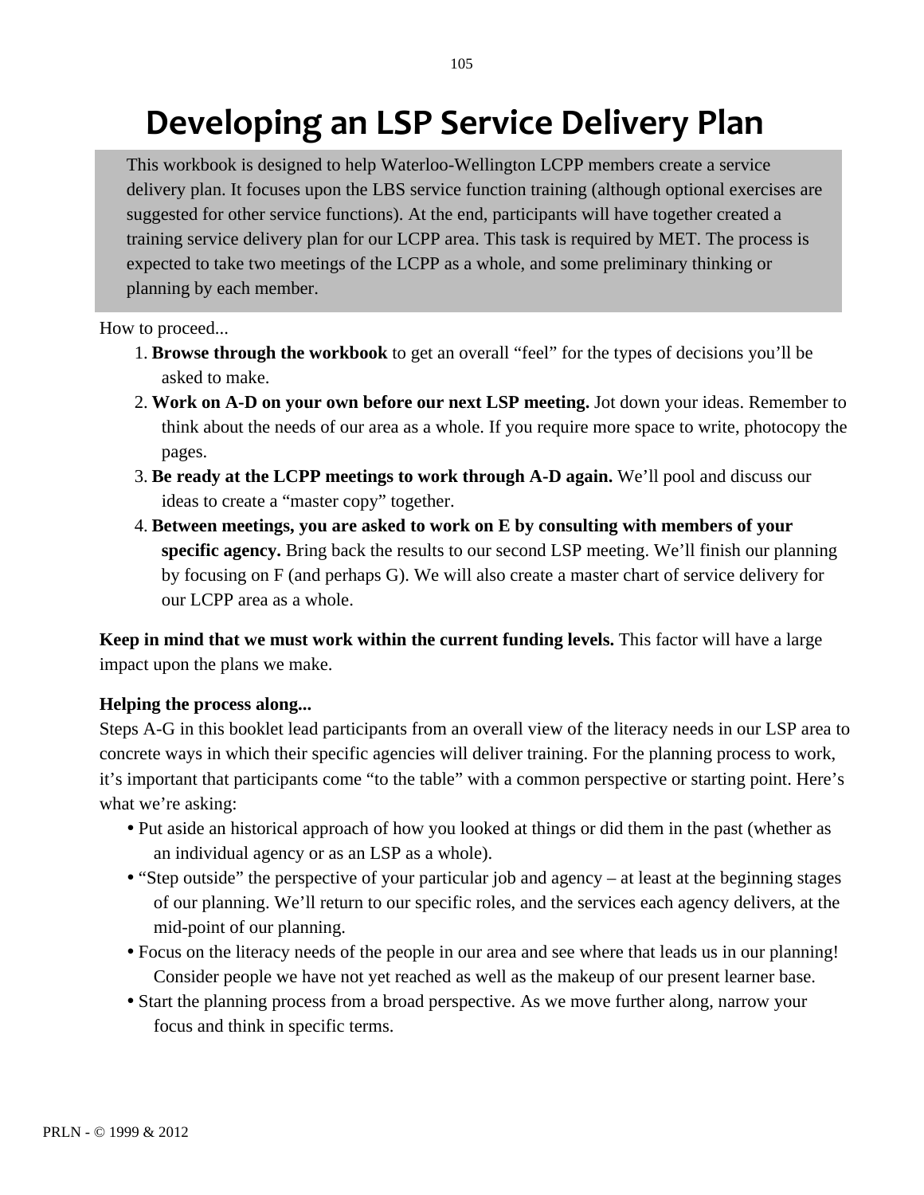# Developing an LSP Service Delivery Plan

This workbook is designed to help Waterloo-Wellington LCPP members create a service delivery plan. It focuses upon the LBS service function training (although optional exercises are suggested for other service functions). At the end, participants will have together created a training service delivery plan for our LCPP area. This task is required by MET. The process is expected to take two meetings of the LCPP as a whole, and some preliminary thinking or planning by each member.

How to proceed...

1. **Browse through the workbook** to get an overall "feel" for the types of decisions you'll be asked to make.
2. **Work on A-D on your own before our next LSP meeting.** Jot down your ideas. Remember to think about the needs of our area as a whole. If you require more space to write, photocopy the pages.
3. **Be ready at the LCPP meetings to work through A-D again.** We'll pool and discuss our ideas to create a "master copy" together.
4. **Between meetings, you are asked to work on E by consulting with members of your specific agency.** Bring back the results to our second LSP meeting. We'll finish our planning by focusing on F (and perhaps G). We will also create a master chart of service delivery for our LCPP area as a whole.

**Keep in mind that we must work within the current funding levels.** This factor will have a large impact upon the plans we make.

**Helping the process along...**

Steps A-G in this booklet lead participants from an overall view of the literacy needs in our LSP area to concrete ways in which their specific agencies will deliver training. For the planning process to work, it's important that participants come "to the table" with a common perspective or starting point. Here's what we're asking:

- Put aside an historical approach of how you looked at things or did them in the past (whether as an individual agency or as an LSP as a whole).
- "Step outside" the perspective of your particular job and agency – at least at the beginning stages of our planning. We'll return to our specific roles, and the services each agency delivers, at the mid-point of our planning.
- Focus on the literacy needs of the people in our area and see where that leads us in our planning! Consider people we have not yet reached as well as the makeup of our present learner base.
- Start the planning process from a broad perspective. As we move further along, narrow your focus and think in specific terms.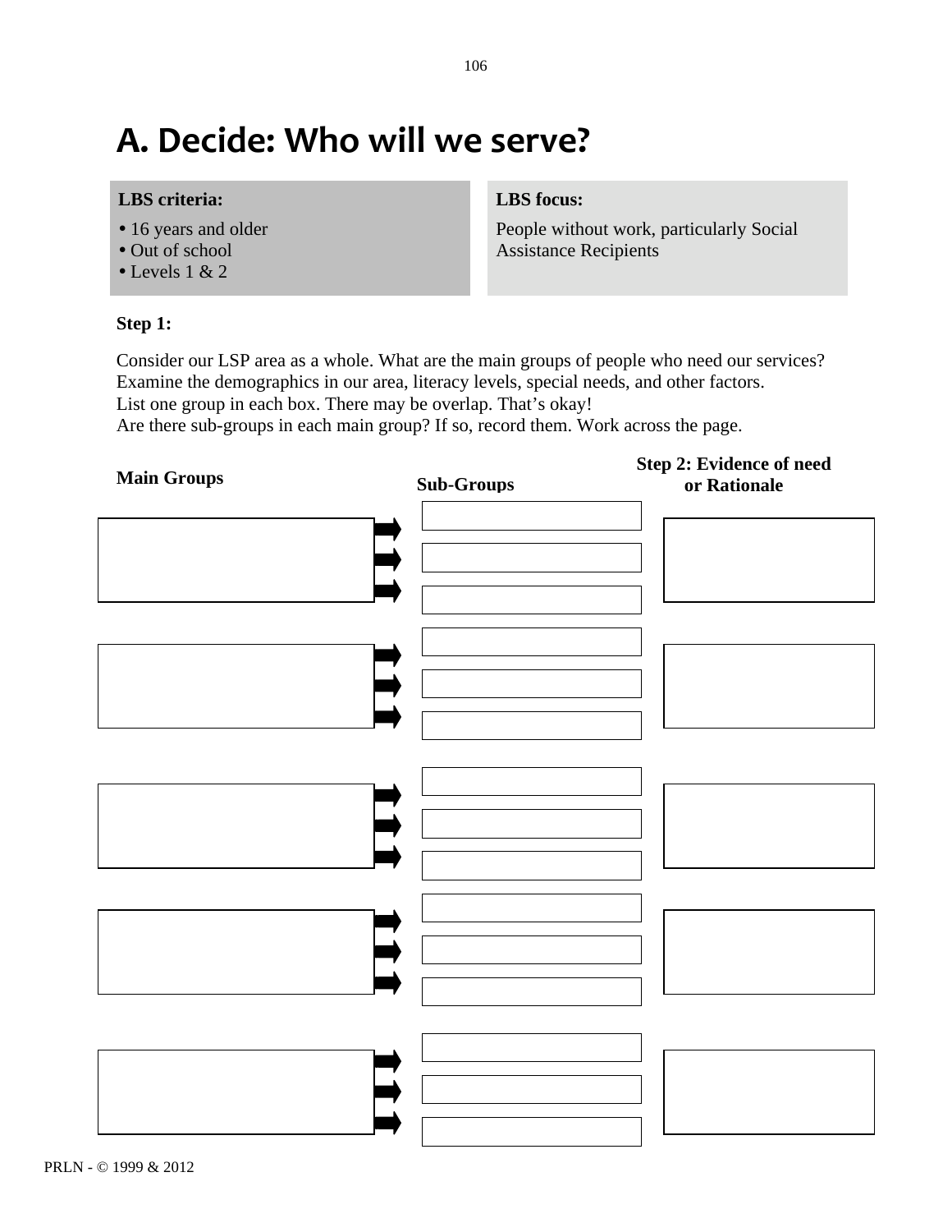# A. Decide: Who will we serve?

**LBS criteria:**

- 16 years and older
- Out of school
- Levels 1 & 2

**LBS focus:**

People without work, particularly Social Assistance Recipients

**Step 1:**

Consider our LSP area as a whole. What are the main groups of people who need our services? Examine the demographics in our area, literacy levels, special needs, and other factors.
List one group in each box. There may be overlap. That's okay!
Are there sub-groups in each main group? If so, record them. Work across the page.

| Main Groups | Sub-Groups | Step 2: Evidence of need or Rationale |
|---|---|---|
| | | |
| | | |
| | | |
| | | |
| | | |
| | | |
| | | |
| | | |
| | | |
| | | |
| | | |
| | | |
| | | |
| | | |
| | | |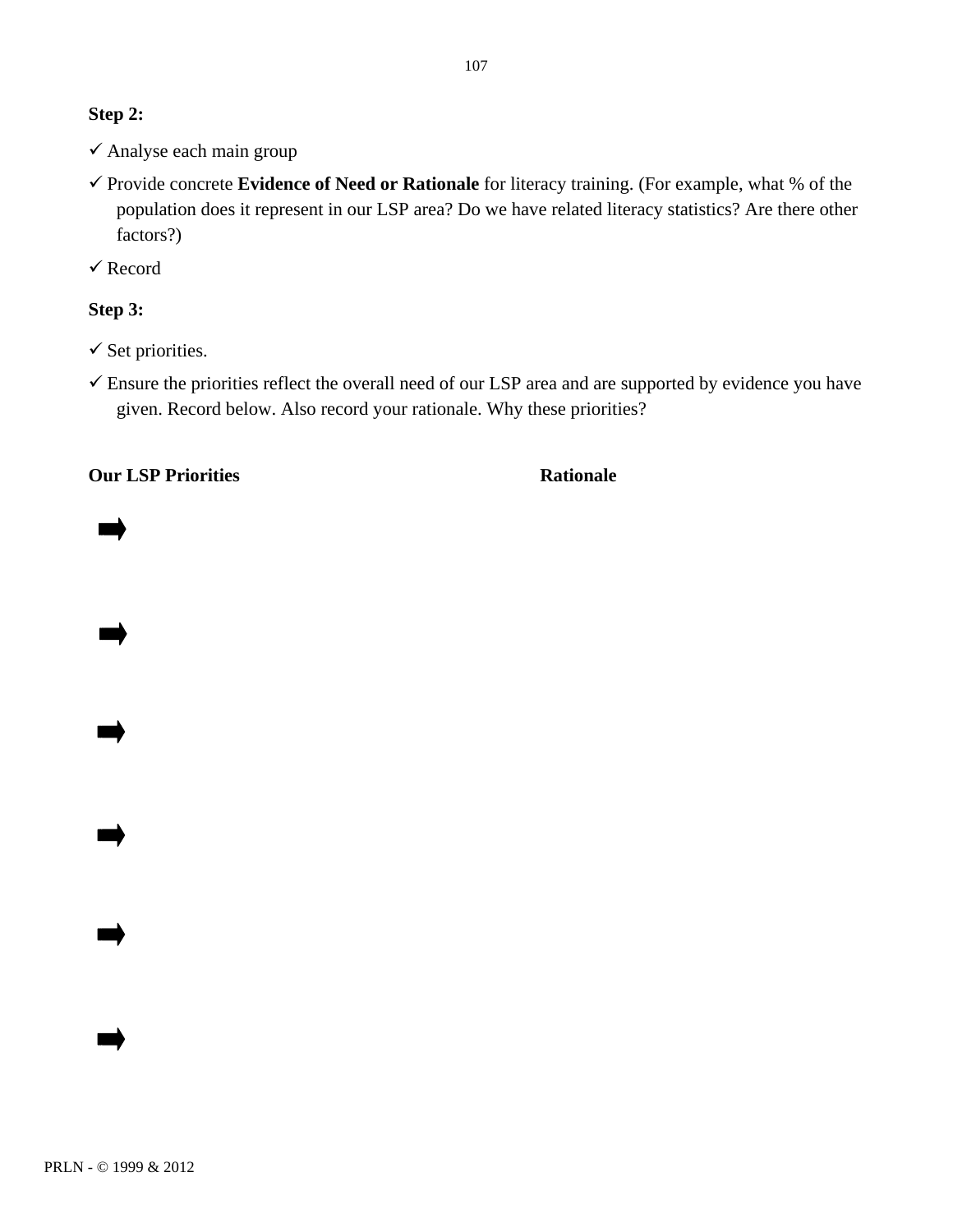**Step 2:**

✓ Analyse each main group

✓ Provide concrete **Evidence of Need or Rationale** for literacy training. (For example, what % of the population does it represent in our LSP area? Do we have related literacy statistics? Are there other factors?)

✓ Record

**Step 3:**

✓ Set priorities.

✓ Ensure the priorities reflect the overall need of our LSP area and are supported by evidence you have given. Record below. Also record your rationale. Why these priorities?

| **Our LSP Priorities** | **Rationale** |
|---|---|
| ➡ | |
| ➡ | |
| ➡ | |
| ➡ | |
| ➡ | |
| ➡ | |

PRLN - © 1999 & 2012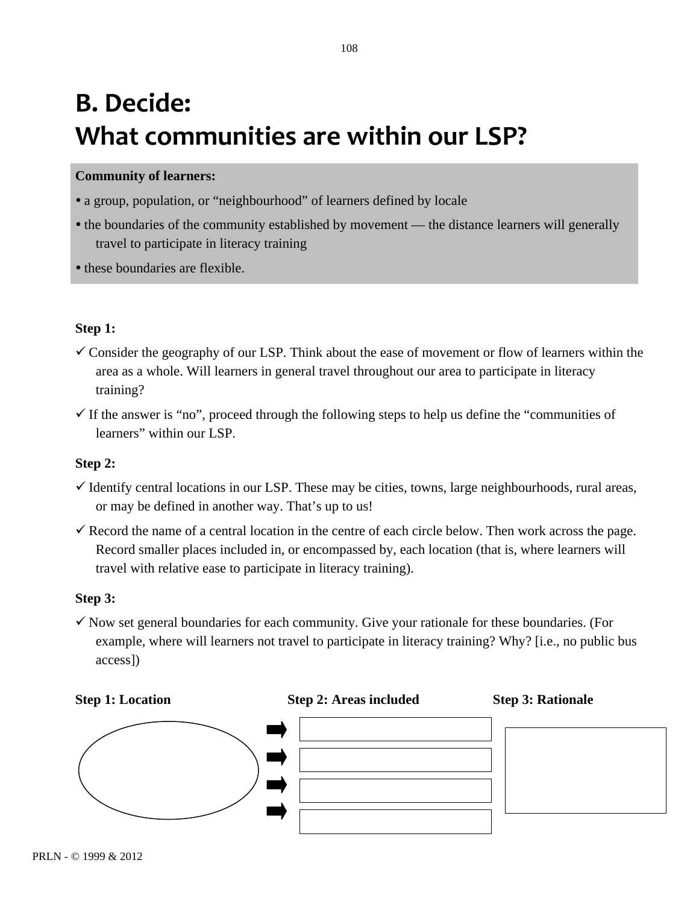# B. Decide:
# What communities are within our LSP?

**Community of learners:**

- a group, population, or "neighbourhood" of learners defined by locale
- the boundaries of the community established by movement — the distance learners will generally travel to participate in literacy training
- these boundaries are flexible.

**Step 1:**

- ✓ Consider the geography of our LSP. Think about the ease of movement or flow of learners within the area as a whole. Will learners in general travel throughout our area to participate in literacy training?
- ✓ If the answer is "no", proceed through the following steps to help us define the "communities of learners" within our LSP.

**Step 2:**

- ✓ Identify central locations in our LSP. These may be cities, towns, large neighbourhoods, rural areas, or may be defined in another way. That's up to us!
- ✓ Record the name of a central location in the centre of each circle below. Then work across the page. Record smaller places included in, or encompassed by, each location (that is, where learners will travel with relative ease to participate in literacy training).

**Step 3:**

- ✓ Now set general boundaries for each community. Give your rationale for these boundaries. (For example, where will learners not travel to participate in literacy training? Why? [i.e., no public bus access])

| Step 1: Location | Step 2: Areas included | Step 3: Rationale |
|---|---|---|
| | ➡ | |
| | ➡ | |
| | ➡ | |
| | ➡ | |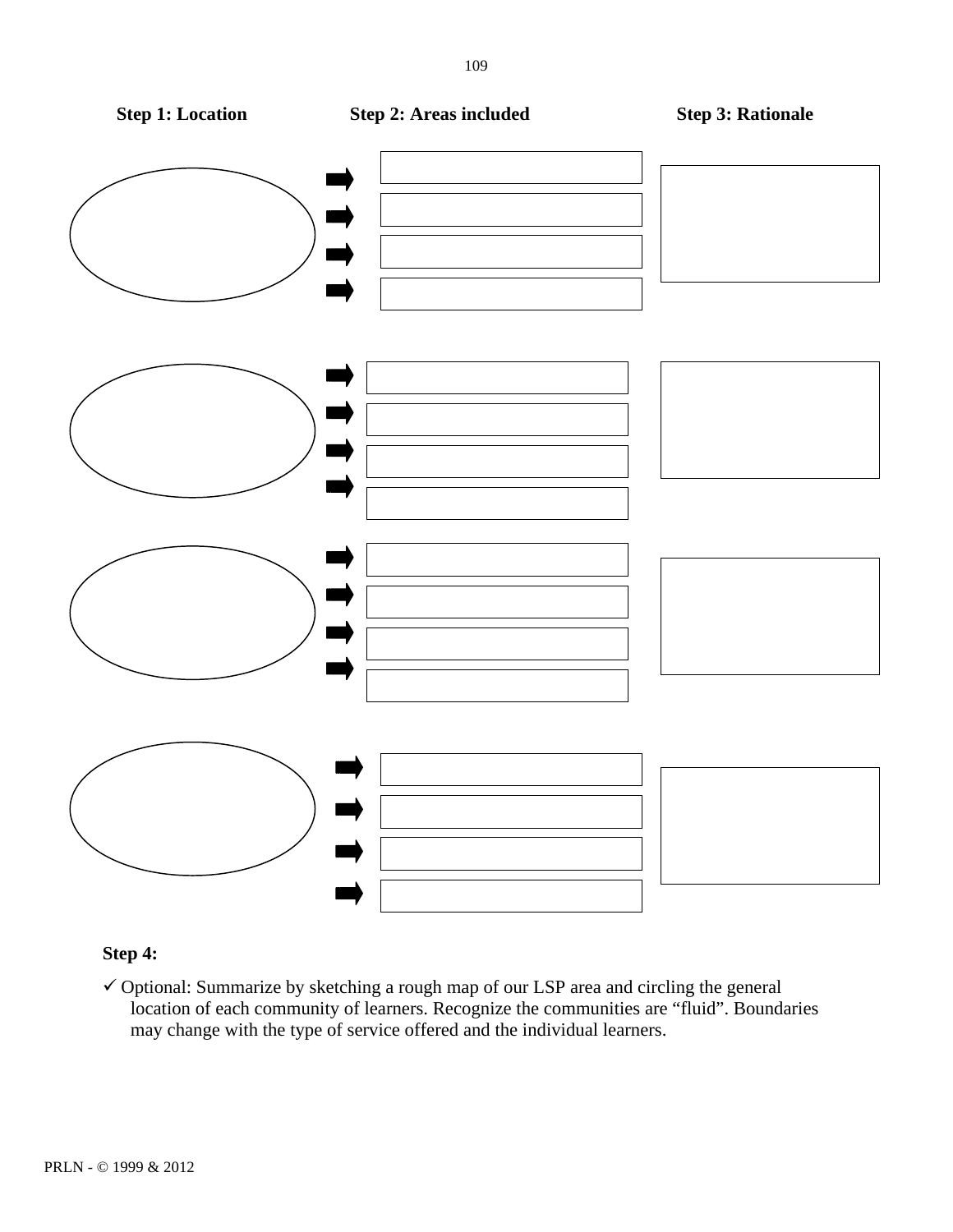**Step 1: Location** | **Step 2: Areas included** | **Step 3: Rationale**

**Step 4:**

- ✓ Optional: Summarize by sketching a rough map of our LSP area and circling the general location of each community of learners. Recognize the communities are "fluid". Boundaries may change with the type of service offered and the individual learners.

PRLN - © 1999 & 2012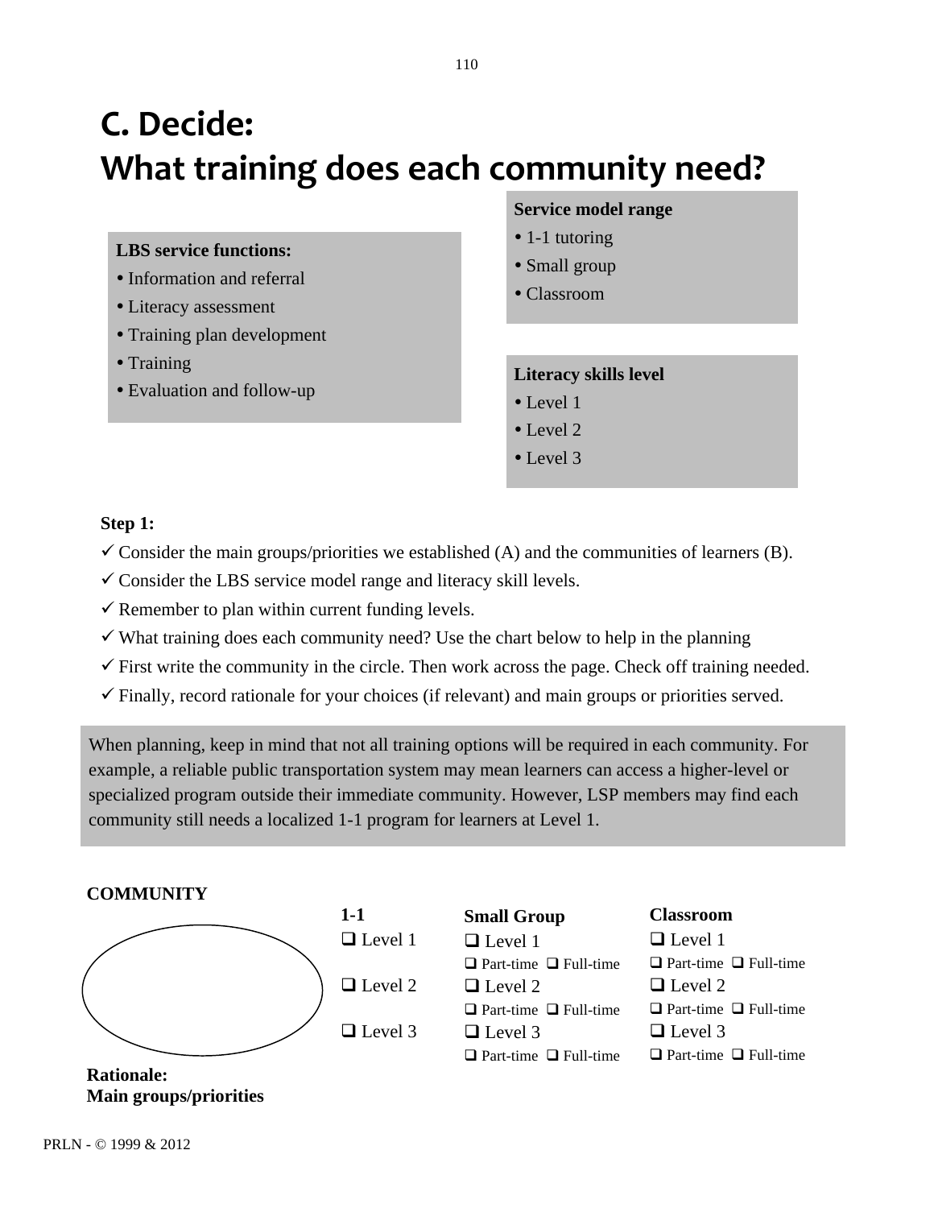# C. Decide:
# What training does each community need?

**LBS service functions:**

- Information and referral
- Literacy assessment
- Training plan development
- Training
- Evaluation and follow-up

**Service model range**

- 1-1 tutoring
- Small group
- Classroom

**Literacy skills level**

- Level 1
- Level 2
- Level 3

**Step 1:**

- ✓ Consider the main groups/priorities we established (A) and the communities of learners (B).
- ✓ Consider the LBS service model range and literacy skill levels.
- ✓ Remember to plan within current funding levels.
- ✓ What training does each community need? Use the chart below to help in the planning
- ✓ First write the community in the circle. Then work across the page. Check off training needed.
- ✓ Finally, record rationale for your choices (if relevant) and main groups or priorities served.

When planning, keep in mind that not all training options will be required in each community. For example, a reliable public transportation system may mean learners can access a higher-level or specialized program outside their immediate community. However, LSP members may find each community still needs a localized 1-1 program for learners at Level 1.

**COMMUNITY**

| | 1-1 | Small Group | Classroom |
|---|---|---|---|
| | ❑ Level 1 | ❑ Level 1<br>❑ Part-time ❑ Full-time | ❑ Level 1<br>❑ Part-time ❑ Full-time |
| | ❑ Level 2 | ❑ Level 2<br>❑ Part-time ❑ Full-time | ❑ Level 2<br>❑ Part-time ❑ Full-time |
| | ❑ Level 3 | ❑ Level 3<br>❑ Part-time ❑ Full-time | ❑ Level 3<br>❑ Part-time ❑ Full-time |

**Rationale:**

**Main groups/priorities**

PRLN - © 1999 & 2012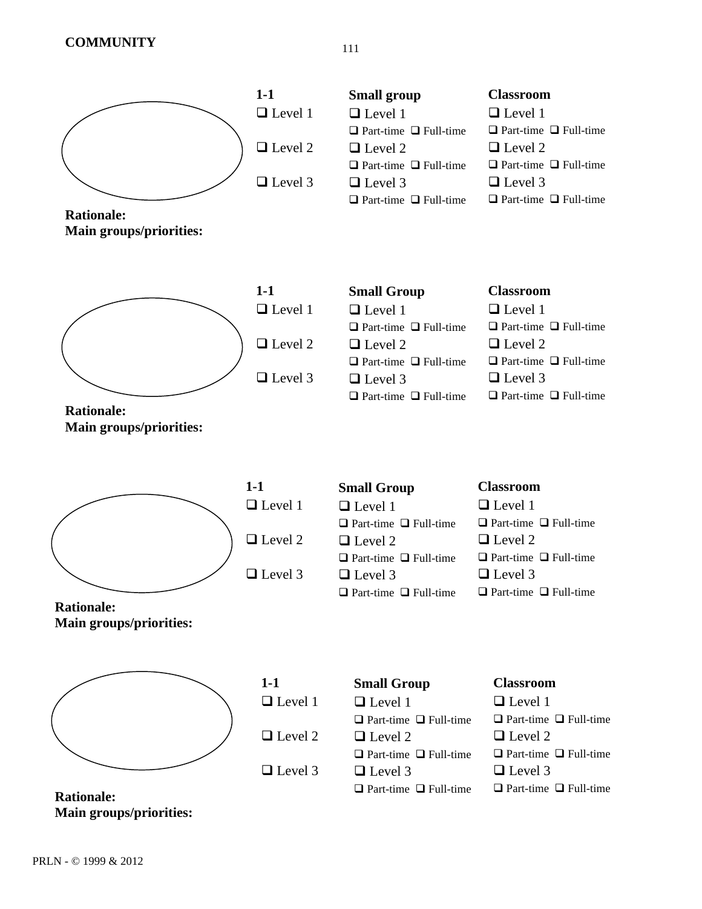**COMMUNITY**

| 1-1 | Small group | Classroom |
|---|---|---|
| ❑ Level 1 | ❑ Level 1<br>❑ Part-time ❑ Full-time | ❑ Level 1<br>❑ Part-time ❑ Full-time |
| ❑ Level 2 | ❑ Level 2<br>❑ Part-time ❑ Full-time | ❑ Level 2<br>❑ Part-time ❑ Full-time |
| ❑ Level 3 | ❑ Level 3<br>❑ Part-time ❑ Full-time | ❑ Level 3<br>❑ Part-time ❑ Full-time |

**Rationale:**
**Main groups/priorities:**

| 1-1 | Small Group | Classroom |
|---|---|---|
| ❑ Level 1 | ❑ Level 1<br>❑ Part-time ❑ Full-time | ❑ Level 1<br>❑ Part-time ❑ Full-time |
| ❑ Level 2 | ❑ Level 2<br>❑ Part-time ❑ Full-time | ❑ Level 2<br>❑ Part-time ❑ Full-time |
| ❑ Level 3 | ❑ Level 3<br>❑ Part-time ❑ Full-time | ❑ Level 3<br>❑ Part-time ❑ Full-time |

**Rationale:**
**Main groups/priorities:**

| 1-1 | Small Group | Classroom |
|---|---|---|
| ❑ Level 1 | ❑ Level 1<br>❑ Part-time ❑ Full-time | ❑ Level 1<br>❑ Part-time ❑ Full-time |
| ❑ Level 2 | ❑ Level 2<br>❑ Part-time ❑ Full-time | ❑ Level 2<br>❑ Part-time ❑ Full-time |
| ❑ Level 3 | ❑ Level 3<br>❑ Part-time ❑ Full-time | ❑ Level 3<br>❑ Part-time ❑ Full-time |

**Rationale:**
**Main groups/priorities:**

| 1-1 | Small Group | Classroom |
|---|---|---|
| ❑ Level 1 | ❑ Level 1<br>❑ Part-time ❑ Full-time | ❑ Level 1<br>❑ Part-time ❑ Full-time |
| ❑ Level 2 | ❑ Level 2<br>❑ Part-time ❑ Full-time | ❑ Level 2<br>❑ Part-time ❑ Full-time |
| ❑ Level 3 | ❑ Level 3<br>❑ Part-time ❑ Full-time | ❑ Level 3<br>❑ Part-time ❑ Full-time |

**Rationale:**
**Main groups/priorities:**

PRLN - © 1999 & 2012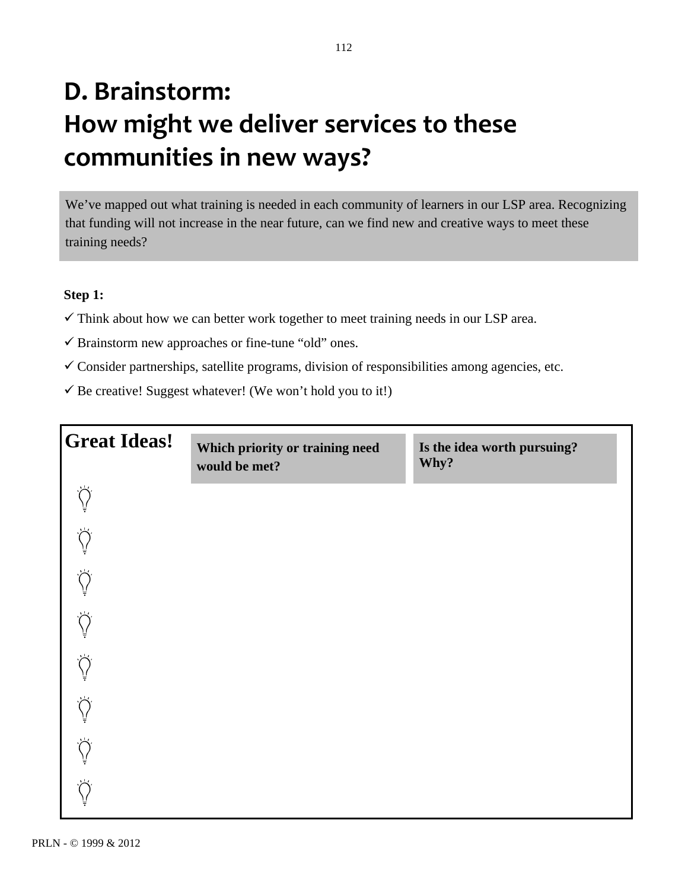# D. Brainstorm: How might we deliver services to these communities in new ways?

We've mapped out what training is needed in each community of learners in our LSP area. Recognizing that funding will not increase in the near future, can we find new and creative ways to meet these training needs?

**Step 1:**

- ✓ Think about how we can better work together to meet training needs in our LSP area.
- ✓ Brainstorm new approaches or fine-tune "old" ones.
- ✓ Consider partnerships, satellite programs, division of responsibilities among agencies, etc.
- ✓ Be creative! Suggest whatever! (We won't hold you to it!)

| Great Ideas! | Which priority or training need would be met? | Is the idea worth pursuing? Why? |
|---|---|---|
| 💡 | | |
| 💡 | | |
| 💡 | | |
| 💡 | | |
| 💡 | | |
| 💡 | | |
| 💡 | | |
| 💡 | | |

PRLN - © 1999 & 2012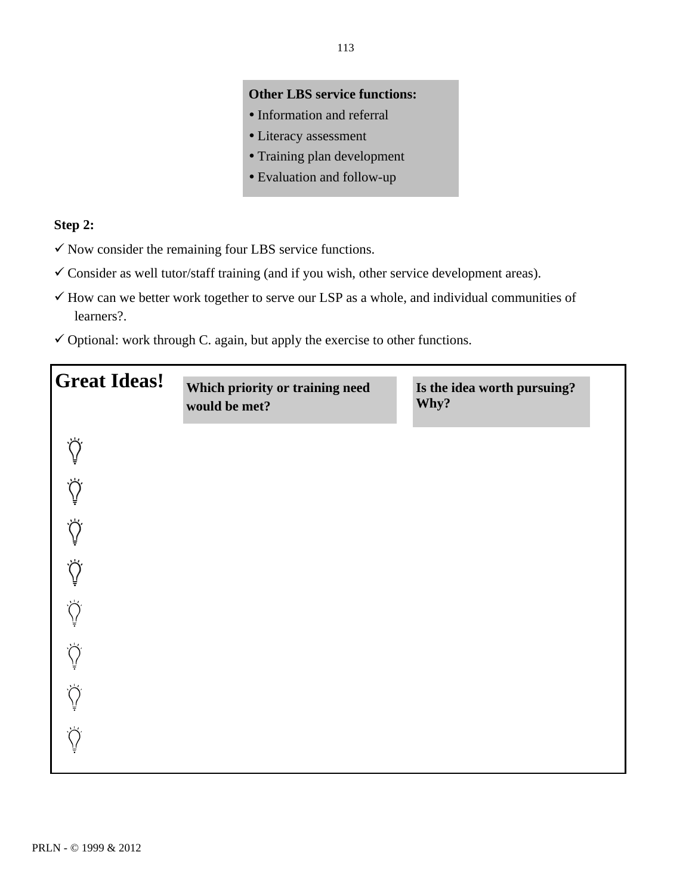**Other LBS service functions:**

- Information and referral
- Literacy assessment
- Training plan development
- Evaluation and follow-up

**Step 2:**

✓ Now consider the remaining four LBS service functions.

✓ Consider as well tutor/staff training (and if you wish, other service development areas).

✓ How can we better work together to serve our LSP as a whole, and individual communities of learners?.

✓ Optional: work through C. again, but apply the exercise to other functions.

| Great Ideas! | Which priority or training need would be met? | Is the idea worth pursuing? Why? |
|---|---|---|
| | | |
| | | |
| | | |
| | | |
| | | |
| | | |
| | | |
| | | |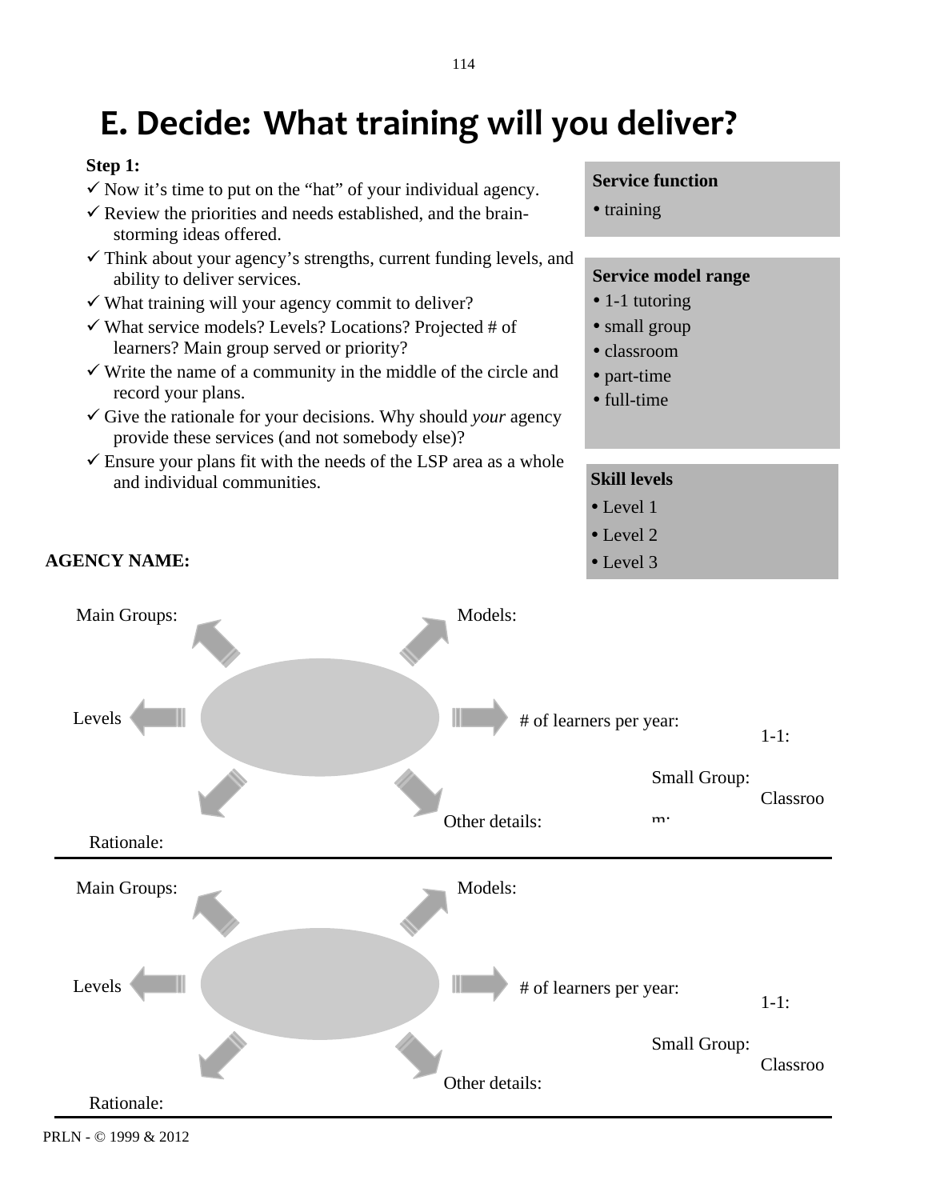# E. Decide: What training will you deliver?

**Step 1:**

- ✓ Now it's time to put on the "hat" of your individual agency.
- ✓ Review the priorities and needs established, and the brain-storming ideas offered.
- ✓ Think about your agency's strengths, current funding levels, and ability to deliver services.
- ✓ What training will your agency commit to deliver?
- ✓ What service models? Levels? Locations? Projected # of learners? Main group served or priority?
- ✓ Write the name of a community in the middle of the circle and record your plans.
- ✓ Give the rationale for your decisions. Why should *your* agency provide these services (and not somebody else)?
- ✓ Ensure your plans fit with the needs of the LSP area as a whole and individual communities.

**Service function**

- training

**Service model range**

- 1-1 tutoring
- small group
- classroom
- part-time
- full-time

**Skill levels**

- Level 1
- Level 2
- Level 3

**AGENCY NAME:**

Main Groups:

Models:

Levels

# of learners per year:

1-1:

Small Group:

Classroom:

Other details:

Rationale:

---

Main Groups:

Models:

Levels

# of learners per year:

1-1:

Small Group:

Classroom:

Other details:

Rationale:

---

PRLN - © 1999 & 2012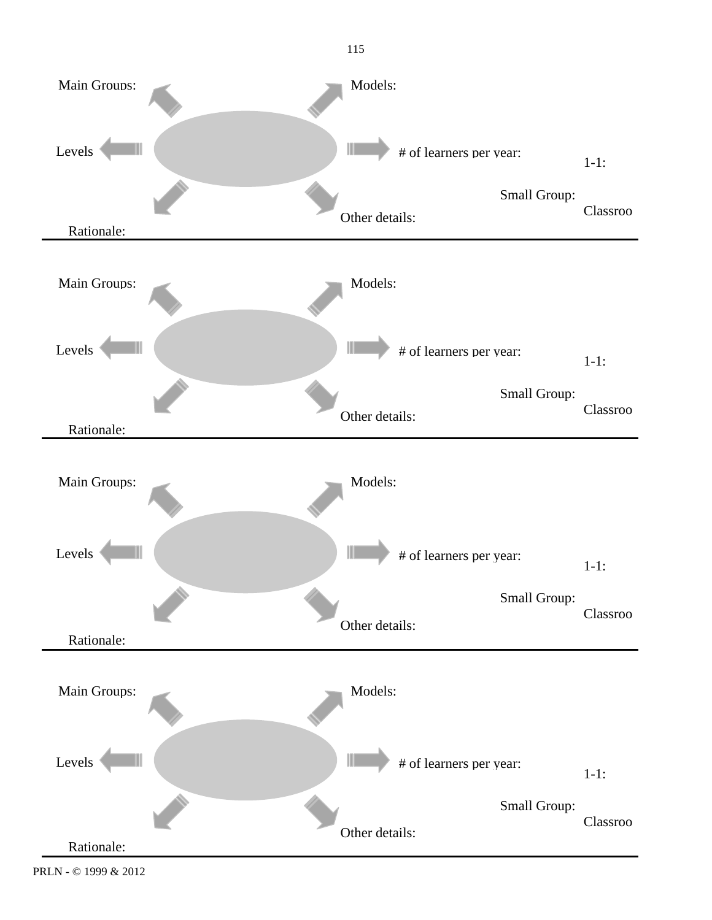Main Groups:

Models:

Levels

# of learners per year:

1-1:

Small Group:

Classroo

Other details:

Rationale:

---

Main Groups:

Models:

Levels

# of learners per year:

1-1:

Small Group:

Classroo

Other details:

Rationale:

---

Main Groups:

Models:

Levels

# of learners per year:

1-1:

Small Group:

Classroo

Other details:

Rationale:

---

Main Groups:

Models:

Levels

# of learners per year:

1-1:

Small Group:

Classroo

Other details:

Rationale:

---

PRLN - © 1999 & 2012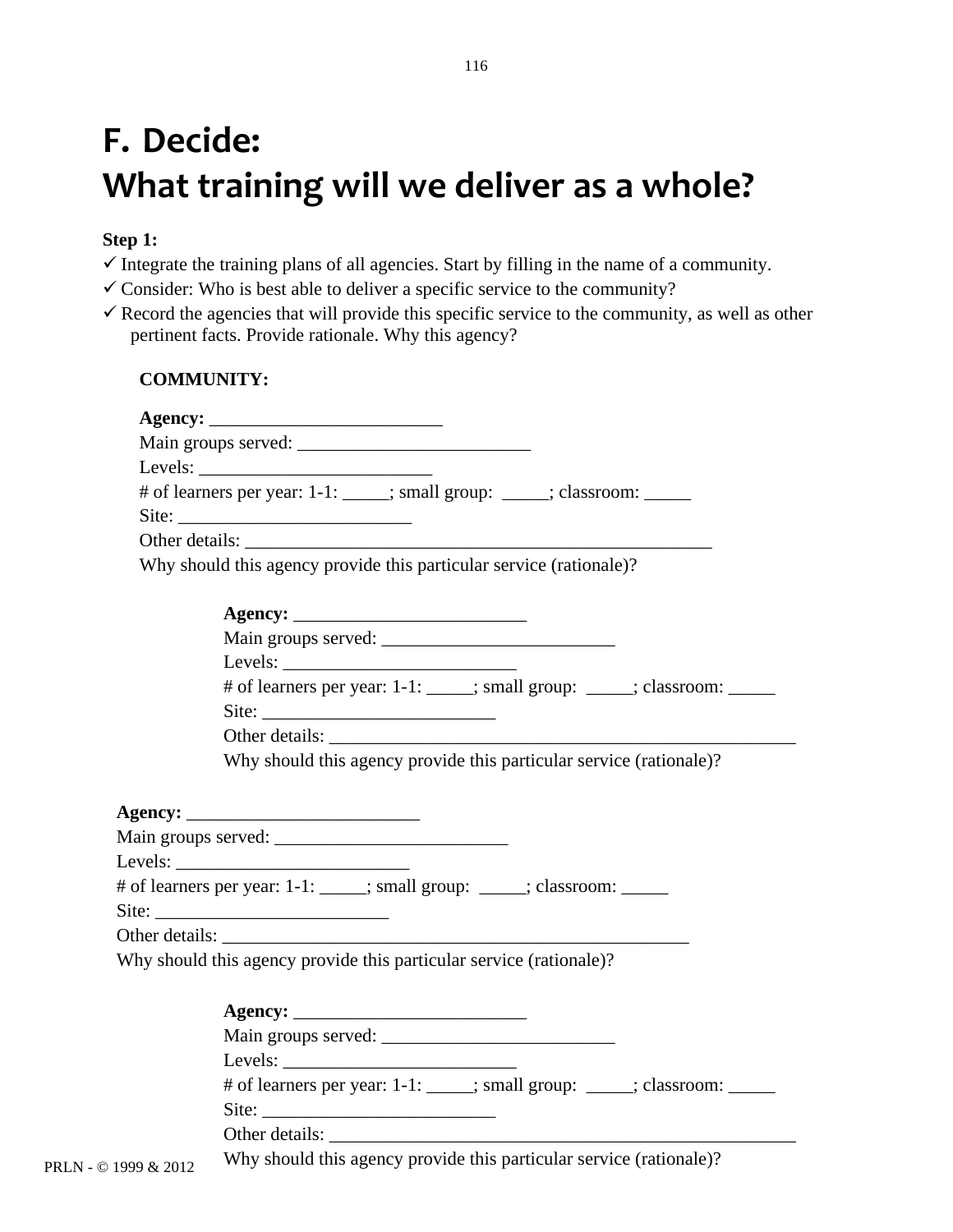# F. Decide: What training will we deliver as a whole?

**Step 1:**

- ✓ Integrate the training plans of all agencies. Start by filling in the name of a community.
- ✓ Consider: Who is best able to deliver a specific service to the community?
- ✓ Record the agencies that will provide this specific service to the community, as well as other pertinent facts. Provide rationale. Why this agency?

**COMMUNITY:**

**Agency:** _________________________
Main groups served: _________________________
Levels: _________________________
# of learners per year: 1-1: _____; small group: _____; classroom: _____
Site: _________________________
Other details: ___________________________________________________
Why should this agency provide this particular service (rationale)?

**Agency:** _________________________
Main groups served: _________________________
Levels: _________________________
# of learners per year: 1-1: _____; small group: _____; classroom: _____
Site: _________________________
Other details: ___________________________________________________
Why should this agency provide this particular service (rationale)?

**Agency:** _________________________
Main groups served: _________________________
Levels: _________________________
# of learners per year: 1-1: _____; small group: _____; classroom: _____
Site: _________________________
Other details: ___________________________________________________
Why should this agency provide this particular service (rationale)?

**Agency:** _________________________
Main groups served: _________________________
Levels: _________________________
# of learners per year: 1-1: _____; small group: _____; classroom: _____
Site: _________________________
Other details: ___________________________________________________
Why should this agency provide this particular service (rationale)?

PRLN - © 1999 & 2012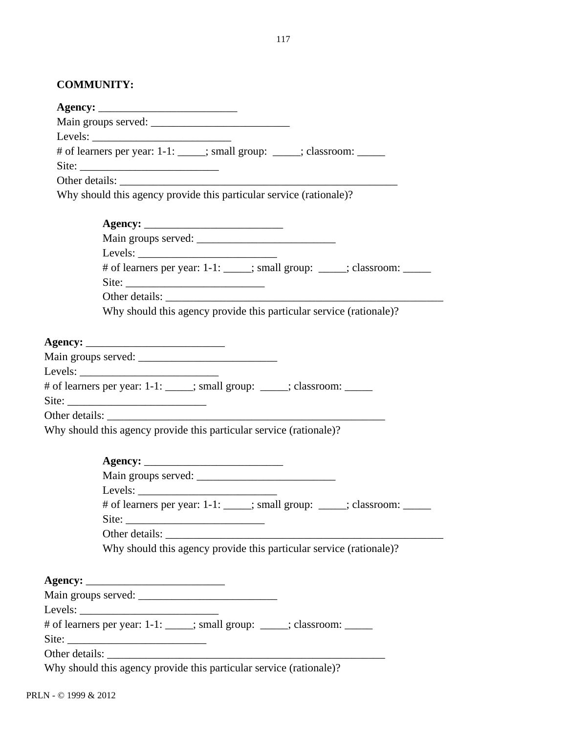**COMMUNITY:**

**Agency:** _________________________
Main groups served: _________________________
Levels: _________________________
# of learners per year: 1-1: _____; small group: _____; classroom: _____
Site: _________________________
Other details: ___________________________________________________
Why should this agency provide this particular service (rationale)?

> **Agency:** _________________________
> Main groups served: _________________________
> Levels: _________________________
> # of learners per year: 1-1: _____; small group: _____; classroom: _____
> Site: _________________________
> Other details: ___________________________________________________
> Why should this agency provide this particular service (rationale)?

**Agency:** _________________________
Main groups served: _________________________
Levels: _________________________
# of learners per year: 1-1: _____; small group: _____; classroom: _____
Site: _________________________
Other details: ___________________________________________________
Why should this agency provide this particular service (rationale)?

> **Agency:** _________________________
> Main groups served: _________________________
> Levels: _________________________
> # of learners per year: 1-1: _____; small group: _____; classroom: _____
> Site: _________________________
> Other details: ___________________________________________________
> Why should this agency provide this particular service (rationale)?

**Agency:** _________________________
Main groups served: _________________________
Levels: _________________________
# of learners per year: 1-1: _____; small group: _____; classroom: _____
Site: _________________________
Other details: ___________________________________________________
Why should this agency provide this particular service (rationale)?

PRLN - © 1999 & 2012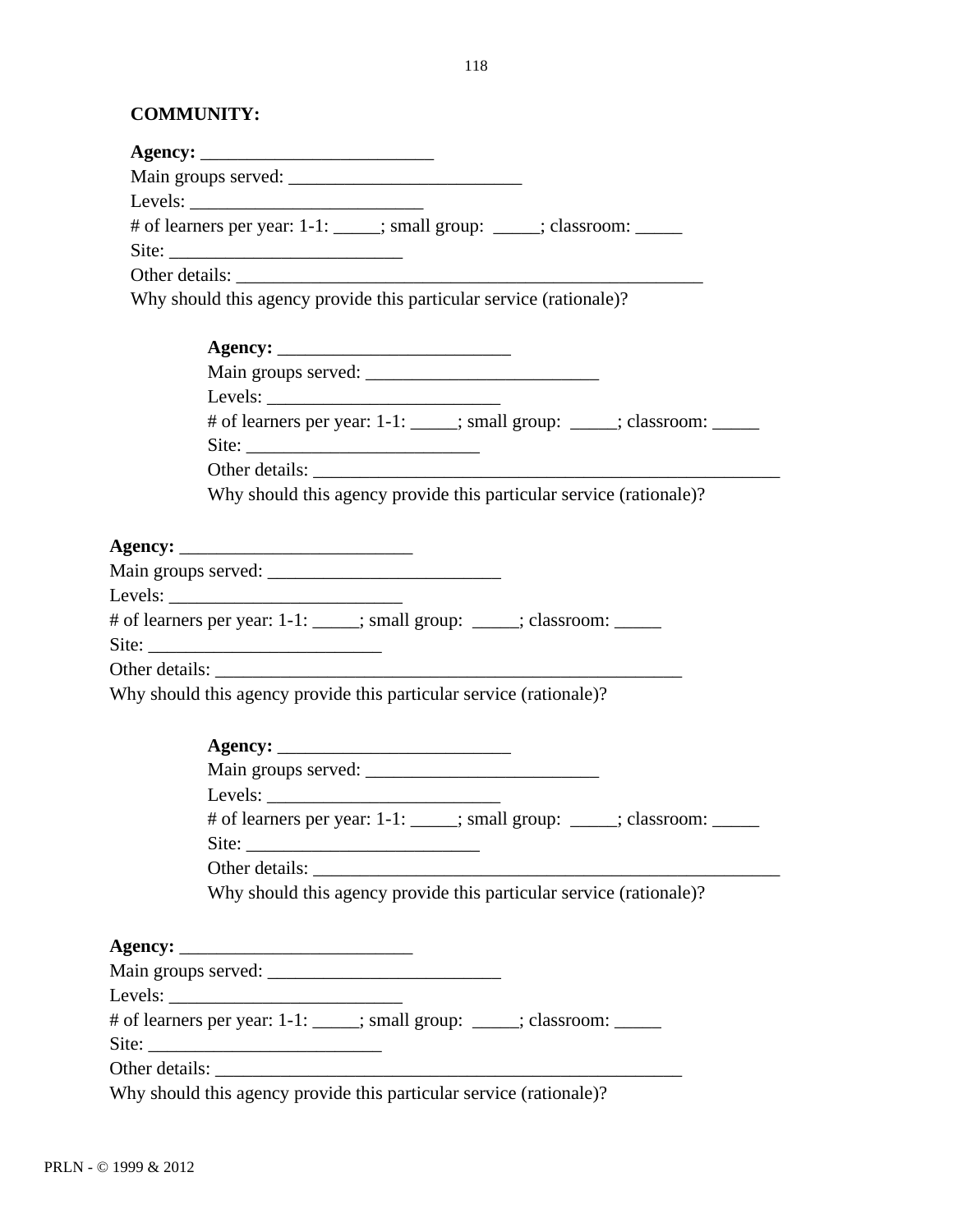**COMMUNITY:**

**Agency:** _________________________
Main groups served: _________________________
Levels: _________________________
# of learners per year: 1-1: _____; small group: _____; classroom: _____
Site: _________________________
Other details: ___________________________________________________
Why should this agency provide this particular service (rationale)?

**Agency:** _________________________
Main groups served: _________________________
Levels: _________________________
# of learners per year: 1-1: _____; small group: _____; classroom: _____
Site: _________________________
Other details: ___________________________________________________
Why should this agency provide this particular service (rationale)?

**Agency:** _________________________
Main groups served: _________________________
Levels: _________________________
# of learners per year: 1-1: _____; small group: _____; classroom: _____
Site: _________________________
Other details: ___________________________________________________
Why should this agency provide this particular service (rationale)?

**Agency:** _________________________
Main groups served: _________________________
Levels: _________________________
# of learners per year: 1-1: _____; small group: _____; classroom: _____
Site: _________________________
Other details: ___________________________________________________
Why should this agency provide this particular service (rationale)?

**Agency:** _________________________
Main groups served: _________________________
Levels: _________________________
# of learners per year: 1-1: _____; small group: _____; classroom: _____
Site: _________________________
Other details: ___________________________________________________
Why should this agency provide this particular service (rationale)?

PRLN - © 1999 & 2012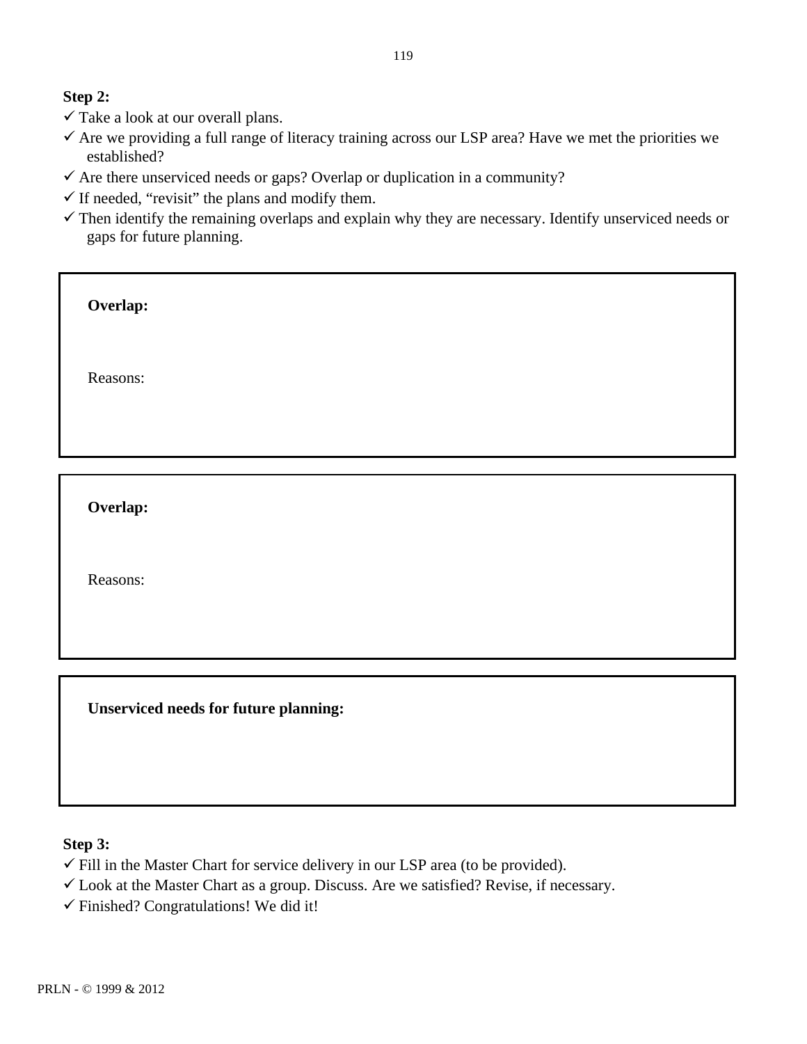**Step 2:**

- ✓ Take a look at our overall plans.
- ✓ Are we providing a full range of literacy training across our LSP area? Have we met the priorities we established?
- ✓ Are there unserviced needs or gaps? Overlap or duplication in a community?
- ✓ If needed, "revisit" the plans and modify them.
- ✓ Then identify the remaining overlaps and explain why they are necessary. Identify unserviced needs or gaps for future planning.

**Overlap:**

Reasons:

**Overlap:**

Reasons:

**Unserviced needs for future planning:**

**Step 3:**

- ✓ Fill in the Master Chart for service delivery in our LSP area (to be provided).
- ✓ Look at the Master Chart as a group. Discuss. Are we satisfied? Revise, if necessary.
- ✓ Finished? Congratulations! We did it!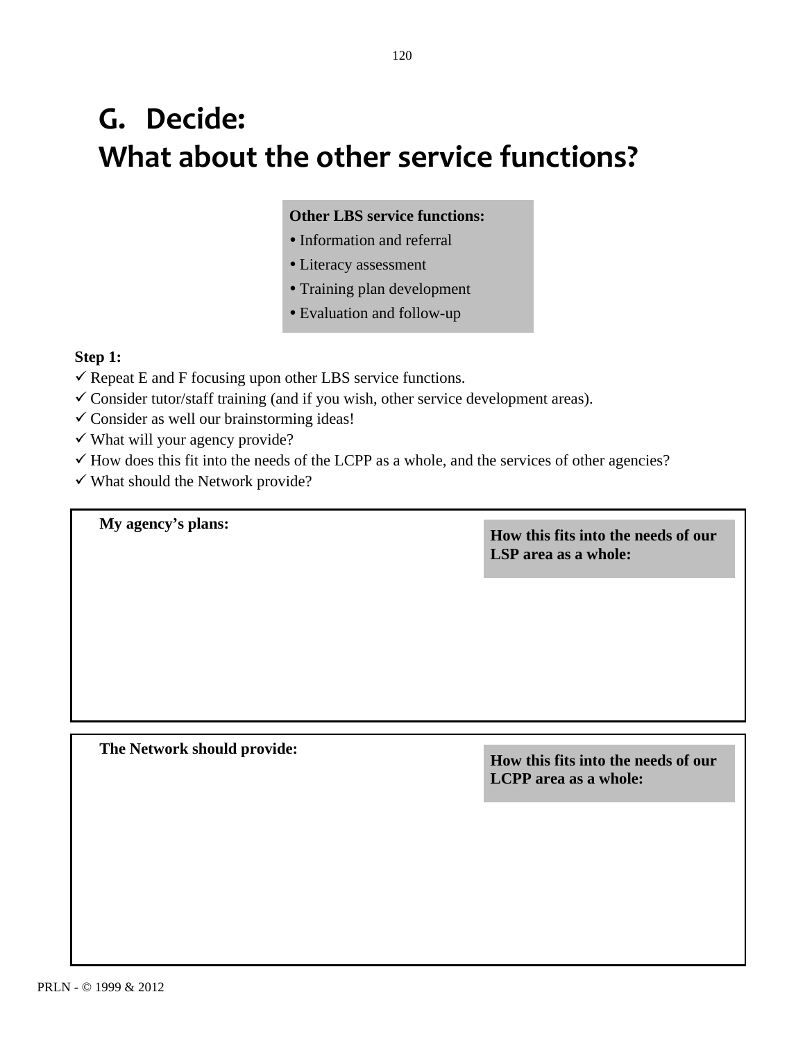# G. Decide:
# What about the other service functions?

**Other LBS service functions:**

- Information and referral
- Literacy assessment
- Training plan development
- Evaluation and follow-up

**Step 1:**

- ✓ Repeat E and F focusing upon other LBS service functions.
- ✓ Consider tutor/staff training (and if you wish, other service development areas).
- ✓ Consider as well our brainstorming ideas!
- ✓ What will your agency provide?
- ✓ How does this fit into the needs of the LCPP as a whole, and the services of other agencies?
- ✓ What should the Network provide?

| **My agency's plans:** | **How this fits into the needs of our LSP area as a whole:** |
|---|---|
| | |

| **The Network should provide:** | **How this fits into the needs of our LCPP area as a whole:** |
|---|---|
| | |

PRLN - © 1999 & 2012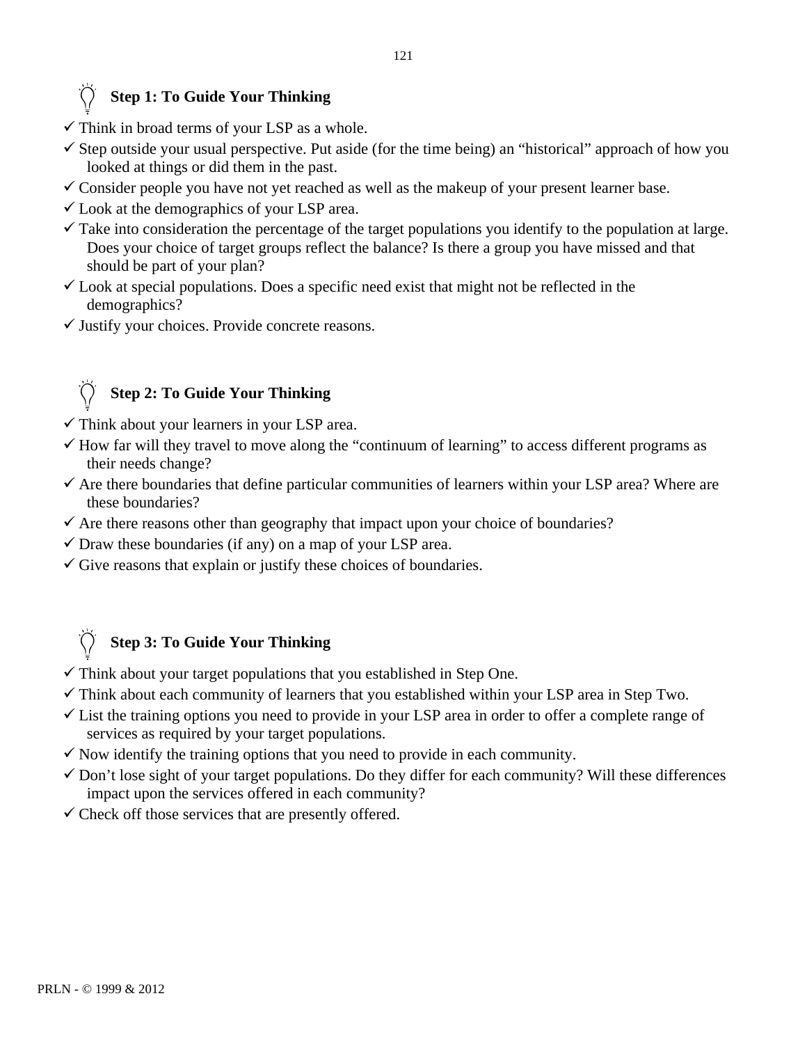### Step 1: To Guide Your Thinking

- ✓ Think in broad terms of your LSP as a whole.
- ✓ Step outside your usual perspective. Put aside (for the time being) an "historical" approach of how you looked at things or did them in the past.
- ✓ Consider people you have not yet reached as well as the makeup of your present learner base.
- ✓ Look at the demographics of your LSP area.
- ✓ Take into consideration the percentage of the target populations you identify to the population at large. Does your choice of target groups reflect the balance? Is there a group you have missed and that should be part of your plan?
- ✓ Look at special populations. Does a specific need exist that might not be reflected in the demographics?
- ✓ Justify your choices. Provide concrete reasons.

### Step 2: To Guide Your Thinking

- ✓ Think about your learners in your LSP area.
- ✓ How far will they travel to move along the "continuum of learning" to access different programs as their needs change?
- ✓ Are there boundaries that define particular communities of learners within your LSP area? Where are these boundaries?
- ✓ Are there reasons other than geography that impact upon your choice of boundaries?
- ✓ Draw these boundaries (if any) on a map of your LSP area.
- ✓ Give reasons that explain or justify these choices of boundaries.

### Step 3: To Guide Your Thinking

- ✓ Think about your target populations that you established in Step One.
- ✓ Think about each community of learners that you established within your LSP area in Step Two.
- ✓ List the training options you need to provide in your LSP area in order to offer a complete range of services as required by your target populations.
- ✓ Now identify the training options that you need to provide in each community.
- ✓ Don't lose sight of your target populations. Do they differ for each community? Will these differences impact upon the services offered in each community?
- ✓ Check off those services that are presently offered.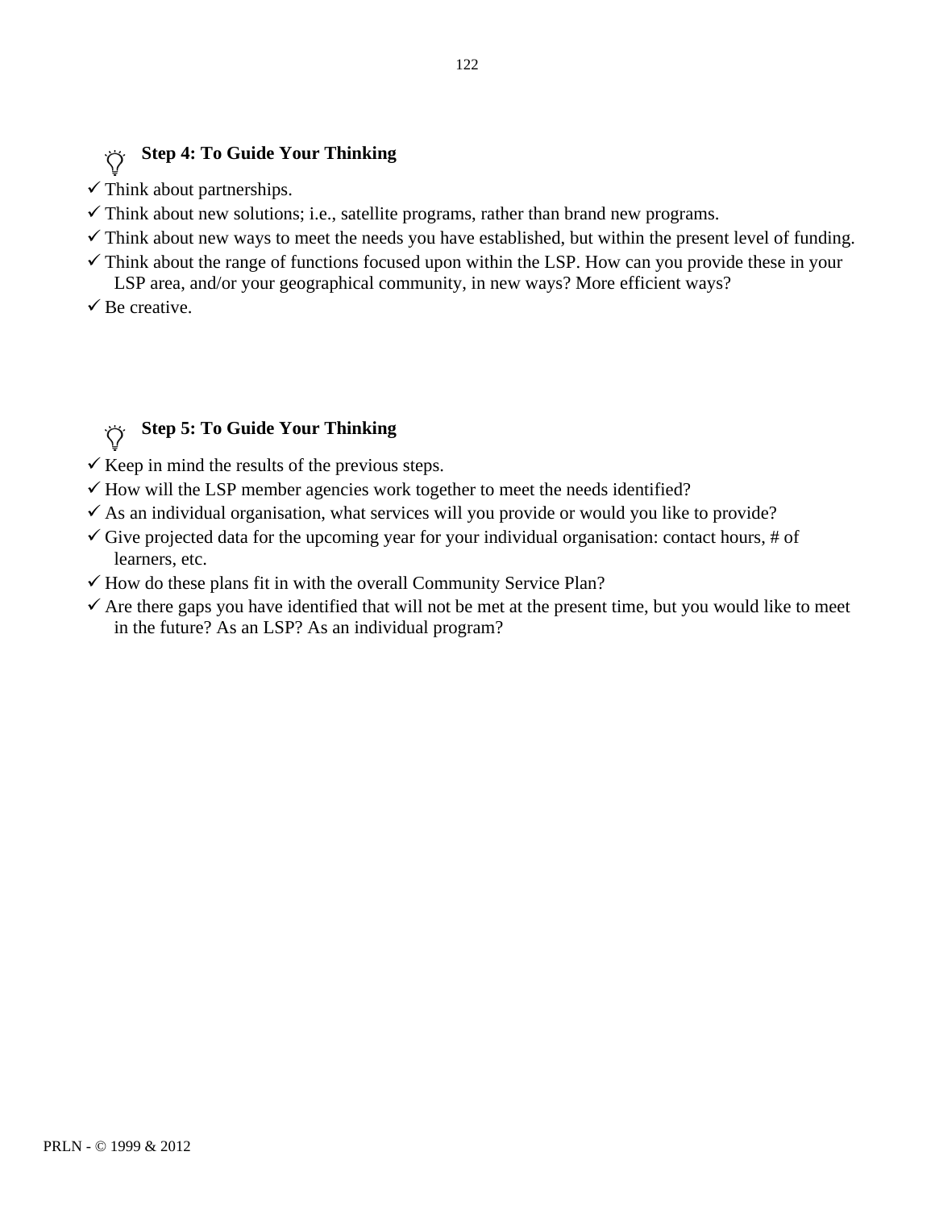### Step 4: To Guide Your Thinking

- ✓ Think about partnerships.
- ✓ Think about new solutions; i.e., satellite programs, rather than brand new programs.
- ✓ Think about new ways to meet the needs you have established, but within the present level of funding.
- ✓ Think about the range of functions focused upon within the LSP. How can you provide these in your LSP area, and/or your geographical community, in new ways? More efficient ways?
- ✓ Be creative.

### Step 5: To Guide Your Thinking

- ✓ Keep in mind the results of the previous steps.
- ✓ How will the LSP member agencies work together to meet the needs identified?
- ✓ As an individual organisation, what services will you provide or would you like to provide?
- ✓ Give projected data for the upcoming year for your individual organisation: contact hours, # of learners, etc.
- ✓ How do these plans fit in with the overall Community Service Plan?
- ✓ Are there gaps you have identified that will not be met at the present time, but you would like to meet in the future? As an LSP? As an individual program?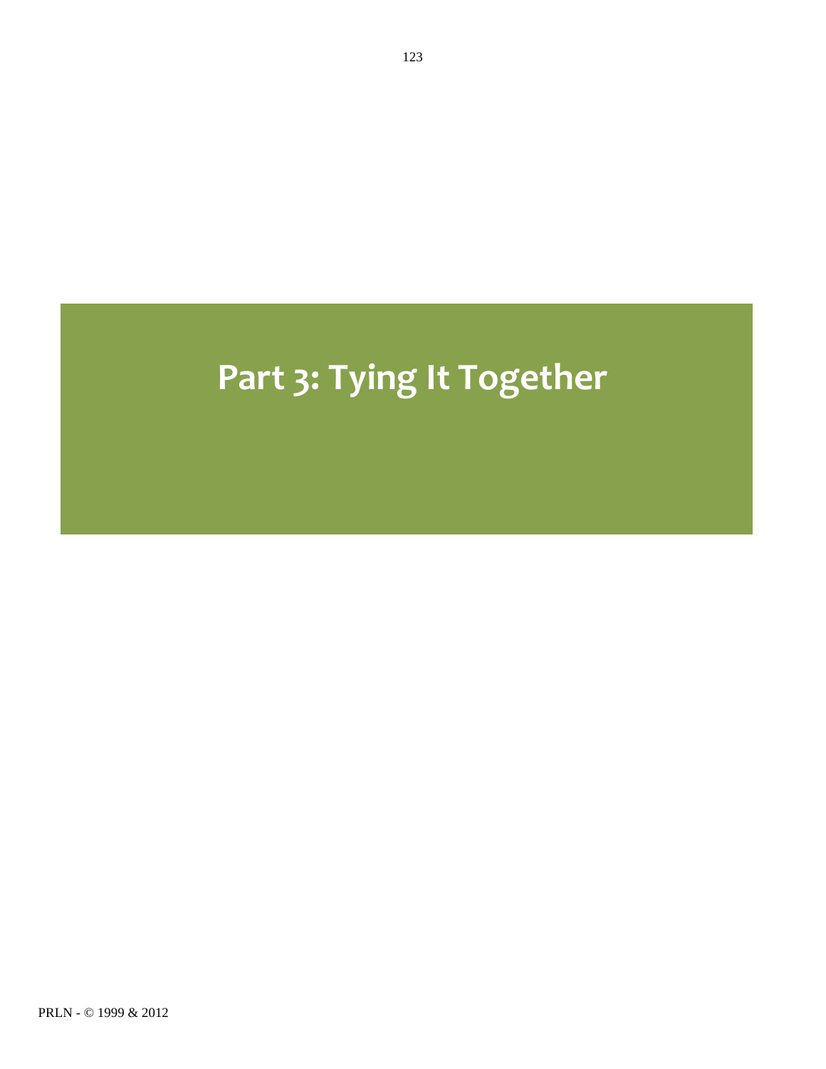# Part 3: Tying It Together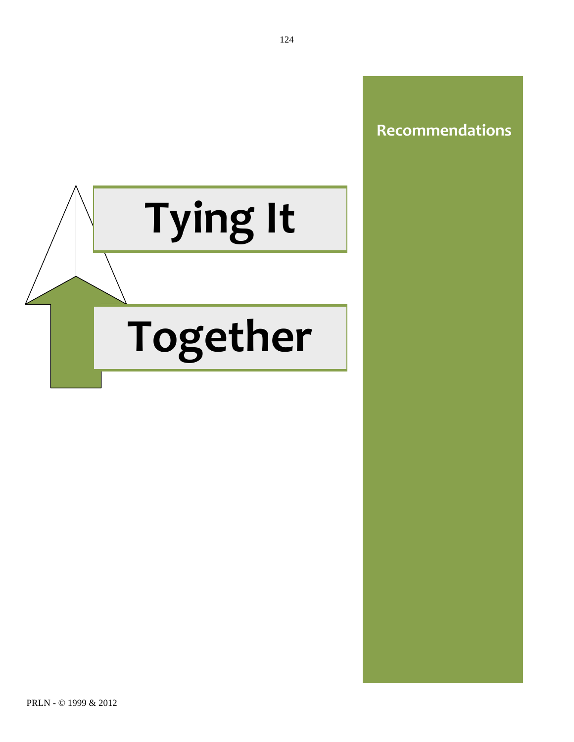# Tying It Together

**Recommendations**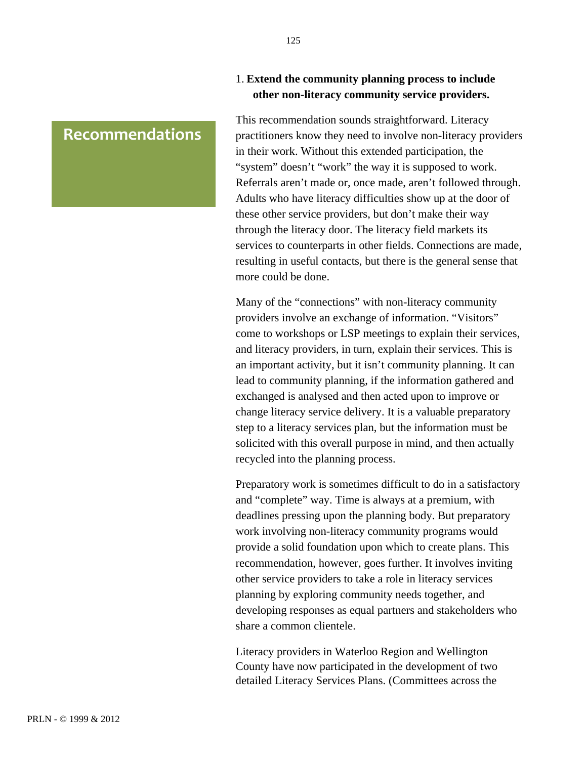# Recommendations

1. **Extend the community planning process to include other non-literacy community service providers.**

This recommendation sounds straightforward. Literacy practitioners know they need to involve non-literacy providers in their work. Without this extended participation, the "system" doesn't "work" the way it is supposed to work. Referrals aren't made or, once made, aren't followed through. Adults who have literacy difficulties show up at the door of these other service providers, but don't make their way through the literacy door. The literacy field markets its services to counterparts in other fields. Connections are made, resulting in useful contacts, but there is the general sense that more could be done.

Many of the "connections" with non-literacy community providers involve an exchange of information. "Visitors" come to workshops or LSP meetings to explain their services, and literacy providers, in turn, explain their services. This is an important activity, but it isn't community planning. It can lead to community planning, if the information gathered and exchanged is analysed and then acted upon to improve or change literacy service delivery. It is a valuable preparatory step to a literacy services plan, but the information must be solicited with this overall purpose in mind, and then actually recycled into the planning process.

Preparatory work is sometimes difficult to do in a satisfactory and "complete" way. Time is always at a premium, with deadlines pressing upon the planning body. But preparatory work involving non-literacy community programs would provide a solid foundation upon which to create plans. This recommendation, however, goes further. It involves inviting other service providers to take a role in literacy services planning by exploring community needs together, and developing responses as equal partners and stakeholders who share a common clientele.

Literacy providers in Waterloo Region and Wellington County have now participated in the development of two detailed Literacy Services Plans. (Committees across the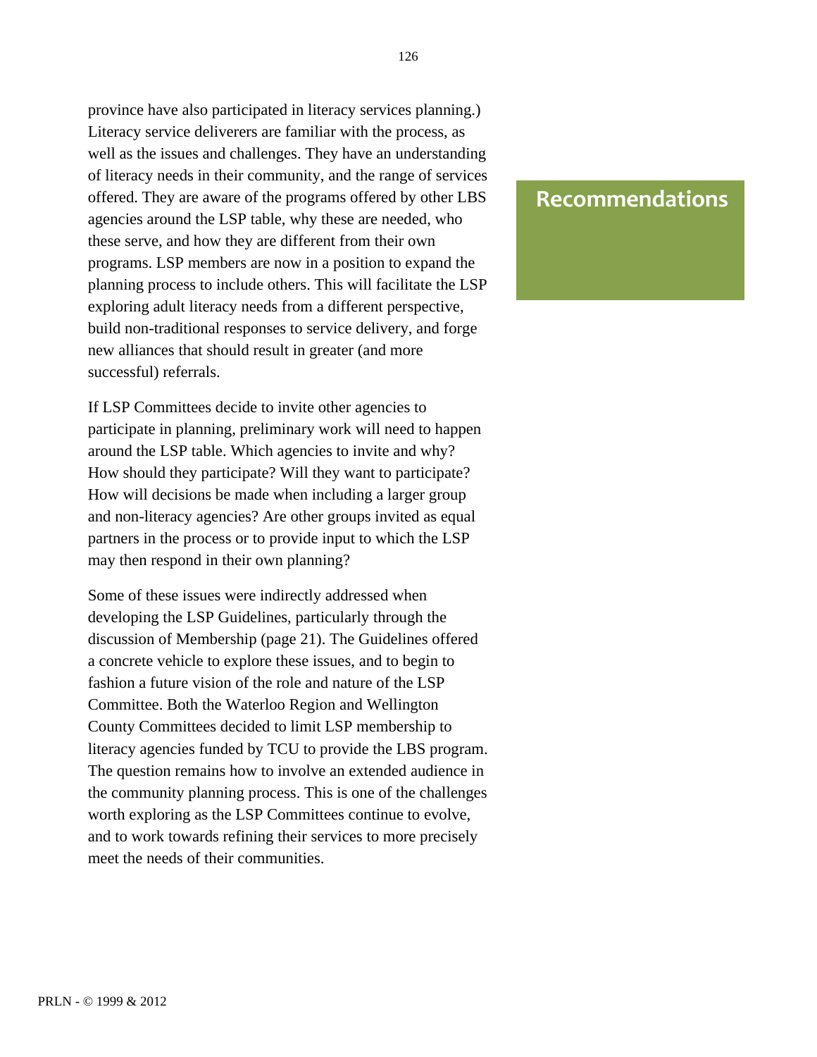province have also participated in literacy services planning.) Literacy service deliverers are familiar with the process, as well as the issues and challenges. They have an understanding of literacy needs in their community, and the range of services offered. They are aware of the programs offered by other LBS agencies around the LSP table, why these are needed, who these serve, and how they are different from their own programs. LSP members are now in a position to expand the planning process to include others. This will facilitate the LSP exploring adult literacy needs from a different perspective, build non-traditional responses to service delivery, and forge new alliances that should result in greater (and more successful) referrals.

## Recommendations

If LSP Committees decide to invite other agencies to participate in planning, preliminary work will need to happen around the LSP table. Which agencies to invite and why? How should they participate? Will they want to participate? How will decisions be made when including a larger group and non-literacy agencies? Are other groups invited as equal partners in the process or to provide input to which the LSP may then respond in their own planning?

Some of these issues were indirectly addressed when developing the LSP Guidelines, particularly through the discussion of Membership (page 21). The Guidelines offered a concrete vehicle to explore these issues, and to begin to fashion a future vision of the role and nature of the LSP Committee. Both the Waterloo Region and Wellington County Committees decided to limit LSP membership to literacy agencies funded by TCU to provide the LBS program. The question remains how to involve an extended audience in the community planning process. This is one of the challenges worth exploring as the LSP Committees continue to evolve, and to work towards refining their services to more precisely meet the needs of their communities.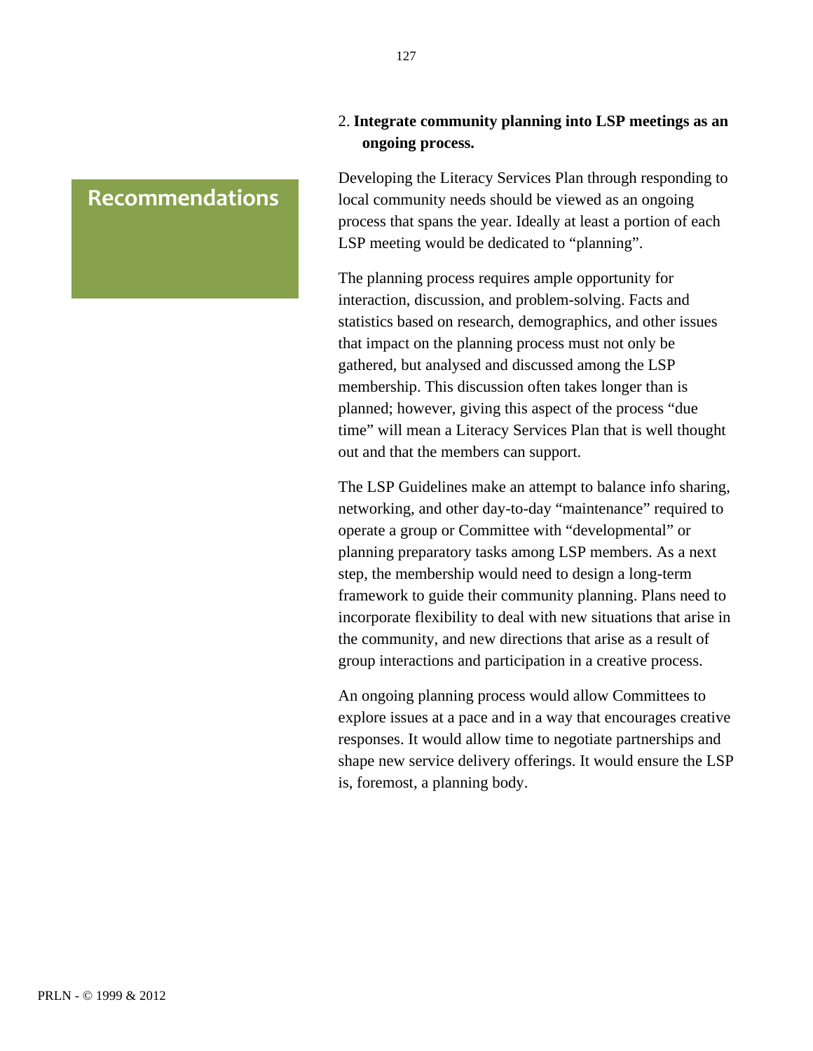## Recommendations

**2. Integrate community planning into LSP meetings as an ongoing process.**

Developing the Literacy Services Plan through responding to local community needs should be viewed as an ongoing process that spans the year. Ideally at least a portion of each LSP meeting would be dedicated to "planning".

The planning process requires ample opportunity for interaction, discussion, and problem-solving. Facts and statistics based on research, demographics, and other issues that impact on the planning process must not only be gathered, but analysed and discussed among the LSP membership. This discussion often takes longer than is planned; however, giving this aspect of the process "due time" will mean a Literacy Services Plan that is well thought out and that the members can support.

The LSP Guidelines make an attempt to balance info sharing, networking, and other day-to-day "maintenance" required to operate a group or Committee with "developmental" or planning preparatory tasks among LSP members. As a next step, the membership would need to design a long-term framework to guide their community planning. Plans need to incorporate flexibility to deal with new situations that arise in the community, and new directions that arise as a result of group interactions and participation in a creative process.

An ongoing planning process would allow Committees to explore issues at a pace and in a way that encourages creative responses. It would allow time to negotiate partnerships and shape new service delivery offerings. It would ensure the LSP is, foremost, a planning body.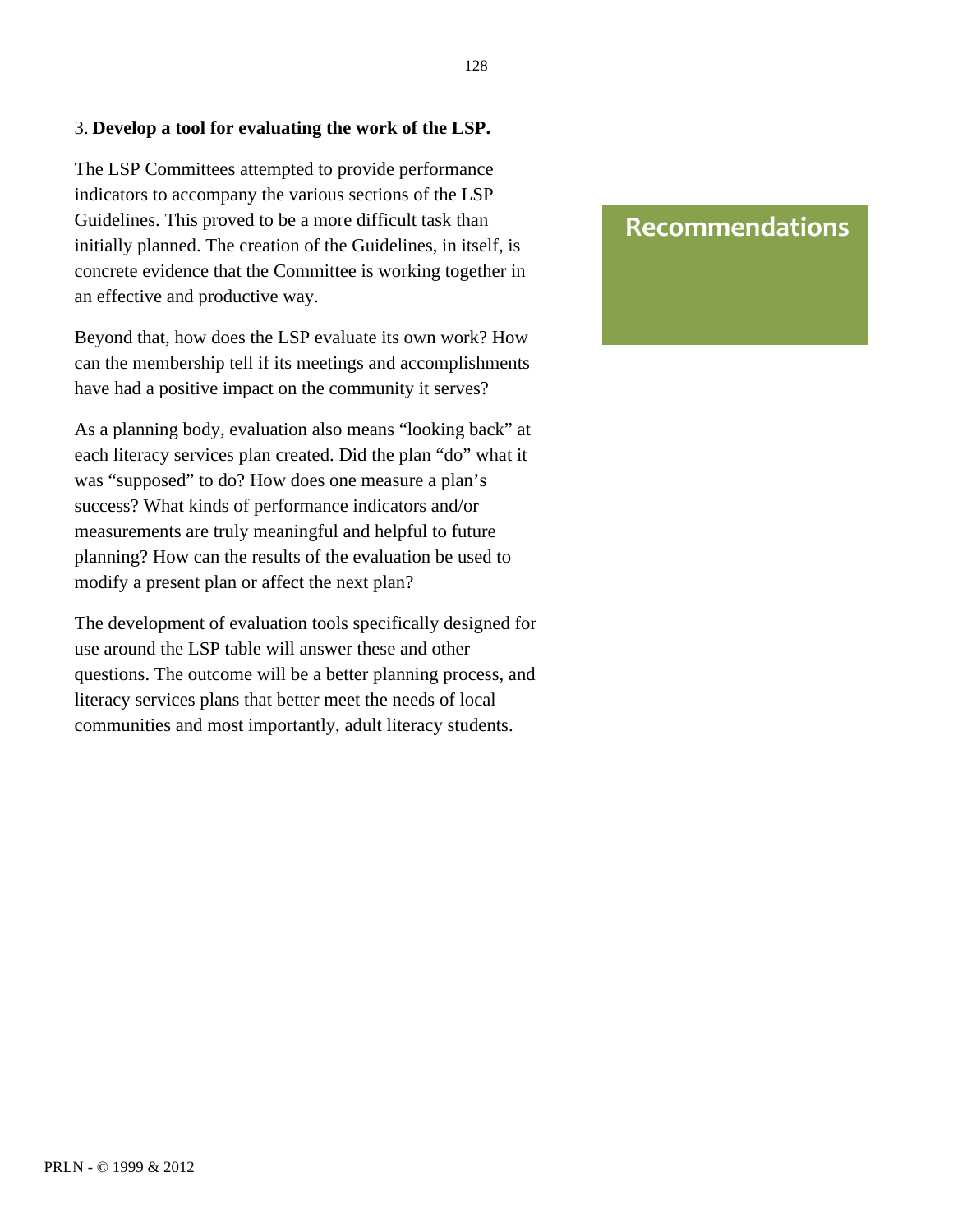## Recommendations

3. **Develop a tool for evaluating the work of the LSP.**

The LSP Committees attempted to provide performance indicators to accompany the various sections of the LSP Guidelines. This proved to be a more difficult task than initially planned. The creation of the Guidelines, in itself, is concrete evidence that the Committee is working together in an effective and productive way.

Beyond that, how does the LSP evaluate its own work? How can the membership tell if its meetings and accomplishments have had a positive impact on the community it serves?

As a planning body, evaluation also means "looking back" at each literacy services plan created. Did the plan "do" what it was "supposed" to do? How does one measure a plan's success? What kinds of performance indicators and/or measurements are truly meaningful and helpful to future planning? How can the results of the evaluation be used to modify a present plan or affect the next plan?

The development of evaluation tools specifically designed for use around the LSP table will answer these and other questions. The outcome will be a better planning process, and literacy services plans that better meet the needs of local communities and most importantly, adult literacy students.

PRLN - © 1999 & 2012